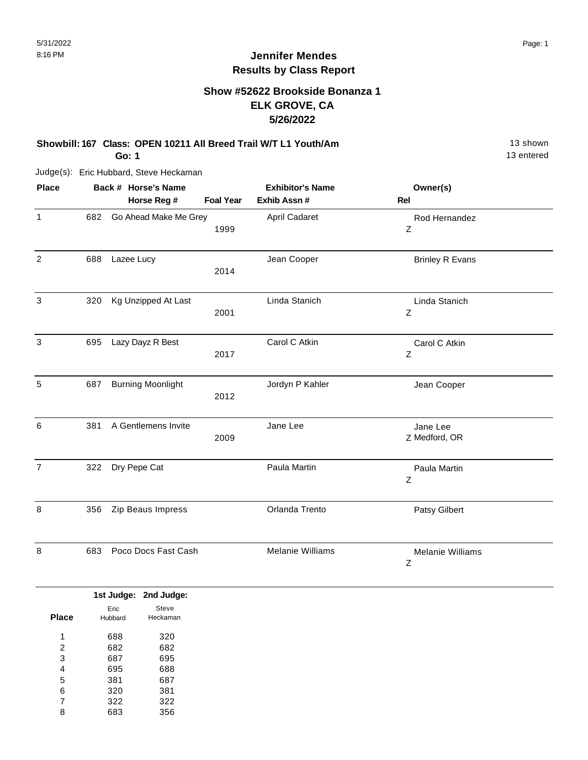## Jennifer Mendes
## Results by Class Report

### Show #52622 Brookside Bonanza 1
### ELK GROVE, CA
### 5/26/2022

**Showbill: 167 Class: OPEN 10211 All Breed Trail W/T L1 Youth/Am** 13 shown

**Go: 1** 13 entered

Judge(s): Eric Hubbard, Steve Heckaman

| Place | Back # | Horse's Name / Horse Reg # | Foal Year | Exhibitor's Name / Exhib Assn # | Rel | Owner(s) |
|---|---|---|---|---|---|---|
| 1 | 682 | Go Ahead Make Me Grey | 1999 | April Cadaret | Z | Rod Hernandez |
| 2 | 688 | Lazee Lucy | 2014 | Jean Cooper | | Brinley R Evans |
| 3 | 320 | Kg Unzipped At Last | 2001 | Linda Stanich | Z | Linda Stanich |
| 3 | 695 | Lazy Dayz R Best | 2017 | Carol C Atkin | Z | Carol C Atkin |
| 5 | 687 | Burning Moonlight | 2012 | Jordyn P Kahler | | Jean Cooper |
| 6 | 381 | A Gentlemens Invite | 2009 | Jane Lee | Z | Jane Lee Medford, OR |
| 7 | 322 | Dry Pepe Cat | | Paula Martin | Z | Paula Martin |
| 8 | 356 | Zip Beaus Impress | | Orlanda Trento | | Patsy Gilbert |
| 8 | 683 | Poco Docs Fast Cash | | Melanie Williams | Z | Melanie Williams |

| Place | 1st Judge: Eric Hubbard | 2nd Judge: Steve Heckaman |
|---|---|---|
| 1 | 688 | 320 |
| 2 | 682 | 682 |
| 3 | 687 | 695 |
| 4 | 695 | 688 |
| 5 | 381 | 687 |
| 6 | 320 | 381 |
| 7 | 322 | 322 |
| 8 | 683 | 356 |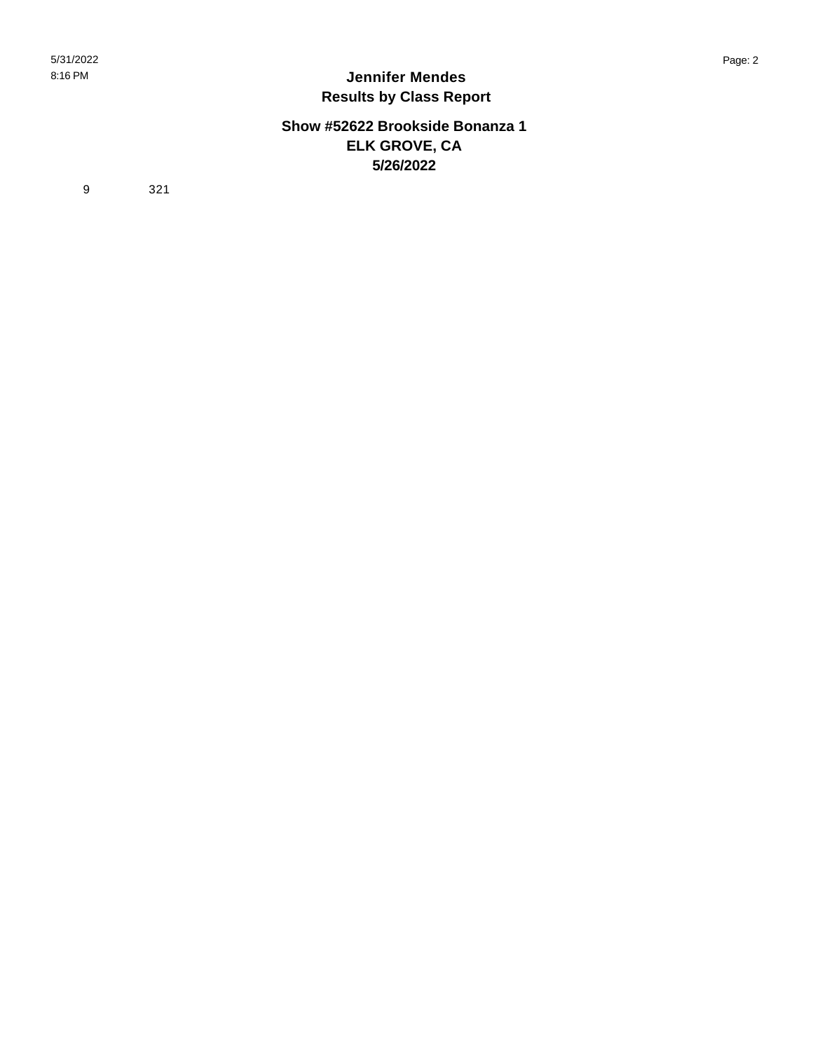# Jennifer Mendes
## Results by Class Report

### Show #52622 Brookside Bonanza 1
### ELK GROVE, CA
### 5/26/2022

9 321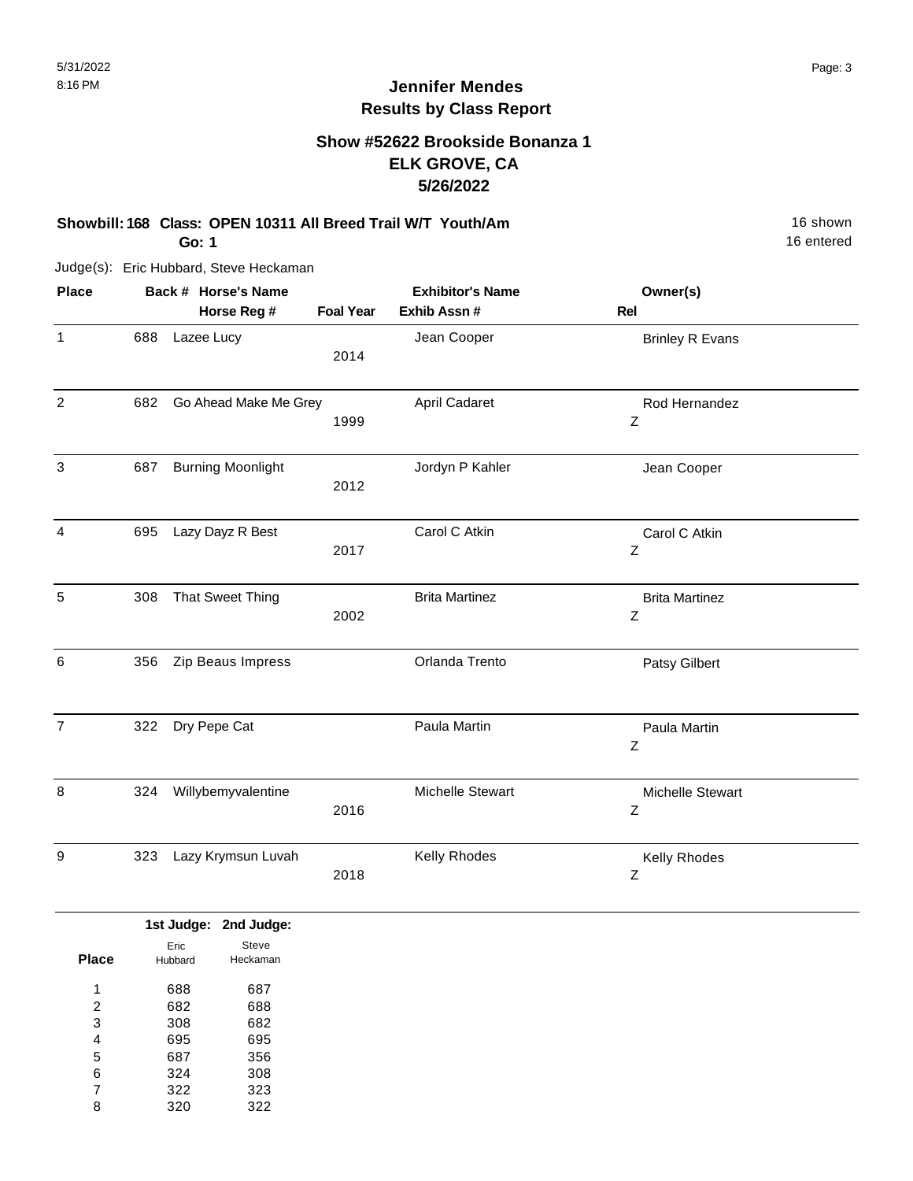# Jennifer Mendes
## Results by Class Report

### Show #52622 Brookside Bonanza 1
### ELK GROVE, CA
### 5/26/2022

**Showbill: 168 Class: OPEN 10311 All Breed Trail W/T Youth/Am** 16 shown
**Go: 1** 16 entered

Judge(s): Eric Hubbard, Steve Heckaman

| Place | Back # | Horse's Name / Horse Reg # | Foal Year | Exhibitor's Name / Exhib Assn # | Owner(s) / Rel |
|---|---|---|---|---|---|
| 1 | 688 | Lazee Lucy | 2014 | Jean Cooper | Brinley R Evans |
| 2 | 682 | Go Ahead Make Me Grey | 1999 | April Cadaret | Rod Hernandez Z |
| 3 | 687 | Burning Moonlight | 2012 | Jordyn P Kahler | Jean Cooper |
| 4 | 695 | Lazy Dayz R Best | 2017 | Carol C Atkin | Carol C Atkin Z |
| 5 | 308 | That Sweet Thing | 2002 | Brita Martinez | Brita Martinez Z |
| 6 | 356 | Zip Beaus Impress | | Orlanda Trento | Patsy Gilbert |
| 7 | 322 | Dry Pepe Cat | | Paula Martin | Paula Martin Z |
| 8 | 324 | Willybemyvalentine | 2016 | Michelle Stewart | Michelle Stewart Z |
| 9 | 323 | Lazy Krymsun Luvah | 2018 | Kelly Rhodes | Kelly Rhodes Z |

| Place | 1st Judge: Eric Hubbard | 2nd Judge: Steve Heckaman |
|---|---|---|
| 1 | 688 | 687 |
| 2 | 682 | 688 |
| 3 | 308 | 682 |
| 4 | 695 | 695 |
| 5 | 687 | 356 |
| 6 | 324 | 308 |
| 7 | 322 | 323 |
| 8 | 320 | 322 |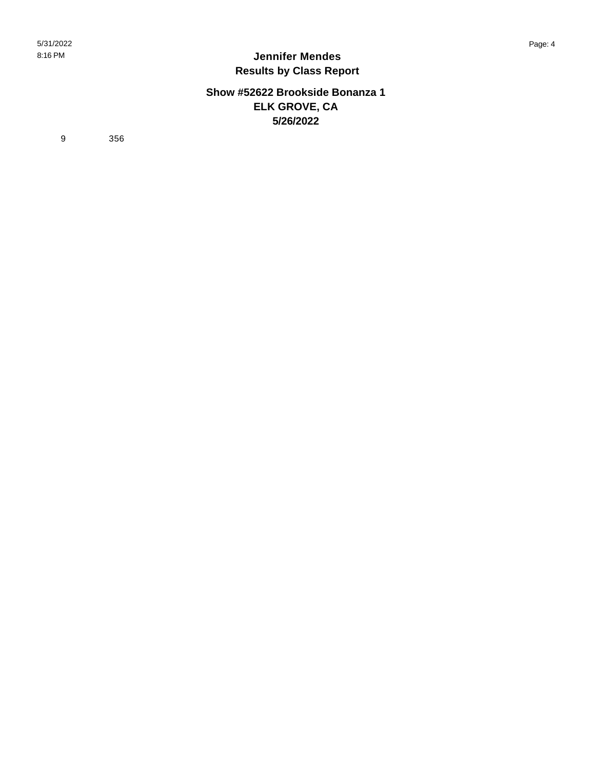# Jennifer Mendes

## Results by Class Report

### Show #52622 Brookside Bonanza 1
### ELK GROVE, CA
### 5/26/2022

| | |
|---|---|
| 9 | 356 |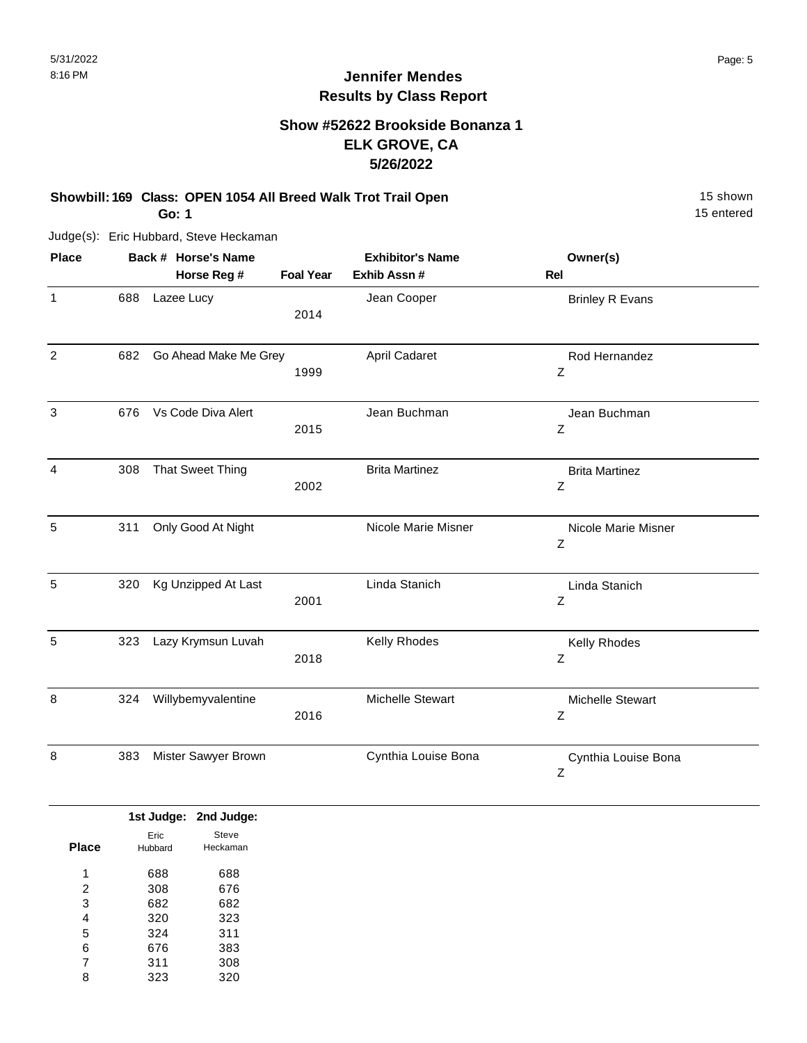# Jennifer Mendes
## Results by Class Report

### Show #52622 Brookside Bonanza 1
### ELK GROVE, CA
### 5/26/2022

**Showbill: 169 Class: OPEN 1054 All Breed Walk Trot Trail Open** — 15 shown, 15 entered

**Go: 1**

Judge(s): Eric Hubbard, Steve Heckaman

| Place | Back # | Horse's Name / Horse Reg # | Foal Year | Exhibitor's Name / Exhib Assn # | Owner(s) | Rel |
|---|---|---|---|---|---|---|
| 1 | 688 | Lazee Lucy | 2014 | Jean Cooper | Brinley R Evans | |
| 2 | 682 | Go Ahead Make Me Grey | 1999 | April Cadaret | Rod Hernandez | Z |
| 3 | 676 | Vs Code Diva Alert | 2015 | Jean Buchman | Jean Buchman | Z |
| 4 | 308 | That Sweet Thing | 2002 | Brita Martinez | Brita Martinez | Z |
| 5 | 311 | Only Good At Night | | Nicole Marie Misner | Nicole Marie Misner | Z |
| 5 | 320 | Kg Unzipped At Last | 2001 | Linda Stanich | Linda Stanich | Z |
| 5 | 323 | Lazy Krymsun Luvah | 2018 | Kelly Rhodes | Kelly Rhodes | Z |
| 8 | 324 | Willybemyvalentine | 2016 | Michelle Stewart | Michelle Stewart | Z |
| 8 | 383 | Mister Sawyer Brown | | Cynthia Louise Bona | Cynthia Louise Bona | Z |

| Place | 1st Judge: Eric Hubbard | 2nd Judge: Steve Heckaman |
|---|---|---|
| 1 | 688 | 688 |
| 2 | 308 | 676 |
| 3 | 682 | 682 |
| 4 | 320 | 323 |
| 5 | 324 | 311 |
| 6 | 676 | 383 |
| 7 | 311 | 308 |
| 8 | 323 | 320 |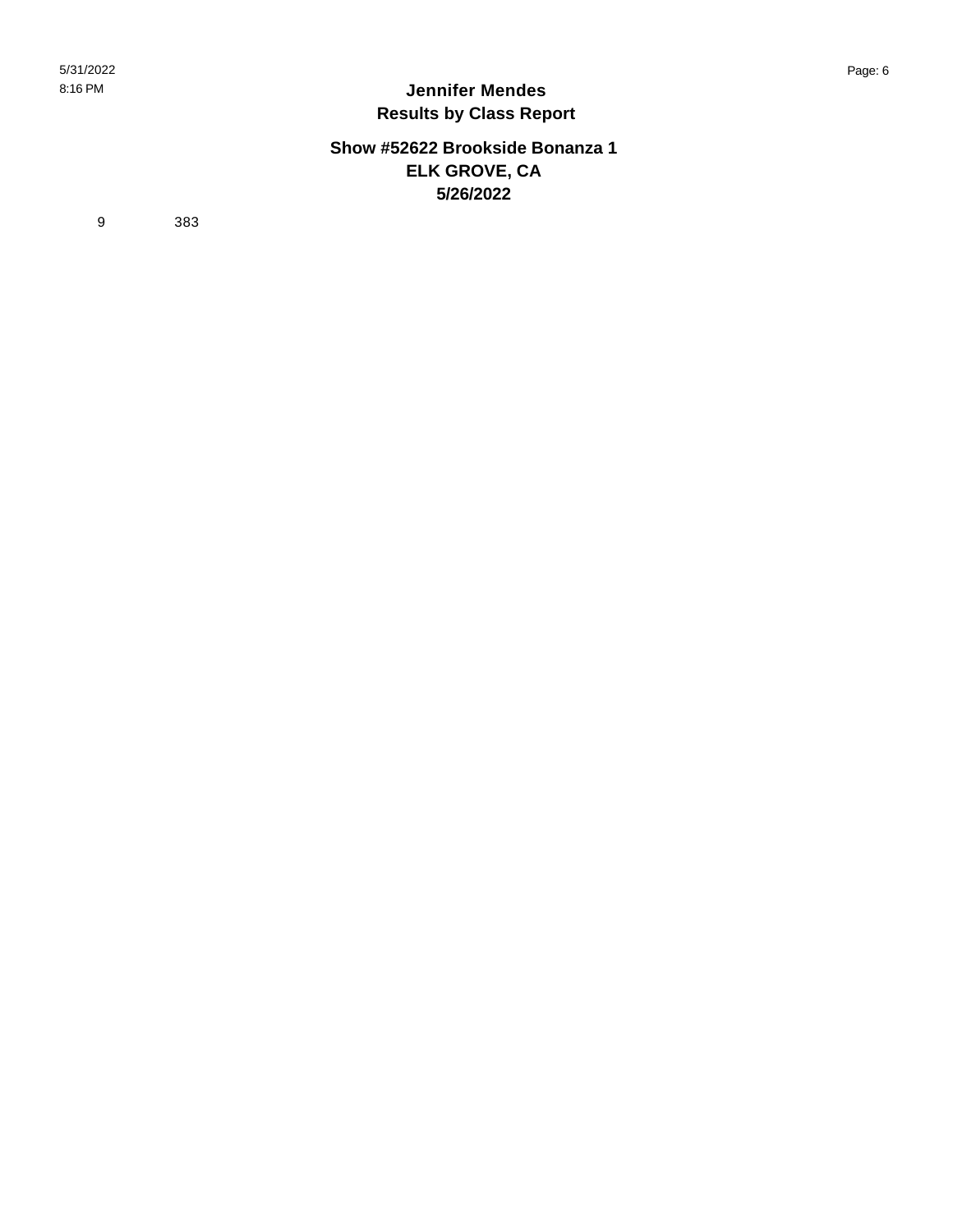| | |
|---|---|
| 9 | 383 |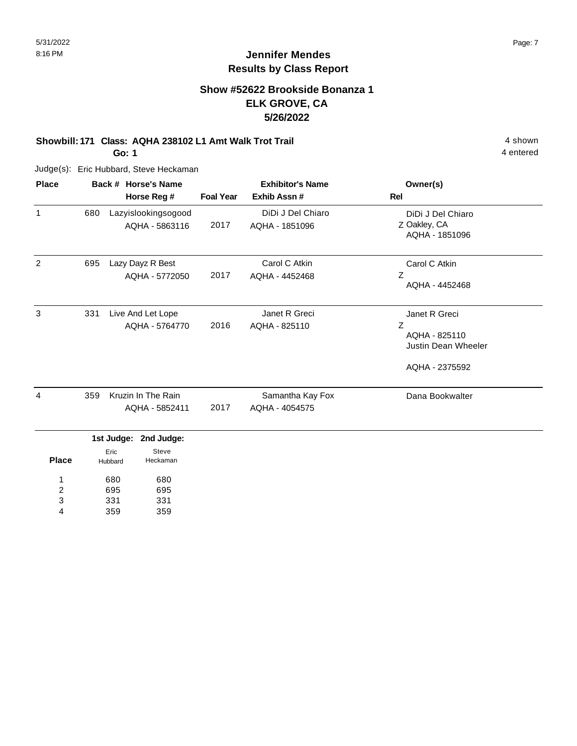# Jennifer Mendes
## Results by Class Report

### Show #52622 Brookside Bonanza 1
### ELK GROVE, CA
### 5/26/2022

**Showbill: 171 Class: AQHA 238102 L1 Amt Walk Trot Trail** 4 shown

**Go: 1** 4 entered

Judge(s): Eric Hubbard, Steve Heckaman

| Place | Back # | Horse's Name / Horse Reg # | Foal Year | Exhibitor's Name / Exhib Assn # | Rel | Owner(s) |
|---|---|---|---|---|---|---|
| 1 | 680 | Lazyislookingsogood<br>AQHA - 5863116 | 2017 | DiDi J Del Chiaro<br>AQHA - 1851096 | Z | DiDi J Del Chiaro<br>Oakley, CA<br>AQHA - 1851096 |
| 2 | 695 | Lazy Dayz R Best<br>AQHA - 5772050 | 2017 | Carol C Atkin<br>AQHA - 4452468 | Z | Carol C Atkin<br>AQHA - 4452468 |
| 3 | 331 | Live And Let Lope<br>AQHA - 5764770 | 2016 | Janet R Greci<br>AQHA - 825110 | Z | Janet R Greci<br>AQHA - 825110<br>Justin Dean Wheeler<br>AQHA - 2375592 |
| 4 | 359 | Kruzin In The Rain<br>AQHA - 5852411 | 2017 | Samantha Kay Fox<br>AQHA - 4054575 | | Dana Bookwalter |

| Place | 1st Judge: Eric Hubbard | 2nd Judge: Steve Heckaman |
|---|---|---|
| 1 | 680 | 680 |
| 2 | 695 | 695 |
| 3 | 331 | 331 |
| 4 | 359 | 359 |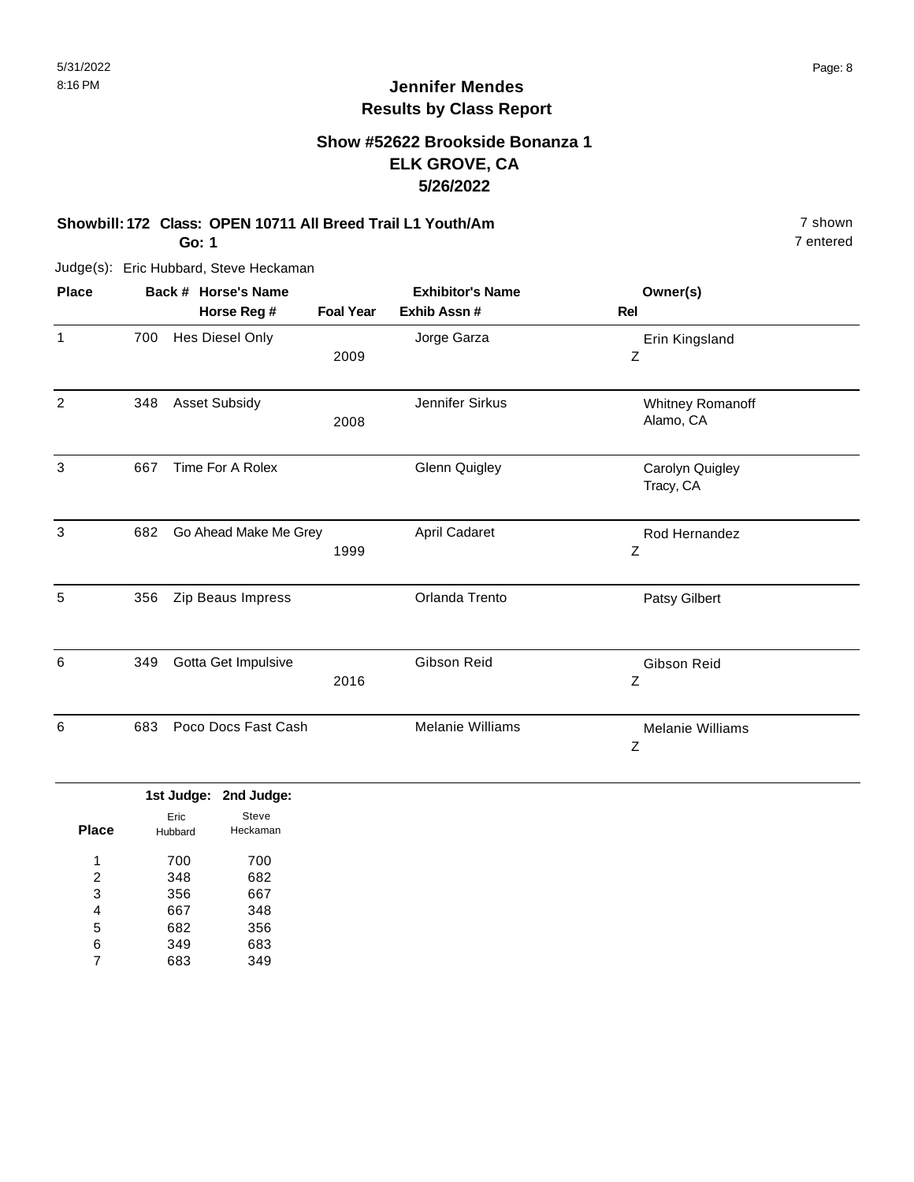# Jennifer Mendes
## Results by Class Report

### Show #52622 Brookside Bonanza 1
### ELK GROVE, CA
### 5/26/2022

**Showbill: 172 Class: OPEN 10711 All Breed Trail L1 Youth/Am** 7 shown
**Go: 1** 7 entered

Judge(s): Eric Hubbard, Steve Heckaman

| Place | Back # | Horse's Name / Horse Reg # | Foal Year | Exhibitor's Name / Exhib Assn # | Owner(s) / Rel |
|---|---|---|---|---|---|
| 1 | 700 | Hes Diesel Only | 2009 | Jorge Garza | Erin Kingsland<br>Z |
| 2 | 348 | Asset Subsidy | 2008 | Jennifer Sirkus | Whitney Romanoff<br>Alamo, CA |
| 3 | 667 | Time For A Rolex | | Glenn Quigley | Carolyn Quigley<br>Tracy, CA |
| 3 | 682 | Go Ahead Make Me Grey | 1999 | April Cadaret | Rod Hernandez<br>Z |
| 5 | 356 | Zip Beaus Impress | | Orlanda Trento | Patsy Gilbert |
| 6 | 349 | Gotta Get Impulsive | 2016 | Gibson Reid | Gibson Reid<br>Z |
| 6 | 683 | Poco Docs Fast Cash | | Melanie Williams | Melanie Williams<br>Z |

| Place | 1st Judge: Eric Hubbard | 2nd Judge: Steve Heckaman |
|---|---|---|
| 1 | 700 | 700 |
| 2 | 348 | 682 |
| 3 | 356 | 667 |
| 4 | 667 | 348 |
| 5 | 682 | 356 |
| 6 | 349 | 683 |
| 7 | 683 | 349 |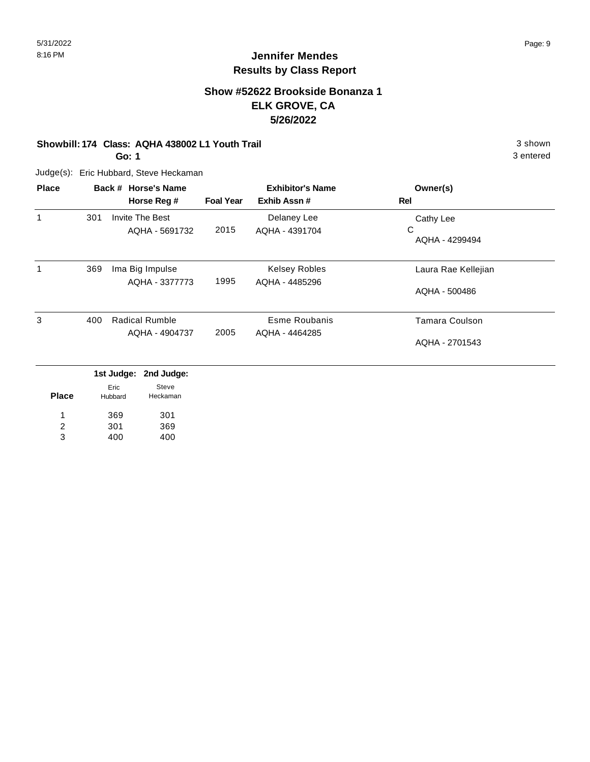# Jennifer Mendes
## Results by Class Report

### Show #52622 Brookside Bonanza 1
### ELK GROVE, CA
### 5/26/2022

**Showbill: 174 Class: AQHA 438002 L1 Youth Trail** — 3 shown

**Go: 1** — 3 entered

Judge(s): Eric Hubbard, Steve Heckaman

| Place | Back # | Horse's Name / Horse Reg # | Foal Year | Exhibitor's Name / Exhib Assn # | Owner(s) / Rel |
|---|---|---|---|---|---|
| 1 | 301 | Invite The Best<br>AQHA - 5691732 | 2015 | Delaney Lee<br>AQHA - 4391704 | Cathy Lee<br>C<br>AQHA - 4299494 |
| 1 | 369 | Ima Big Impulse<br>AQHA - 3377773 | 1995 | Kelsey Robles<br>AQHA - 4485296 | Laura Rae Kellejian<br>AQHA - 500486 |
| 3 | 400 | Radical Rumble<br>AQHA - 4904737 | 2005 | Esme Roubanis<br>AQHA - 4464285 | Tamara Coulson<br>AQHA - 2701543 |

| Place | 1st Judge: Eric Hubbard | 2nd Judge: Steve Heckaman |
|---|---|---|
| 1 | 369 | 301 |
| 2 | 301 | 369 |
| 3 | 400 | 400 |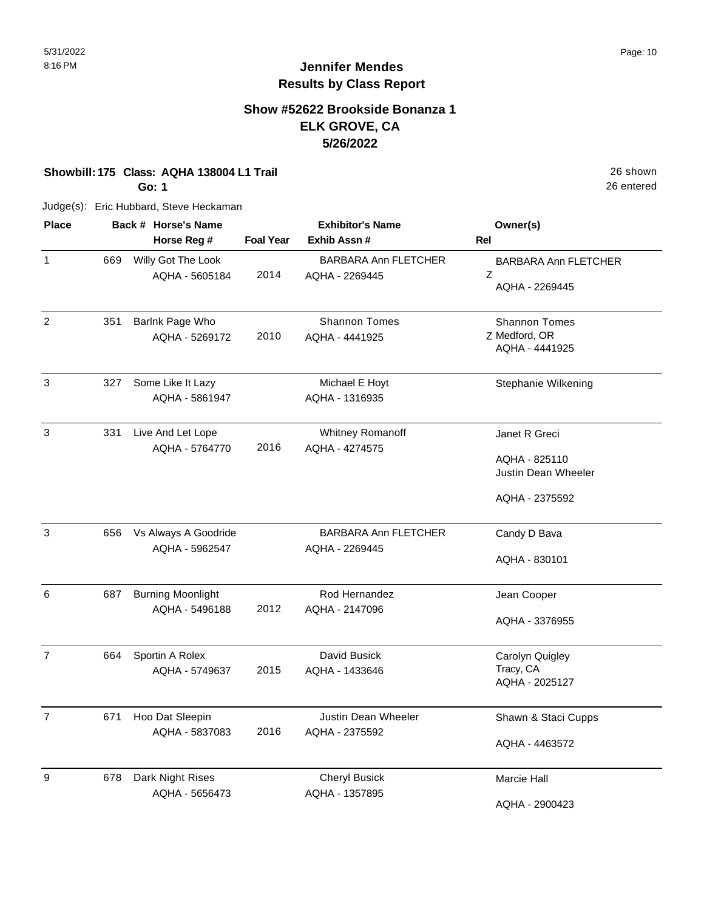# Jennifer Mendes
## Results by Class Report

### Show #52622 Brookside Bonanza 1
### ELK GROVE, CA
### 5/26/2022

**Showbill: 175 Class: AQHA 138004 L1 Trail** 26 shown
**Go: 1** 26 entered

Judge(s): Eric Hubbard, Steve Heckaman

| Place | Back # | Horse's Name / Horse Reg # | Foal Year | Exhibitor's Name / Exhib Assn # | Rel | Owner(s) |
|---|---|---|---|---|---|---|
| 1 | 669 | Willy Got The Look<br>AQHA - 5605184 | 2014 | BARBARA Ann FLETCHER<br>AQHA - 2269445 | Z | BARBARA Ann FLETCHER<br>AQHA - 2269445 |
| 2 | 351 | Barlnk Page Who<br>AQHA - 5269172 | 2010 | Shannon Tomes<br>AQHA - 4441925 | Z | Shannon Tomes<br>Medford, OR<br>AQHA - 4441925 |
| 3 | 327 | Some Like It Lazy<br>AQHA - 5861947 | | Michael E Hoyt<br>AQHA - 1316935 | | Stephanie Wilkening |
| 3 | 331 | Live And Let Lope<br>AQHA - 5764770 | 2016 | Whitney Romanoff<br>AQHA - 4274575 | | Janet R Greci<br>AQHA - 825110<br>Justin Dean Wheeler<br>AQHA - 2375592 |
| 3 | 656 | Vs Always A Goodride<br>AQHA - 5962547 | | BARBARA Ann FLETCHER<br>AQHA - 2269445 | | Candy D Bava<br>AQHA - 830101 |
| 6 | 687 | Burning Moonlight<br>AQHA - 5496188 | 2012 | Rod Hernandez<br>AQHA - 2147096 | | Jean Cooper<br>AQHA - 3376955 |
| 7 | 664 | Sportin A Rolex<br>AQHA - 5749637 | 2015 | David Busick<br>AQHA - 1433646 | | Carolyn Quigley<br>Tracy, CA<br>AQHA - 2025127 |
| 7 | 671 | Hoo Dat Sleepin<br>AQHA - 5837083 | 2016 | Justin Dean Wheeler<br>AQHA - 2375592 | | Shawn & Staci Cupps<br>AQHA - 4463572 |
| 9 | 678 | Dark Night Rises<br>AQHA - 5656473 | | Cheryl Busick<br>AQHA - 1357895 | | Marcie Hall<br>AQHA - 2900423 |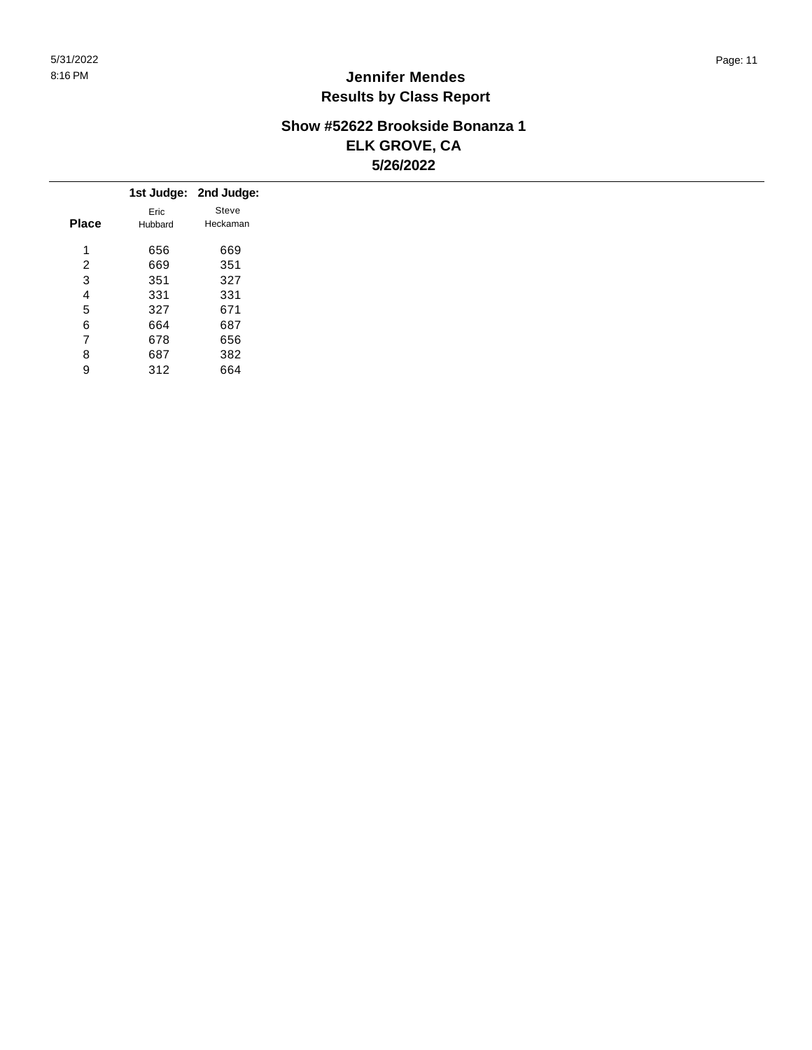# Jennifer Mendes
## Results by Class Report

### Show #52622 Brookside Bonanza 1
### ELK GROVE, CA
### 5/26/2022

| Place | 1st Judge: Eric Hubbard | 2nd Judge: Steve Heckaman |
|---|---|---|
| 1 | 656 | 669 |
| 2 | 669 | 351 |
| 3 | 351 | 327 |
| 4 | 331 | 331 |
| 5 | 327 | 671 |
| 6 | 664 | 687 |
| 7 | 678 | 656 |
| 8 | 687 | 382 |
| 9 | 312 | 664 |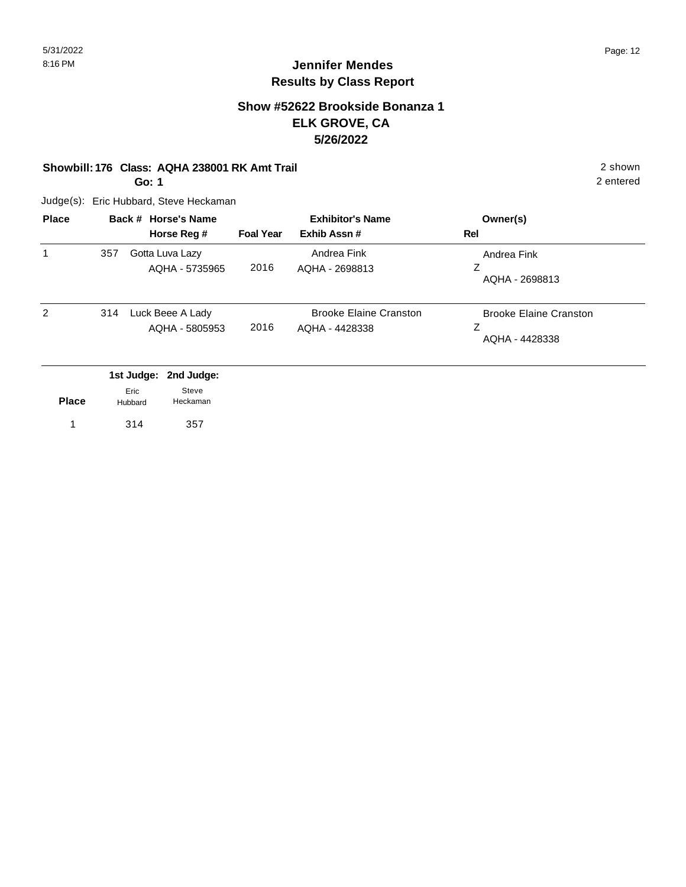# Jennifer Mendes
## Results by Class Report

### Show #52622 Brookside Bonanza 1
### ELK GROVE, CA
### 5/26/2022

**Showbill: 176 Class: AQHA 238001 RK Amt Trail** — 2 shown

**Go: 1** — 2 entered

Judge(s): Eric Hubbard, Steve Heckaman

| Place | Back # | Horse's Name / Horse Reg # | Foal Year | Exhibitor's Name / Exhib Assn # | Owner(s) / Rel |
|---|---|---|---|---|---|
| 1 | 357 | Gotta Luva Lazy<br>AQHA - 5735965 | 2016 | Andrea Fink<br>AQHA - 2698813 | Andrea Fink<br>Z<br>AQHA - 2698813 |
| 2 | 314 | Luck Beee A Lady<br>AQHA - 5805953 | 2016 | Brooke Elaine Cranston<br>AQHA - 4428338 | Brooke Elaine Cranston<br>Z<br>AQHA - 4428338 |

| Place | 1st Judge: Eric Hubbard | 2nd Judge: Steve Heckaman |
|---|---|---|
| 1 | 314 | 357 |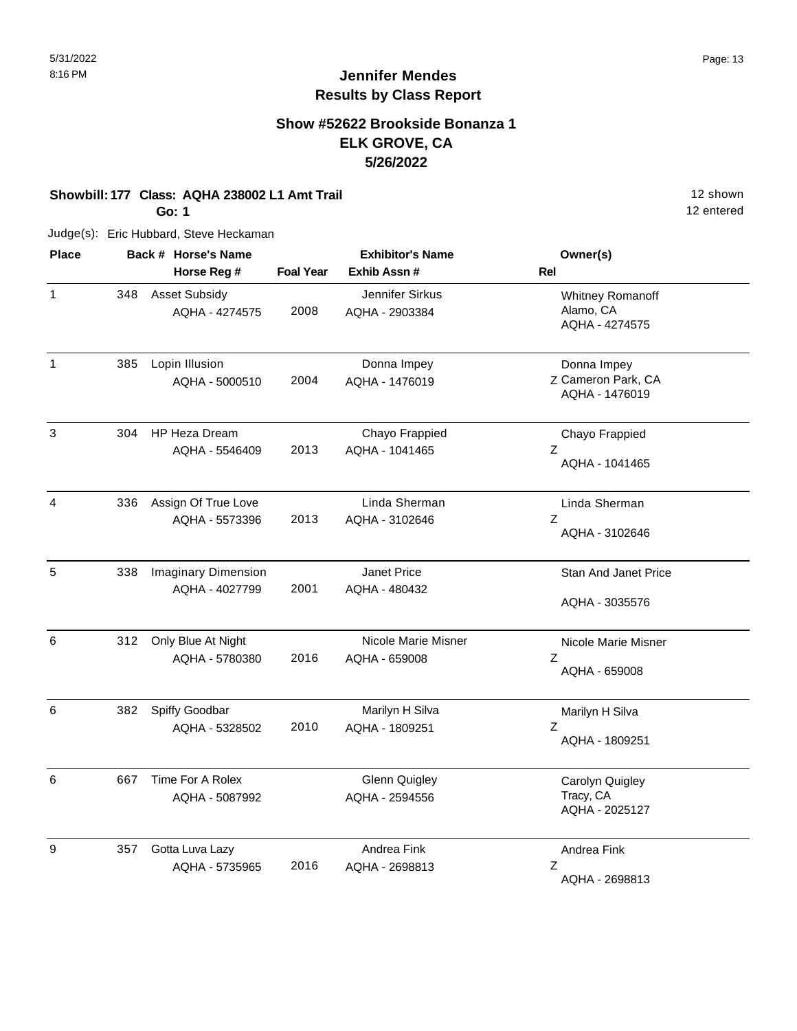# Jennifer Mendes
## Results by Class Report

### Show #52622 Brookside Bonanza 1
### ELK GROVE, CA
### 5/26/2022

**Showbill: 177 Class: AQHA 238002 L1 Amt Trail** 12 shown
**Go: 1** 12 entered

Judge(s): Eric Hubbard, Steve Heckaman

| Place | Back # | Horse's Name / Horse Reg # | Foal Year | Exhibitor's Name / Exhib Assn # | Rel | Owner(s) |
|---|---|---|---|---|---|---|
| 1 | 348 | Asset Subsidy<br>AQHA - 4274575 | 2008 | Jennifer Sirkus<br>AQHA - 2903384 | | Whitney Romanoff<br>Alamo, CA<br>AQHA - 4274575 |
| 1 | 385 | Lopin Illusion<br>AQHA - 5000510 | 2004 | Donna Impey<br>AQHA - 1476019 | Z | Donna Impey<br>Cameron Park, CA<br>AQHA - 1476019 |
| 3 | 304 | HP Heza Dream<br>AQHA - 5546409 | 2013 | Chayo Frappied<br>AQHA - 1041465 | Z | Chayo Frappied<br>AQHA - 1041465 |
| 4 | 336 | Assign Of True Love<br>AQHA - 5573396 | 2013 | Linda Sherman<br>AQHA - 3102646 | Z | Linda Sherman<br>AQHA - 3102646 |
| 5 | 338 | Imaginary Dimension<br>AQHA - 4027799 | 2001 | Janet Price<br>AQHA - 480432 | | Stan And Janet Price<br>AQHA - 3035576 |
| 6 | 312 | Only Blue At Night<br>AQHA - 5780380 | 2016 | Nicole Marie Misner<br>AQHA - 659008 | Z | Nicole Marie Misner<br>AQHA - 659008 |
| 6 | 382 | Spiffy Goodbar<br>AQHA - 5328502 | 2010 | Marilyn H Silva<br>AQHA - 1809251 | Z | Marilyn H Silva<br>AQHA - 1809251 |
| 6 | 667 | Time For A Rolex<br>AQHA - 5087992 | | Glenn Quigley<br>AQHA - 2594556 | | Carolyn Quigley<br>Tracy, CA<br>AQHA - 2025127 |
| 9 | 357 | Gotta Luva Lazy<br>AQHA - 5735965 | 2016 | Andrea Fink<br>AQHA - 2698813 | Z | Andrea Fink<br>AQHA - 2698813 |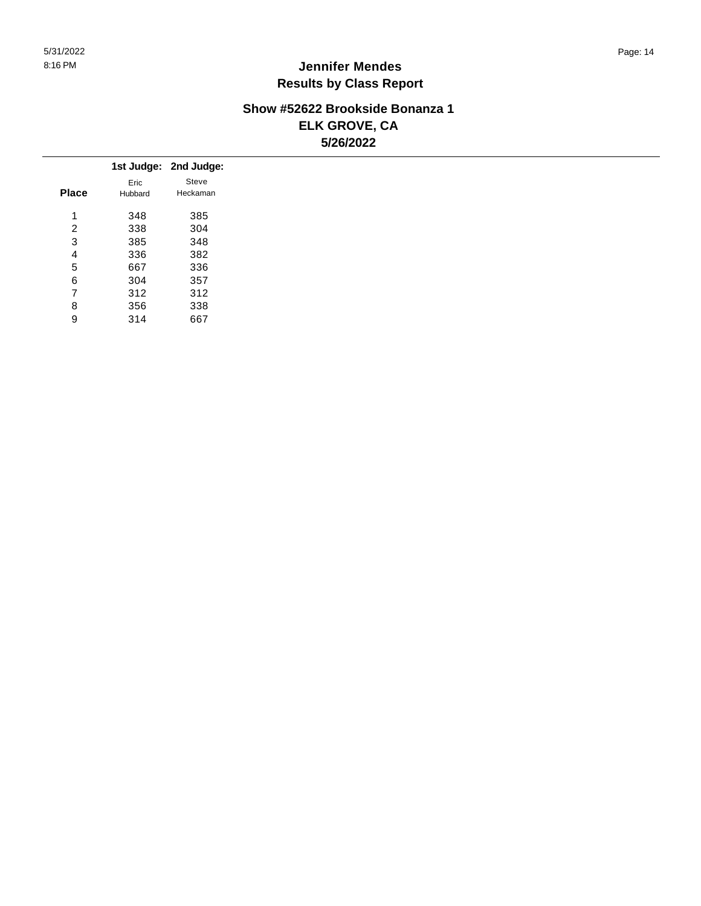# Jennifer Mendes

## Results by Class Report

### Show #52622 Brookside Bonanza 1
### ELK GROVE, CA
### 5/26/2022

| Place | 1st Judge: Eric Hubbard | 2nd Judge: Steve Heckaman |
|---|---|---|
| 1 | 348 | 385 |
| 2 | 338 | 304 |
| 3 | 385 | 348 |
| 4 | 336 | 382 |
| 5 | 667 | 336 |
| 6 | 304 | 357 |
| 7 | 312 | 312 |
| 8 | 356 | 338 |
| 9 | 314 | 667 |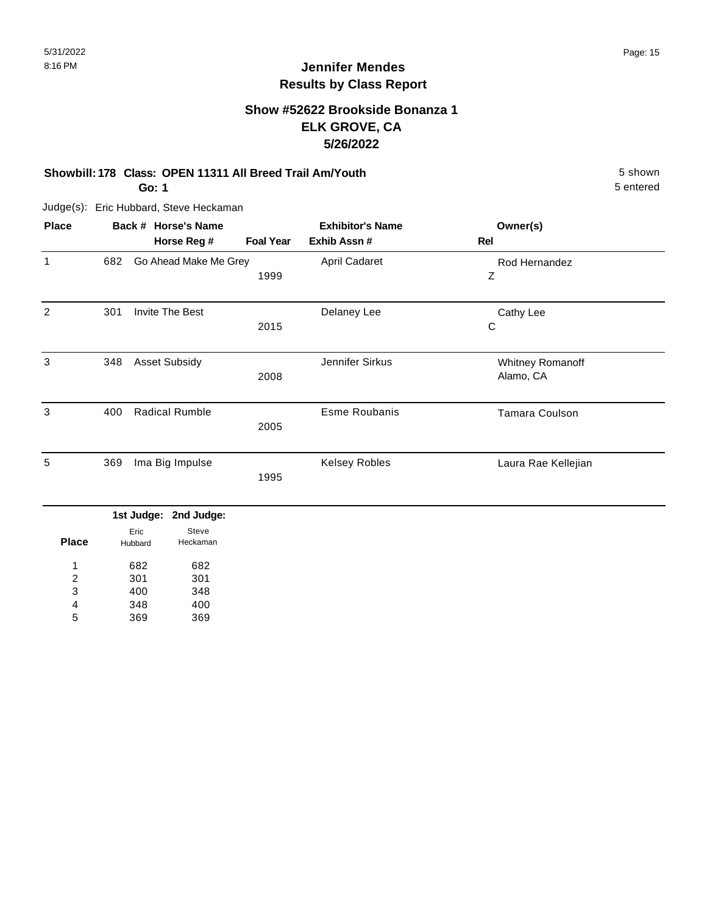# Jennifer Mendes
## Results by Class Report

### Show #52622 Brookside Bonanza 1
### ELK GROVE, CA
### 5/26/2022

**Showbill: 178 Class: OPEN 11311 All Breed Trail Am/Youth** — 5 shown

**Go: 1** — 5 entered

Judge(s): Eric Hubbard, Steve Heckaman

| Place | Back # | Horse's Name / Horse Reg # | Foal Year | Exhibitor's Name / Exhib Assn # | Owner(s) / Rel |
|---|---|---|---|---|---|
| 1 | 682 | Go Ahead Make Me Grey | 1999 | April Cadaret | Rod Hernandez<br>Z |
| 2 | 301 | Invite The Best | 2015 | Delaney Lee | Cathy Lee<br>C |
| 3 | 348 | Asset Subsidy | 2008 | Jennifer Sirkus | Whitney Romanoff<br>Alamo, CA |
| 3 | 400 | Radical Rumble | 2005 | Esme Roubanis | Tamara Coulson |
| 5 | 369 | Ima Big Impulse | 1995 | Kelsey Robles | Laura Rae Kellejian |

| Place | 1st Judge: Eric Hubbard | 2nd Judge: Steve Heckaman |
|---|---|---|
| 1 | 682 | 682 |
| 2 | 301 | 301 |
| 3 | 400 | 348 |
| 4 | 348 | 400 |
| 5 | 369 | 369 |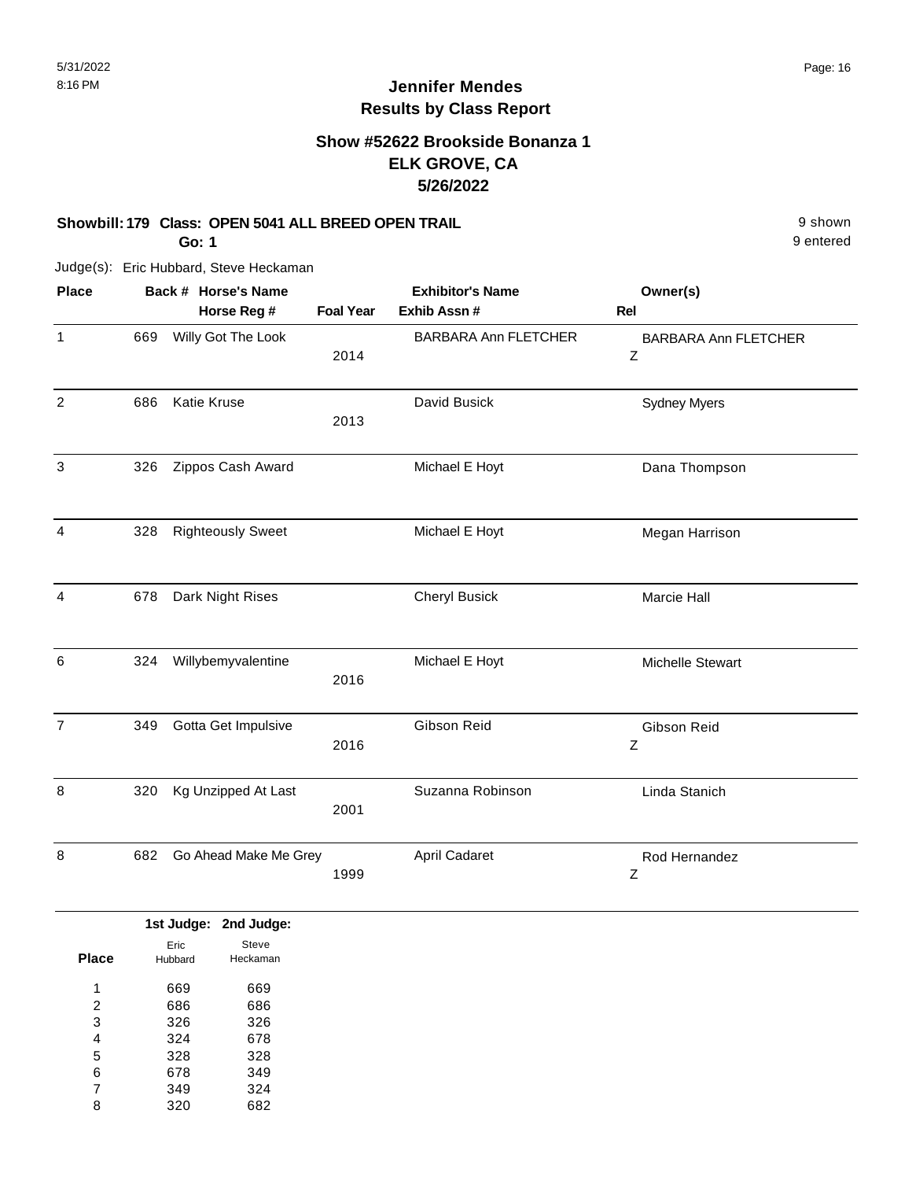# Jennifer Mendes
## Results by Class Report

### Show #52622 Brookside Bonanza 1
### ELK GROVE, CA
### 5/26/2022

**Showbill: 179 Class: OPEN 5041 ALL BREED OPEN TRAIL** 9 shown

**Go: 1** 9 entered

Judge(s): Eric Hubbard, Steve Heckaman

| Place | Back # | Horse's Name / Horse Reg # | Foal Year | Exhibitor's Name / Exhib Assn # | Owner(s) / Rel |
|---|---|---|---|---|---|
| 1 | 669 | Willy Got The Look | 2014 | BARBARA Ann FLETCHER | BARBARA Ann FLETCHER Z |
| 2 | 686 | Katie Kruse | 2013 | David Busick | Sydney Myers |
| 3 | 326 | Zippos Cash Award | | Michael E Hoyt | Dana Thompson |
| 4 | 328 | Righteously Sweet | | Michael E Hoyt | Megan Harrison |
| 4 | 678 | Dark Night Rises | | Cheryl Busick | Marcie Hall |
| 6 | 324 | Willybemyvalentine | 2016 | Michael E Hoyt | Michelle Stewart |
| 7 | 349 | Gotta Get Impulsive | 2016 | Gibson Reid | Gibson Reid Z |
| 8 | 320 | Kg Unzipped At Last | 2001 | Suzanna Robinson | Linda Stanich |
| 8 | 682 | Go Ahead Make Me Grey | 1999 | April Cadaret | Rod Hernandez Z |

| Place | 1st Judge: Eric Hubbard | 2nd Judge: Steve Heckaman |
|---|---|---|
| 1 | 669 | 669 |
| 2 | 686 | 686 |
| 3 | 326 | 326 |
| 4 | 324 | 678 |
| 5 | 328 | 328 |
| 6 | 678 | 349 |
| 7 | 349 | 324 |
| 8 | 320 | 682 |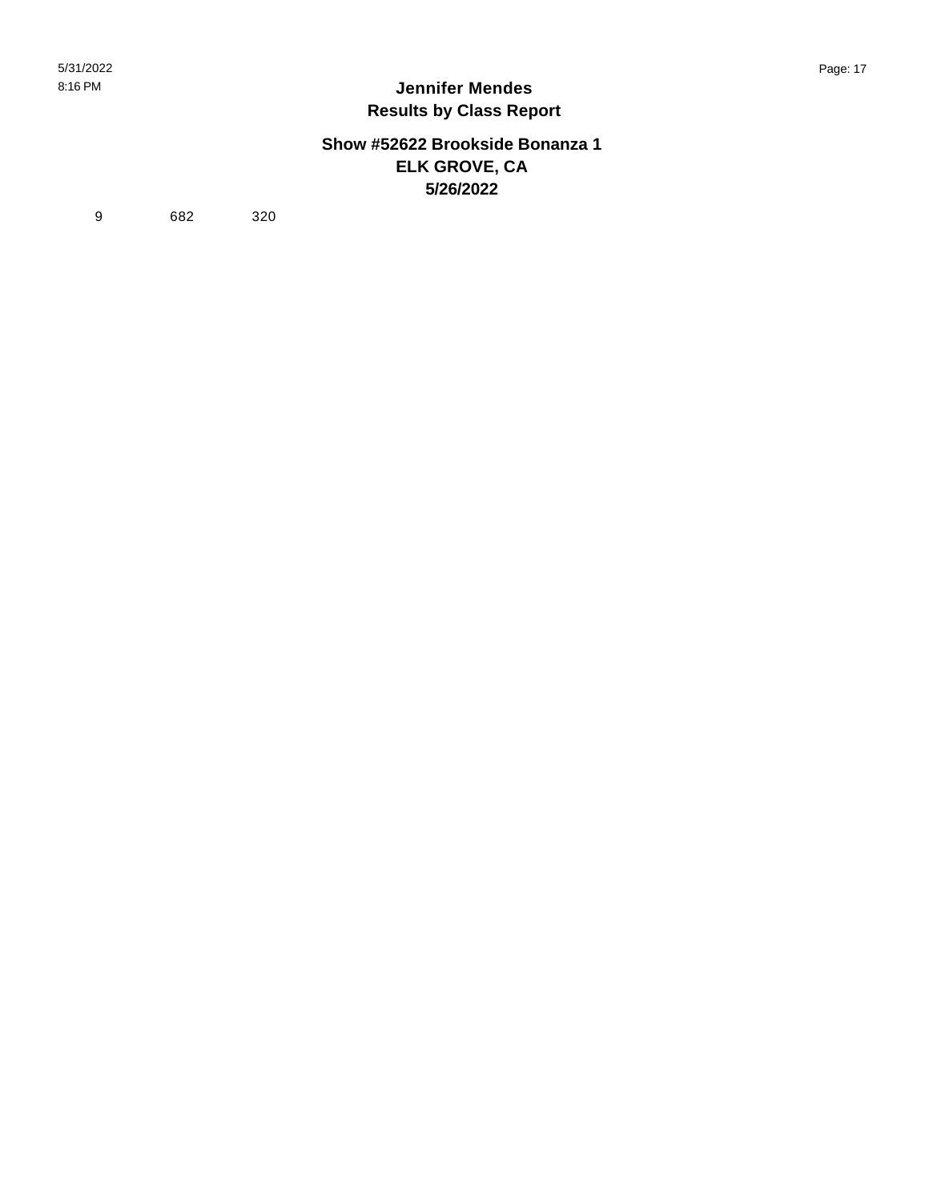9 682 320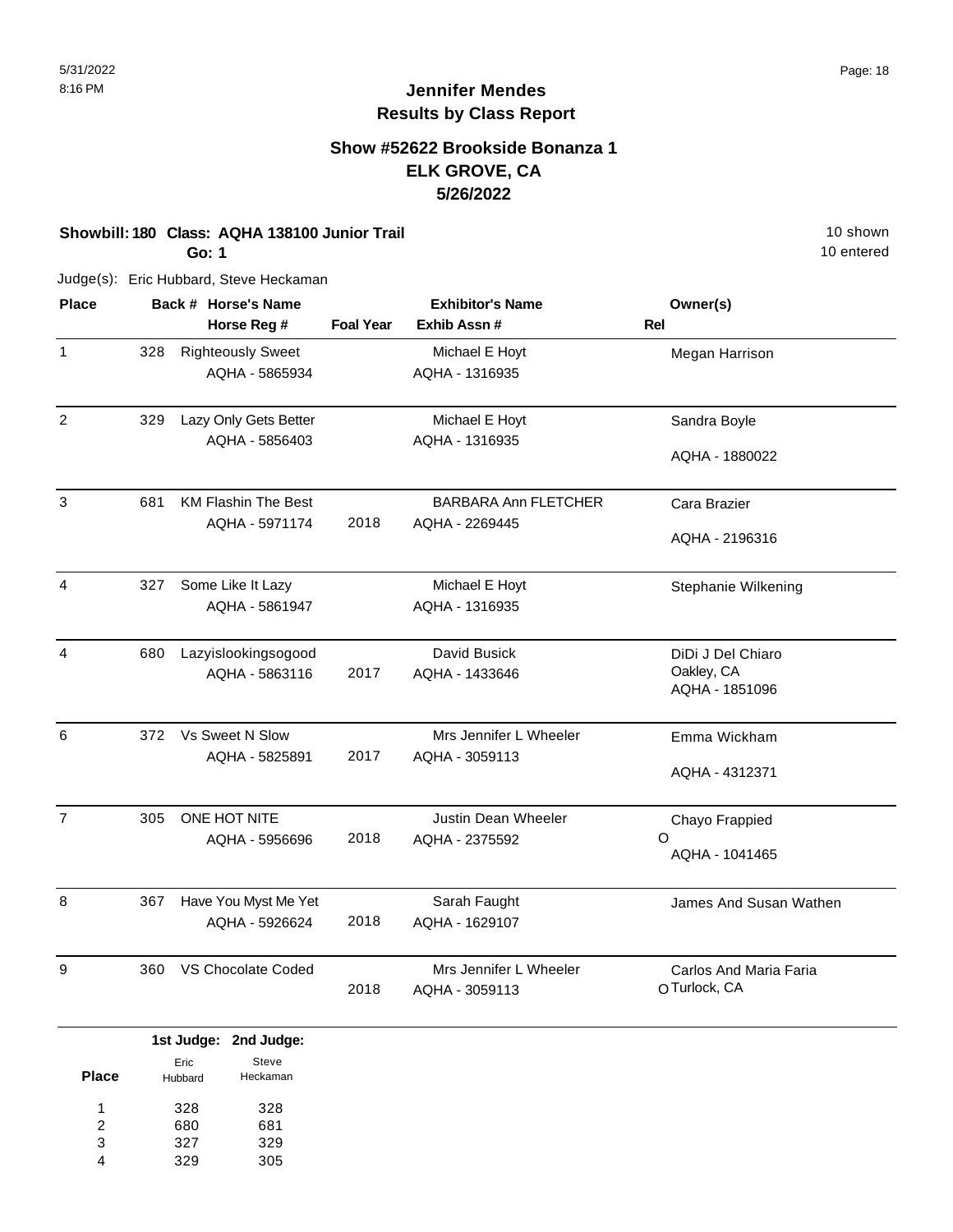# Jennifer Mendes
## Results by Class Report

### Show #52622 Brookside Bonanza 1
### ELK GROVE, CA
### 5/26/2022

**Showbill: 180 Class: AQHA 138100 Junior Trail** — 10 shown

**Go: 1** — 10 entered

Judge(s): Eric Hubbard, Steve Heckaman

| Place | Back # | Horse's Name / Horse Reg # | Foal Year | Exhibitor's Name / Exhib Assn # | Owner(s) / Rel |
|---|---|---|---|---|---|
| 1 | 328 | Righteously Sweet<br>AQHA - 5865934 | | Michael E Hoyt<br>AQHA - 1316935 | Megan Harrison |
| 2 | 329 | Lazy Only Gets Better<br>AQHA - 5856403 | | Michael E Hoyt<br>AQHA - 1316935 | Sandra Boyle<br>AQHA - 1880022 |
| 3 | 681 | KM Flashin The Best<br>AQHA - 5971174 | 2018 | BARBARA Ann FLETCHER<br>AQHA - 2269445 | Cara Brazier<br>AQHA - 2196316 |
| 4 | 327 | Some Like It Lazy<br>AQHA - 5861947 | | Michael E Hoyt<br>AQHA - 1316935 | Stephanie Wilkening |
| 4 | 680 | Lazyislookingsogood<br>AQHA - 5863116 | 2017 | David Busick<br>AQHA - 1433646 | DiDi J Del Chiaro<br>Oakley, CA<br>AQHA - 1851096 |
| 6 | 372 | Vs Sweet N Slow<br>AQHA - 5825891 | 2017 | Mrs Jennifer L Wheeler<br>AQHA - 3059113 | Emma Wickham<br>AQHA - 4312371 |
| 7 | 305 | ONE HOT NITE<br>AQHA - 5956696 | 2018 | Justin Dean Wheeler<br>AQHA - 2375592 | Chayo Frappied<br>O<br>AQHA - 1041465 |
| 8 | 367 | Have You Myst Me Yet<br>AQHA - 5926624 | 2018 | Sarah Faught<br>AQHA - 1629107 | James And Susan Wathen |
| 9 | 360 | VS Chocolate Coded | 2018 | Mrs Jennifer L Wheeler<br>AQHA - 3059113 | Carlos And Maria Faria<br>O Turlock, CA |

| Place | 1st Judge: Eric Hubbard | 2nd Judge: Steve Heckaman |
|---|---|---|
| 1 | 328 | 328 |
| 2 | 680 | 681 |
| 3 | 327 | 329 |
| 4 | 329 | 305 |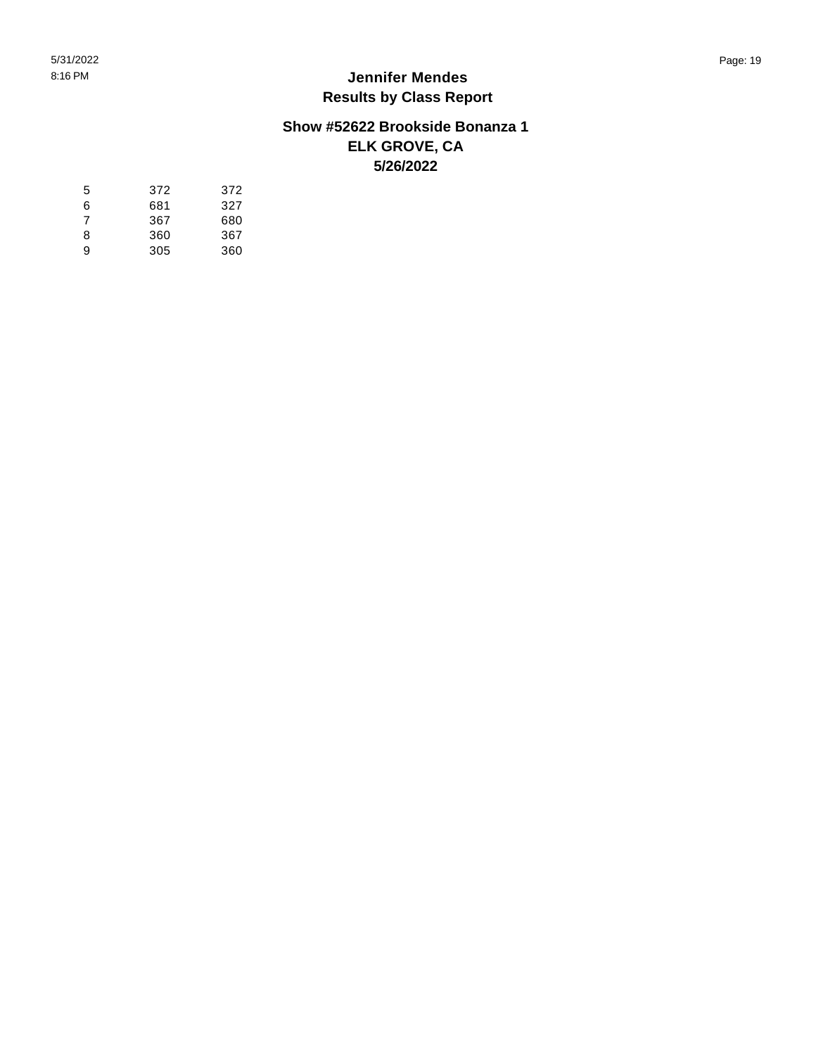# Jennifer Mendes

## Results by Class Report

### Show #52622 Brookside Bonanza 1

### ELK GROVE, CA

### 5/26/2022

| | | |
|---|---|---|
| 5 | 372 | 372 |
| 6 | 681 | 327 |
| 7 | 367 | 680 |
| 8 | 360 | 367 |
| 9 | 305 | 360 |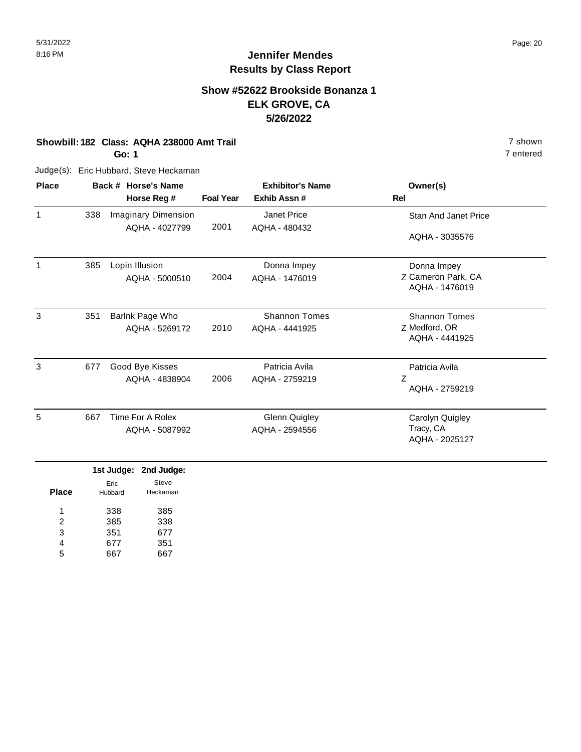# Jennifer Mendes
## Results by Class Report

### Show #52622 Brookside Bonanza 1
### ELK GROVE, CA
### 5/26/2022

**Showbill: 182 Class: AQHA 238000 Amt Trail** — 7 shown

**Go: 1** — 7 entered

Judge(s): Eric Hubbard, Steve Heckaman

| Place | Back # | Horse's Name / Horse Reg # | Foal Year | Exhibitor's Name / Exhib Assn # | Rel | Owner(s) |
|---|---|---|---|---|---|---|
| 1 | 338 | Imaginary Dimension<br>AQHA - 4027799 | 2001 | Janet Price<br>AQHA - 480432 | | Stan And Janet Price<br>AQHA - 3035576 |
| 1 | 385 | Lopin Illusion<br>AQHA - 5000510 | 2004 | Donna Impey<br>AQHA - 1476019 | Z | Donna Impey<br>Cameron Park, CA<br>AQHA - 1476019 |
| 3 | 351 | Barlnk Page Who<br>AQHA - 5269172 | 2010 | Shannon Tomes<br>AQHA - 4441925 | Z | Shannon Tomes<br>Medford, OR<br>AQHA - 4441925 |
| 3 | 677 | Good Bye Kisses<br>AQHA - 4838904 | 2006 | Patricia Avila<br>AQHA - 2759219 | Z | Patricia Avila<br>AQHA - 2759219 |
| 5 | 667 | Time For A Rolex<br>AQHA - 5087992 | | Glenn Quigley<br>AQHA - 2594556 | | Carolyn Quigley<br>Tracy, CA<br>AQHA - 2025127 |

| Place | 1st Judge: Eric Hubbard | 2nd Judge: Steve Heckaman |
|---|---|---|
| 1 | 338 | 385 |
| 2 | 385 | 338 |
| 3 | 351 | 677 |
| 4 | 677 | 351 |
| 5 | 667 | 667 |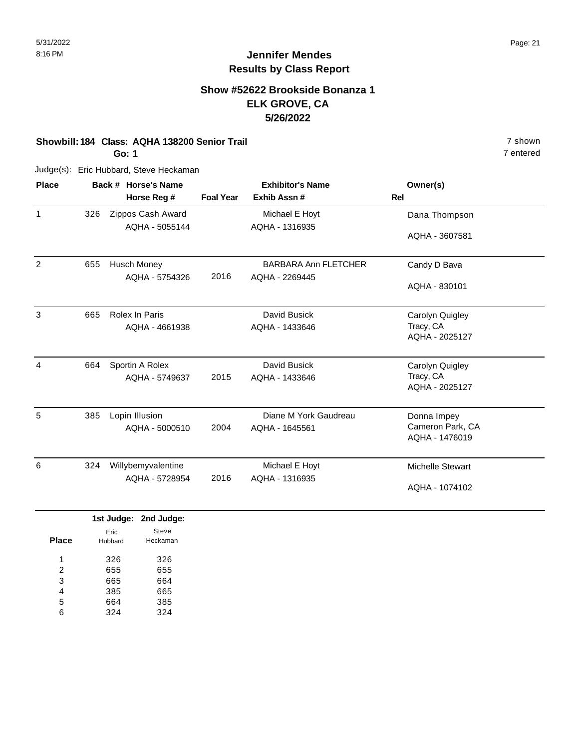# Jennifer Mendes
## Results by Class Report

### Show #52622 Brookside Bonanza 1
### ELK GROVE, CA
### 5/26/2022

**Showbill: 184 Class: AQHA 138200 Senior Trail** 7 shown

**Go: 1** 7 entered

Judge(s): Eric Hubbard, Steve Heckaman

| Place | Back # | Horse's Name / Horse Reg # | Foal Year | Exhibitor's Name / Exhib Assn # | Rel | Owner(s) |
|---|---|---|---|---|---|---|
| 1 | 326 | Zippos Cash Award<br>AQHA - 5055144 | | Michael E Hoyt<br>AQHA - 1316935 | | Dana Thompson<br>AQHA - 3607581 |
| 2 | 655 | Husch Money<br>AQHA - 5754326 | 2016 | BARBARA Ann FLETCHER<br>AQHA - 2269445 | | Candy D Bava<br>AQHA - 830101 |
| 3 | 665 | Rolex In Paris<br>AQHA - 4661938 | | David Busick<br>AQHA - 1433646 | | Carolyn Quigley<br>Tracy, CA<br>AQHA - 2025127 |
| 4 | 664 | Sportin A Rolex<br>AQHA - 5749637 | 2015 | David Busick<br>AQHA - 1433646 | | Carolyn Quigley<br>Tracy, CA<br>AQHA - 2025127 |
| 5 | 385 | Lopin Illusion<br>AQHA - 5000510 | 2004 | Diane M York Gaudreau<br>AQHA - 1645561 | | Donna Impey<br>Cameron Park, CA<br>AQHA - 1476019 |
| 6 | 324 | Willybemyvalentine<br>AQHA - 5728954 | 2016 | Michael E Hoyt<br>AQHA - 1316935 | | Michelle Stewart<br>AQHA - 1074102 |

| Place | 1st Judge: Eric Hubbard | 2nd Judge: Steve Heckaman |
|---|---|---|
| 1 | 326 | 326 |
| 2 | 655 | 655 |
| 3 | 665 | 664 |
| 4 | 385 | 665 |
| 5 | 664 | 385 |
| 6 | 324 | 324 |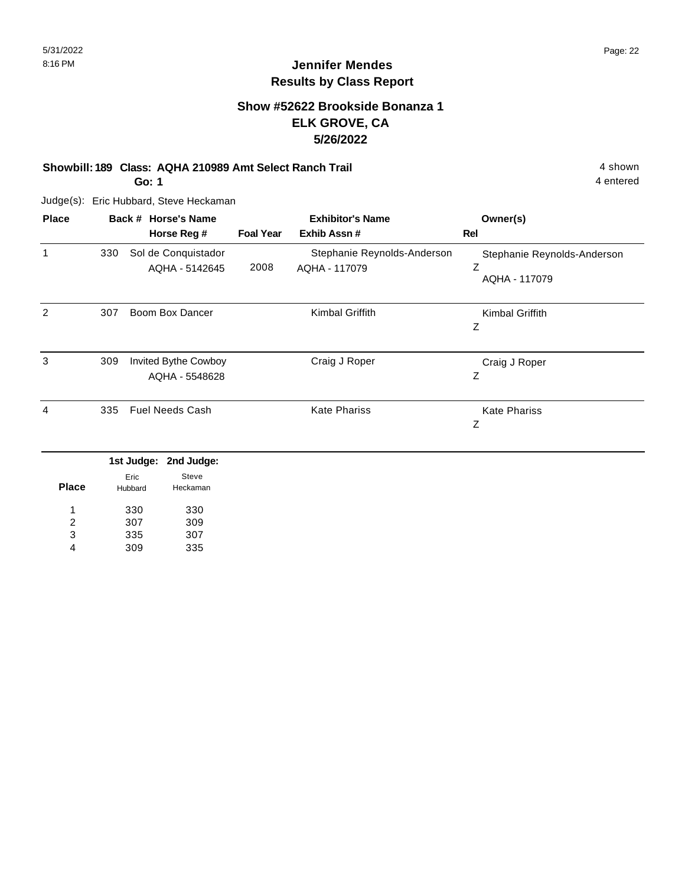# Jennifer Mendes
## Results by Class Report

### Show #52622 Brookside Bonanza 1
### ELK GROVE, CA
### 5/26/2022

**Showbill: 189 Class: AQHA 210989 Amt Select Ranch Trail** — 4 shown

**Go: 1** — 4 entered

Judge(s): Eric Hubbard, Steve Heckaman

| Place | Back # | Horse's Name / Horse Reg # | Foal Year | Exhibitor's Name / Exhib Assn # | Owner(s) / Rel |
|---|---|---|---|---|---|
| 1 | 330 | Sol de Conquistador<br>AQHA - 5142645 | 2008 | Stephanie Reynolds-Anderson<br>AQHA - 117079 | Stephanie Reynolds-Anderson<br>Z<br>AQHA - 117079 |
| 2 | 307 | Boom Box Dancer | | Kimbal Griffith | Kimbal Griffith<br>Z |
| 3 | 309 | Invited Bythe Cowboy<br>AQHA - 5548628 | | Craig J Roper | Craig J Roper<br>Z |
| 4 | 335 | Fuel Needs Cash | | Kate Phariss | Kate Phariss<br>Z |

| Place | 1st Judge: Eric Hubbard | 2nd Judge: Steve Heckaman |
|---|---|---|
| 1 | 330 | 330 |
| 2 | 307 | 309 |
| 3 | 335 | 307 |
| 4 | 309 | 335 |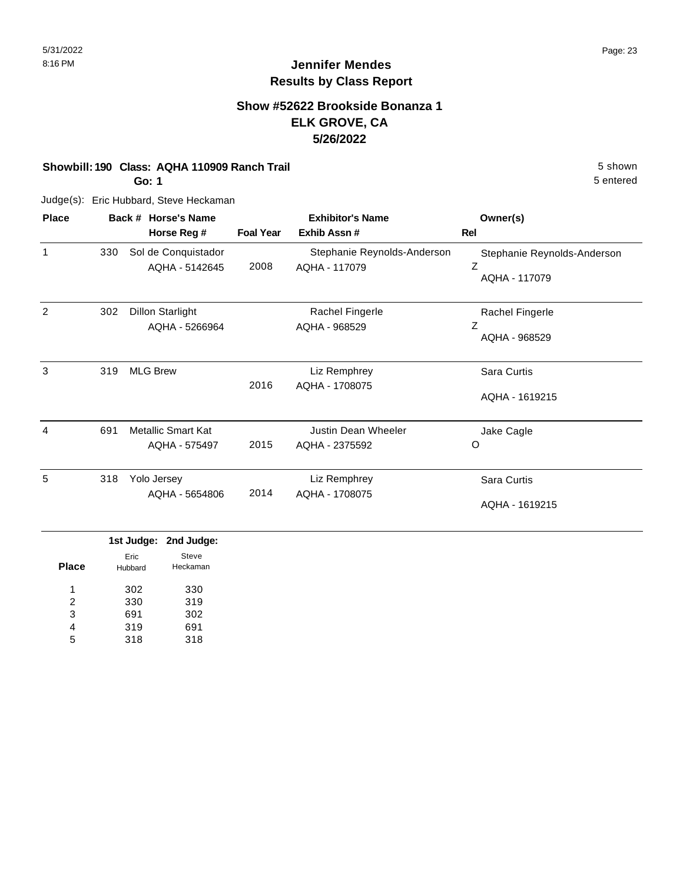# Jennifer Mendes
## Results by Class Report

### Show #52622 Brookside Bonanza 1
### ELK GROVE, CA
### 5/26/2022

**Showbill: 190 Class: AQHA 110909 Ranch Trail** 5 shown

**Go: 1** 5 entered

Judge(s): Eric Hubbard, Steve Heckaman

| Place | Back # | Horse's Name / Horse Reg # | Foal Year | Exhibitor's Name / Exhib Assn # | Owner(s) / Rel |
|---|---|---|---|---|---|
| 1 | 330 | Sol de Conquistador<br>AQHA - 5142645 | 2008 | Stephanie Reynolds-Anderson<br>AQHA - 117079 | Stephanie Reynolds-Anderson<br>Z<br>AQHA - 117079 |
| 2 | 302 | Dillon Starlight<br>AQHA - 5266964 | | Rachel Fingerle<br>AQHA - 968529 | Rachel Fingerle<br>Z<br>AQHA - 968529 |
| 3 | 319 | MLG Brew | 2016 | Liz Remphrey<br>AQHA - 1708075 | Sara Curtis<br>AQHA - 1619215 |
| 4 | 691 | Metallic Smart Kat<br>AQHA - 575497 | 2015 | Justin Dean Wheeler<br>AQHA - 2375592 | Jake Cagle<br>O |
| 5 | 318 | Yolo Jersey<br>AQHA - 5654806 | 2014 | Liz Remphrey<br>AQHA - 1708075 | Sara Curtis<br>AQHA - 1619215 |

| Place | 1st Judge: Eric Hubbard | 2nd Judge: Steve Heckaman |
|---|---|---|
| 1 | 302 | 330 |
| 2 | 330 | 319 |
| 3 | 691 | 302 |
| 4 | 319 | 691 |
| 5 | 318 | 318 |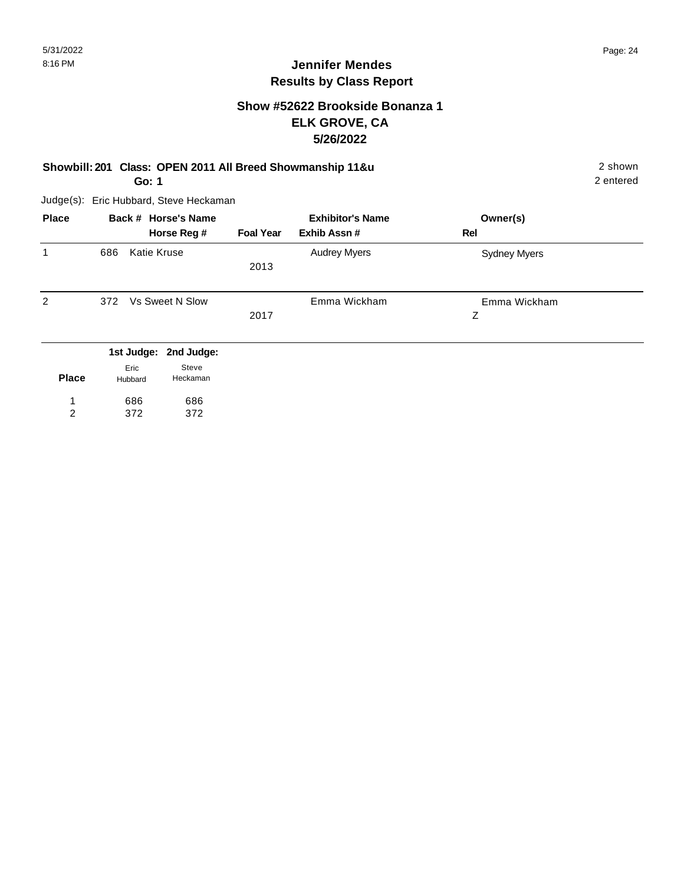# Jennifer Mendes
## Results by Class Report

### Show #52622 Brookside Bonanza 1
### ELK GROVE, CA
### 5/26/2022

**Showbill: 201 Class: OPEN 2011 All Breed Showmanship 11&u** — 2 shown

**Go: 1** — 2 entered

Judge(s): Eric Hubbard, Steve Heckaman

| Place | Back # | Horse's Name / Horse Reg # | Foal Year | Exhibitor's Name / Exhib Assn # | Owner(s) / Rel |
|---|---|---|---|---|---|
| 1 | 686 | Katie Kruse | 2013 | Audrey Myers | Sydney Myers |
| 2 | 372 | Vs Sweet N Slow | 2017 | Emma Wickham | Emma Wickham<br>Z |

| Place | 1st Judge: Eric Hubbard | 2nd Judge: Steve Heckaman |
|---|---|---|
| 1 | 686 | 686 |
| 2 | 372 | 372 |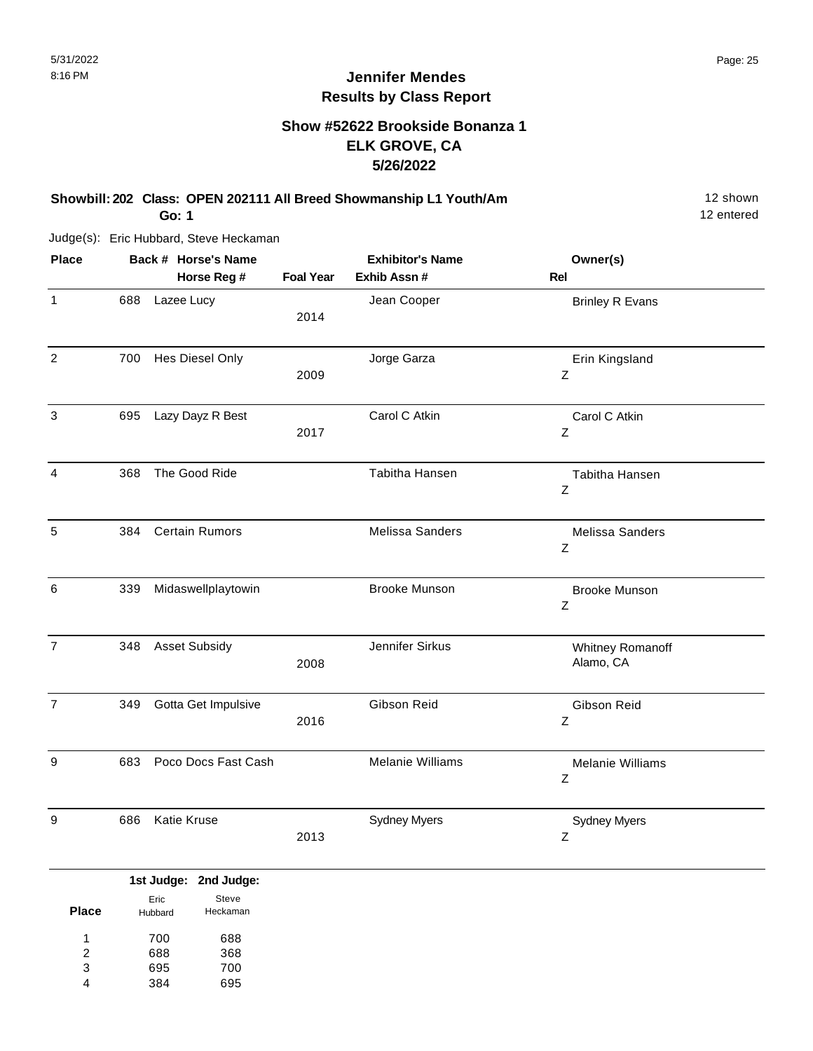# Jennifer Mendes
## Results by Class Report

### Show #52622 Brookside Bonanza 1
### ELK GROVE, CA
### 5/26/2022

**Showbill: 202 Class: OPEN 202111 All Breed Showmanship L1 Youth/Am** — 12 shown

**Go: 1** — 12 entered

Judge(s): Eric Hubbard, Steve Heckaman

| Place | Back # | Horse's Name / Horse Reg # | Foal Year | Exhibitor's Name / Exhib Assn # | Owner(s) / Rel |
|---|---|---|---|---|---|
| 1 | 688 | Lazee Lucy | 2014 | Jean Cooper | Brinley R Evans |
| 2 | 700 | Hes Diesel Only | 2009 | Jorge Garza | Erin Kingsland Z |
| 3 | 695 | Lazy Dayz R Best | 2017 | Carol C Atkin | Carol C Atkin Z |
| 4 | 368 | The Good Ride | | Tabitha Hansen | Tabitha Hansen Z |
| 5 | 384 | Certain Rumors | | Melissa Sanders | Melissa Sanders Z |
| 6 | 339 | Midaswellplaytowin | | Brooke Munson | Brooke Munson Z |
| 7 | 348 | Asset Subsidy | 2008 | Jennifer Sirkus | Whitney Romanoff Alamo, CA |
| 7 | 349 | Gotta Get Impulsive | 2016 | Gibson Reid | Gibson Reid Z |
| 9 | 683 | Poco Docs Fast Cash | | Melanie Williams | Melanie Williams Z |
| 9 | 686 | Katie Kruse | 2013 | Sydney Myers | Sydney Myers Z |

| Place | 1st Judge: Eric Hubbard | 2nd Judge: Steve Heckaman |
|---|---|---|
| 1 | 700 | 688 |
| 2 | 688 | 368 |
| 3 | 695 | 700 |
| 4 | 384 | 695 |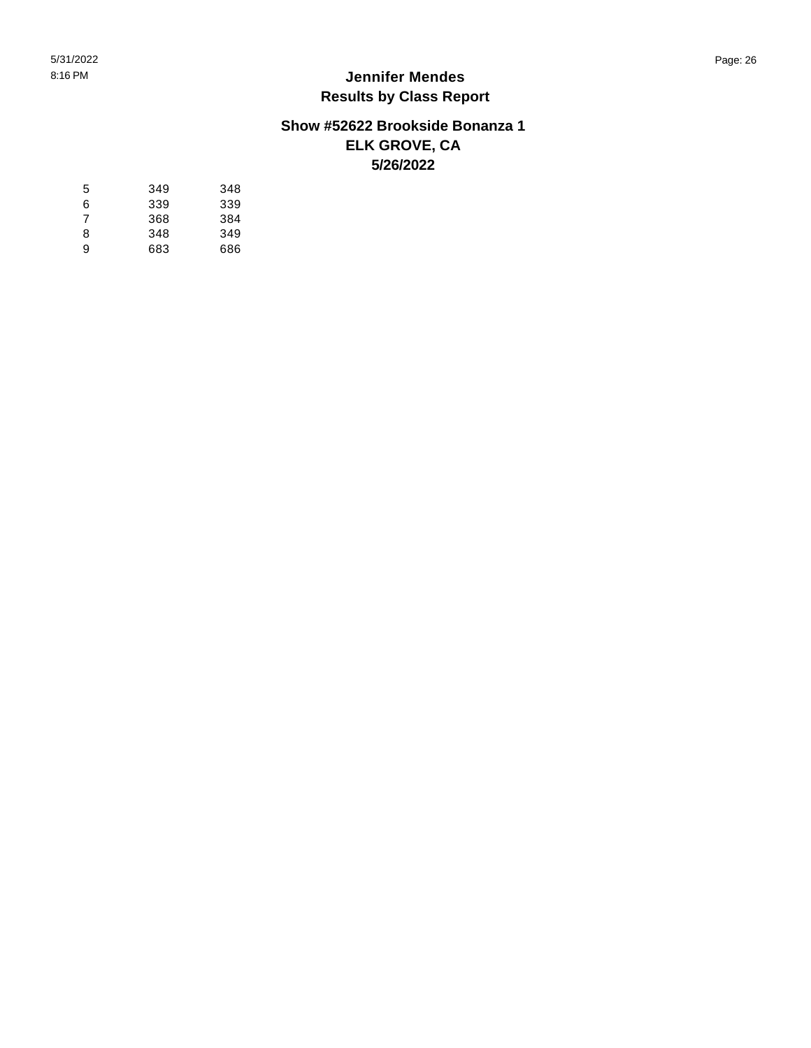# Jennifer Mendes
## Results by Class Report

### Show #52622 Brookside Bonanza 1
### ELK GROVE, CA
### 5/26/2022

| | | |
|---|---|---|
| 5 | 349 | 348 |
| 6 | 339 | 339 |
| 7 | 368 | 384 |
| 8 | 348 | 349 |
| 9 | 683 | 686 |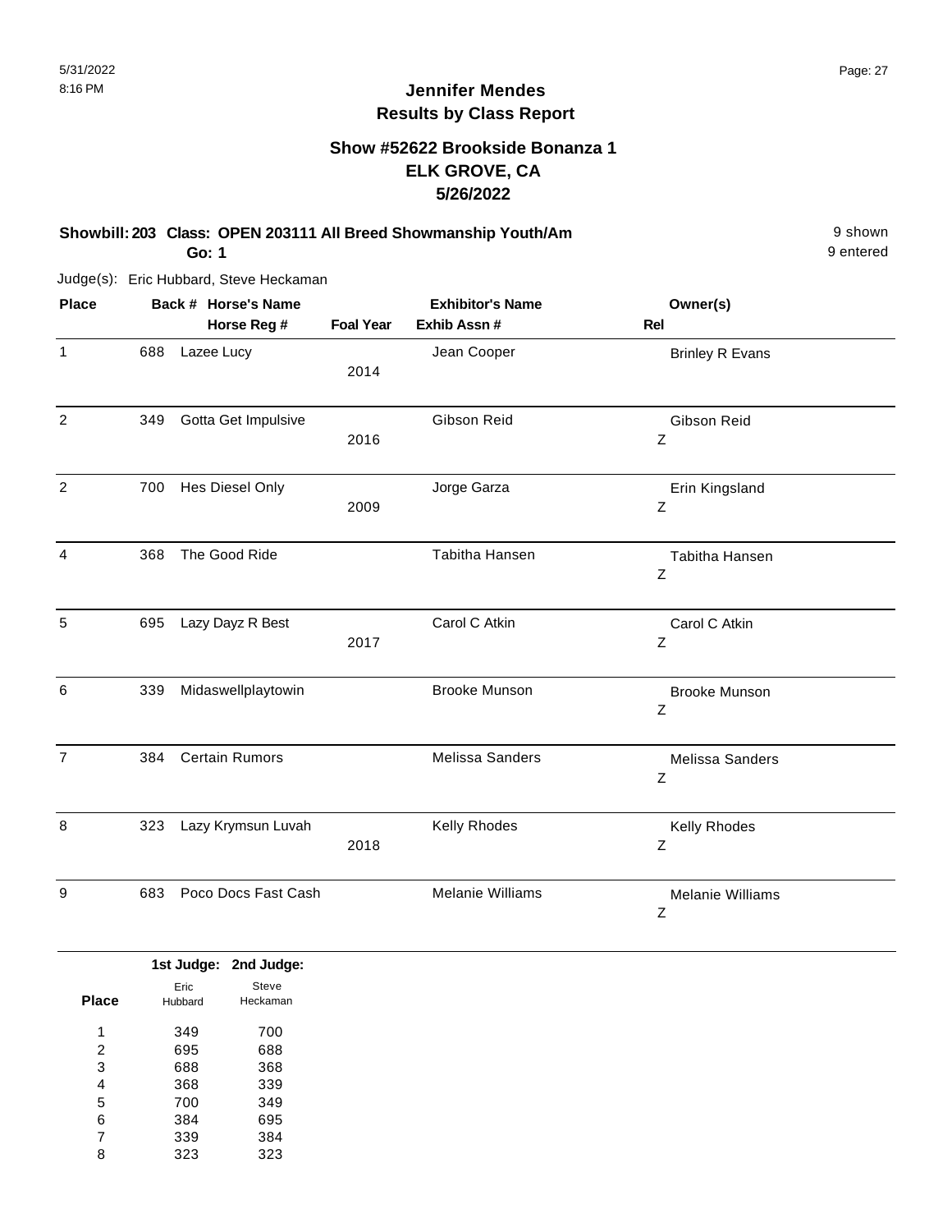## Jennifer Mendes
## Results by Class Report

### Show #52622 Brookside Bonanza 1
### ELK GROVE, CA
### 5/26/2022

**Showbill: 203 Class: OPEN 203111 All Breed Showmanship Youth/Am** 9 shown
**Go: 1** 9 entered

Judge(s): Eric Hubbard, Steve Heckaman

| Place | Back # | Horse's Name / Horse Reg # | Foal Year | Exhibitor's Name / Exhib Assn # | Owner(s) / Rel |
|---|---|---|---|---|---|
| 1 | 688 | Lazee Lucy | 2014 | Jean Cooper | Brinley R Evans |
| 2 | 349 | Gotta Get Impulsive | 2016 | Gibson Reid | Gibson Reid<br>Z |
| 2 | 700 | Hes Diesel Only | 2009 | Jorge Garza | Erin Kingsland<br>Z |
| 4 | 368 | The Good Ride | | Tabitha Hansen | Tabitha Hansen<br>Z |
| 5 | 695 | Lazy Dayz R Best | 2017 | Carol C Atkin | Carol C Atkin<br>Z |
| 6 | 339 | Midaswellplaytowin | | Brooke Munson | Brooke Munson<br>Z |
| 7 | 384 | Certain Rumors | | Melissa Sanders | Melissa Sanders<br>Z |
| 8 | 323 | Lazy Krymsun Luvah | 2018 | Kelly Rhodes | Kelly Rhodes<br>Z |
| 9 | 683 | Poco Docs Fast Cash | | Melanie Williams | Melanie Williams<br>Z |

| Place | 1st Judge: Eric Hubbard | 2nd Judge: Steve Heckaman |
|---|---|---|
| 1 | 349 | 700 |
| 2 | 695 | 688 |
| 3 | 688 | 368 |
| 4 | 368 | 339 |
| 5 | 700 | 349 |
| 6 | 384 | 695 |
| 7 | 339 | 384 |
| 8 | 323 | 323 |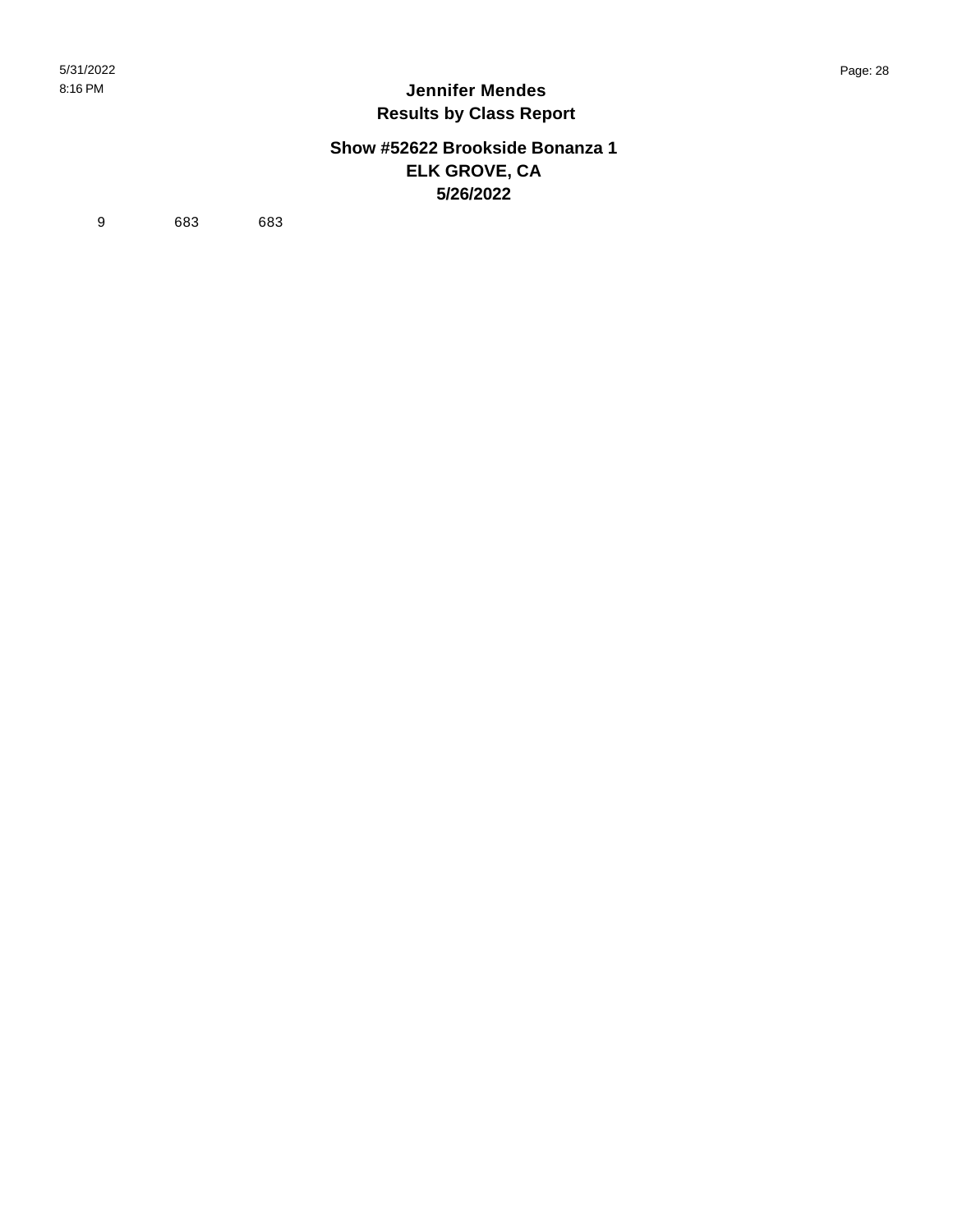# Jennifer Mendes
## Results by Class Report

### Show #52622 Brookside Bonanza 1
### ELK GROVE, CA
### 5/26/2022

| | | |
|---|---|---|
| 9 | 683 | 683 |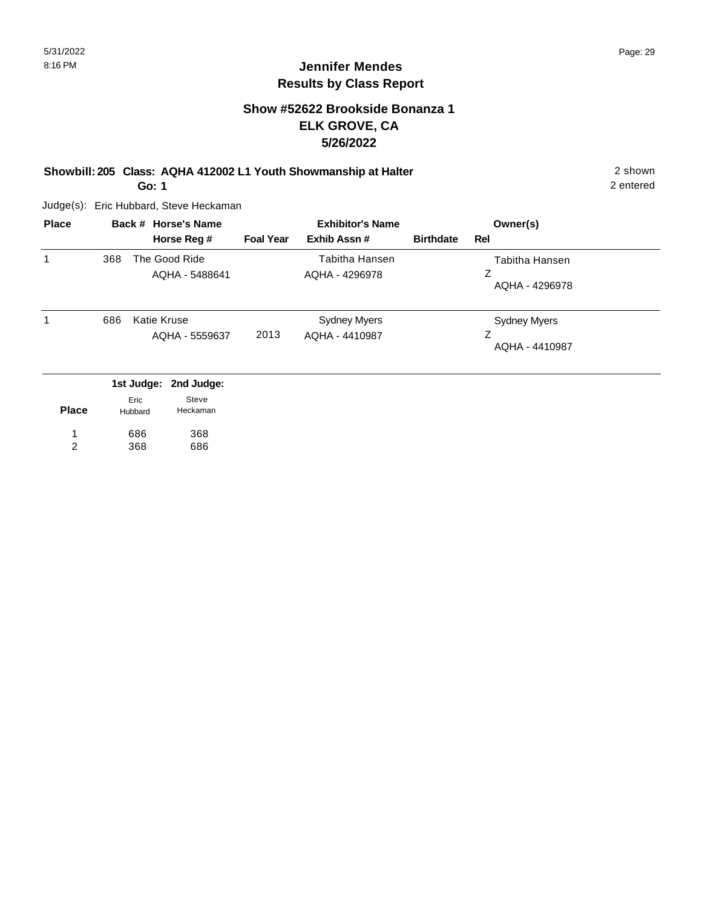# Jennifer Mendes
## Results by Class Report

### Show #52622 Brookside Bonanza 1
### ELK GROVE, CA
### 5/26/2022

**Showbill: 205 Class: AQHA 412002 L1 Youth Showmanship at Halter** — 2 shown

**Go: 1** — 2 entered

Judge(s): Eric Hubbard, Steve Heckaman

| Place | Back # | Horse's Name / Horse Reg # | Foal Year | Exhibitor's Name / Exhib Assn # | Birthdate | Owner(s) / Rel |
|---|---|---|---|---|---|---|
| 1 | 368 | The Good Ride<br>AQHA - 5488641 | | Tabitha Hansen<br>AQHA - 4296978 | | Tabitha Hansen<br>Z<br>AQHA - 4296978 |
| 1 | 686 | Katie Kruse<br>AQHA - 5559637 | 2013 | Sydney Myers<br>AQHA - 4410987 | | Sydney Myers<br>Z<br>AQHA - 4410987 |

| Place | 1st Judge: Eric Hubbard | 2nd Judge: Steve Heckaman |
|---|---|---|
| 1 | 686 | 368 |
| 2 | 368 | 686 |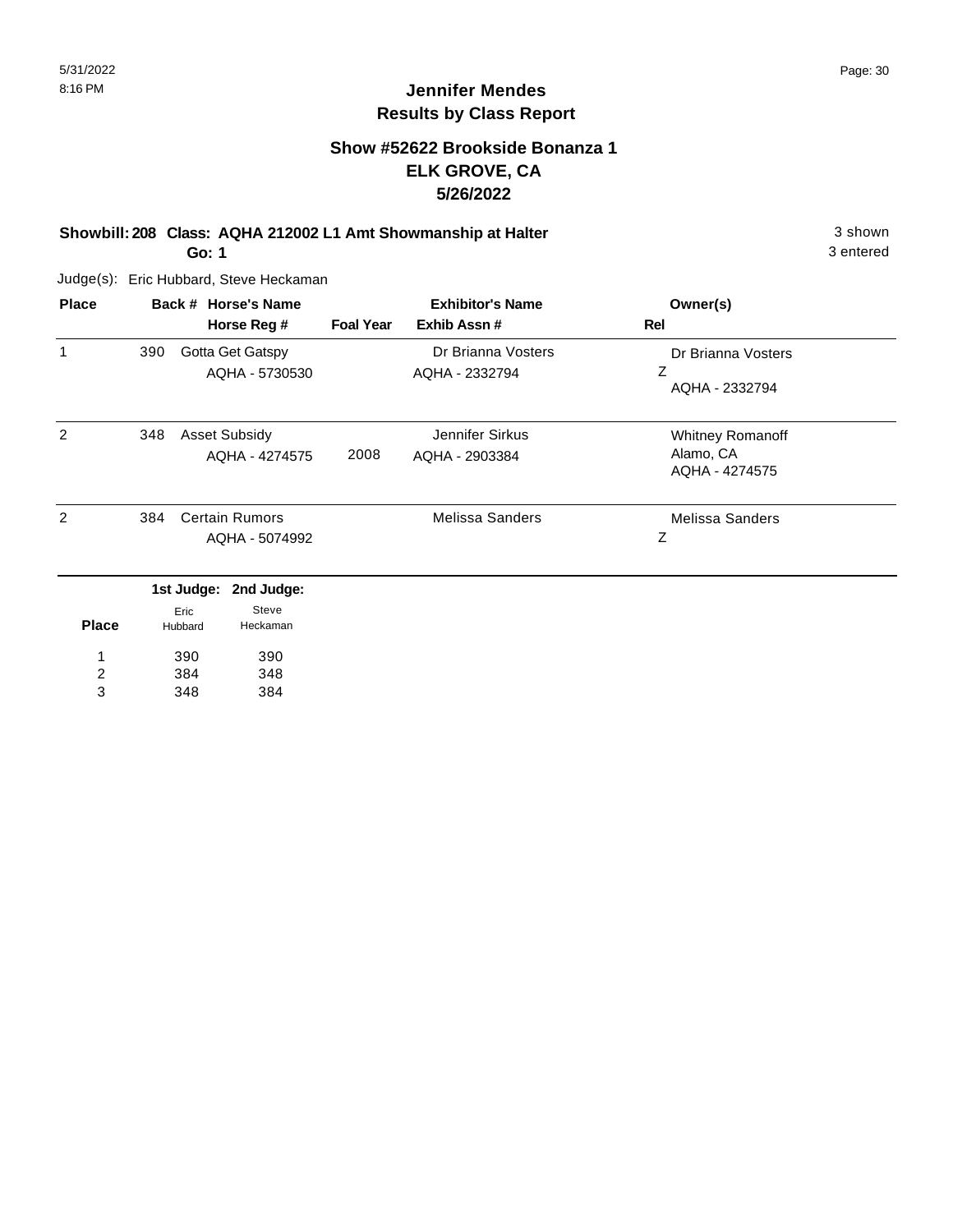# Jennifer Mendes
## Results by Class Report

### Show #52622 Brookside Bonanza 1
### ELK GROVE, CA
### 5/26/2022

**Showbill: 208 Class: AQHA 212002 L1 Amt Showmanship at Halter** 3 shown
**Go: 1** 3 entered

Judge(s): Eric Hubbard, Steve Heckaman

| Place | Back # | Horse's Name / Horse Reg # | Foal Year | Exhibitor's Name / Exhib Assn # | Owner(s) / Rel |
|---|---|---|---|---|---|
| 1 | 390 | Gotta Get Gatspy<br>AQHA - 5730530 | | Dr Brianna Vosters<br>AQHA - 2332794 | Dr Brianna Vosters<br>Z<br>AQHA - 2332794 |
| 2 | 348 | Asset Subsidy<br>AQHA - 4274575 | 2008 | Jennifer Sirkus<br>AQHA - 2903384 | Whitney Romanoff<br>Alamo, CA<br>AQHA - 4274575 |
| 2 | 384 | Certain Rumors<br>AQHA - 5074992 | | Melissa Sanders | Melissa Sanders<br>Z |

| Place | 1st Judge: Eric Hubbard | 2nd Judge: Steve Heckaman |
|---|---|---|
| 1 | 390 | 390 |
| 2 | 384 | 348 |
| 3 | 348 | 384 |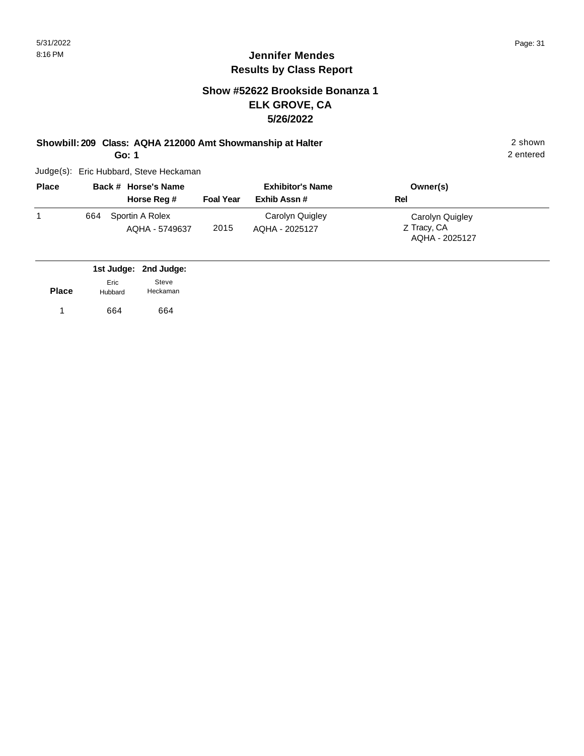# Jennifer Mendes
## Results by Class Report

### Show #52622 Brookside Bonanza 1
### ELK GROVE, CA
### 5/26/2022

**Showbill: 209 Class: AQHA 212000 Amt Showmanship at Halter** — 2 shown, 2 entered

**Go: 1**

Judge(s): Eric Hubbard, Steve Heckaman

| Place | Back # | Horse's Name / Horse Reg # | Foal Year | Exhibitor's Name / Exhib Assn # | Rel | Owner(s) |
|---|---|---|---|---|---|---|
| 1 | 664 | Sportin A Rolex<br>AQHA - 5749637 | 2015 | Carolyn Quigley<br>AQHA - 2025127 | Z | Carolyn Quigley<br>Tracy, CA<br>AQHA - 2025127 |

| Place | 1st Judge: Eric Hubbard | 2nd Judge: Steve Heckaman |
|---|---|---|
| 1 | 664 | 664 |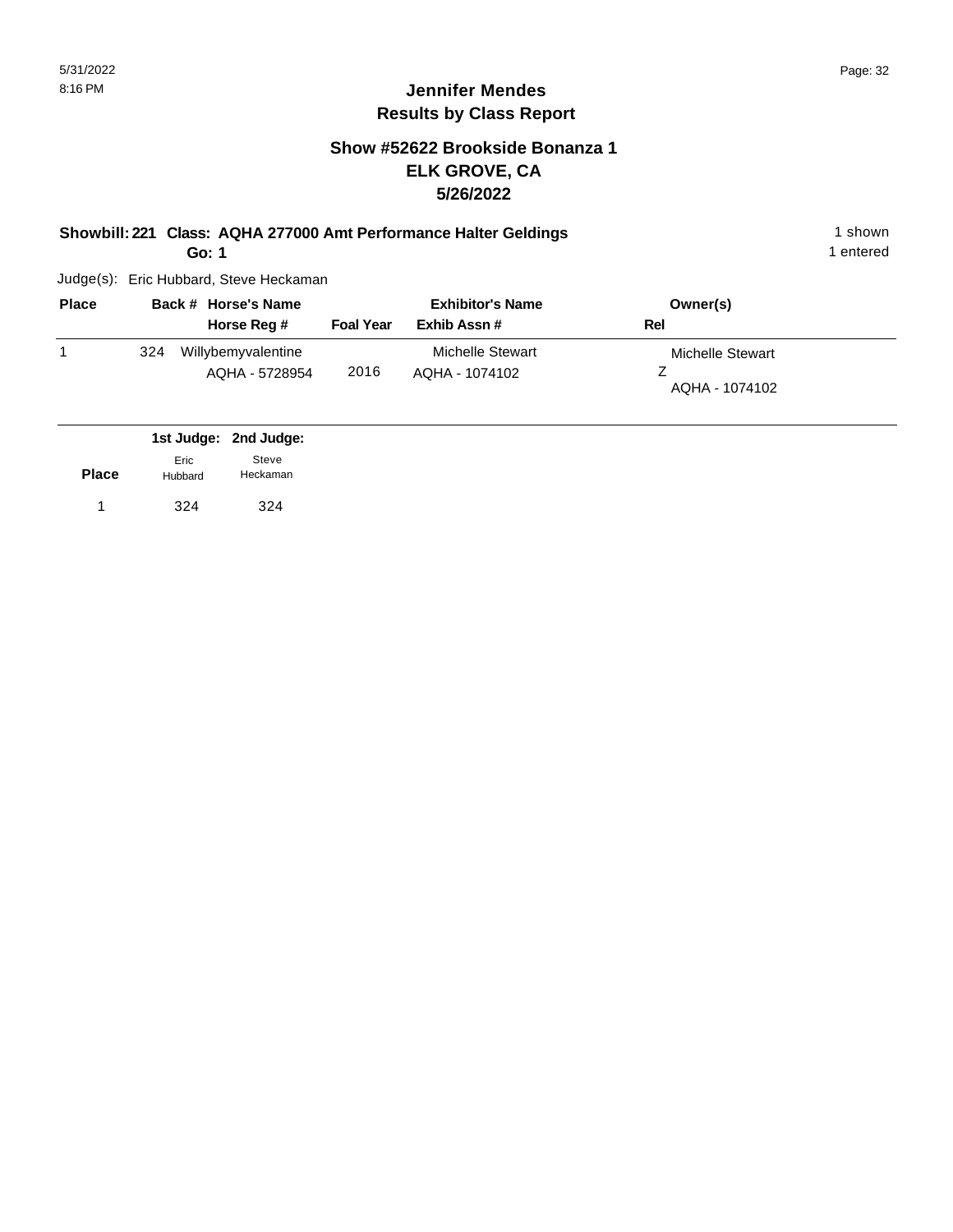# Jennifer Mendes
## Results by Class Report

### Show #52622 Brookside Bonanza 1
### ELK GROVE, CA
### 5/26/2022

**Showbill: 221 Class: AQHA 277000 Amt Performance Halter Geldings** — 1 shown

**Go: 1** — 1 entered

Judge(s): Eric Hubbard, Steve Heckaman

| Place | Back # | Horse's Name / Horse Reg # | Foal Year | Exhibitor's Name / Exhib Assn # | Owner(s) / Rel |
|---|---|---|---|---|---|
| 1 | 324 | Willybemyvalentine<br>AQHA - 5728954 | 2016 | Michelle Stewart<br>AQHA - 1074102 | Michelle Stewart<br>Z<br>AQHA - 1074102 |

| Place | 1st Judge: Eric Hubbard | 2nd Judge: Steve Heckaman |
|---|---|---|
| 1 | 324 | 324 |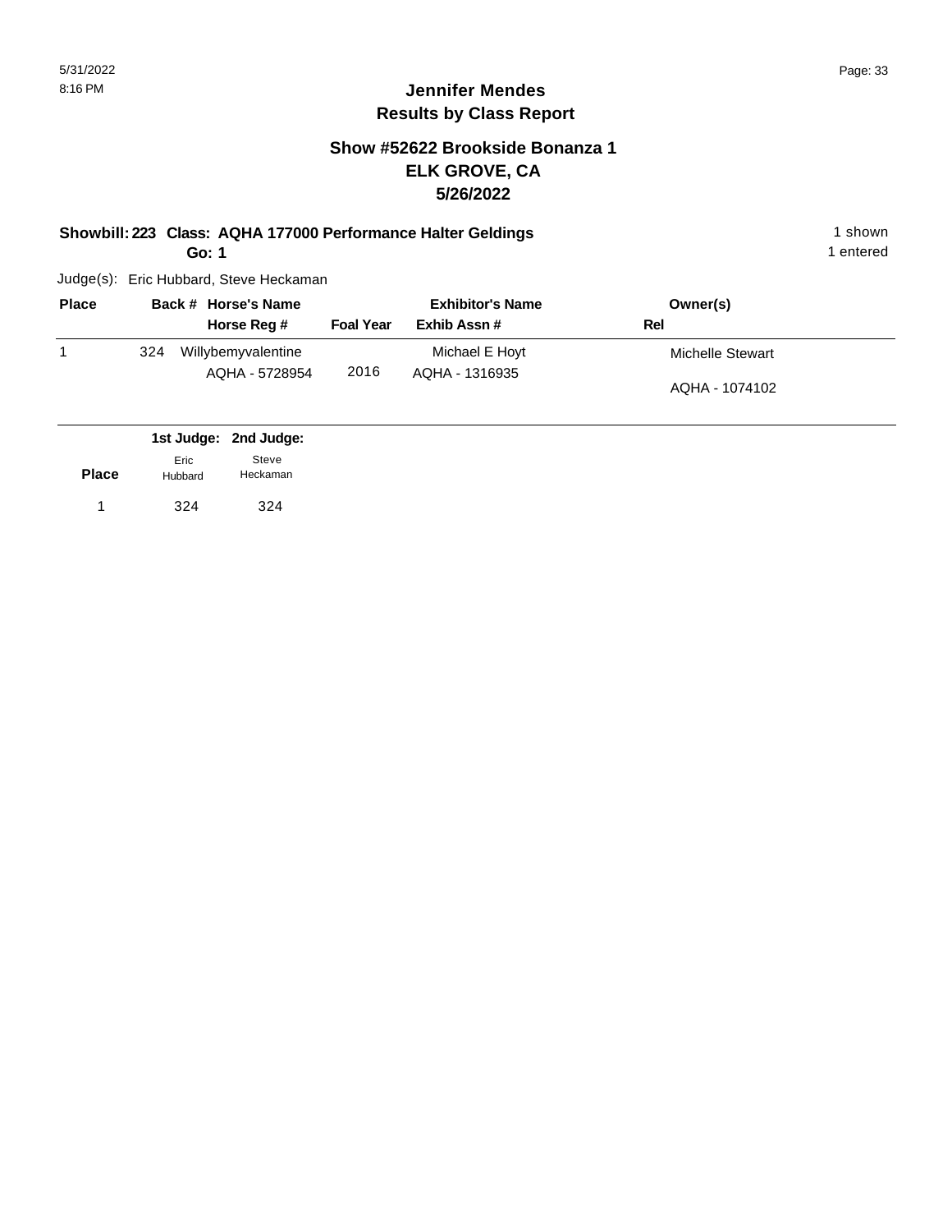# Jennifer Mendes
## Results by Class Report

### Show #52622 Brookside Bonanza 1
### ELK GROVE, CA
### 5/26/2022

**Showbill: 223 Class: AQHA 177000 Performance Halter Geldings** — 1 shown

**Go: 1** — 1 entered

Judge(s): Eric Hubbard, Steve Heckaman

| Place | Back # | Horse's Name / Horse Reg # | Foal Year | Exhibitor's Name / Exhib Assn # | Owner(s) / Rel |
|---|---|---|---|---|---|
| 1 | 324 | Willybemyvalentine<br>AQHA - 5728954 | 2016 | Michael E Hoyt<br>AQHA - 1316935 | Michelle Stewart<br>AQHA - 1074102 |

| Place | 1st Judge: Eric Hubbard | 2nd Judge: Steve Heckaman |
|---|---|---|
| 1 | 324 | 324 |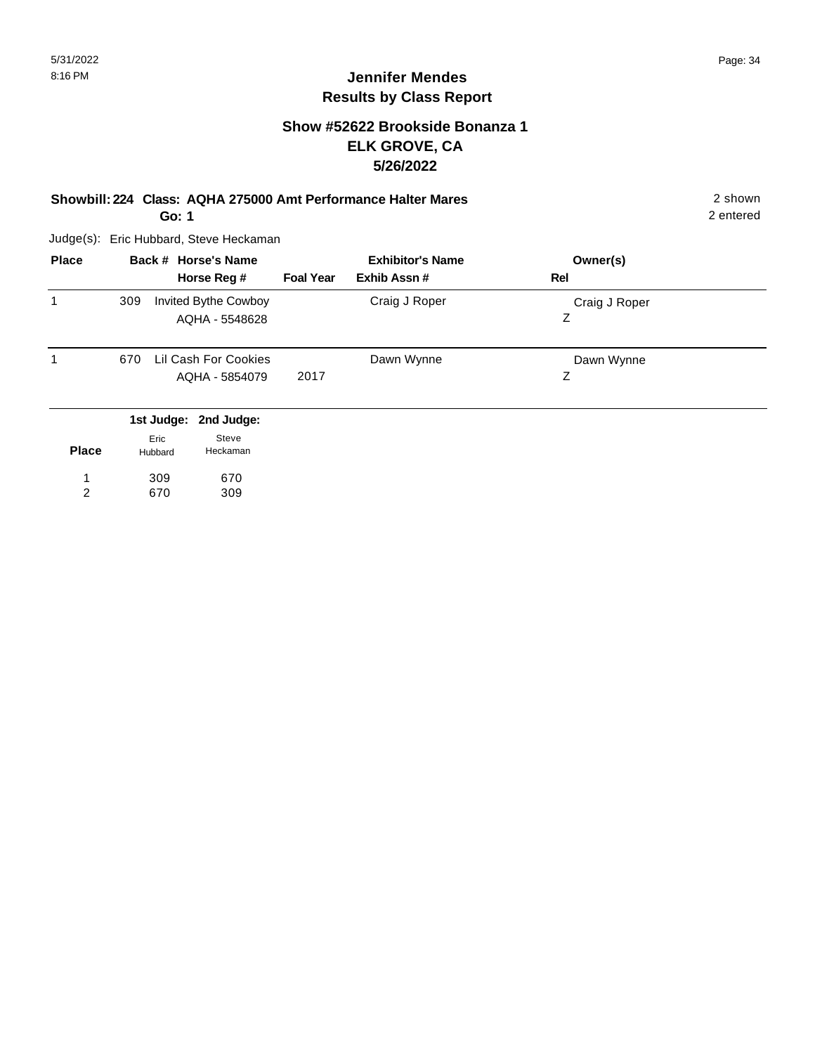**Jennifer Mendes**
**Results by Class Report**

## Show #52622 Brookside Bonanza 1
## ELK GROVE, CA
## 5/26/2022

**Showbill: 224 Class: AQHA 275000 Amt Performance Halter Mares** — 2 shown, 2 entered

**Go: 1**

Judge(s): Eric Hubbard, Steve Heckaman

| Place | Back # | Horse's Name / Horse Reg # | Foal Year | Exhibitor's Name / Exhib Assn # | Owner(s) / Rel |
|---|---|---|---|---|---|
| 1 | 309 | Invited Bythe Cowboy<br>AQHA - 5548628 | | Craig J Roper | Craig J Roper<br>Z |
| 1 | 670 | Lil Cash For Cookies<br>AQHA - 5854079 | 2017 | Dawn Wynne | Dawn Wynne<br>Z |

| Place | 1st Judge: Eric Hubbard | 2nd Judge: Steve Heckaman |
|---|---|---|
| 1 | 309 | 670 |
| 2 | 670 | 309 |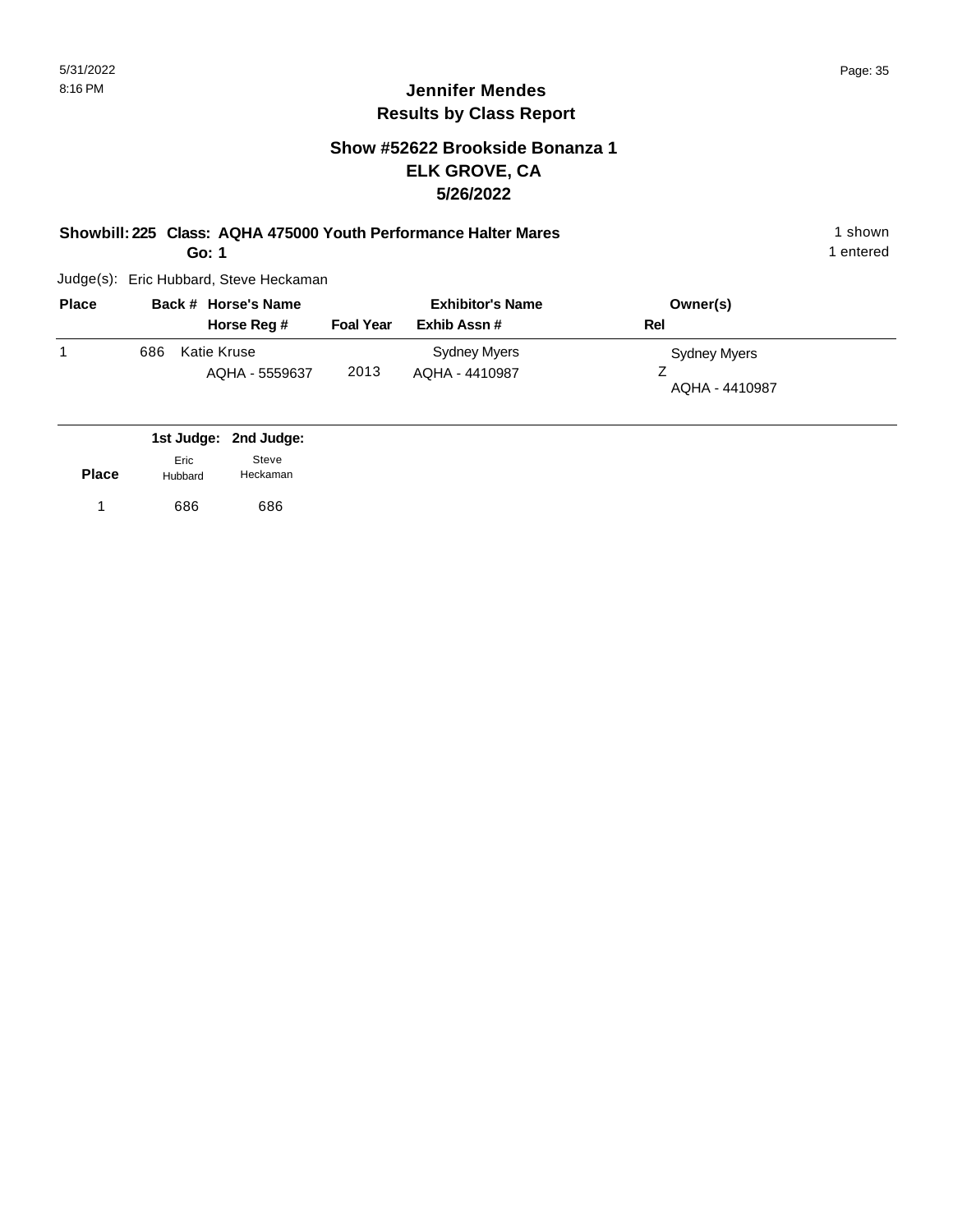# Jennifer Mendes
## Results by Class Report

### Show #52622 Brookside Bonanza 1
### ELK GROVE, CA
### 5/26/2022

**Showbill: 225 Class: AQHA 475000 Youth Performance Halter Mares** 1 shown

**Go: 1** 1 entered

Judge(s): Eric Hubbard, Steve Heckaman

| Place | Back # | Horse's Name / Horse Reg # | Foal Year | Exhibitor's Name / Exhib Assn # | Owner(s) / Rel |
|---|---|---|---|---|---|
| 1 | 686 | Katie Kruse<br>AQHA - 5559637 | 2013 | Sydney Myers<br>AQHA - 4410987 | Sydney Myers<br>Z<br>AQHA - 4410987 |

| Place | 1st Judge: Eric Hubbard | 2nd Judge: Steve Heckaman |
|---|---|---|
| 1 | 686 | 686 |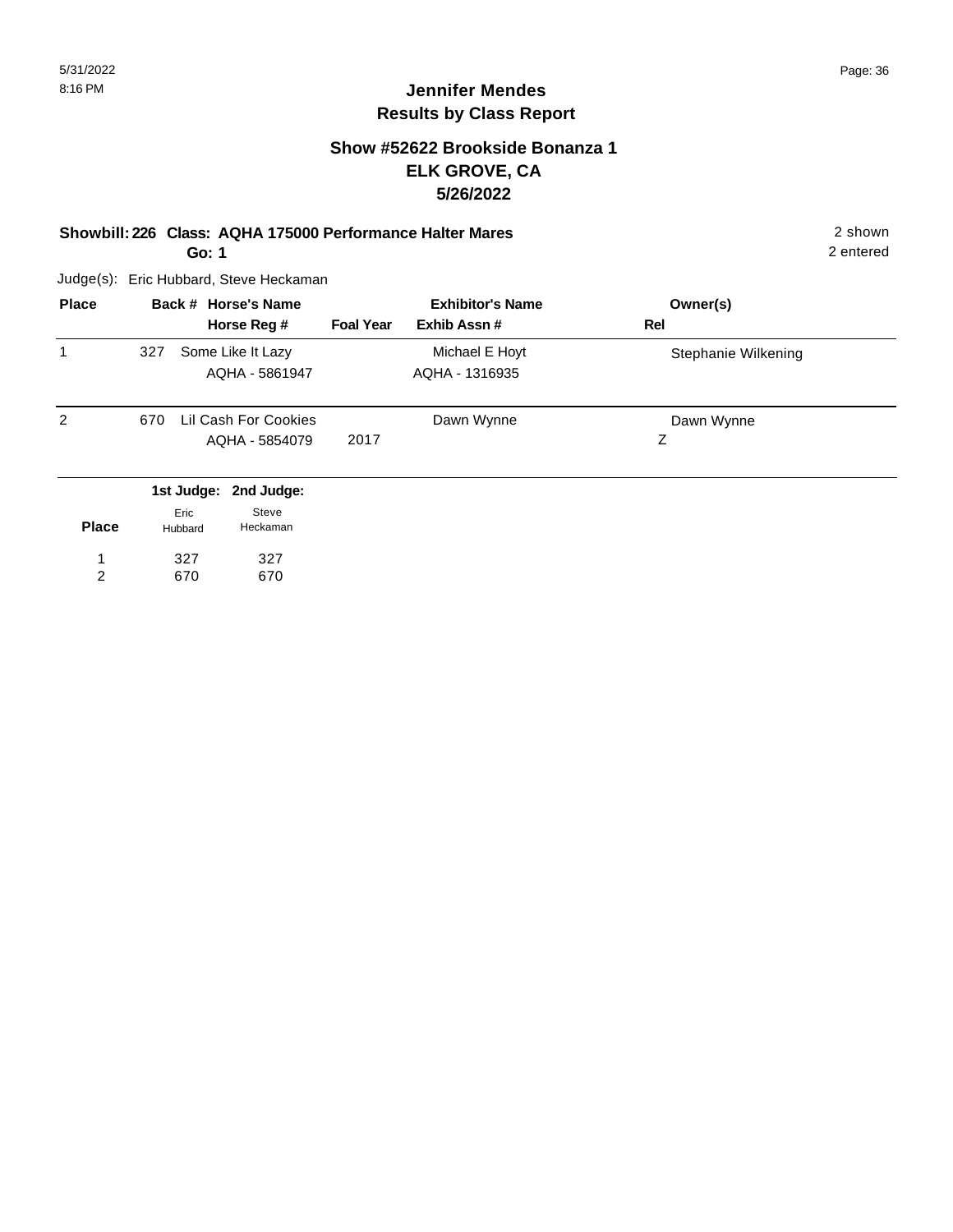5/31/2022
8:16 PM

# Jennifer Mendes
## Results by Class Report

### Show #52622 Brookside Bonanza 1
### ELK GROVE, CA
### 5/26/2022

**Showbill: 226 Class: AQHA 175000 Performance Halter Mares** — 2 shown, 2 entered
**Go: 1**

Judge(s): Eric Hubbard, Steve Heckaman

| Place | Back # | Horse's Name / Horse Reg # | Foal Year | Exhibitor's Name / Exhib Assn # | Owner(s) / Rel |
|---|---|---|---|---|---|
| 1 | 327 | Some Like It Lazy<br>AQHA - 5861947 | | Michael E Hoyt<br>AQHA - 1316935 | Stephanie Wilkening |
| 2 | 670 | Lil Cash For Cookies<br>AQHA - 5854079 | 2017 | Dawn Wynne | Dawn Wynne<br>Z |

| Place | 1st Judge: Eric Hubbard | 2nd Judge: Steve Heckaman |
|---|---|---|
| 1 | 327 | 327 |
| 2 | 670 | 670 |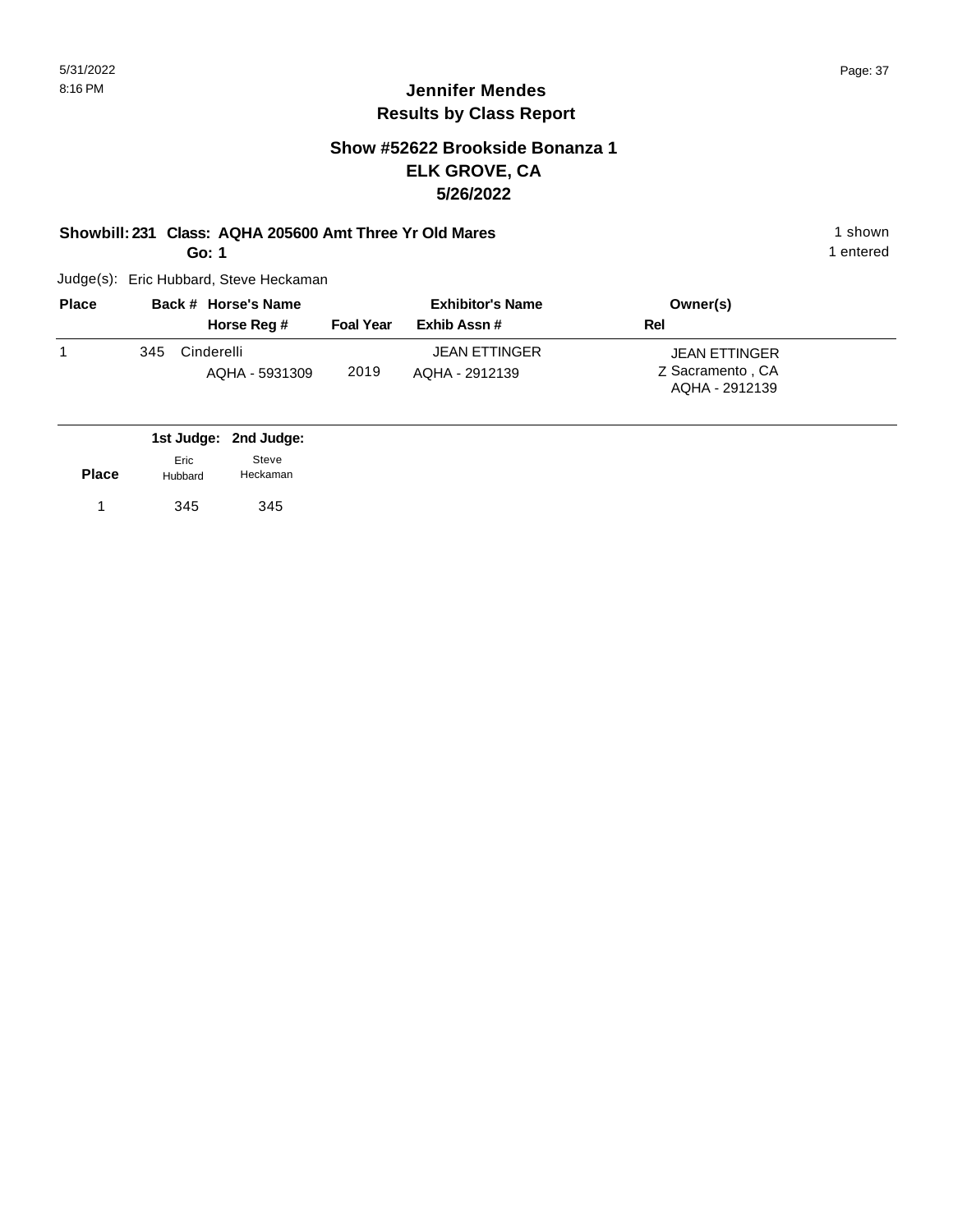## Jennifer Mendes
## Results by Class Report

### Show #52622 Brookside Bonanza 1
### ELK GROVE, CA
### 5/26/2022

**Showbill: 231 Class: AQHA 205600 Amt Three Yr Old Mares** 1 shown

**Go: 1** 1 entered

Judge(s): Eric Hubbard, Steve Heckaman

| Place | Back # | Horse's Name / Horse Reg # | Foal Year | Exhibitor's Name / Exhib Assn # | Owner(s) / Rel |
|---|---|---|---|---|---|
| 1 | 345 | Cinderelli<br>AQHA - 5931309 | 2019 | JEAN ETTINGER<br>AQHA - 2912139 | JEAN ETTINGER<br>Z Sacramento , CA<br>AQHA - 2912139 |

| Place | 1st Judge: Eric Hubbard | 2nd Judge: Steve Heckaman |
|---|---|---|
| 1 | 345 | 345 |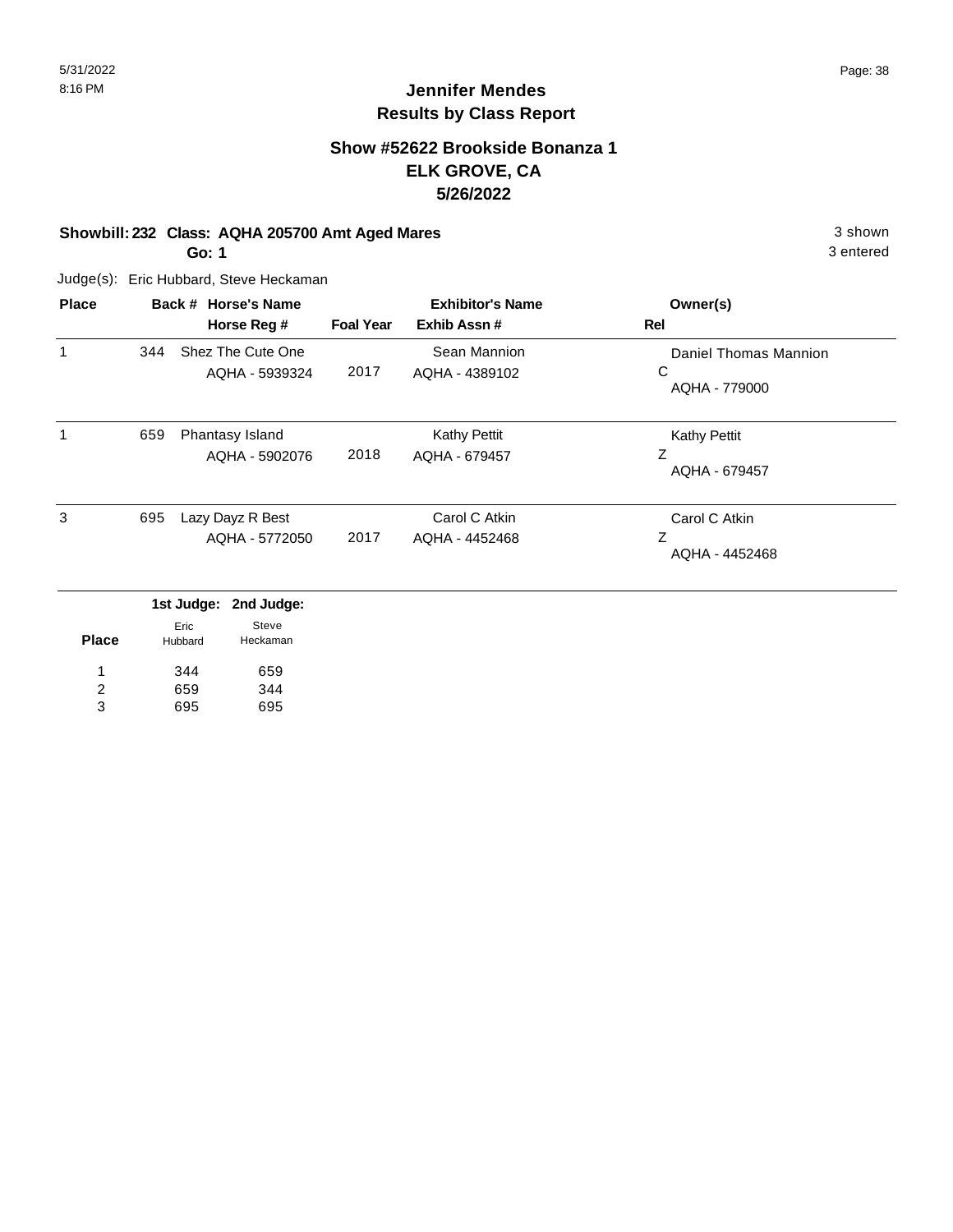# Jennifer Mendes
## Results by Class Report

### Show #52622 Brookside Bonanza 1
### ELK GROVE, CA
### 5/26/2022

**Showbill: 232 Class: AQHA 205700 Amt Aged Mares** 3 shown
**Go: 1** 3 entered

Judge(s): Eric Hubbard, Steve Heckaman

| Place | Back # | Horse's Name / Horse Reg # | Foal Year | Exhibitor's Name / Exhib Assn # | Owner(s) / Rel |
|---|---|---|---|---|---|
| 1 | 344 | Shez The Cute One<br>AQHA - 5939324 | 2017 | Sean Mannion<br>AQHA - 4389102 | Daniel Thomas Mannion<br>C<br>AQHA - 779000 |
| 1 | 659 | Phantasy Island<br>AQHA - 5902076 | 2018 | Kathy Pettit<br>AQHA - 679457 | Kathy Pettit<br>Z<br>AQHA - 679457 |
| 3 | 695 | Lazy Dayz R Best<br>AQHA - 5772050 | 2017 | Carol C Atkin<br>AQHA - 4452468 | Carol C Atkin<br>Z<br>AQHA - 4452468 |

| Place | 1st Judge: Eric Hubbard | 2nd Judge: Steve Heckaman |
|---|---|---|
| 1 | 344 | 659 |
| 2 | 659 | 344 |
| 3 | 695 | 695 |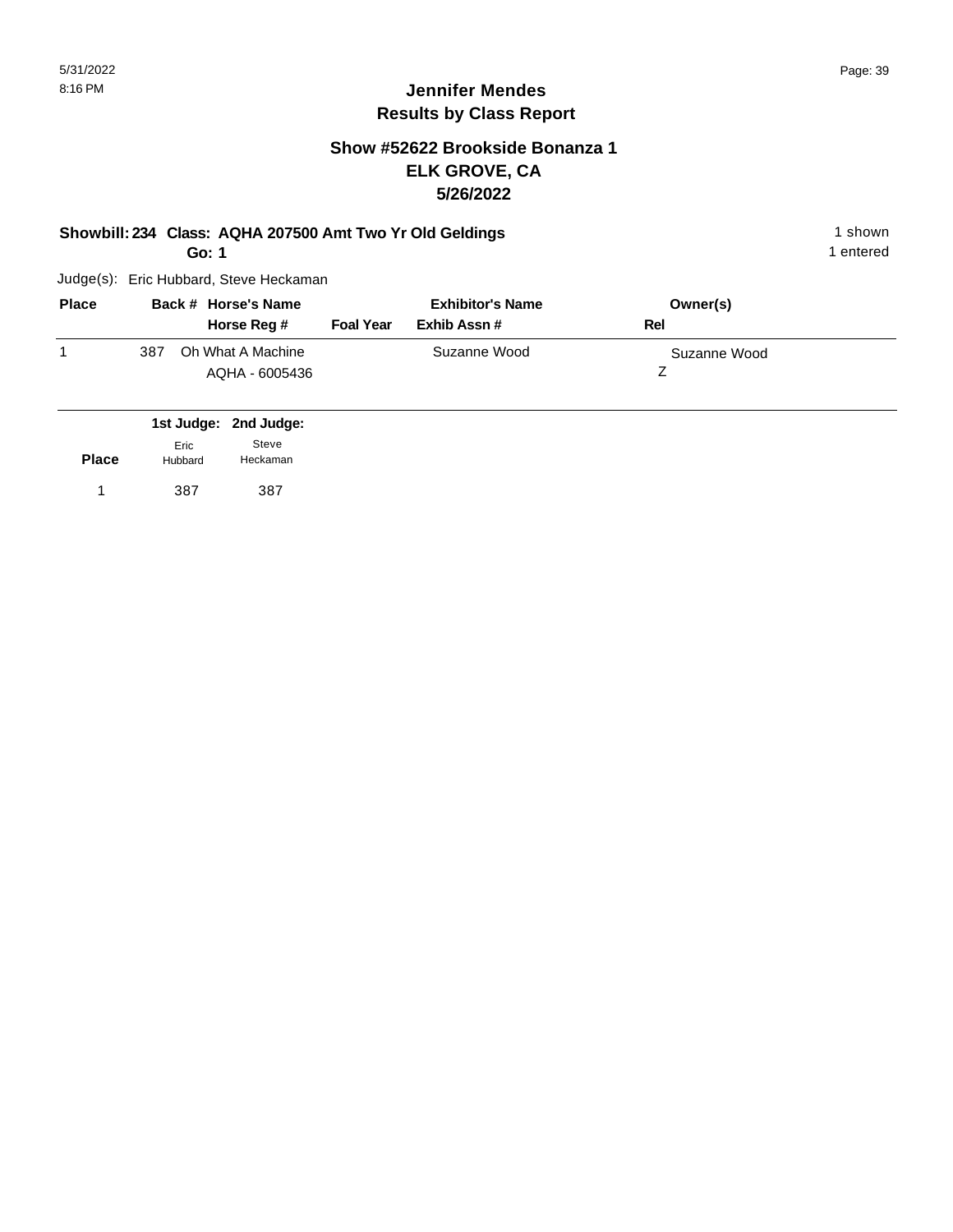# Jennifer Mendes
## Results by Class Report

### Show #52622 Brookside Bonanza 1
### ELK GROVE, CA
### 5/26/2022

**Showbill: 234 Class: AQHA 207500 Amt Two Yr Old Geldings** — 1 shown

**Go: 1** — 1 entered

Judge(s): Eric Hubbard, Steve Heckaman

| Place | Back # | Horse's Name / Horse Reg # | Foal Year | Exhibitor's Name / Exhib Assn # | Owner(s) / Rel |
|---|---|---|---|---|---|
| 1 | 387 | Oh What A Machine<br>AQHA - 6005436 | | Suzanne Wood | Suzanne Wood<br>Z |

| Place | 1st Judge: Eric Hubbard | 2nd Judge: Steve Heckaman |
|---|---|---|
| 1 | 387 | 387 |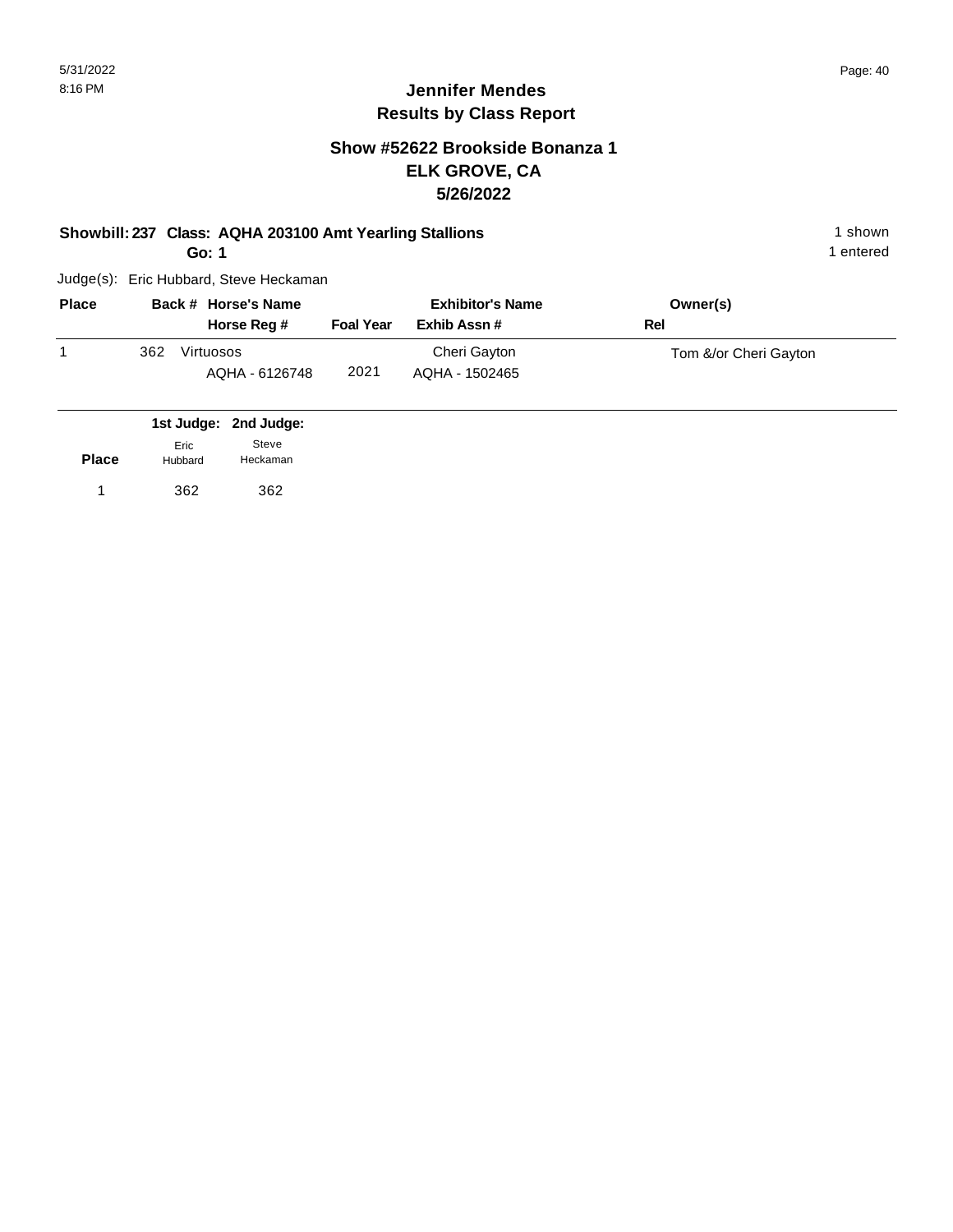# Jennifer Mendes
## Results by Class Report

### Show #52622 Brookside Bonanza 1
### ELK GROVE, CA
### 5/26/2022

**Showbill: 237 Class: AQHA 203100 Amt Yearling Stallions** — 1 shown

**Go: 1** — 1 entered

Judge(s): Eric Hubbard, Steve Heckaman

| Place | Back # | Horse's Name / Horse Reg # | Foal Year | Exhibitor's Name / Exhib Assn # | Owner(s) / Rel |
|---|---|---|---|---|---|
| 1 | 362 | Virtuosos<br>AQHA - 6126748 | 2021 | Cheri Gayton<br>AQHA - 1502465 | Tom &/or Cheri Gayton |

| Place | 1st Judge: Eric Hubbard | 2nd Judge: Steve Heckaman |
|---|---|---|
| 1 | 362 | 362 |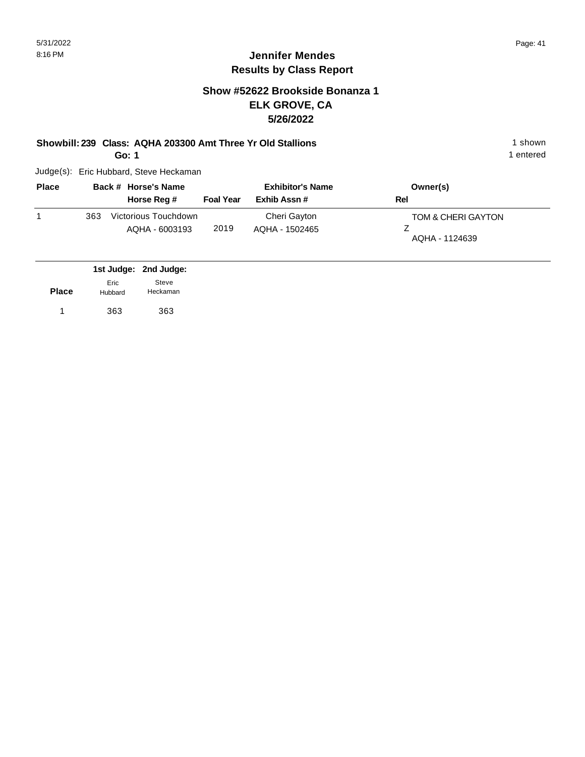# Jennifer Mendes
## Results by Class Report

### Show #52622 Brookside Bonanza 1
### ELK GROVE, CA
### 5/26/2022

**Showbill: 239 Class: AQHA 203300 Amt Three Yr Old Stallions** — 1 shown

**Go: 1** — 1 entered

Judge(s): Eric Hubbard, Steve Heckaman

| Place | Back # | Horse's Name / Horse Reg # | Foal Year | Exhibitor's Name / Exhib Assn # | Owner(s) / Rel |
|---|---|---|---|---|---|
| 1 | 363 | Victorious Touchdown<br>AQHA - 6003193 | 2019 | Cheri Gayton<br>AQHA - 1502465 | TOM & CHERI GAYTON<br>Z<br>AQHA - 1124639 |

| Place | 1st Judge: Eric Hubbard | 2nd Judge: Steve Heckaman |
|---|---|---|
| 1 | 363 | 363 |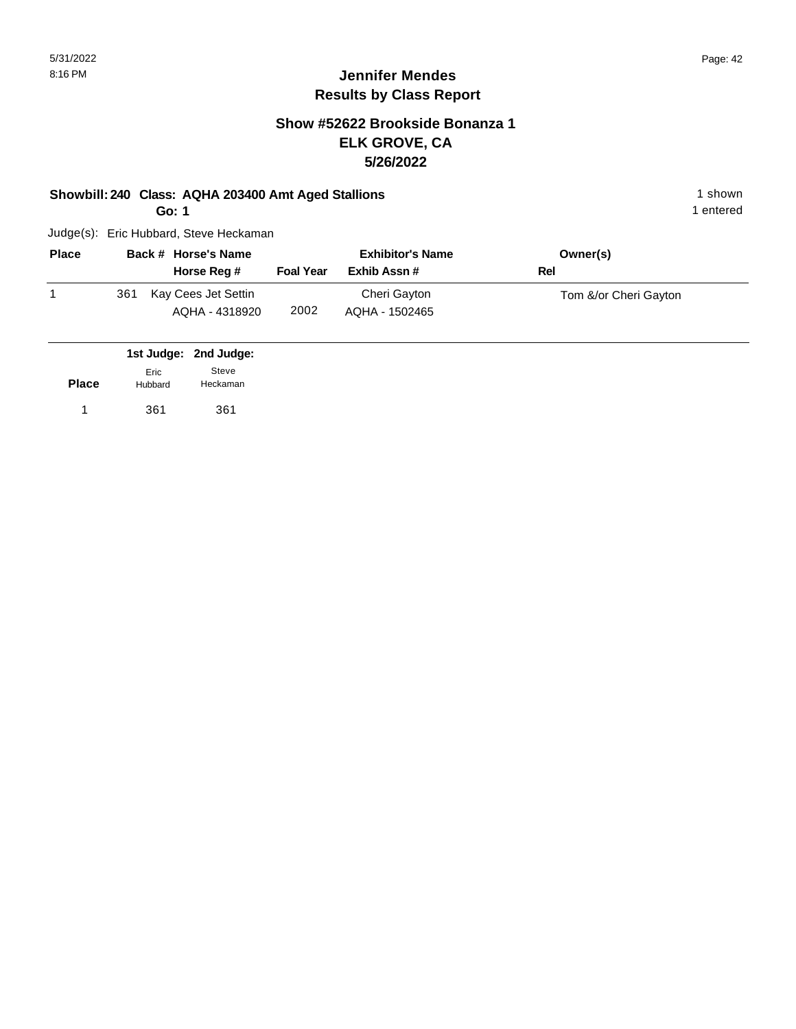**Jennifer Mendes**
**Results by Class Report**

## Show #52622 Brookside Bonanza 1
## ELK GROVE, CA
## 5/26/2022

**Showbill: 240 Class: AQHA 203400 Amt Aged Stallions** 1 shown
**Go: 1** 1 entered

Judge(s): Eric Hubbard, Steve Heckaman

| Place | Back # | Horse's Name / Horse Reg # | Foal Year | Exhibitor's Name / Exhib Assn # | Owner(s) / Rel |
|---|---|---|---|---|---|
| 1 | 361 | Kay Cees Jet Settin / AQHA - 4318920 | 2002 | Cheri Gayton / AQHA - 1502465 | Tom &/or Cheri Gayton |

| Place | 1st Judge: Eric Hubbard | 2nd Judge: Steve Heckaman |
|---|---|---|
| 1 | 361 | 361 |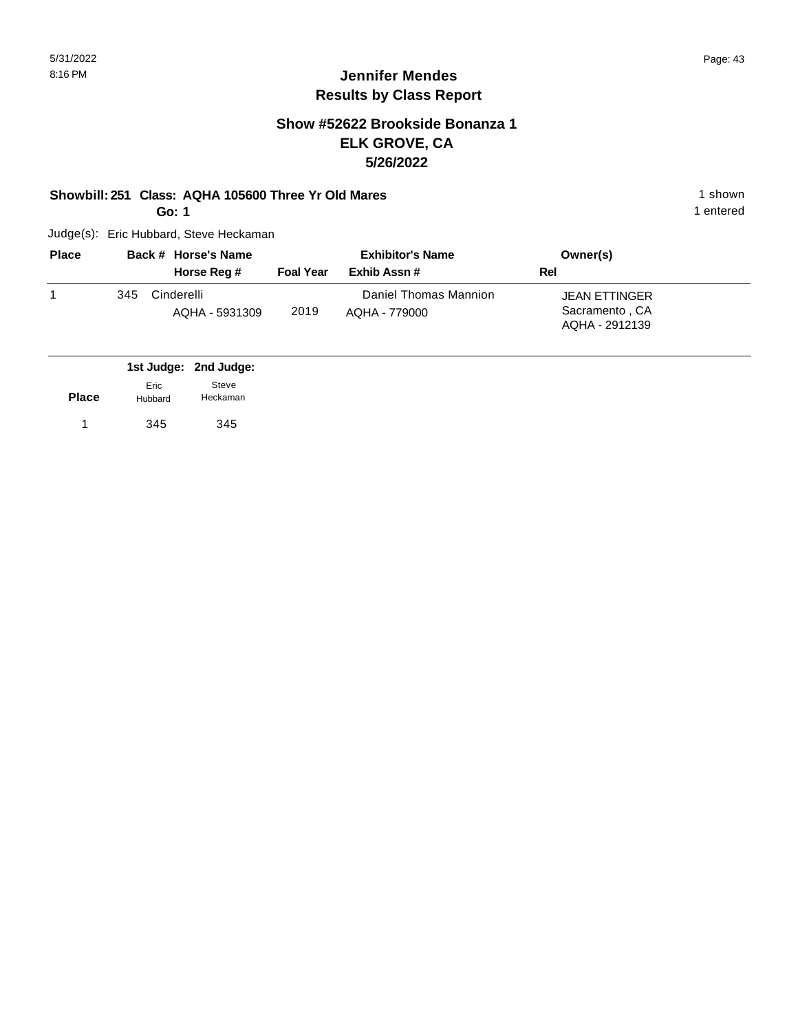# Jennifer Mendes
## Results by Class Report

### Show #52622 Brookside Bonanza 1
### ELK GROVE, CA
### 5/26/2022

**Showbill: 251 Class: AQHA 105600 Three Yr Old Mares** — 1 shown

**Go: 1** — 1 entered

Judge(s): Eric Hubbard, Steve Heckaman

| Place | Back # | Horse's Name / Horse Reg # | Foal Year | Exhibitor's Name / Exhib Assn # | Owner(s) / Rel |
|---|---|---|---|---|---|
| 1 | 345 | Cinderelli<br>AQHA - 5931309 | 2019 | Daniel Thomas Mannion<br>AQHA - 779000 | JEAN ETTINGER<br>Sacramento , CA<br>AQHA - 2912139 |

| Place | 1st Judge: Eric Hubbard | 2nd Judge: Steve Heckaman |
|---|---|---|
| 1 | 345 | 345 |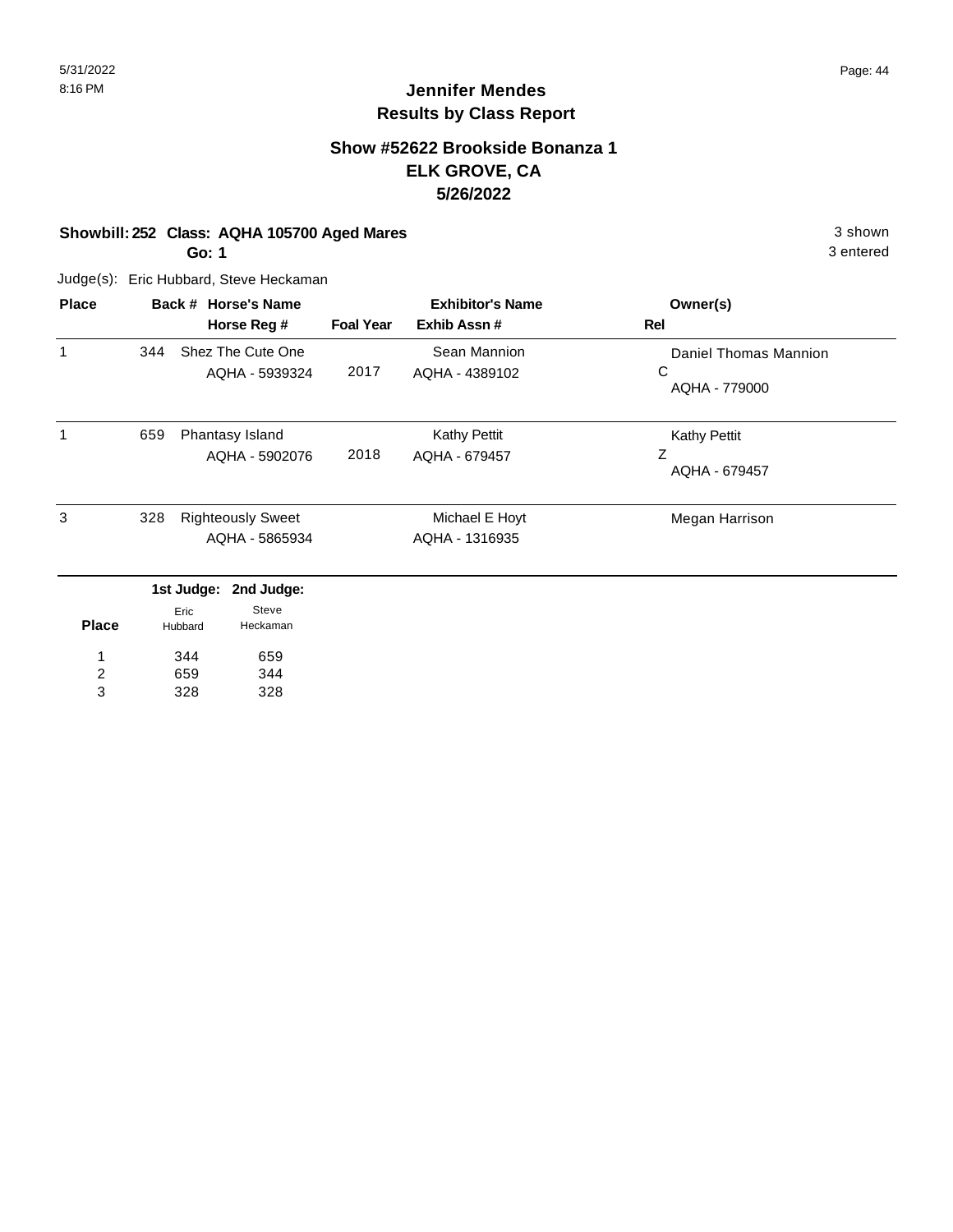# Jennifer Mendes
## Results by Class Report

### Show #52622 Brookside Bonanza 1
### ELK GROVE, CA
### 5/26/2022

**Showbill: 252 Class: AQHA 105700 Aged Mares** — 3 shown

**Go: 1** — 3 entered

Judge(s): Eric Hubbard, Steve Heckaman

| Place | Back # | Horse's Name / Horse Reg # | Foal Year | Exhibitor's Name / Exhib Assn # | Owner(s) / Rel |
|---|---|---|---|---|---|
| 1 | 344 | Shez The Cute One<br>AQHA - 5939324 | 2017 | Sean Mannion<br>AQHA - 4389102 | Daniel Thomas Mannion<br>C<br>AQHA - 779000 |
| 1 | 659 | Phantasy Island<br>AQHA - 5902076 | 2018 | Kathy Pettit<br>AQHA - 679457 | Kathy Pettit<br>Z<br>AQHA - 679457 |
| 3 | 328 | Righteously Sweet<br>AQHA - 5865934 | | Michael E Hoyt<br>AQHA - 1316935 | Megan Harrison |

| Place | 1st Judge: Eric Hubbard | 2nd Judge: Steve Heckaman |
|---|---|---|
| 1 | 344 | 659 |
| 2 | 659 | 344 |
| 3 | 328 | 328 |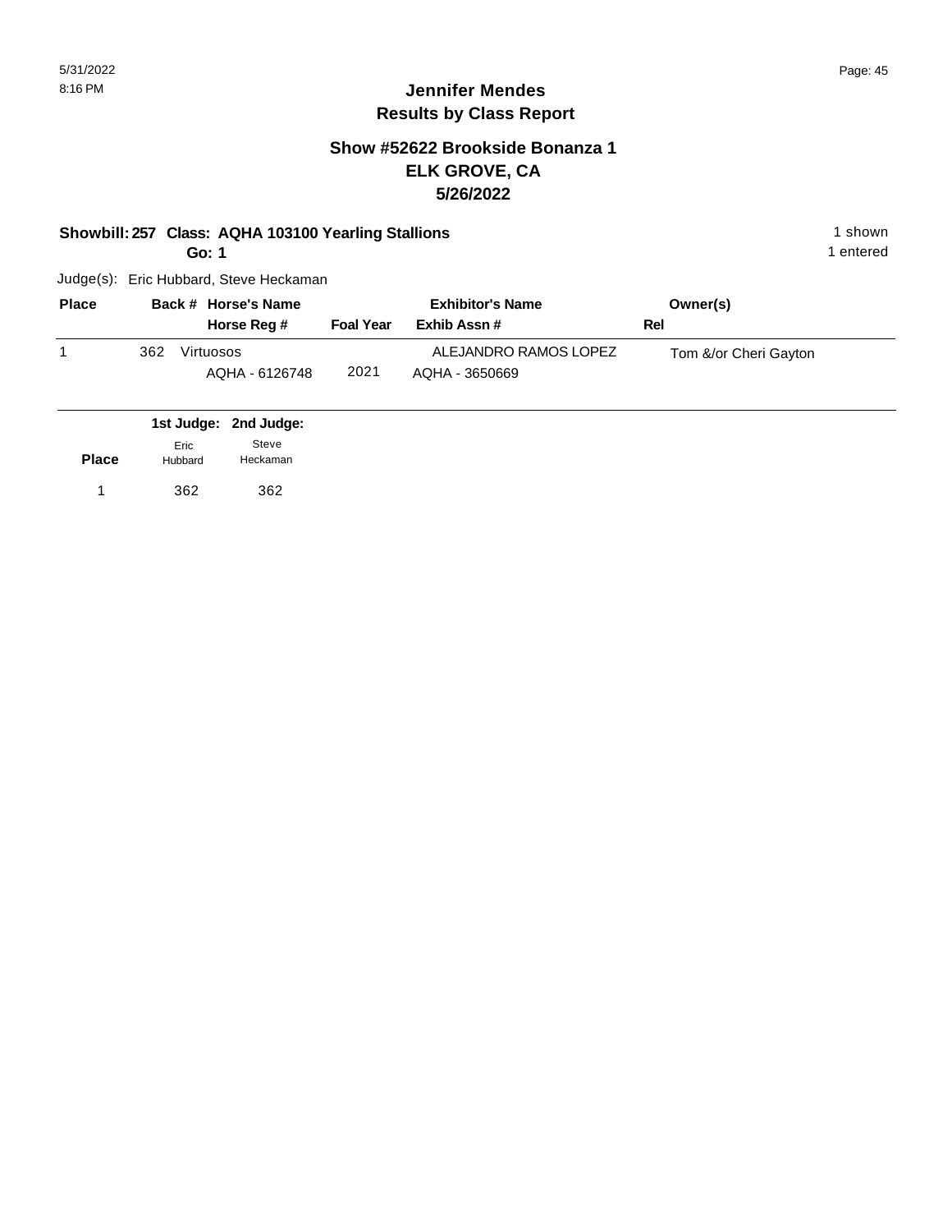# Jennifer Mendes
## Results by Class Report

### Show #52622 Brookside Bonanza 1
### ELK GROVE, CA
### 5/26/2022

**Showbill: 257 Class: AQHA 103100 Yearling Stallions** 1 shown
**Go: 1** 1 entered

Judge(s): Eric Hubbard, Steve Heckaman

| Place | Back # | Horse's Name / Horse Reg # | Foal Year | Exhibitor's Name / Exhib Assn # | Owner(s) / Rel |
|---|---|---|---|---|---|
| 1 | 362 | Virtuosos<br>AQHA - 6126748 | 2021 | ALEJANDRO RAMOS LOPEZ<br>AQHA - 3650669 | Tom &/or Cheri Gayton |

| Place | 1st Judge: Eric Hubbard | 2nd Judge: Steve Heckaman |
|---|---|---|
| 1 | 362 | 362 |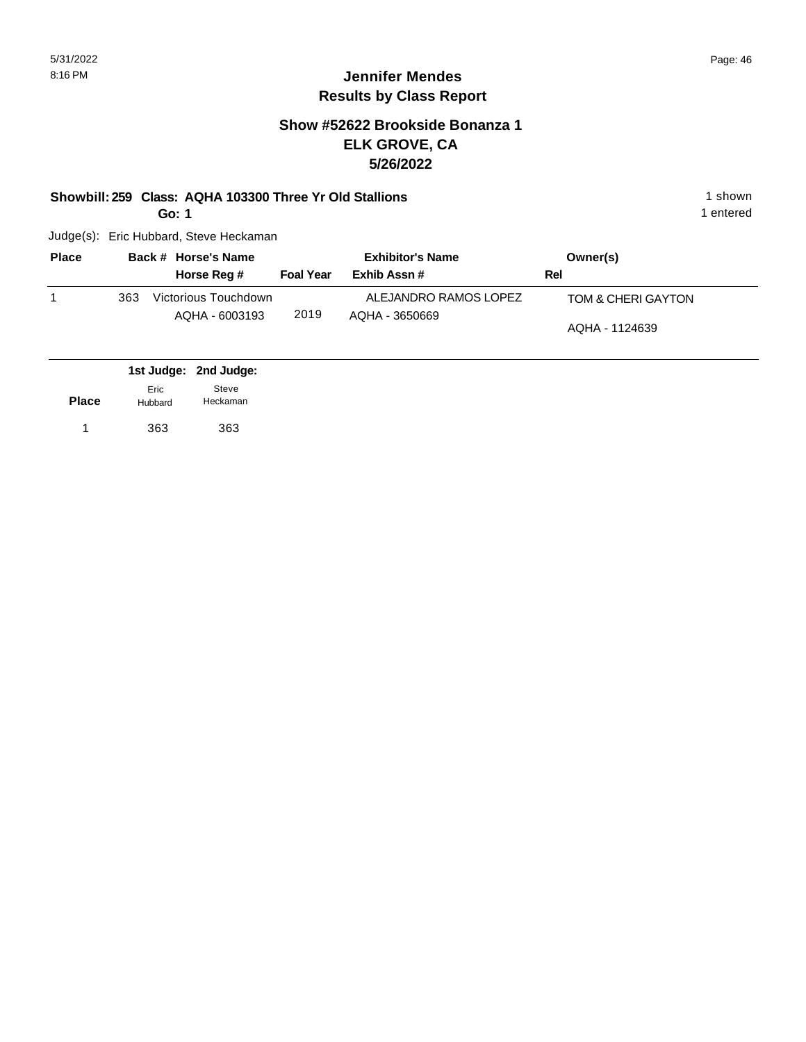# Jennifer Mendes
## Results by Class Report

### Show #52622 Brookside Bonanza 1
### ELK GROVE, CA
### 5/26/2022

**Showbill: 259 Class: AQHA 103300 Three Yr Old Stallions** 1 shown
**Go: 1** 1 entered

Judge(s): Eric Hubbard, Steve Heckaman

| Place | Back # | Horse's Name / Horse Reg # | Foal Year | Exhibitor's Name / Exhib Assn # | Owner(s) / Rel |
|---|---|---|---|---|---|
| 1 | 363 | Victorious Touchdown<br>AQHA - 6003193 | 2019 | ALEJANDRO RAMOS LOPEZ<br>AQHA - 3650669 | TOM & CHERI GAYTON<br>AQHA - 1124639 |

| Place | 1st Judge: Eric Hubbard | 2nd Judge: Steve Heckaman |
|---|---|---|
| 1 | 363 | 363 |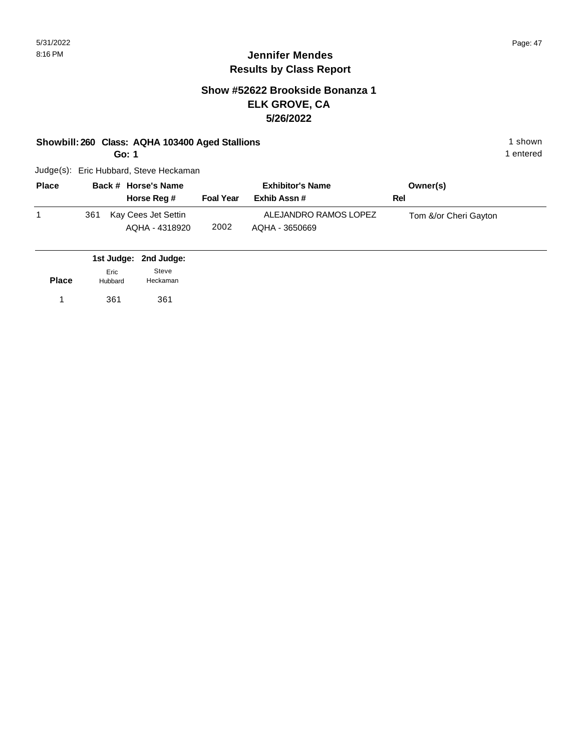# Jennifer Mendes
## Results by Class Report

### Show #52622 Brookside Bonanza 1
### ELK GROVE, CA
### 5/26/2022

**Showbill: 260 Class: AQHA 103400 Aged Stallions** — 1 shown

**Go: 1** — 1 entered

Judge(s): Eric Hubbard, Steve Heckaman

| Place | Back # | Horse's Name / Horse Reg # | Foal Year | Exhibitor's Name / Exhib Assn # | Owner(s) / Rel |
|---|---|---|---|---|---|
| 1 | 361 | Kay Cees Jet Settin / AQHA - 4318920 | 2002 | ALEJANDRO RAMOS LOPEZ / AQHA - 3650669 | Tom &/or Cheri Gayton |

| Place | 1st Judge: Eric Hubbard | 2nd Judge: Steve Heckaman |
|---|---|---|
| 1 | 361 | 361 |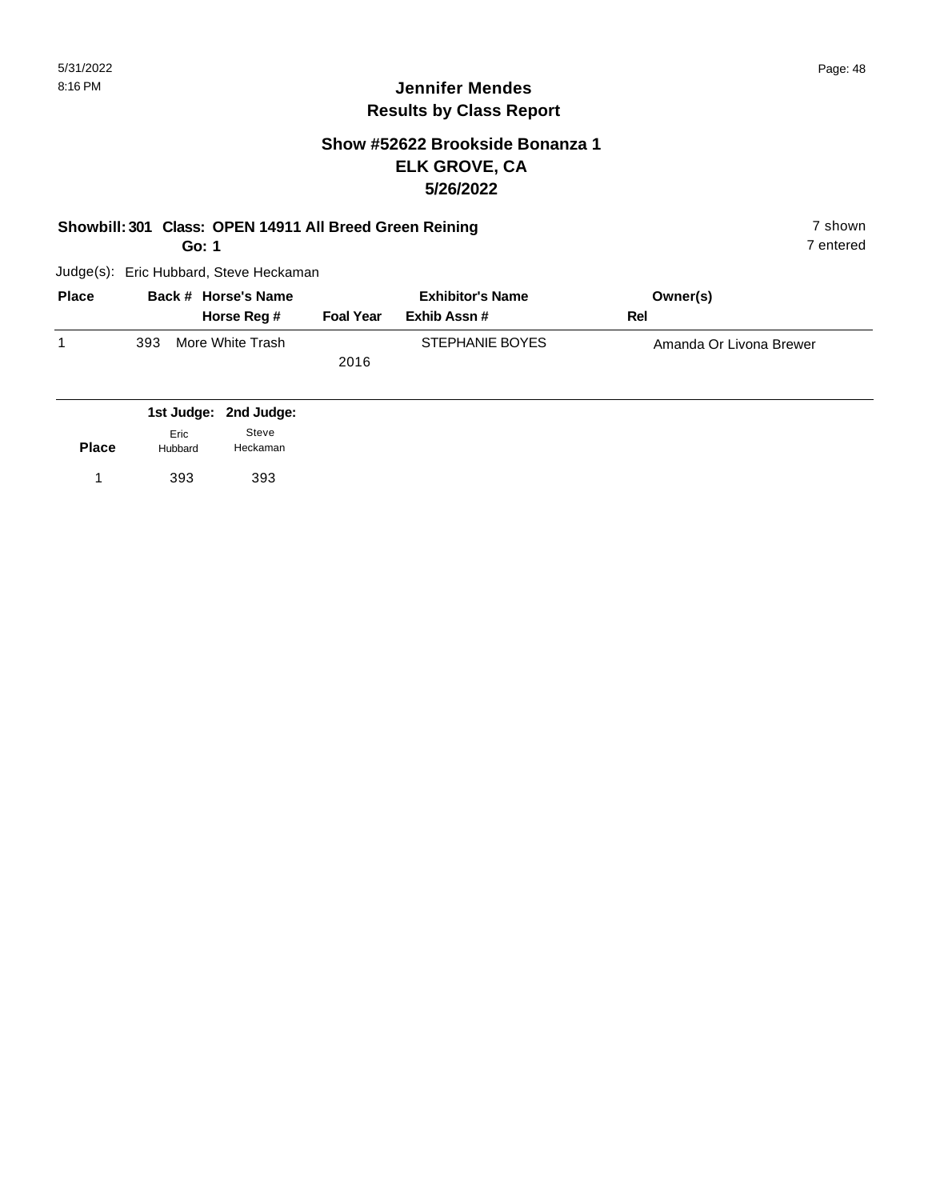## Jennifer Mendes
## Results by Class Report

### Show #52622 Brookside Bonanza 1
### ELK GROVE, CA
### 5/26/2022

**Showbill: 301 Class: OPEN 14911 All Breed Green Reining**
**Go: 1**

7 shown
7 entered

Judge(s): Eric Hubbard, Steve Heckaman

| Place | Back # | Horse's Name / Horse Reg # | Foal Year | Exhibitor's Name / Exhib Assn # | Owner(s) / Rel |
|---|---|---|---|---|---|
| 1 | 393 | More White Trash | 2016 | STEPHANIE BOYES | Amanda Or Livona Brewer |

| Place | 1st Judge: Eric Hubbard | 2nd Judge: Steve Heckaman |
|---|---|---|
| 1 | 393 | 393 |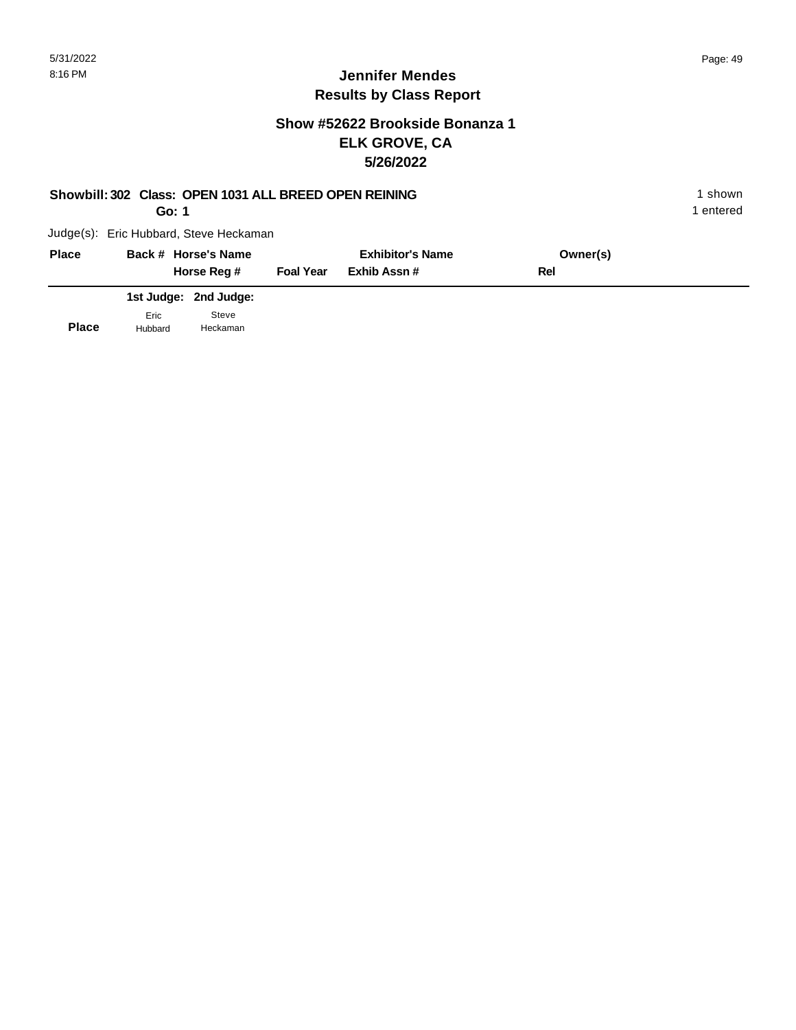**Jennifer Mendes**
**Results by Class Report**

**Show #52622 Brookside Bonanza 1**
**ELK GROVE, CA**
**5/26/2022**

**Showbill: 302 Class: OPEN 1031 ALL BREED OPEN REINING** 1 shown
**Go: 1** 1 entered

Judge(s): Eric Hubbard, Steve Heckaman

| Place | Back # | Horse's Name / Horse Reg # | Foal Year | Exhibitor's Name / Exhib Assn # | Owner(s) / Rel |
|---|---|---|---|---|---|

| | 1st Judge: | 2nd Judge: |
|---|---|---|
| **Place** | Eric Hubbard | Steve Heckaman |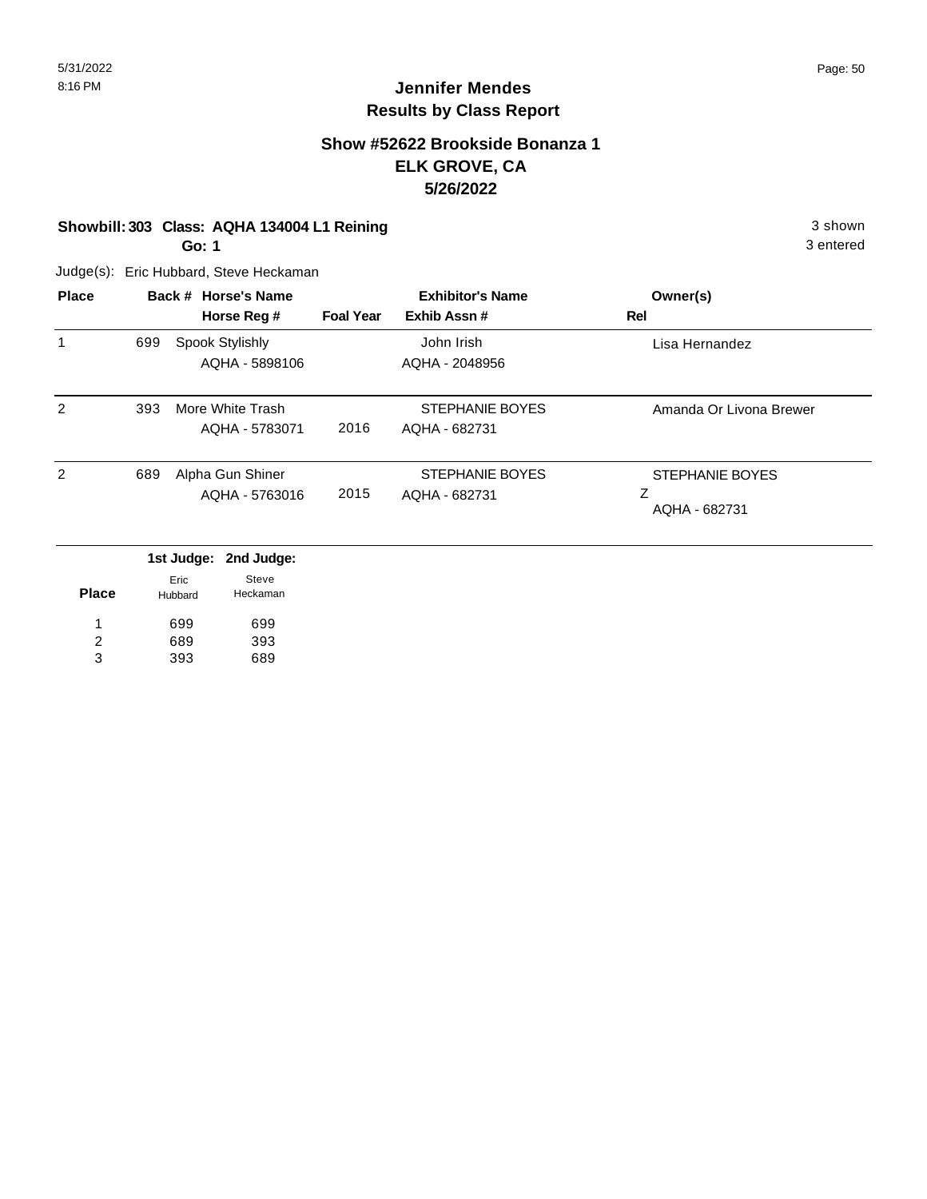# Jennifer Mendes
## Results by Class Report

### Show #52622 Brookside Bonanza 1
### ELK GROVE, CA
### 5/26/2022

**Showbill: 303 Class: AQHA 134004 L1 Reining** — 3 shown
**Go: 1** — 3 entered

Judge(s): Eric Hubbard, Steve Heckaman

| Place | Back # | Horse's Name / Horse Reg # | Foal Year | Exhibitor's Name / Exhib Assn # | Owner(s) / Rel |
|---|---|---|---|---|---|
| 1 | 699 | Spook Stylishly<br>AQHA - 5898106 | | John Irish<br>AQHA - 2048956 | Lisa Hernandez |
| 2 | 393 | More White Trash<br>AQHA - 5783071 | 2016 | STEPHANIE BOYES<br>AQHA - 682731 | Amanda Or Livona Brewer |
| 2 | 689 | Alpha Gun Shiner<br>AQHA - 5763016 | 2015 | STEPHANIE BOYES<br>AQHA - 682731 | STEPHANIE BOYES<br>Z<br>AQHA - 682731 |

| Place | 1st Judge: Eric Hubbard | 2nd Judge: Steve Heckaman |
|---|---|---|
| 1 | 699 | 699 |
| 2 | 689 | 393 |
| 3 | 393 | 689 |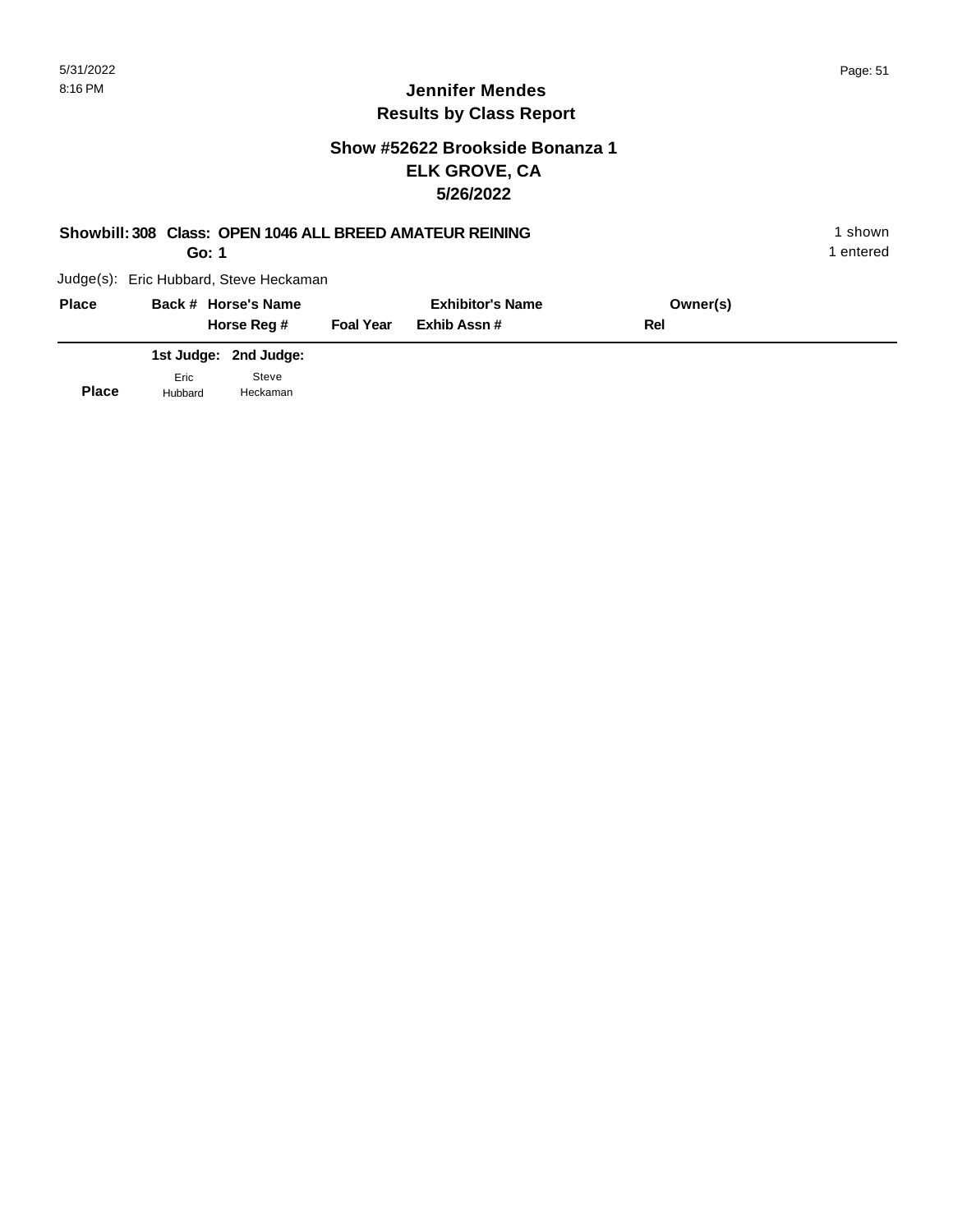# Jennifer Mendes
## Results by Class Report

### Show #52622 Brookside Bonanza 1
### ELK GROVE, CA
### 5/26/2022

**Showbill: 308 Class: OPEN 1046 ALL BREED AMATEUR REINING** — 1 shown

**Go: 1** — 1 entered

Judge(s): Eric Hubbard, Steve Heckaman

| Place | Back # | Horse's Name | | Exhibitor's Name | Owner(s) |
|---|---|---|---|---|---|
| | | Horse Reg # | Foal Year | Exhib Assn # | Rel |

| | 1st Judge: | 2nd Judge: |
|---|---|---|
| Place | Eric Hubbard | Steve Heckaman |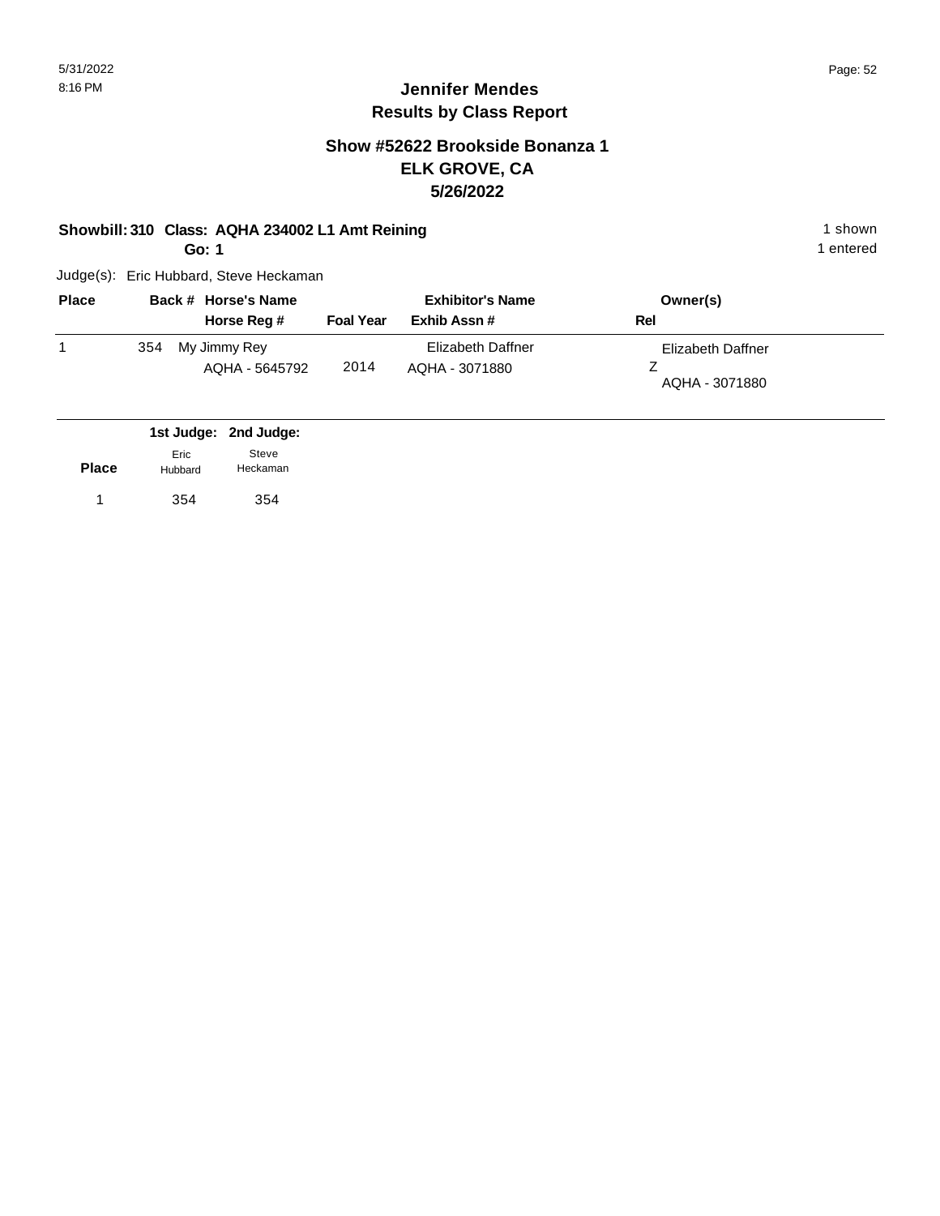# Jennifer Mendes
## Results by Class Report

### Show #52622 Brookside Bonanza 1
### ELK GROVE, CA
### 5/26/2022

**Showbill: 310 Class: AQHA 234002 L1 Amt Reining** — 1 shown

**Go: 1** — 1 entered

Judge(s): Eric Hubbard, Steve Heckaman

| Place | Back # | Horse's Name / Horse Reg # | Foal Year | Exhibitor's Name / Exhib Assn # | Owner(s) / Rel |
|---|---|---|---|---|---|
| 1 | 354 | My Jimmy Rey<br>AQHA - 5645792 | 2014 | Elizabeth Daffner<br>AQHA - 3071880 | Elizabeth Daffner<br>Z<br>AQHA - 3071880 |

| Place | 1st Judge: Eric Hubbard | 2nd Judge: Steve Heckaman |
|---|---|---|
| 1 | 354 | 354 |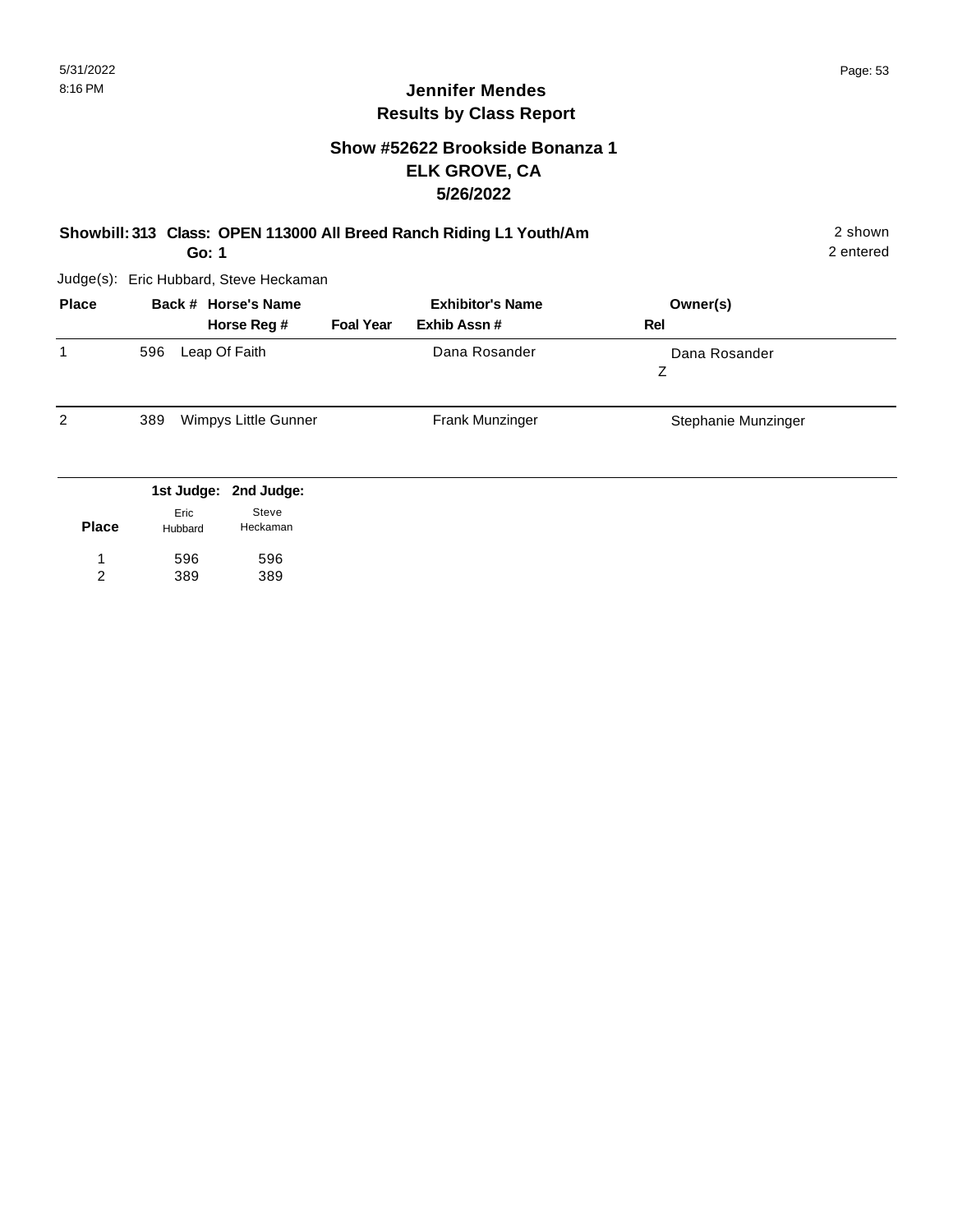# Jennifer Mendes
## Results by Class Report

### Show #52622 Brookside Bonanza 1
### ELK GROVE, CA
### 5/26/2022

**Showbill: 313 Class: OPEN 113000 All Breed Ranch Riding L1 Youth/Am** — 2 shown, 2 entered

**Go: 1**

Judge(s): Eric Hubbard, Steve Heckaman

| Place | Back # | Horse's Name / Horse Reg # | Foal Year | Exhibitor's Name / Exhib Assn # | Owner(s) / Rel |
|---|---|---|---|---|---|
| 1 | 596 | Leap Of Faith | | Dana Rosander | Dana Rosander<br>Z |
| 2 | 389 | Wimpys Little Gunner | | Frank Munzinger | Stephanie Munzinger |

| Place | 1st Judge: Eric Hubbard | 2nd Judge: Steve Heckaman |
|---|---|---|
| 1 | 596 | 596 |
| 2 | 389 | 389 |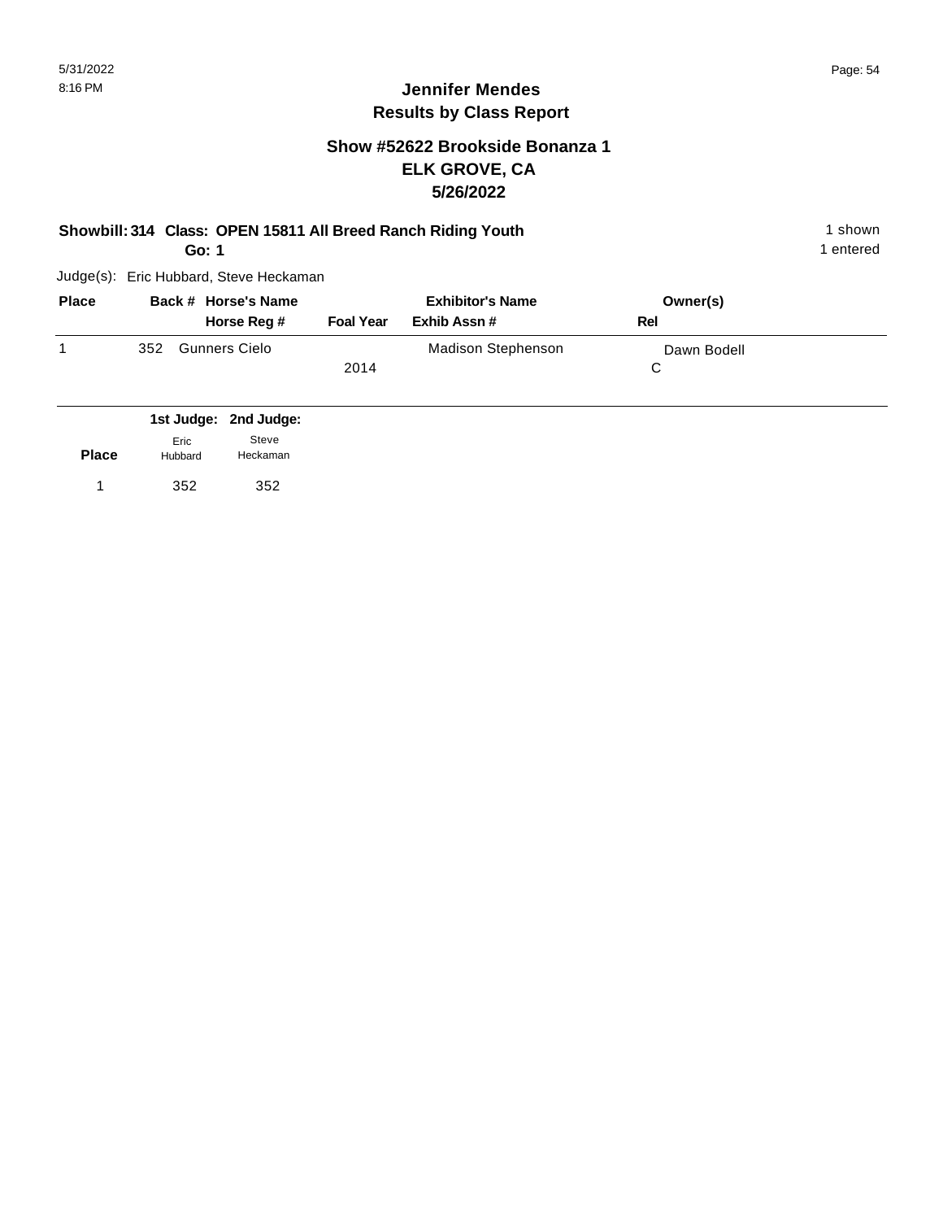## Jennifer Mendes
## Results by Class Report

### Show #52622 Brookside Bonanza 1
### ELK GROVE, CA
### 5/26/2022

**Showbill: 314 Class: OPEN 15811 All Breed Ranch Riding Youth** — 1 shown

**Go: 1** — 1 entered

Judge(s): Eric Hubbard, Steve Heckaman

| Place | Back # | Horse's Name / Horse Reg # | Foal Year | Exhibitor's Name / Exhib Assn # | Owner(s) / Rel |
|---|---|---|---|---|---|
| 1 | 352 | Gunners Cielo | 2014 | Madison Stephenson | Dawn Bodell / C |

| Place | 1st Judge: Eric Hubbard | 2nd Judge: Steve Heckaman |
|---|---|---|
| 1 | 352 | 352 |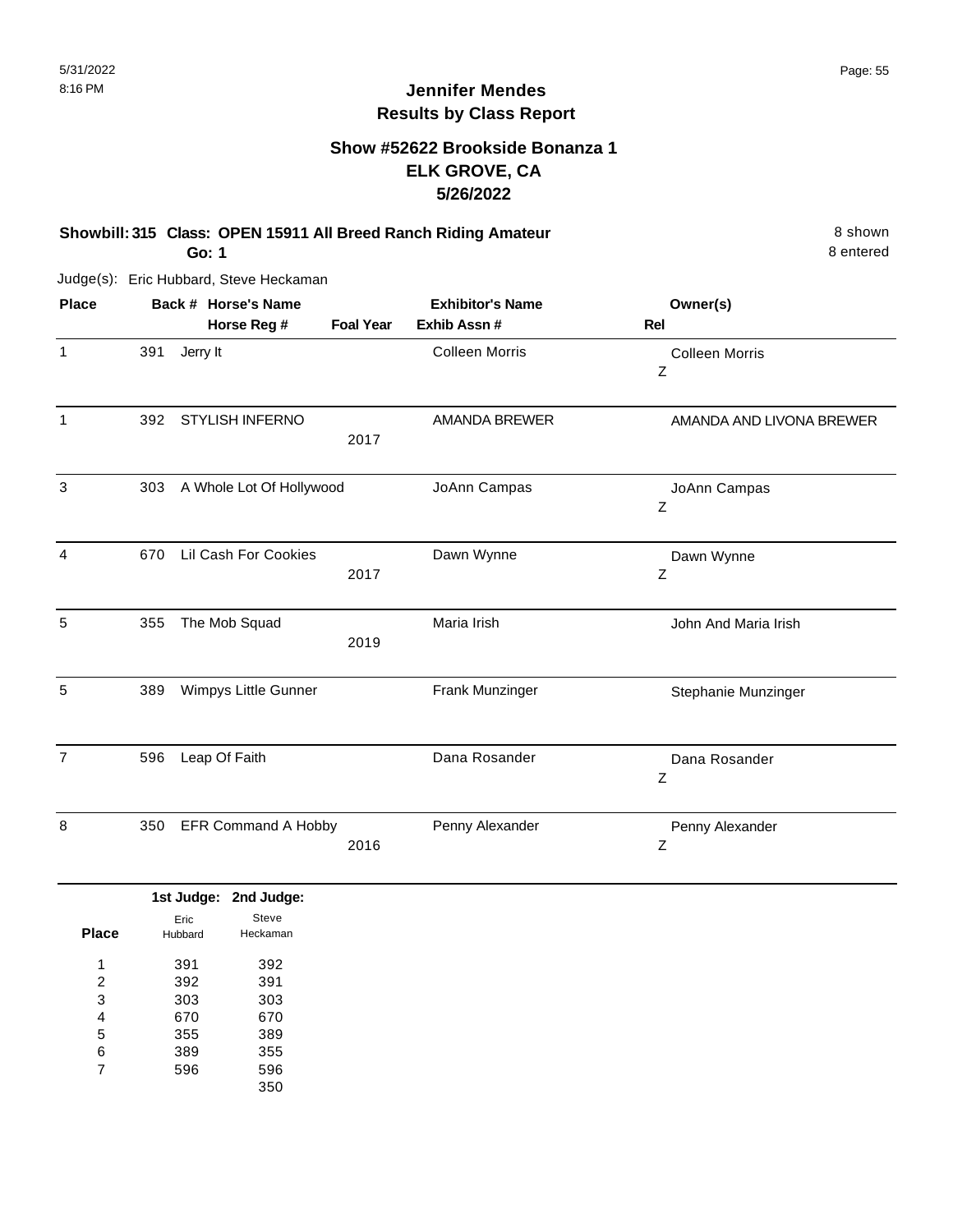# Jennifer Mendes
## Results by Class Report

### Show #52622 Brookside Bonanza 1
### ELK GROVE, CA
### 5/26/2022

**Showbill: 315 Class: OPEN 15911 All Breed Ranch Riding Amateur** 8 shown
**Go: 1** 8 entered

Judge(s): Eric Hubbard, Steve Heckaman

| Place | Back # | Horse's Name / Horse Reg # | Foal Year | Exhibitor's Name / Exhib Assn # | Owner(s) / Rel |
|---|---|---|---|---|---|
| 1 | 391 | Jerry It | | Colleen Morris | Colleen Morris<br>Z |
| 1 | 392 | STYLISH INFERNO | 2017 | AMANDA BREWER | AMANDA AND LIVONA BREWER |
| 3 | 303 | A Whole Lot Of Hollywood | | JoAnn Campas | JoAnn Campas<br>Z |
| 4 | 670 | Lil Cash For Cookies | 2017 | Dawn Wynne | Dawn Wynne<br>Z |
| 5 | 355 | The Mob Squad | 2019 | Maria Irish | John And Maria Irish |
| 5 | 389 | Wimpys Little Gunner | | Frank Munzinger | Stephanie Munzinger |
| 7 | 596 | Leap Of Faith | | Dana Rosander | Dana Rosander<br>Z |
| 8 | 350 | EFR Command A Hobby | 2016 | Penny Alexander | Penny Alexander<br>Z |

| Place | 1st Judge: Eric Hubbard | 2nd Judge: Steve Heckaman |
|---|---|---|
| 1 | 391 | 392 |
| 2 | 392 | 391 |
| 3 | 303 | 303 |
| 4 | 670 | 670 |
| 5 | 355 | 389 |
| 6 | 389 | 355 |
| 7 | 596 | 596 |
| | | 350 |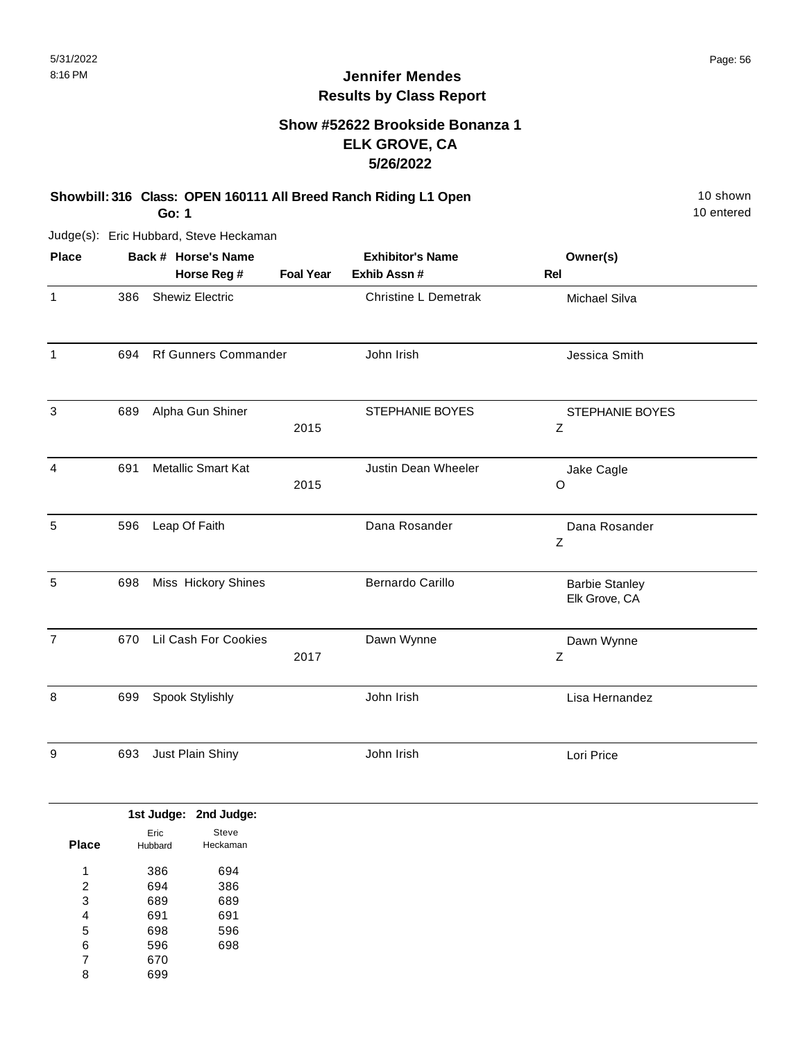# Jennifer Mendes
## Results by Class Report

### Show #52622 Brookside Bonanza 1
### ELK GROVE, CA
### 5/26/2022

**Showbill: 316 Class: OPEN 160111 All Breed Ranch Riding L1 Open** 10 shown
**Go: 1** 10 entered

Judge(s): Eric Hubbard, Steve Heckaman

| Place | Back # | Horse's Name / Horse Reg # | Foal Year | Exhibitor's Name / Exhib Assn # | Rel | Owner(s) |
|---|---|---|---|---|---|---|
| 1 | 386 | Shewiz Electric | | Christine L Demetrak | | Michael Silva |
| 1 | 694 | Rf Gunners Commander | | John Irish | | Jessica Smith |
| 3 | 689 | Alpha Gun Shiner | 2015 | STEPHANIE BOYES | Z | STEPHANIE BOYES |
| 4 | 691 | Metallic Smart Kat | 2015 | Justin Dean Wheeler | O | Jake Cagle |
| 5 | 596 | Leap Of Faith | | Dana Rosander | Z | Dana Rosander |
| 5 | 698 | Miss Hickory Shines | | Bernardo Carillo | | Barbie Stanley, Elk Grove, CA |
| 7 | 670 | Lil Cash For Cookies | 2017 | Dawn Wynne | Z | Dawn Wynne |
| 8 | 699 | Spook Stylishly | | John Irish | | Lisa Hernandez |
| 9 | 693 | Just Plain Shiny | | John Irish | | Lori Price |

| Place | 1st Judge: Eric Hubbard | 2nd Judge: Steve Heckaman |
|---|---|---|
| 1 | 386 | 694 |
| 2 | 694 | 386 |
| 3 | 689 | 689 |
| 4 | 691 | 691 |
| 5 | 698 | 596 |
| 6 | 596 | 698 |
| 7 | 670 | |
| 8 | 699 | |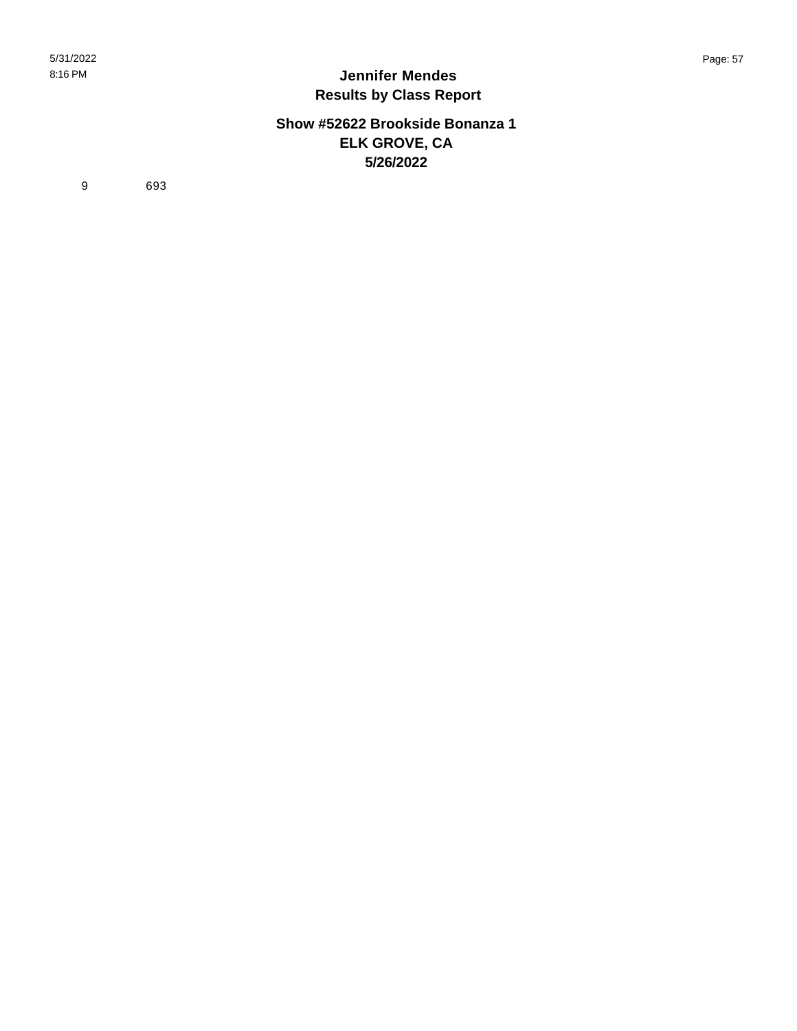**Jennifer Mendes**
**Results by Class Report**

**Show #52622 Brookside Bonanza 1**
**ELK GROVE, CA**
**5/26/2022**

| | |
|---|---|
| 9 | 693 |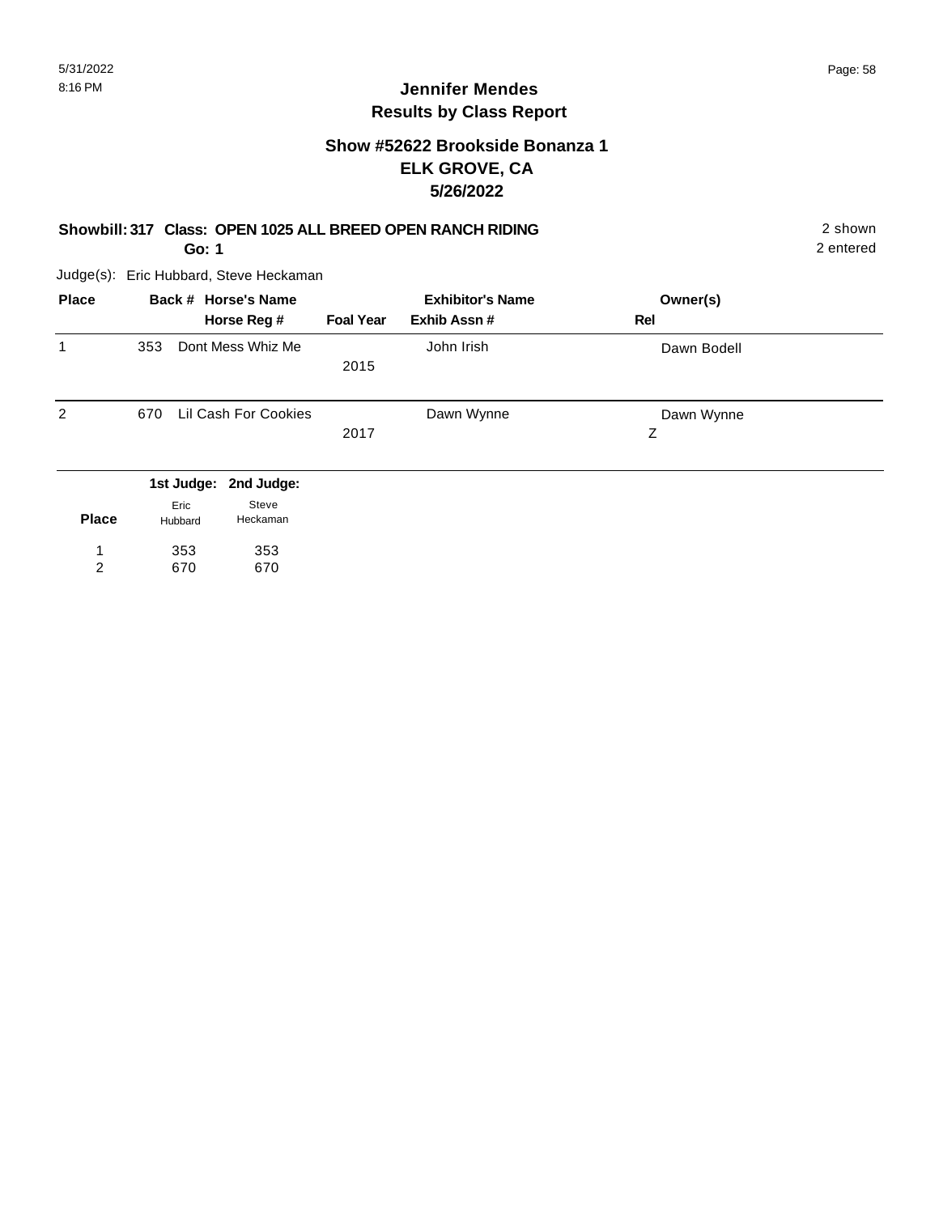# Jennifer Mendes
## Results by Class Report

### Show #52622 Brookside Bonanza 1
### ELK GROVE, CA
### 5/26/2022

**Showbill: 317 Class: OPEN 1025 ALL BREED OPEN RANCH RIDING** 2 shown
**Go: 1** 2 entered

Judge(s): Eric Hubbard, Steve Heckaman

| Place | Back # | Horse's Name / Horse Reg # | Foal Year | Exhibitor's Name / Exhib Assn # | Owner(s) / Rel |
|---|---|---|---|---|---|
| 1 | 353 | Dont Mess Whiz Me | 2015 | John Irish | Dawn Bodell |
| 2 | 670 | Lil Cash For Cookies | 2017 | Dawn Wynne | Dawn Wynne<br>Z |

| Place | 1st Judge: Eric Hubbard | 2nd Judge: Steve Heckaman |
|---|---|---|
| 1 | 353 | 353 |
| 2 | 670 | 670 |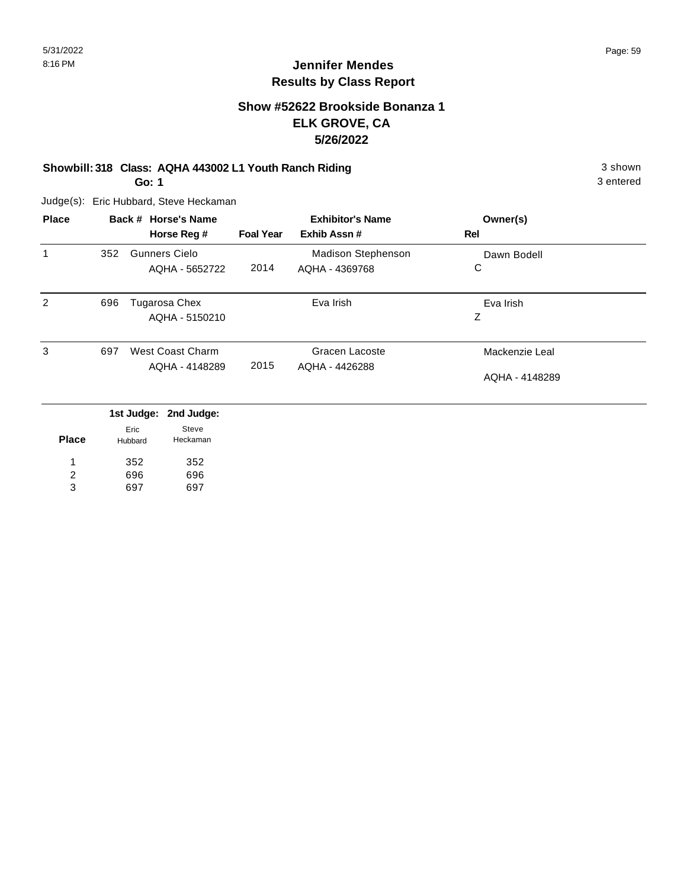# Jennifer Mendes
## Results by Class Report

### Show #52622 Brookside Bonanza 1
### ELK GROVE, CA
### 5/26/2022

**Showbill: 318 Class: AQHA 443002 L1 Youth Ranch Riding** — 3 shown

**Go: 1** — 3 entered

Judge(s): Eric Hubbard, Steve Heckaman

| Place | Back # | Horse's Name / Horse Reg # | Foal Year | Exhibitor's Name / Exhib Assn # | Owner(s) / Rel |
|---|---|---|---|---|---|
| 1 | 352 | Gunners Cielo<br>AQHA - 5652722 | 2014 | Madison Stephenson<br>AQHA - 4369768 | Dawn Bodell<br>C |
| 2 | 696 | Tugarosa Chex<br>AQHA - 5150210 | | Eva Irish | Eva Irish<br>Z |
| 3 | 697 | West Coast Charm<br>AQHA - 4148289 | 2015 | Gracen Lacoste<br>AQHA - 4426288 | Mackenzie Leal<br>AQHA - 4148289 |

| Place | 1st Judge: Eric Hubbard | 2nd Judge: Steve Heckaman |
|---|---|---|
| 1 | 352 | 352 |
| 2 | 696 | 696 |
| 3 | 697 | 697 |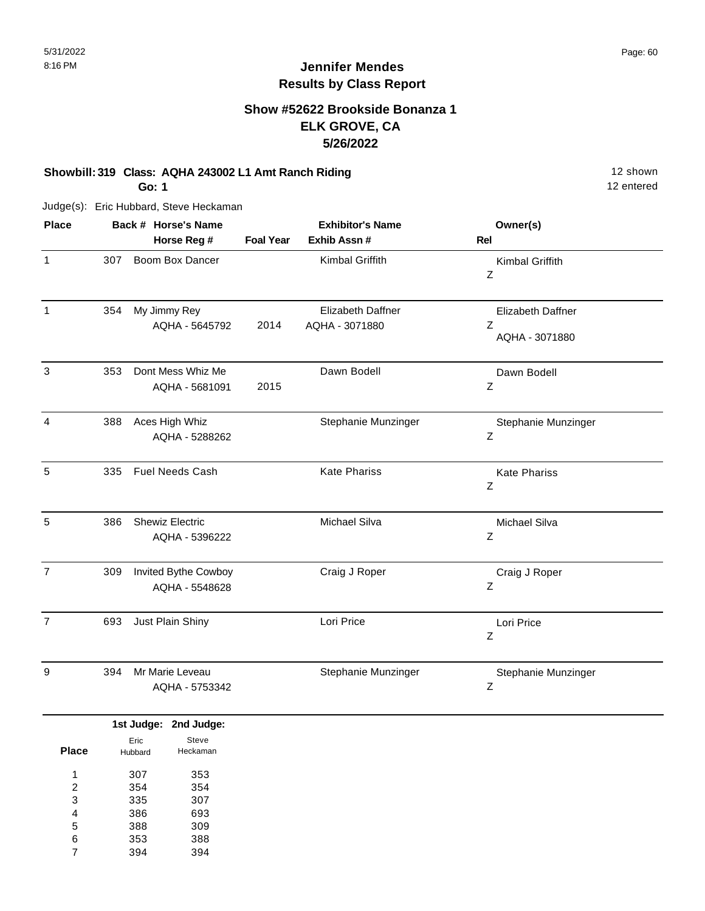# Jennifer Mendes
## Results by Class Report

### Show #52622 Brookside Bonanza 1
### ELK GROVE, CA
### 5/26/2022

**Showbill: 319 Class: AQHA 243002 L1 Amt Ranch Riding** 12 shown
**Go: 1** 12 entered

Judge(s): Eric Hubbard, Steve Heckaman

| Place | Back # | Horse's Name / Horse Reg # | Foal Year | Exhibitor's Name / Exhib Assn # | Owner(s) / Rel |
|---|---|---|---|---|---|
| 1 | 307 | Boom Box Dancer | | Kimbal Griffith | Kimbal Griffith<br>Z |
| 1 | 354 | My Jimmy Rey<br>AQHA - 5645792 | 2014 | Elizabeth Daffner<br>AQHA - 3071880 | Elizabeth Daffner<br>Z<br>AQHA - 3071880 |
| 3 | 353 | Dont Mess Whiz Me<br>AQHA - 5681091 | 2015 | Dawn Bodell | Dawn Bodell<br>Z |
| 4 | 388 | Aces High Whiz<br>AQHA - 5288262 | | Stephanie Munzinger | Stephanie Munzinger<br>Z |
| 5 | 335 | Fuel Needs Cash | | Kate Phariss | Kate Phariss<br>Z |
| 5 | 386 | Shewiz Electric<br>AQHA - 5396222 | | Michael Silva | Michael Silva<br>Z |
| 7 | 309 | Invited Bythe Cowboy<br>AQHA - 5548628 | | Craig J Roper | Craig J Roper<br>Z |
| 7 | 693 | Just Plain Shiny | | Lori Price | Lori Price<br>Z |
| 9 | 394 | Mr Marie Leveau<br>AQHA - 5753342 | | Stephanie Munzinger | Stephanie Munzinger<br>Z |

| Place | 1st Judge: Eric Hubbard | 2nd Judge: Steve Heckaman |
|---|---|---|
| 1 | 307 | 353 |
| 2 | 354 | 354 |
| 3 | 335 | 307 |
| 4 | 386 | 693 |
| 5 | 388 | 309 |
| 6 | 353 | 388 |
| 7 | 394 | 394 |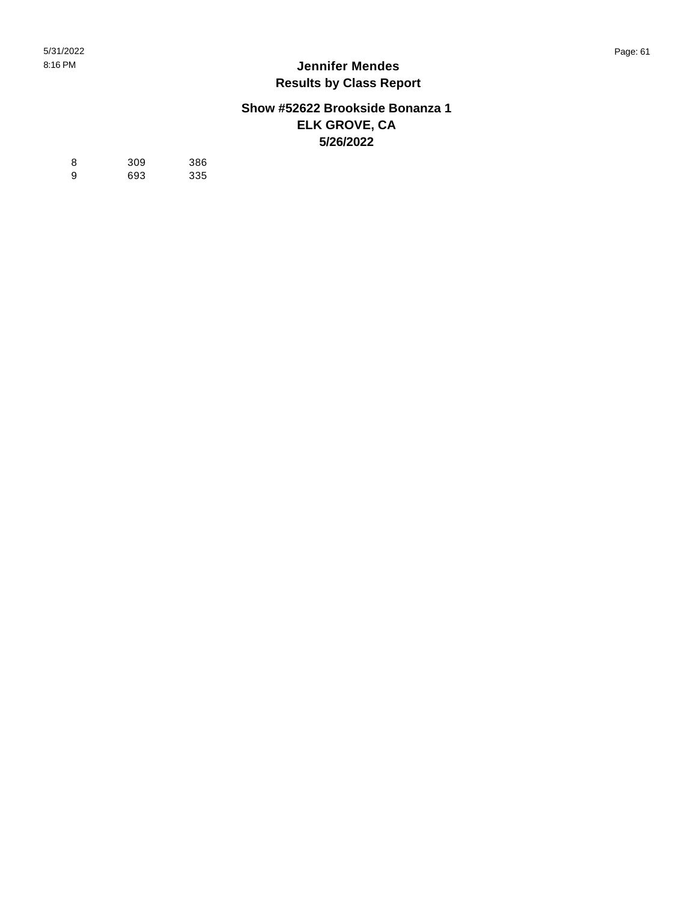| 8 | 309 | 386 |
|---|---|---|
| 9 | 693 | 335 |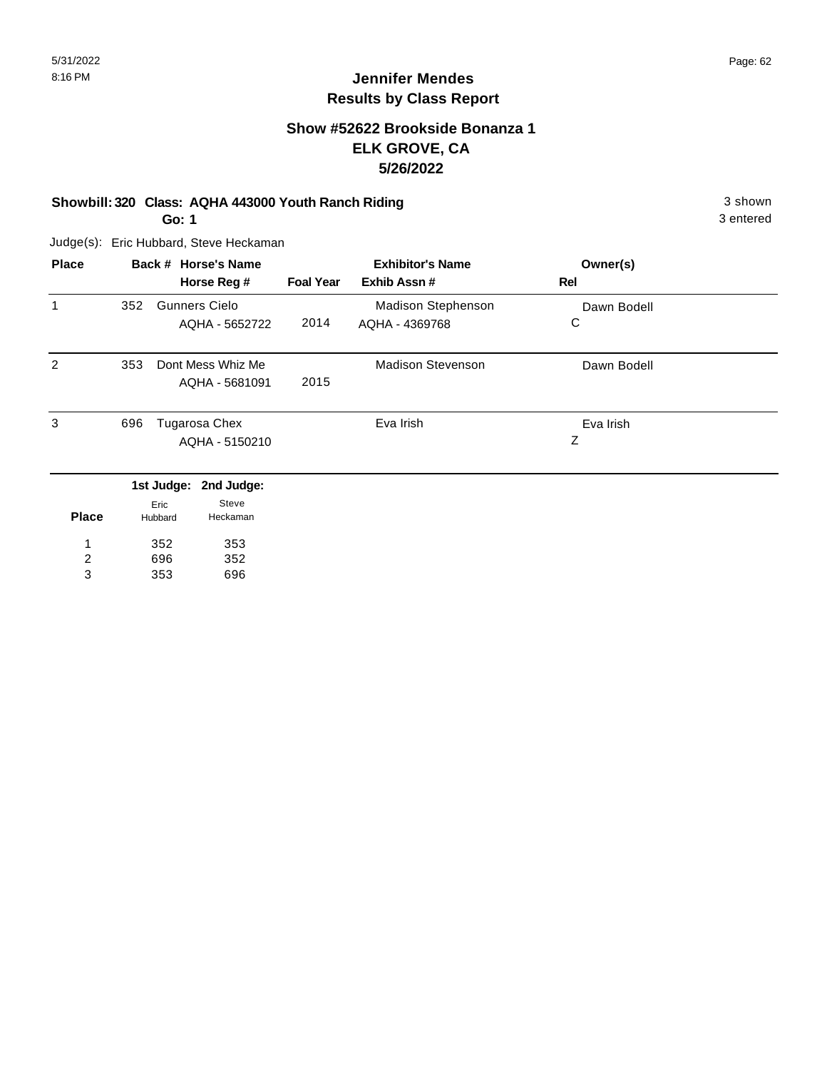# Jennifer Mendes
## Results by Class Report

### Show #52622 Brookside Bonanza 1
### ELK GROVE, CA
### 5/26/2022

**Showbill: 320 Class: AQHA 443000 Youth Ranch Riding** 3 shown

**Go: 1** 3 entered

Judge(s): Eric Hubbard, Steve Heckaman

| Place | Back # | Horse's Name / Horse Reg # | Foal Year | Exhibitor's Name / Exhib Assn # | Owner(s) / Rel |
|---|---|---|---|---|---|
| 1 | 352 | Gunners Cielo / AQHA - 5652722 | 2014 | Madison Stephenson / AQHA - 4369768 | Dawn Bodell / C |
| 2 | 353 | Dont Mess Whiz Me / AQHA - 5681091 | 2015 | Madison Stevenson | Dawn Bodell |
| 3 | 696 | Tugarosa Chex / AQHA - 5150210 | | Eva Irish | Eva Irish / Z |

| Place | 1st Judge: Eric Hubbard | 2nd Judge: Steve Heckaman |
|---|---|---|
| 1 | 352 | 353 |
| 2 | 696 | 352 |
| 3 | 353 | 696 |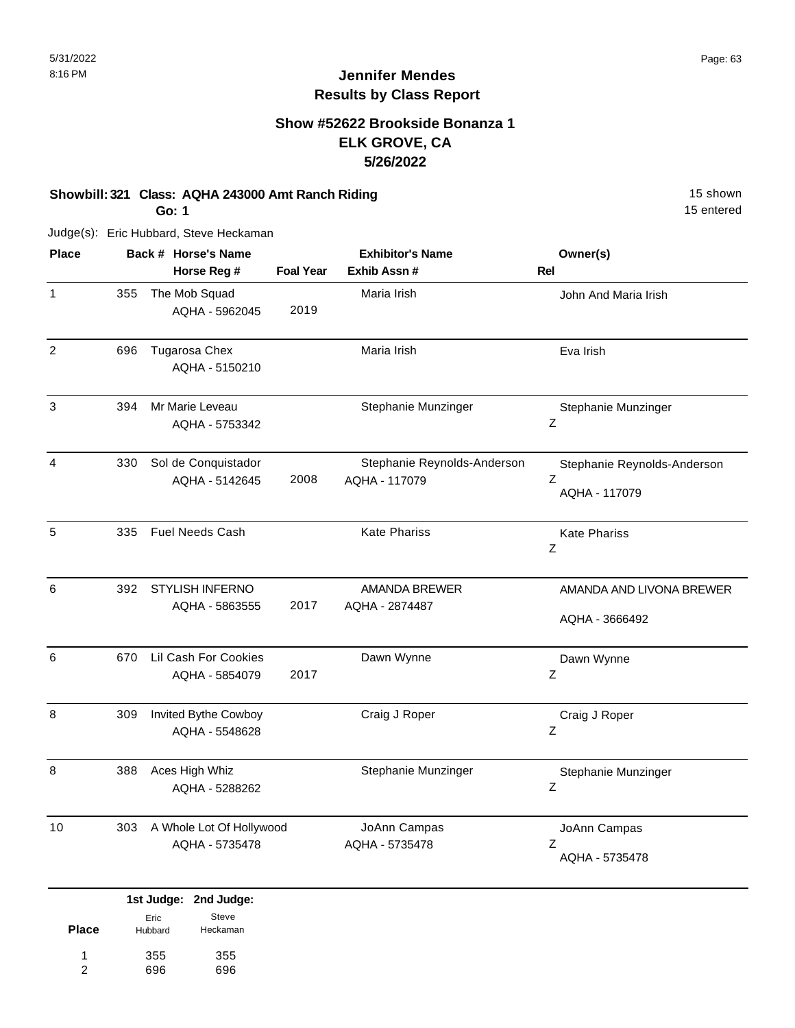5/31/2022
8:16 PM

# Jennifer Mendes
## Results by Class Report

### Show #52622 Brookside Bonanza 1
### ELK GROVE, CA
### 5/26/2022

**Showbill: 321 Class: AQHA 243000 Amt Ranch Riding** 15 shown
**Go: 1** 15 entered

Judge(s): Eric Hubbard, Steve Heckaman

| Place | Back # | Horse's Name / Horse Reg # | Foal Year | Exhibitor's Name / Exhib Assn # | Rel | Owner(s) |
|---|---|---|---|---|---|---|
| 1 | 355 | The Mob Squad<br>AQHA - 5962045 | 2019 | Maria Irish | | John And Maria Irish |
| 2 | 696 | Tugarosa Chex<br>AQHA - 5150210 | | Maria Irish | | Eva Irish |
| 3 | 394 | Mr Marie Leveau<br>AQHA - 5753342 | | Stephanie Munzinger | Z | Stephanie Munzinger |
| 4 | 330 | Sol de Conquistador<br>AQHA - 5142645 | 2008 | Stephanie Reynolds-Anderson<br>AQHA - 117079 | Z | Stephanie Reynolds-Anderson<br>AQHA - 117079 |
| 5 | 335 | Fuel Needs Cash | | Kate Phariss | Z | Kate Phariss |
| 6 | 392 | STYLISH INFERNO<br>AQHA - 5863555 | 2017 | AMANDA BREWER<br>AQHA - 2874487 | | AMANDA AND LIVONA BREWER<br>AQHA - 3666492 |
| 6 | 670 | Lil Cash For Cookies<br>AQHA - 5854079 | 2017 | Dawn Wynne | Z | Dawn Wynne |
| 8 | 309 | Invited Bythe Cowboy<br>AQHA - 5548628 | | Craig J Roper | Z | Craig J Roper |
| 8 | 388 | Aces High Whiz<br>AQHA - 5288262 | | Stephanie Munzinger | Z | Stephanie Munzinger |
| 10 | 303 | A Whole Lot Of Hollywood<br>AQHA - 5735478 | | JoAnn Campas<br>AQHA - 5735478 | Z | JoAnn Campas<br>AQHA - 5735478 |

| Place | 1st Judge: Eric Hubbard | 2nd Judge: Steve Heckaman |
|---|---|---|
| 1 | 355 | 355 |
| 2 | 696 | 696 |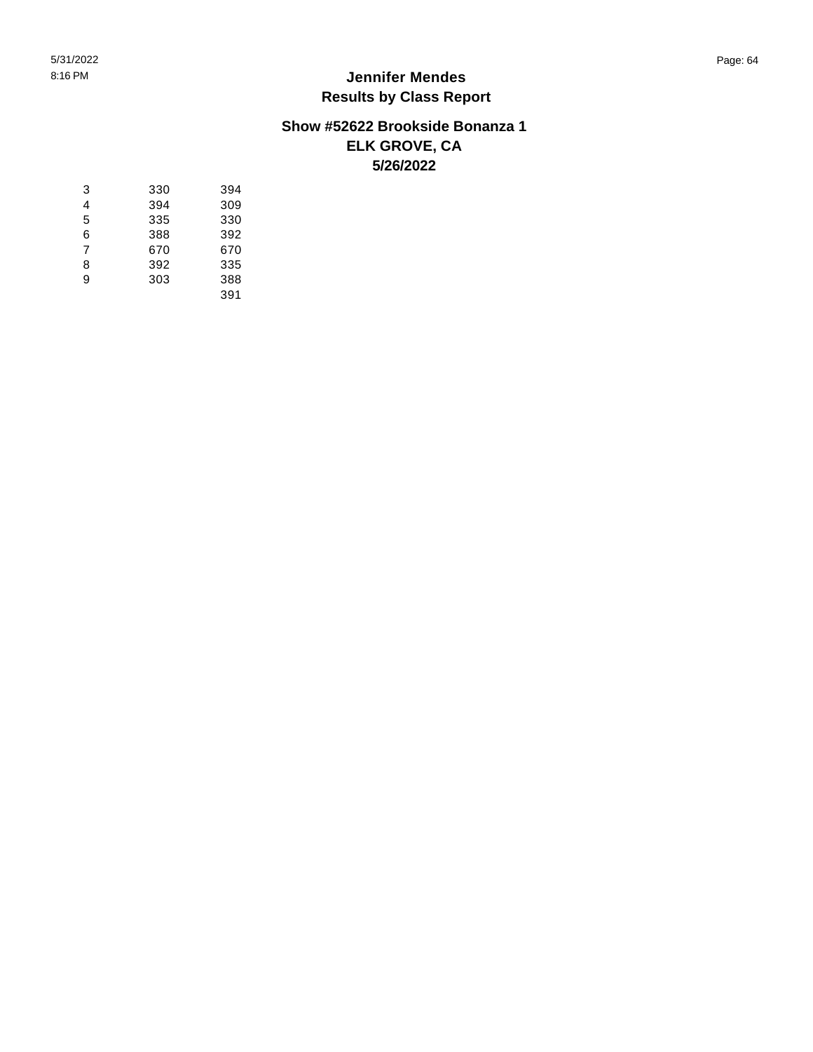## Jennifer Mendes
## Results by Class Report

### Show #52622 Brookside Bonanza 1
### ELK GROVE, CA
### 5/26/2022

| | | |
|---|---|---|
| 3 | 330 | 394 |
| 4 | 394 | 309 |
| 5 | 335 | 330 |
| 6 | 388 | 392 |
| 7 | 670 | 670 |
| 8 | 392 | 335 |
| 9 | 303 | 388 |
| | | 391 |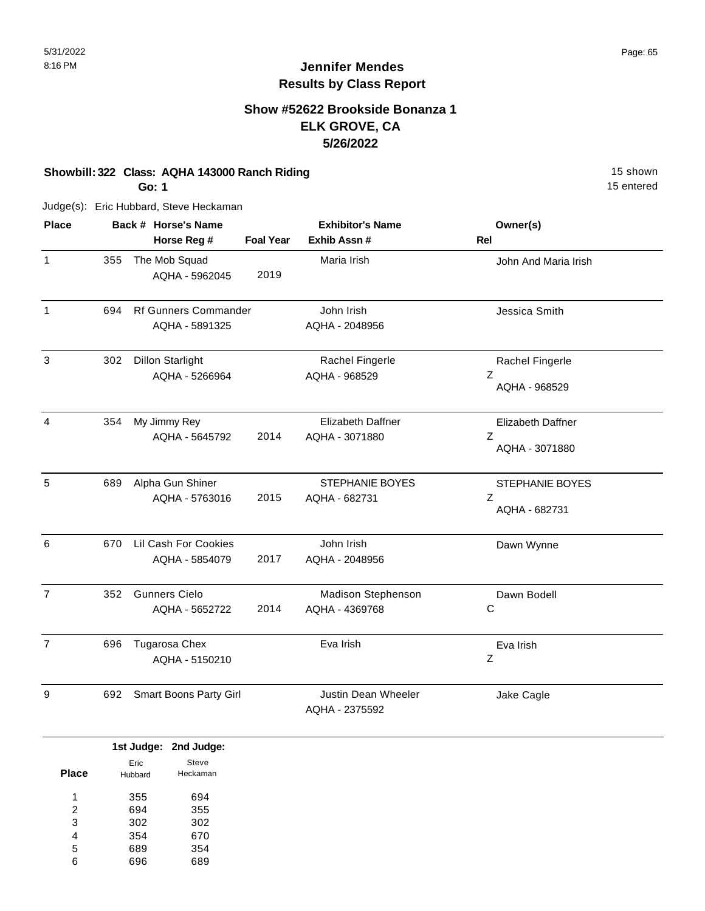# Jennifer Mendes
## Results by Class Report

### Show #52622 Brookside Bonanza 1
### ELK GROVE, CA
### 5/26/2022

**Showbill: 322 Class: AQHA 143000 Ranch Riding** 15 shown
**Go: 1** 15 entered

Judge(s): Eric Hubbard, Steve Heckaman

| Place | Back # | Horse's Name / Horse Reg # | Foal Year | Exhibitor's Name / Exhib Assn # | Owner(s) / Rel |
|---|---|---|---|---|---|
| 1 | 355 | The Mob Squad<br>AQHA - 5962045 | 2019 | Maria Irish | John And Maria Irish |
| 1 | 694 | Rf Gunners Commander<br>AQHA - 5891325 | | John Irish<br>AQHA - 2048956 | Jessica Smith |
| 3 | 302 | Dillon Starlight<br>AQHA - 5266964 | | Rachel Fingerle<br>AQHA - 968529 | Rachel Fingerle<br>Z<br>AQHA - 968529 |
| 4 | 354 | My Jimmy Rey<br>AQHA - 5645792 | 2014 | Elizabeth Daffner<br>AQHA - 3071880 | Elizabeth Daffner<br>Z<br>AQHA - 3071880 |
| 5 | 689 | Alpha Gun Shiner<br>AQHA - 5763016 | 2015 | STEPHANIE BOYES<br>AQHA - 682731 | STEPHANIE BOYES<br>Z<br>AQHA - 682731 |
| 6 | 670 | Lil Cash For Cookies<br>AQHA - 5854079 | 2017 | John Irish<br>AQHA - 2048956 | Dawn Wynne |
| 7 | 352 | Gunners Cielo<br>AQHA - 5652722 | 2014 | Madison Stephenson<br>AQHA - 4369768 | Dawn Bodell<br>C |
| 7 | 696 | Tugarosa Chex<br>AQHA - 5150210 | | Eva Irish | Eva Irish<br>Z |
| 9 | 692 | Smart Boons Party Girl | | Justin Dean Wheeler<br>AQHA - 2375592 | Jake Cagle |

| Place | 1st Judge: Eric Hubbard | 2nd Judge: Steve Heckaman |
|---|---|---|
| 1 | 355 | 694 |
| 2 | 694 | 355 |
| 3 | 302 | 302 |
| 4 | 354 | 670 |
| 5 | 689 | 354 |
| 6 | 696 | 689 |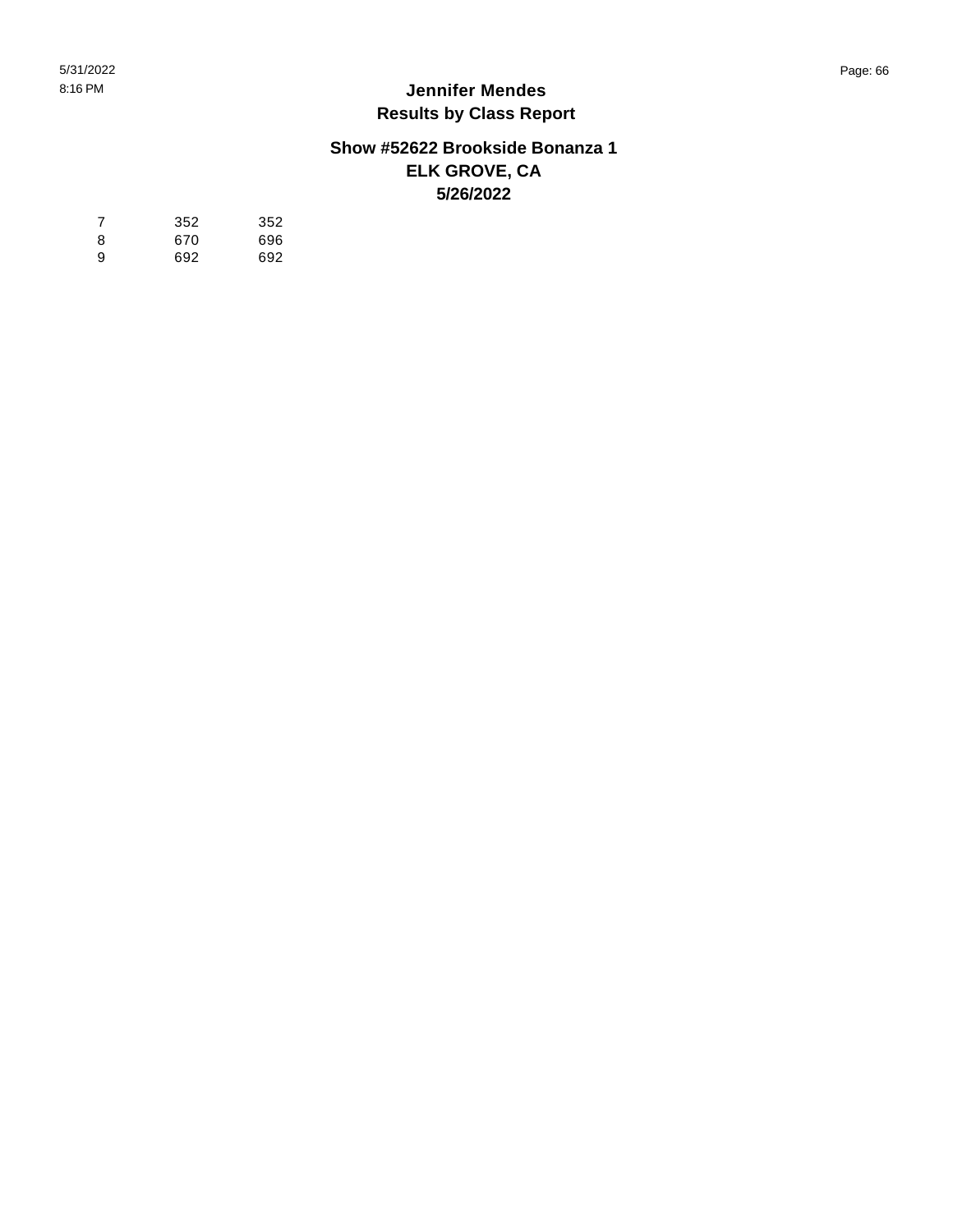# Jennifer Mendes

## Results by Class Report

### Show #52622 Brookside Bonanza 1

### ELK GROVE, CA

### 5/26/2022

| | | |
|---|---|---|
| 7 | 352 | 352 |
| 8 | 670 | 696 |
| 9 | 692 | 692 |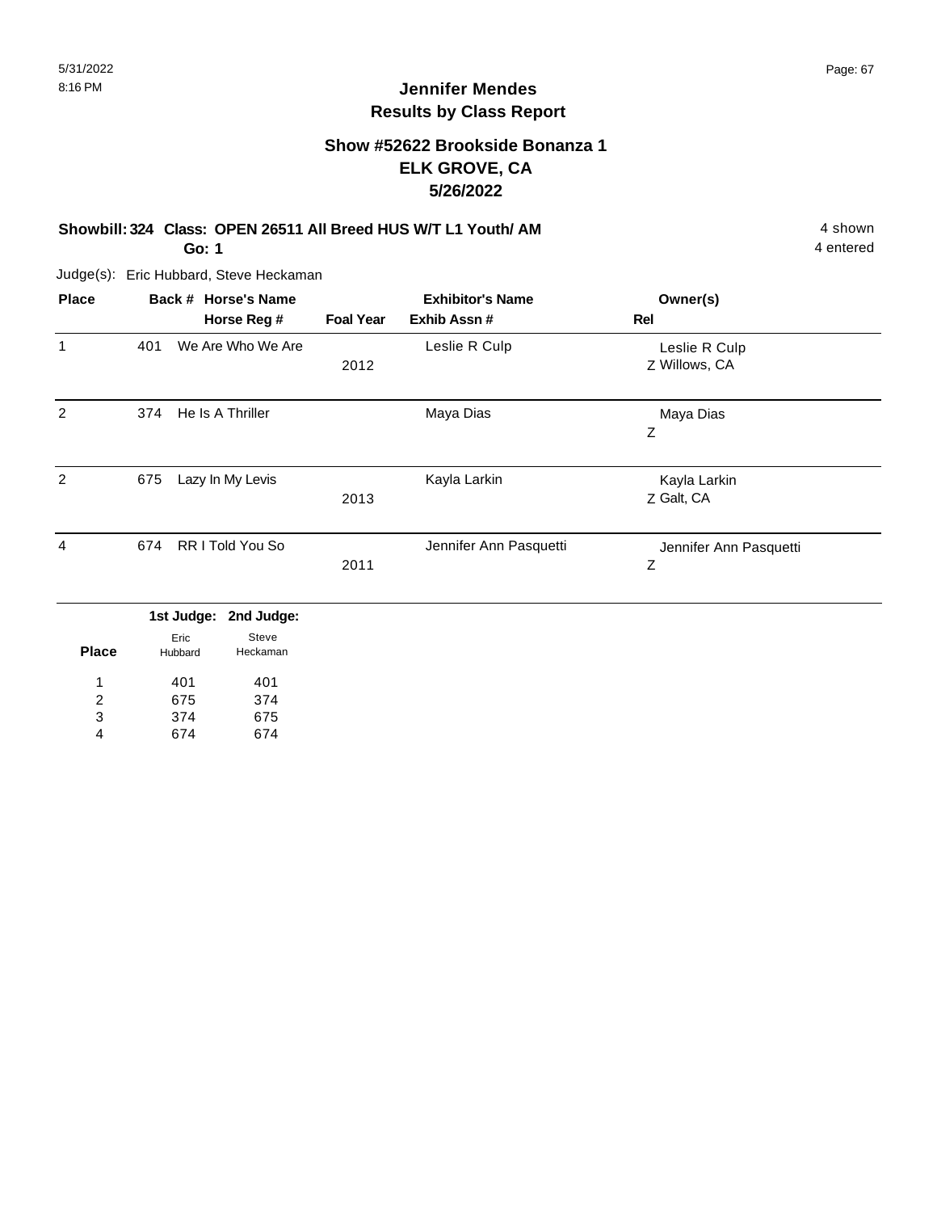# Jennifer Mendes
## Results by Class Report

### Show #52622 Brookside Bonanza 1
### ELK GROVE, CA
### 5/26/2022

**Showbill: 324 Class: OPEN 26511 All Breed HUS W/T L1 Youth/ AM** 4 shown
**Go: 1** 4 entered

Judge(s): Eric Hubbard, Steve Heckaman

| Place | Back # | Horse's Name / Horse Reg # | Foal Year | Exhibitor's Name / Exhib Assn # | Owner(s) / Rel |
|---|---|---|---|---|---|
| 1 | 401 | We Are Who We Are | 2012 | Leslie R Culp | Leslie R Culp<br>Z Willows, CA |
| 2 | 374 | He Is A Thriller | | Maya Dias | Maya Dias<br>Z |
| 2 | 675 | Lazy In My Levis | 2013 | Kayla Larkin | Kayla Larkin<br>Z Galt, CA |
| 4 | 674 | RR I Told You So | 2011 | Jennifer Ann Pasquetti | Jennifer Ann Pasquetti<br>Z |

| Place | 1st Judge: Eric Hubbard | 2nd Judge: Steve Heckaman |
|---|---|---|
| 1 | 401 | 401 |
| 2 | 675 | 374 |
| 3 | 374 | 675 |
| 4 | 674 | 674 |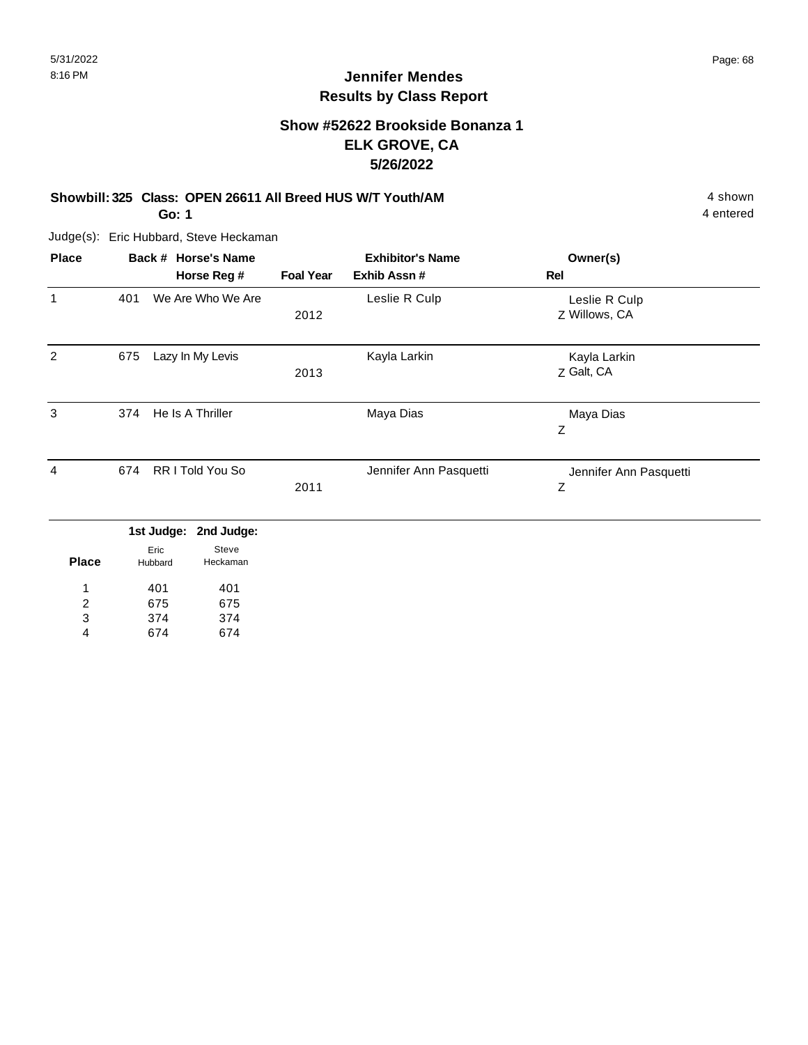5/31/2022
8:16 PM

# Jennifer Mendes
## Results by Class Report

### Show #52622 Brookside Bonanza 1
### ELK GROVE, CA
### 5/26/2022

**Showbill: 325 Class: OPEN 26611 All Breed HUS W/T Youth/AM** — 4 shown
**Go: 1** — 4 entered

Judge(s): Eric Hubbard, Steve Heckaman

| Place | Back # | Horse's Name / Horse Reg # | Foal Year | Exhibitor's Name / Exhib Assn # | Rel | Owner(s) |
|---|---|---|---|---|---|---|
| 1 | 401 | We Are Who We Are | 2012 | Leslie R Culp | Z | Leslie R Culp, Willows, CA |
| 2 | 675 | Lazy In My Levis | 2013 | Kayla Larkin | Z | Kayla Larkin, Galt, CA |
| 3 | 374 | He Is A Thriller | | Maya Dias | Z | Maya Dias |
| 4 | 674 | RR I Told You So | 2011 | Jennifer Ann Pasquetti | Z | Jennifer Ann Pasquetti |

| Place | 1st Judge: Eric Hubbard | 2nd Judge: Steve Heckaman |
|---|---|---|
| 1 | 401 | 401 |
| 2 | 675 | 675 |
| 3 | 374 | 374 |
| 4 | 674 | 674 |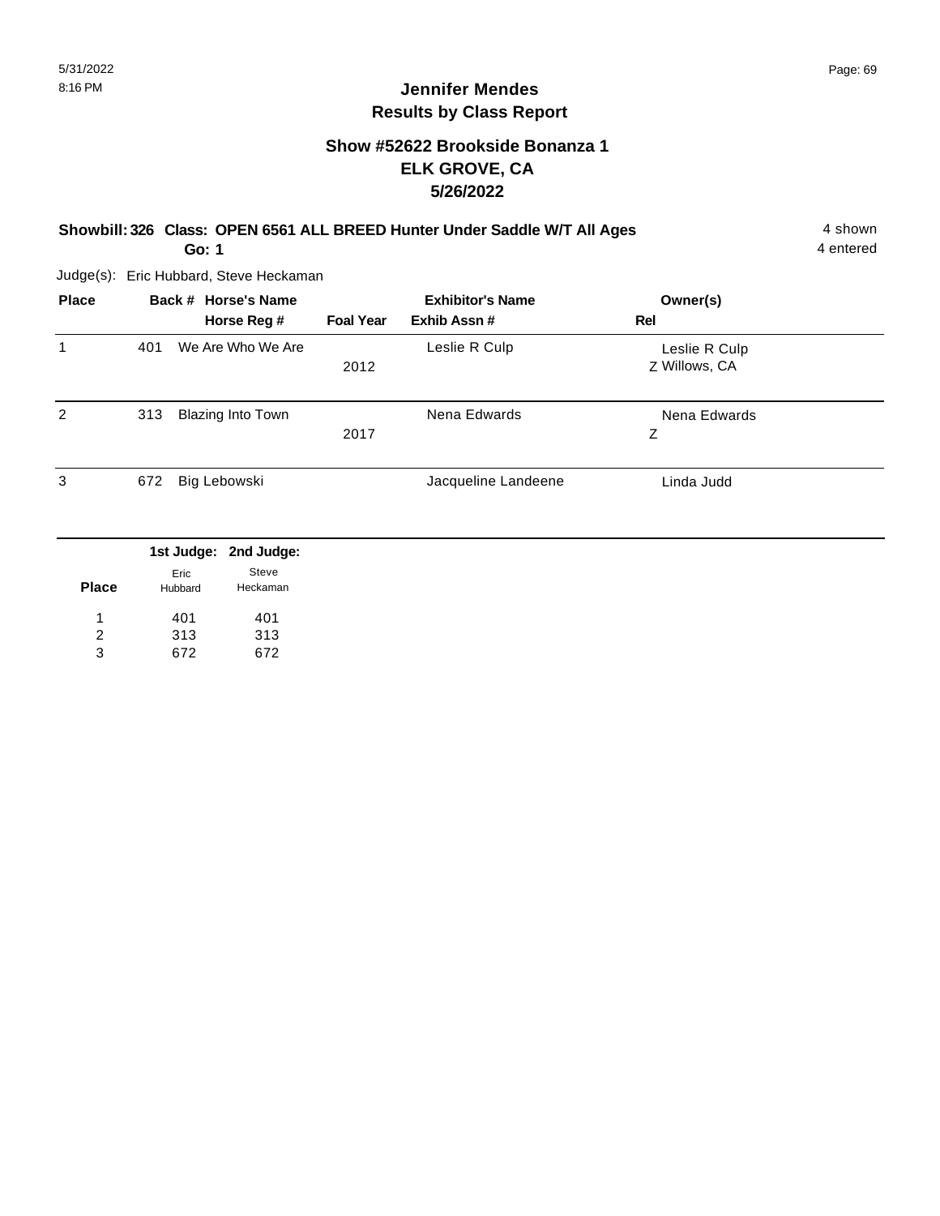# Jennifer Mendes
## Results by Class Report

### Show #52622 Brookside Bonanza 1
### ELK GROVE, CA
### 5/26/2022

**Showbill: 326 Class: OPEN 6561 ALL BREED Hunter Under Saddle W/T All Ages** 4 shown
**Go: 1** 4 entered

Judge(s): Eric Hubbard, Steve Heckaman

| Place | Back # | Horse's Name / Horse Reg # | Foal Year | Exhibitor's Name / Exhib Assn # | Owner(s) / Rel |
|---|---|---|---|---|---|
| 1 | 401 | We Are Who We Are | 2012 | Leslie R Culp | Leslie R Culp<br>Z Willows, CA |
| 2 | 313 | Blazing Into Town | 2017 | Nena Edwards | Nena Edwards<br>Z |
| 3 | 672 | Big Lebowski | | Jacqueline Landeene | Linda Judd |

| Place | 1st Judge: Eric Hubbard | 2nd Judge: Steve Heckaman |
|---|---|---|
| 1 | 401 | 401 |
| 2 | 313 | 313 |
| 3 | 672 | 672 |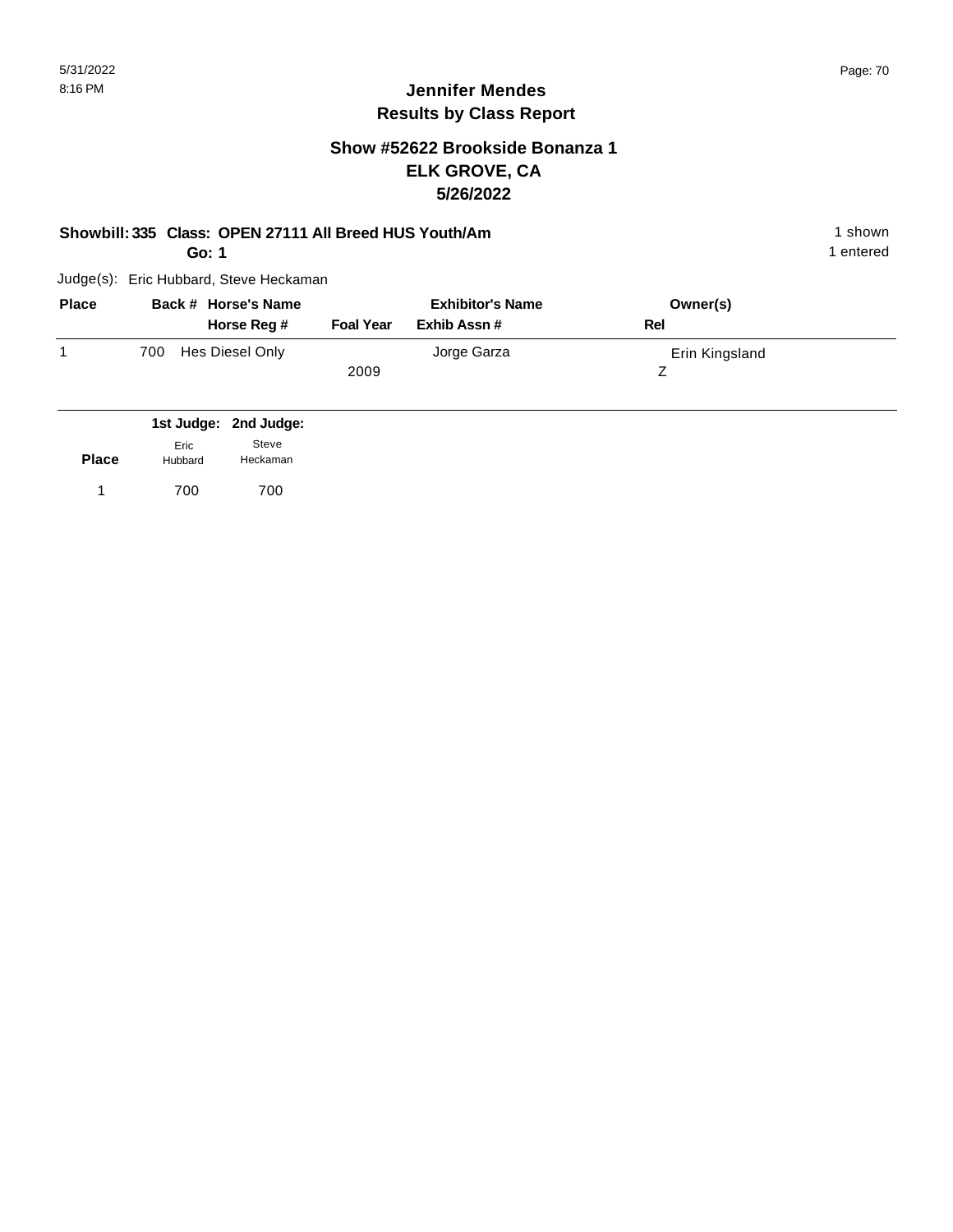# Jennifer Mendes
## Results by Class Report

### Show #52622 Brookside Bonanza 1
### ELK GROVE, CA
### 5/26/2022

**Showbill: 335 Class: OPEN 27111 All Breed HUS Youth/Am** 1 shown
**Go: 1** 1 entered

Judge(s): Eric Hubbard, Steve Heckaman

| Place | Back # | Horse's Name / Horse Reg # | Foal Year | Exhibitor's Name / Exhib Assn # | Owner(s) / Rel |
|---|---|---|---|---|---|
| 1 | 700 | Hes Diesel Only | 2009 | Jorge Garza | Erin Kingsland / Z |

| Place | 1st Judge: Eric Hubbard | 2nd Judge: Steve Heckaman |
|---|---|---|
| 1 | 700 | 700 |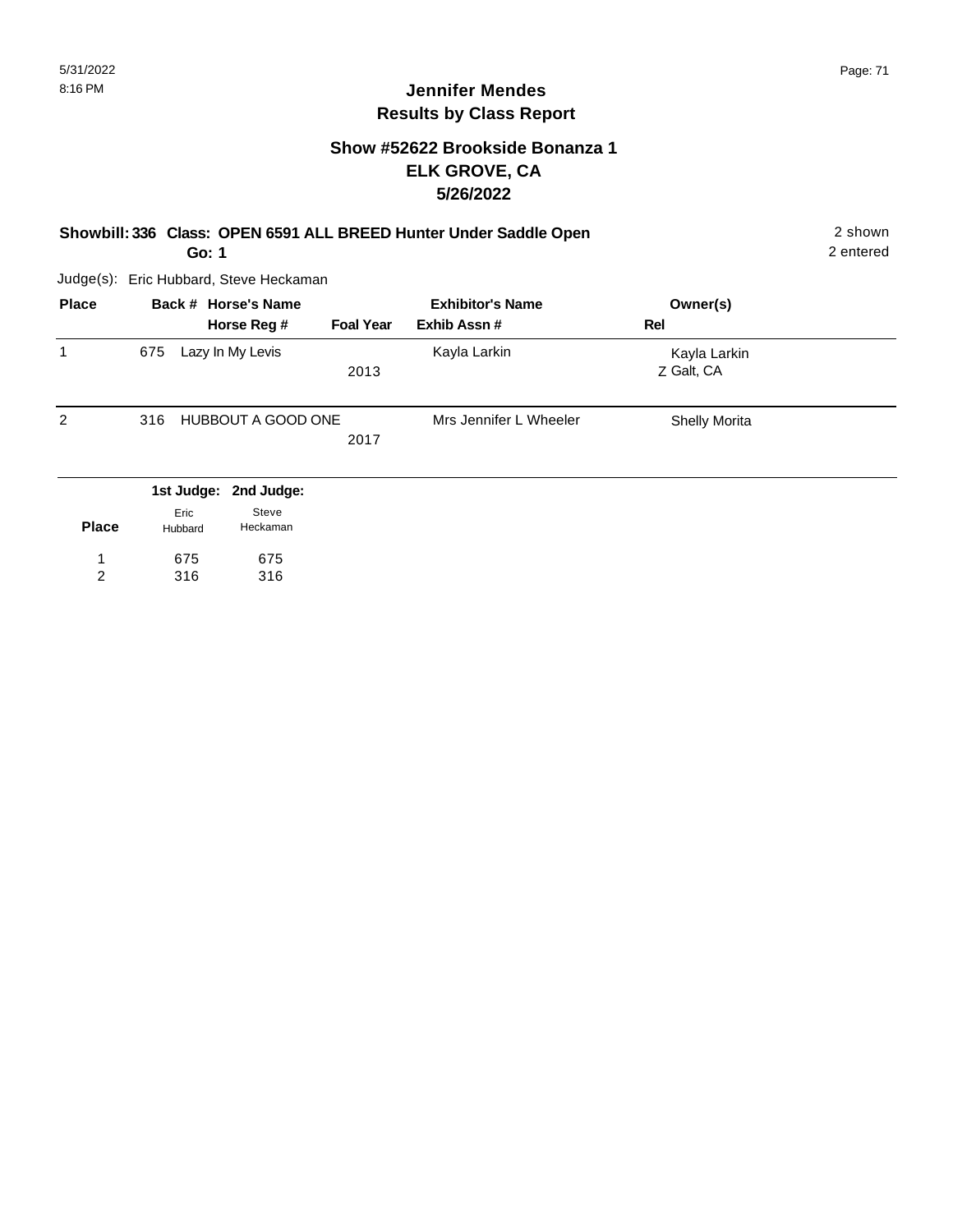# Jennifer Mendes
## Results by Class Report

### Show #52622 Brookside Bonanza 1
### ELK GROVE, CA
### 5/26/2022

**Showbill: 336 Class: OPEN 6591 ALL BREED Hunter Under Saddle Open** — 2 shown, 2 entered

**Go: 1**

Judge(s): Eric Hubbard, Steve Heckaman

| Place | Back # | Horse's Name / Horse Reg # | Foal Year | Exhibitor's Name / Exhib Assn # | Owner(s) / Rel |
|---|---|---|---|---|---|
| 1 | 675 | Lazy In My Levis | 2013 | Kayla Larkin | Kayla Larkin<br>Z Galt, CA |
| 2 | 316 | HUBBOUT A GOOD ONE | 2017 | Mrs Jennifer L Wheeler | Shelly Morita |

| Place | 1st Judge: Eric Hubbard | 2nd Judge: Steve Heckaman |
|---|---|---|
| 1 | 675 | 675 |
| 2 | 316 | 316 |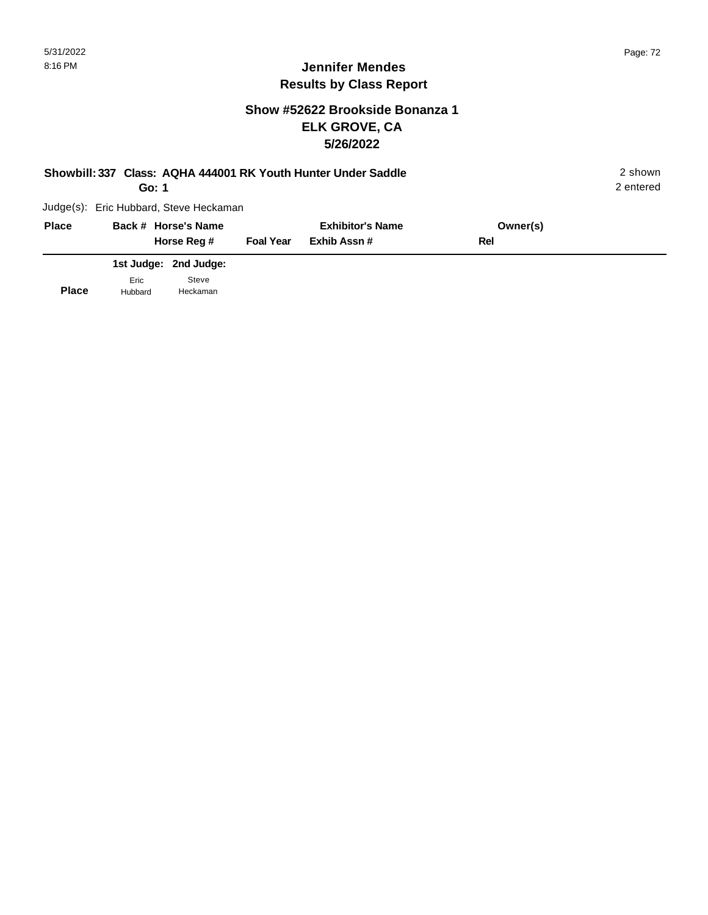**Jennifer Mendes**
**Results by Class Report**

## Show #52622 Brookside Bonanza 1
## ELK GROVE, CA
## 5/26/2022

**Showbill: 337 Class: AQHA 444001 RK Youth Hunter Under Saddle** — 2 shown, 2 entered

**Go: 1**

Judge(s): Eric Hubbard, Steve Heckaman

| Place | Back # | Horse's Name / Horse Reg # | Foal Year | Exhibitor's Name / Exhib Assn # | Owner(s) / Rel |
|---|---|---|---|---|---|

| Place | 1st Judge: Eric Hubbard | 2nd Judge: Steve Heckaman |
|---|---|---|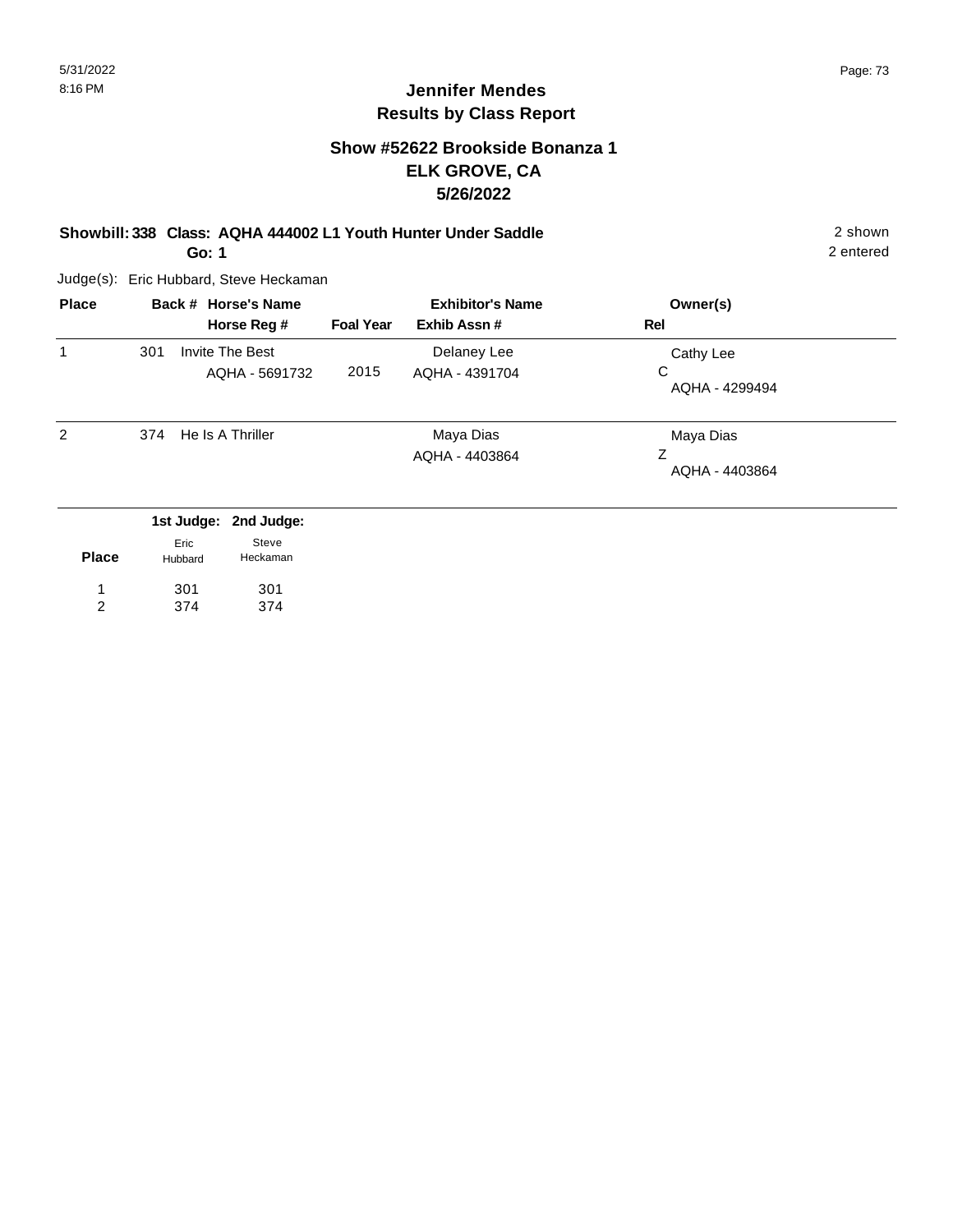## Jennifer Mendes
## Results by Class Report

### Show #52622 Brookside Bonanza 1
### ELK GROVE, CA
### 5/26/2022

**Showbill: 338 Class: AQHA 444002 L1 Youth Hunter Under Saddle** — 2 shown

**Go: 1** — 2 entered

Judge(s): Eric Hubbard, Steve Heckaman

| Place | Back # | Horse's Name / Horse Reg # | Foal Year | Exhibitor's Name / Exhib Assn # | Owner(s) / Rel |
|---|---|---|---|---|---|
| 1 | 301 | Invite The Best<br>AQHA - 5691732 | 2015 | Delaney Lee<br>AQHA - 4391704 | Cathy Lee<br>C<br>AQHA - 4299494 |
| 2 | 374 | He Is A Thriller | | Maya Dias<br>AQHA - 4403864 | Maya Dias<br>Z<br>AQHA - 4403864 |

| Place | 1st Judge: Eric Hubbard | 2nd Judge: Steve Heckaman |
|---|---|---|
| 1 | 301 | 301 |
| 2 | 374 | 374 |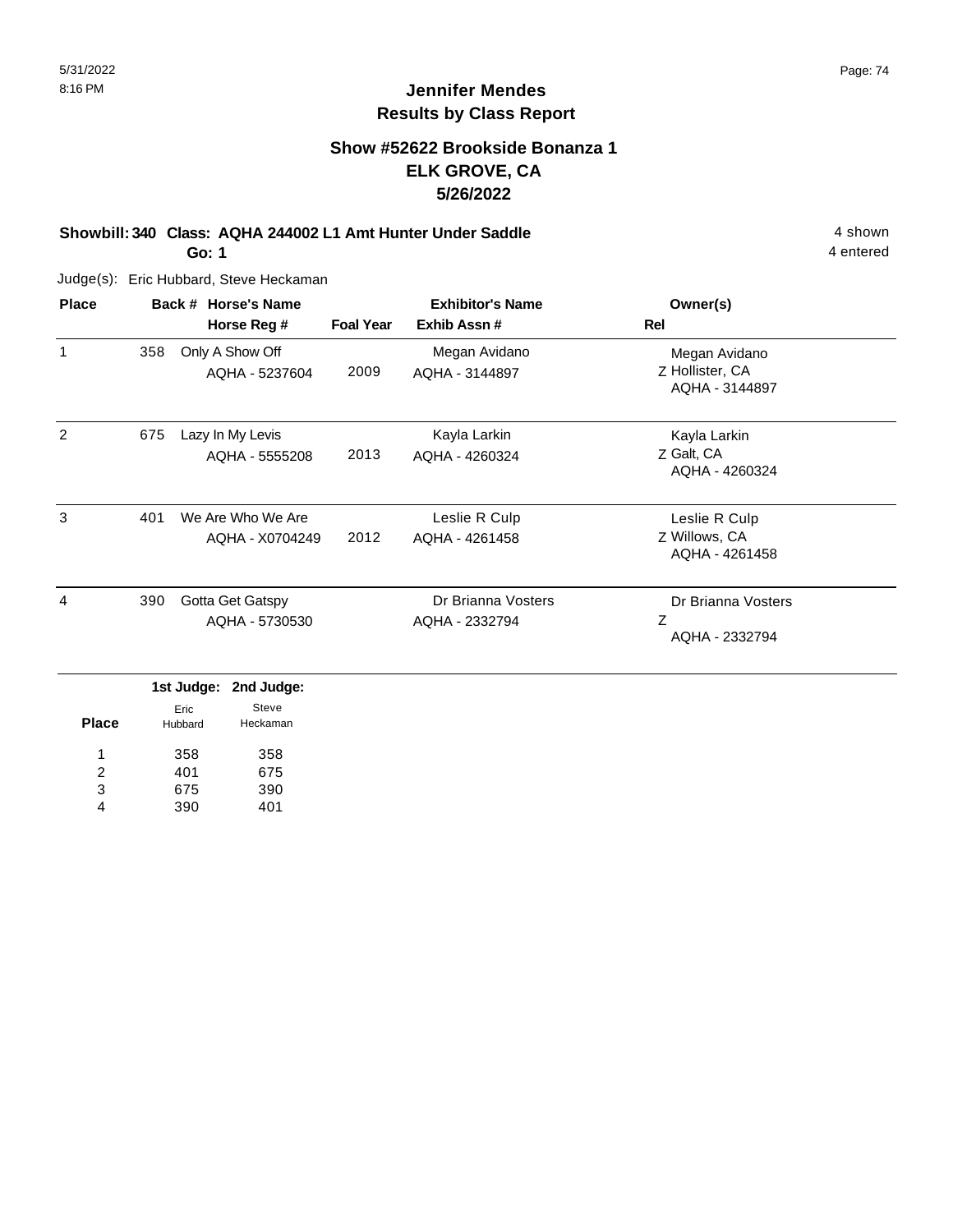# Jennifer Mendes
## Results by Class Report

### Show #52622 Brookside Bonanza 1
### ELK GROVE, CA
### 5/26/2022

**Showbill: 340 Class: AQHA 244002 L1 Amt Hunter Under Saddle** — 4 shown
**Go: 1** — 4 entered

Judge(s): Eric Hubbard, Steve Heckaman

| Place | Back # | Horse's Name / Horse Reg # | Foal Year | Exhibitor's Name / Exhib Assn # | Owner(s) / Rel |
|---|---|---|---|---|---|
| 1 | 358 | Only A Show Off<br>AQHA - 5237604 | 2009 | Megan Avidano<br>AQHA - 3144897 | Megan Avidano<br>Z Hollister, CA<br>AQHA - 3144897 |
| 2 | 675 | Lazy In My Levis<br>AQHA - 5555208 | 2013 | Kayla Larkin<br>AQHA - 4260324 | Kayla Larkin<br>Z Galt, CA<br>AQHA - 4260324 |
| 3 | 401 | We Are Who We Are<br>AQHA - X0704249 | 2012 | Leslie R Culp<br>AQHA - 4261458 | Leslie R Culp<br>Z Willows, CA<br>AQHA - 4261458 |
| 4 | 390 | Gotta Get Gatspy<br>AQHA - 5730530 | | Dr Brianna Vosters<br>AQHA - 2332794 | Dr Brianna Vosters<br>Z<br>AQHA - 2332794 |

| Place | 1st Judge: Eric Hubbard | 2nd Judge: Steve Heckaman |
|---|---|---|
| 1 | 358 | 358 |
| 2 | 401 | 675 |
| 3 | 675 | 390 |
| 4 | 390 | 401 |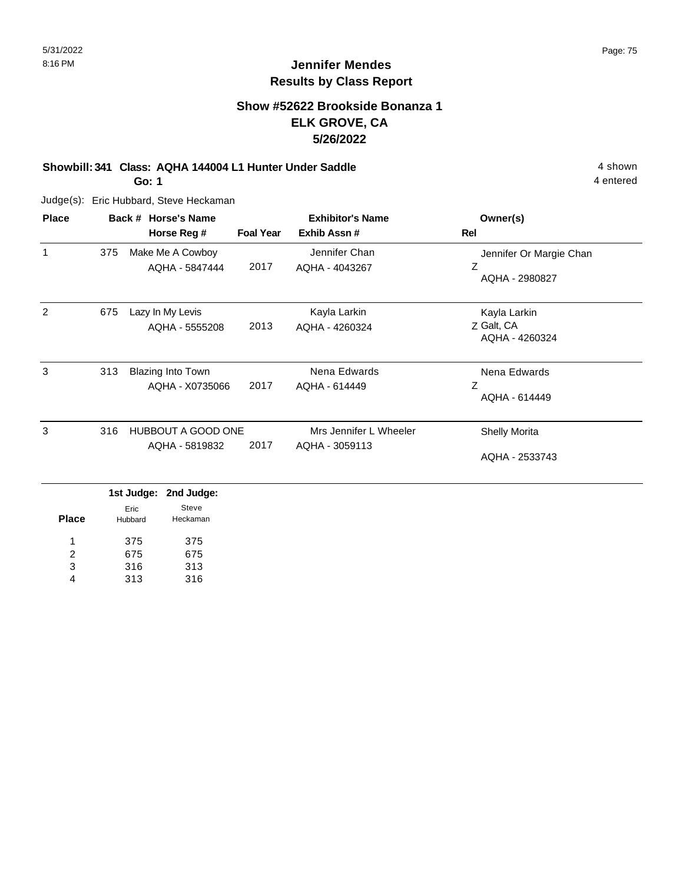# Jennifer Mendes
## Results by Class Report

### Show #52622 Brookside Bonanza 1
### ELK GROVE, CA
### 5/26/2022

**Showbill: 341 Class: AQHA 144004 L1 Hunter Under Saddle** 4 shown
**Go: 1** 4 entered

Judge(s): Eric Hubbard, Steve Heckaman

| Place | Back # | Horse's Name / Horse Reg # | Foal Year | Exhibitor's Name / Exhib Assn # | Owner(s) / Rel |
|---|---|---|---|---|---|
| 1 | 375 | Make Me A Cowboy<br>AQHA - 5847444 | 2017 | Jennifer Chan<br>AQHA - 4043267 | Jennifer Or Margie Chan<br>Z<br>AQHA - 2980827 |
| 2 | 675 | Lazy In My Levis<br>AQHA - 5555208 | 2013 | Kayla Larkin<br>AQHA - 4260324 | Kayla Larkin<br>Z Galt, CA<br>AQHA - 4260324 |
| 3 | 313 | Blazing Into Town<br>AQHA - X0735066 | 2017 | Nena Edwards<br>AQHA - 614449 | Nena Edwards<br>Z<br>AQHA - 614449 |
| 3 | 316 | HUBBOUT A GOOD ONE<br>AQHA - 5819832 | 2017 | Mrs Jennifer L Wheeler<br>AQHA - 3059113 | Shelly Morita<br>AQHA - 2533743 |

| Place | 1st Judge: Eric Hubbard | 2nd Judge: Steve Heckaman |
|---|---|---|
| 1 | 375 | 375 |
| 2 | 675 | 675 |
| 3 | 316 | 313 |
| 4 | 313 | 316 |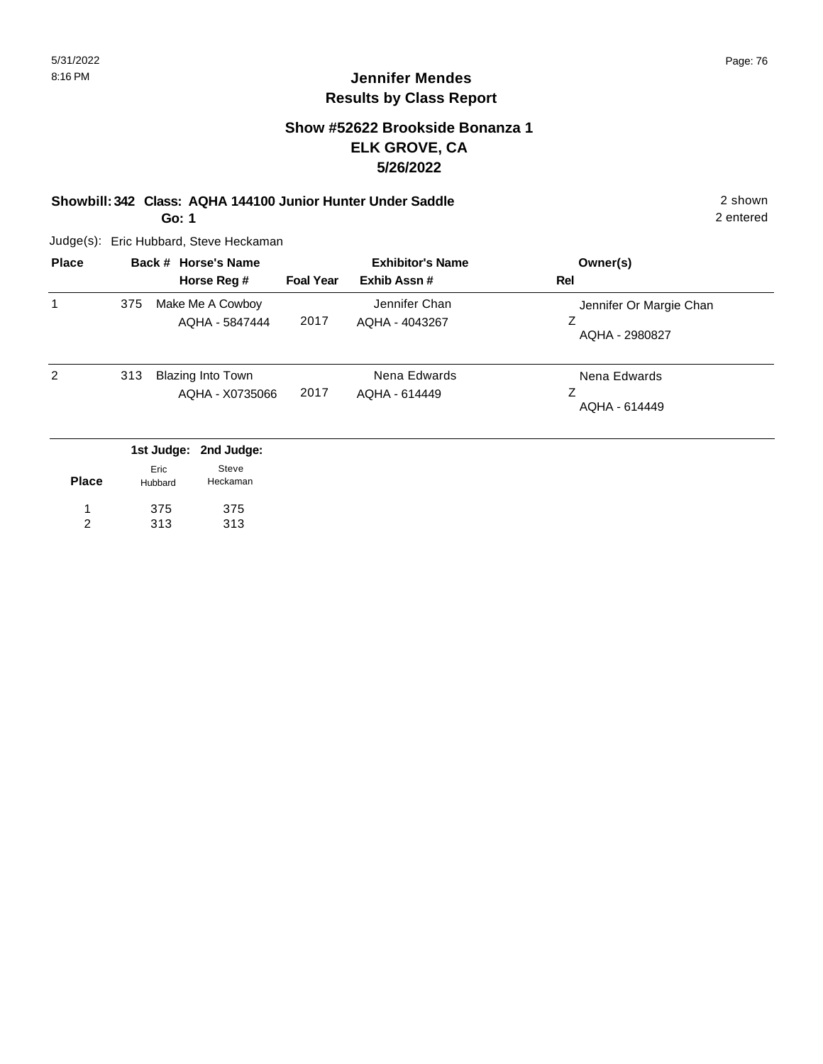# Jennifer Mendes
## Results by Class Report

### Show #52622 Brookside Bonanza 1
### ELK GROVE, CA
### 5/26/2022

**Showbill: 342 Class: AQHA 144100 Junior Hunter Under Saddle** — 2 shown, 2 entered

**Go: 1**

Judge(s): Eric Hubbard, Steve Heckaman

| Place | Back # | Horse's Name / Horse Reg # | Foal Year | Exhibitor's Name / Exhib Assn # | Owner(s) / Rel |
|---|---|---|---|---|---|
| 1 | 375 | Make Me A Cowboy<br>AQHA - 5847444 | 2017 | Jennifer Chan<br>AQHA - 4043267 | Jennifer Or Margie Chan<br>Z<br>AQHA - 2980827 |
| 2 | 313 | Blazing Into Town<br>AQHA - X0735066 | 2017 | Nena Edwards<br>AQHA - 614449 | Nena Edwards<br>Z<br>AQHA - 614449 |

| Place | 1st Judge: Eric Hubbard | 2nd Judge: Steve Heckaman |
|---|---|---|
| 1 | 375 | 375 |
| 2 | 313 | 313 |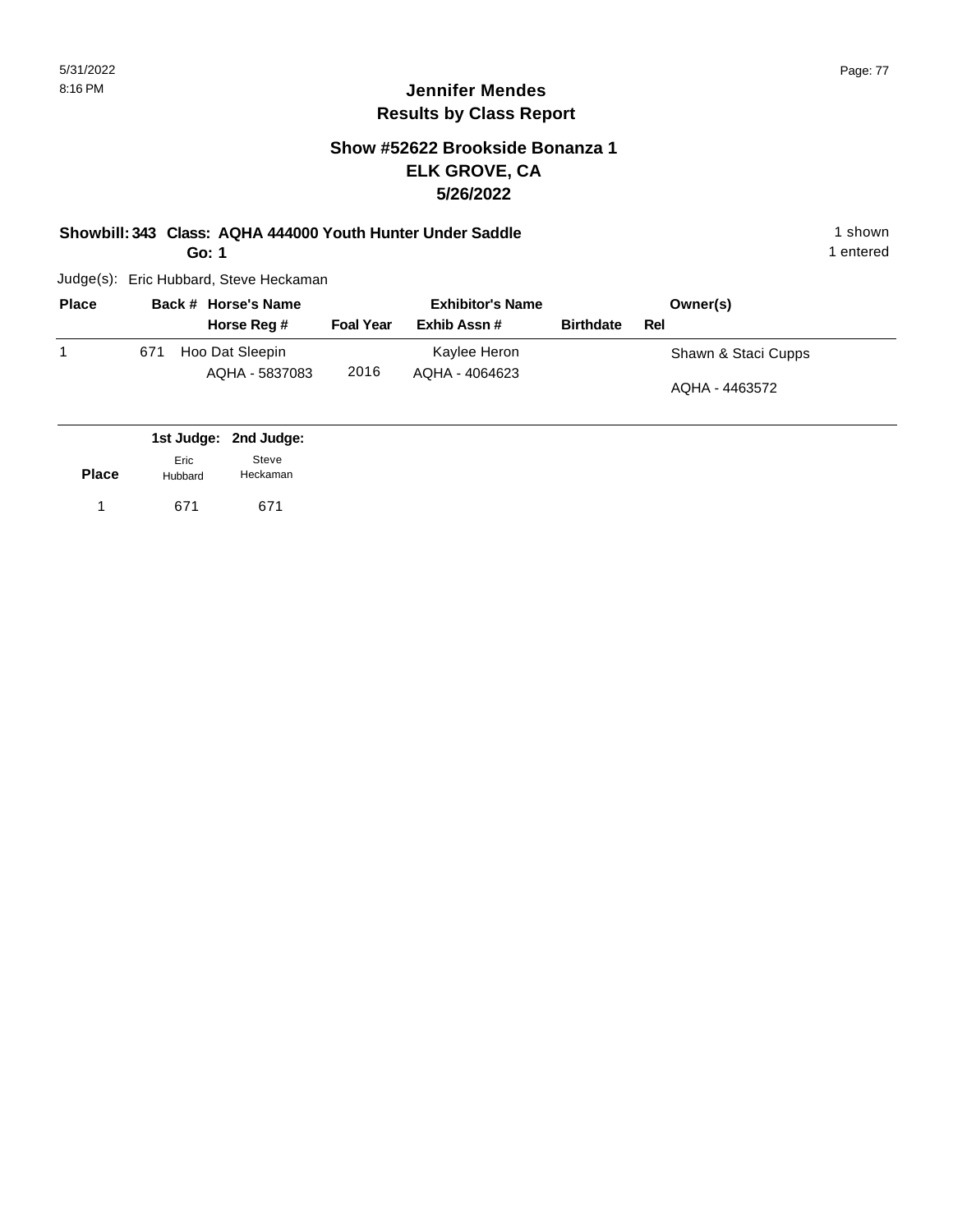## Jennifer Mendes
## Results by Class Report

### Show #52622 Brookside Bonanza 1
### ELK GROVE, CA
### 5/26/2022

**Showbill: 343 Class: AQHA 444000 Youth Hunter Under Saddle** 1 shown

**Go: 1** 1 entered

Judge(s): Eric Hubbard, Steve Heckaman

| Place | Back # | Horse's Name / Horse Reg # | Foal Year | Exhibitor's Name / Exhib Assn # | Birthdate | Rel | Owner(s) |
|---|---|---|---|---|---|---|---|
| 1 | 671 | Hoo Dat Sleepin / AQHA - 5837083 | 2016 | Kaylee Heron / AQHA - 4064623 | | | Shawn & Staci Cupps / AQHA - 4463572 |

| Place | 1st Judge: Eric Hubbard | 2nd Judge: Steve Heckaman |
|---|---|---|
| 1 | 671 | 671 |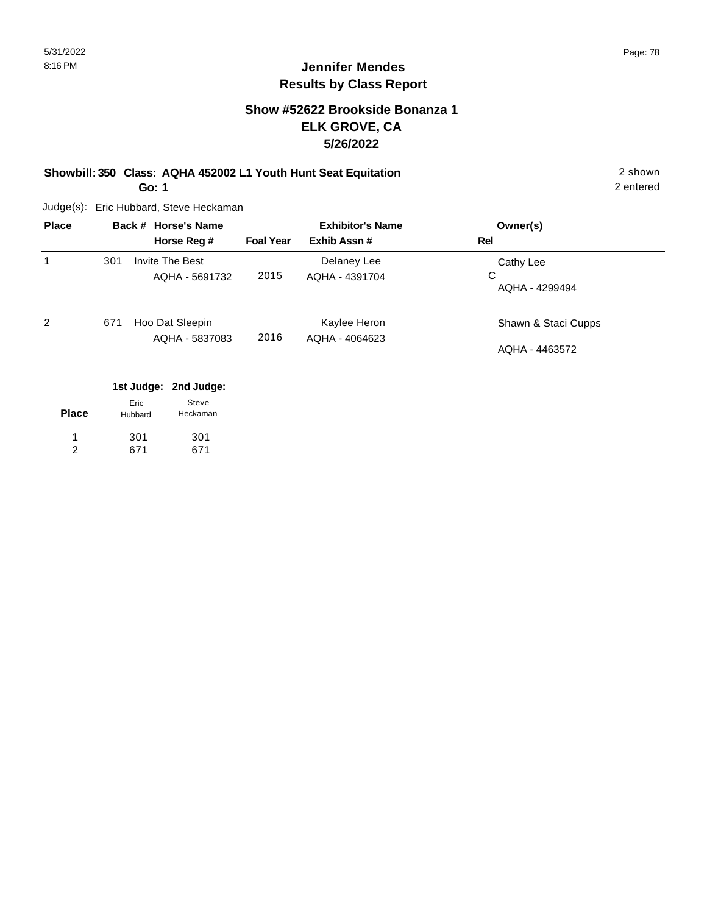# Jennifer Mendes
## Results by Class Report

### Show #52622 Brookside Bonanza 1
### ELK GROVE, CA
### 5/26/2022

**Showbill: 350 Class: AQHA 452002 L1 Youth Hunt Seat Equitation** — 2 shown

**Go: 1** — 2 entered

Judge(s): Eric Hubbard, Steve Heckaman

| Place | Back # | Horse's Name / Horse Reg # | Foal Year | Exhibitor's Name / Exhib Assn # | Owner(s) / Rel |
|---|---|---|---|---|---|
| 1 | 301 | Invite The Best<br>AQHA - 5691732 | 2015 | Delaney Lee<br>AQHA - 4391704 | Cathy Lee<br>C<br>AQHA - 4299494 |
| 2 | 671 | Hoo Dat Sleepin<br>AQHA - 5837083 | 2016 | Kaylee Heron<br>AQHA - 4064623 | Shawn & Staci Cupps<br>AQHA - 4463572 |

| Place | 1st Judge: Eric Hubbard | 2nd Judge: Steve Heckaman |
|---|---|---|
| 1 | 301 | 301 |
| 2 | 671 | 671 |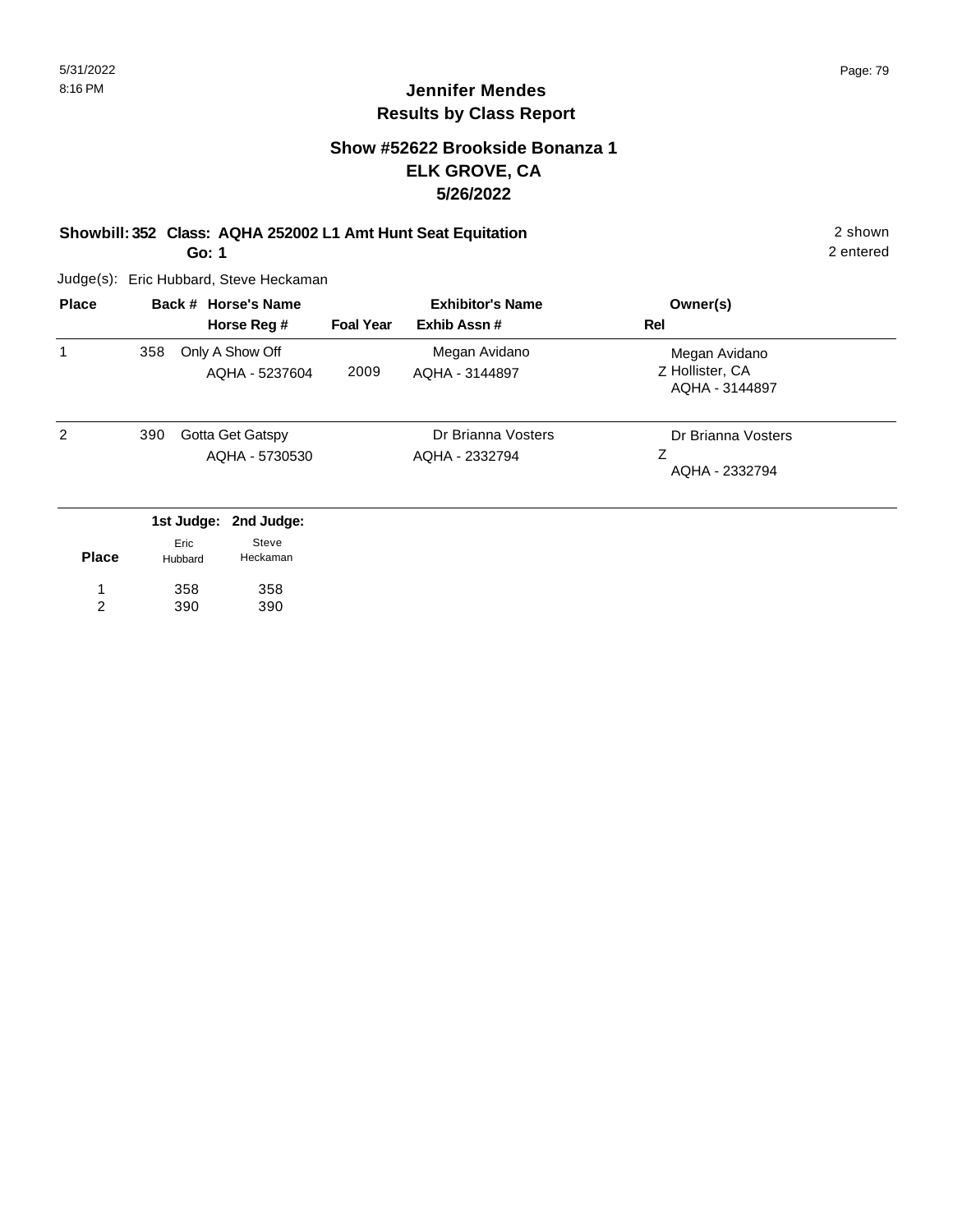# Jennifer Mendes
## Results by Class Report

### Show #52622 Brookside Bonanza 1
### ELK GROVE, CA
### 5/26/2022

**Showbill: 352 Class: AQHA 252002 L1 Amt Hunt Seat Equitation** — 2 shown, 2 entered

**Go: 1**

Judge(s): Eric Hubbard, Steve Heckaman

| Place | Back # | Horse's Name / Horse Reg # | Foal Year | Exhibitor's Name / Exhib Assn # | Owner(s) / Rel |
|---|---|---|---|---|---|
| 1 | 358 | Only A Show Off<br>AQHA - 5237604 | 2009 | Megan Avidano<br>AQHA - 3144897 | Megan Avidano<br>Z Hollister, CA<br>AQHA - 3144897 |
| 2 | 390 | Gotta Get Gatspy<br>AQHA - 5730530 | | Dr Brianna Vosters<br>AQHA - 2332794 | Dr Brianna Vosters<br>Z<br>AQHA - 2332794 |

| Place | 1st Judge: Eric Hubbard | 2nd Judge: Steve Heckaman |
|---|---|---|
| 1 | 358 | 358 |
| 2 | 390 | 390 |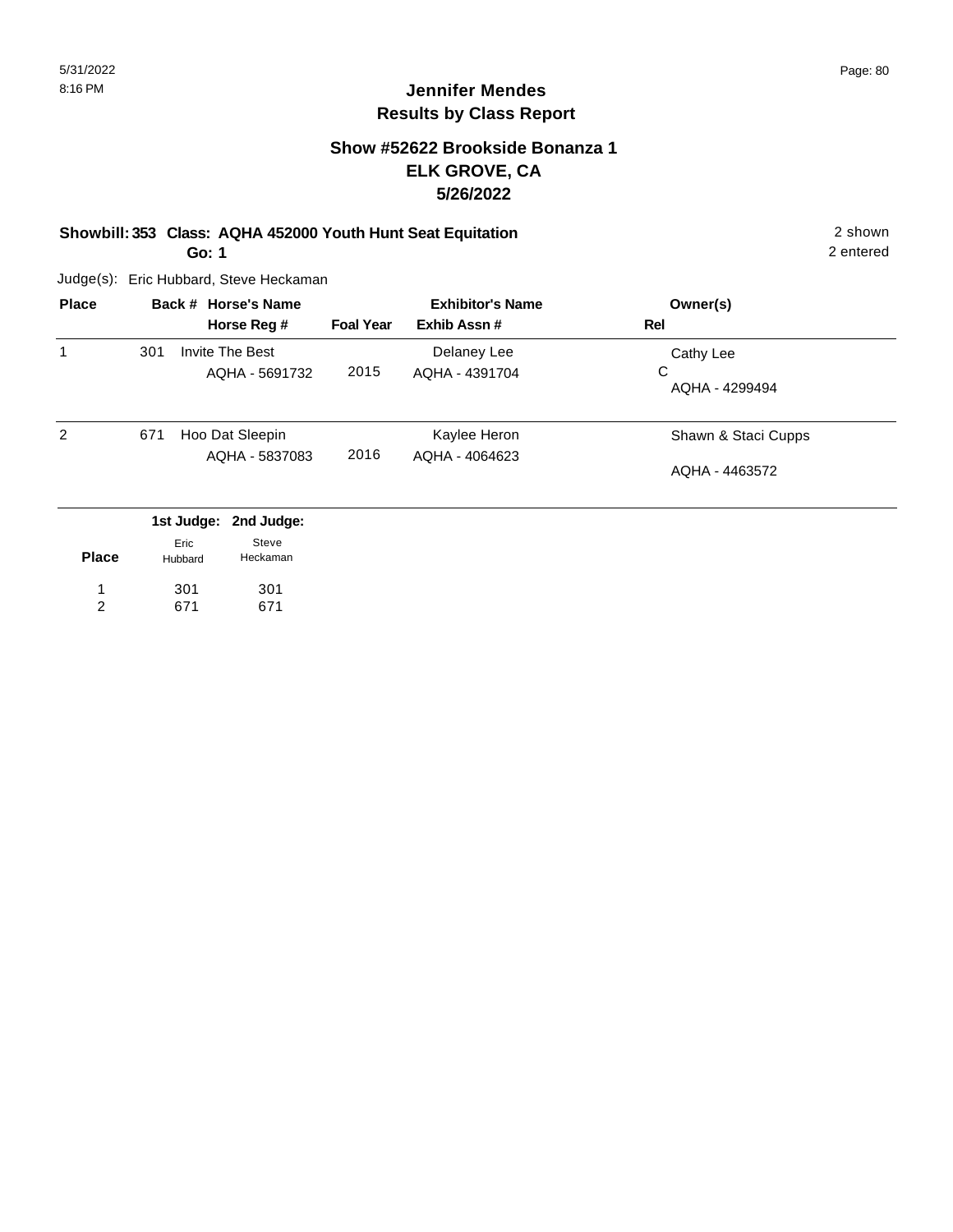# Jennifer Mendes
## Results by Class Report

### Show #52622 Brookside Bonanza 1
### ELK GROVE, CA
### 5/26/2022

**Showbill: 353 Class: AQHA 452000 Youth Hunt Seat Equitation** — 2 shown

**Go: 1** — 2 entered

Judge(s): Eric Hubbard, Steve Heckaman

| Place | Back # | Horse's Name / Horse Reg # | Foal Year | Exhibitor's Name / Exhib Assn # | Owner(s) / Rel |
|---|---|---|---|---|---|
| 1 | 301 | Invite The Best<br>AQHA - 5691732 | 2015 | Delaney Lee<br>AQHA - 4391704 | Cathy Lee<br>C<br>AQHA - 4299494 |
| 2 | 671 | Hoo Dat Sleepin<br>AQHA - 5837083 | 2016 | Kaylee Heron<br>AQHA - 4064623 | Shawn & Staci Cupps<br>AQHA - 4463572 |

| Place | 1st Judge: Eric Hubbard | 2nd Judge: Steve Heckaman |
|---|---|---|
| 1 | 301 | 301 |
| 2 | 671 | 671 |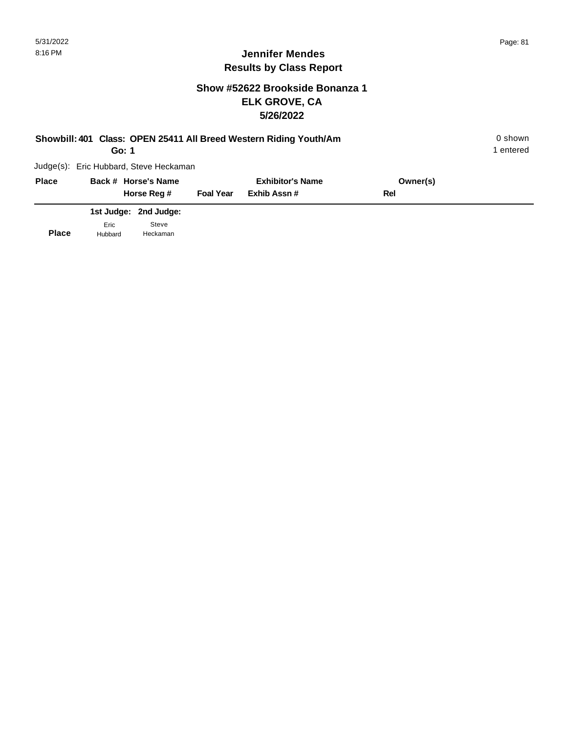# Jennifer Mendes
## Results by Class Report

### Show #52622 Brookside Bonanza 1
### ELK GROVE, CA
### 5/26/2022

**Showbill: 401 Class: OPEN 25411 All Breed Western Riding Youth/Am** — 0 shown, 1 entered

**Go: 1**

Judge(s): Eric Hubbard, Steve Heckaman

| Place | Back # | Horse's Name / Horse Reg # | Foal Year | Exhibitor's Name / Exhib Assn # | Owner(s) / Rel |
|---|---|---|---|---|---|

| Place | 1st Judge: Eric Hubbard | 2nd Judge: Steve Heckaman |
|---|---|---|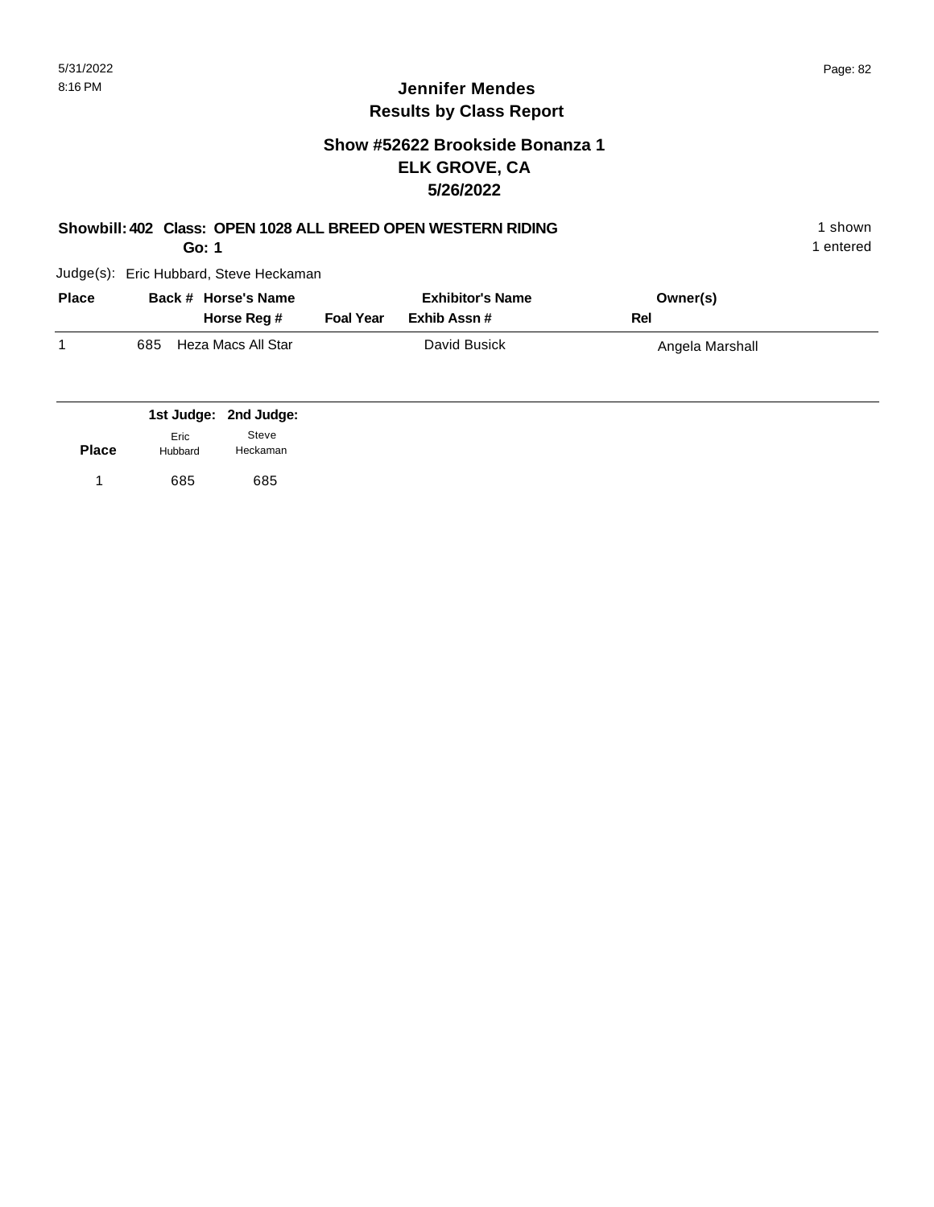# Jennifer Mendes
## Results by Class Report

### Show #52622 Brookside Bonanza 1
### ELK GROVE, CA
### 5/26/2022

**Showbill: 402 Class: OPEN 1028 ALL BREED OPEN WESTERN RIDING** 1 shown

**Go: 1** 1 entered

Judge(s): Eric Hubbard, Steve Heckaman

| Place | Back # | Horse's Name / Horse Reg # | Foal Year | Exhibitor's Name / Exhib Assn # | Owner(s) / Rel |
|---|---|---|---|---|---|
| 1 | 685 | Heza Macs All Star | | David Busick | Angela Marshall |

| Place | 1st Judge: Eric Hubbard | 2nd Judge: Steve Heckaman |
|---|---|---|
| 1 | 685 | 685 |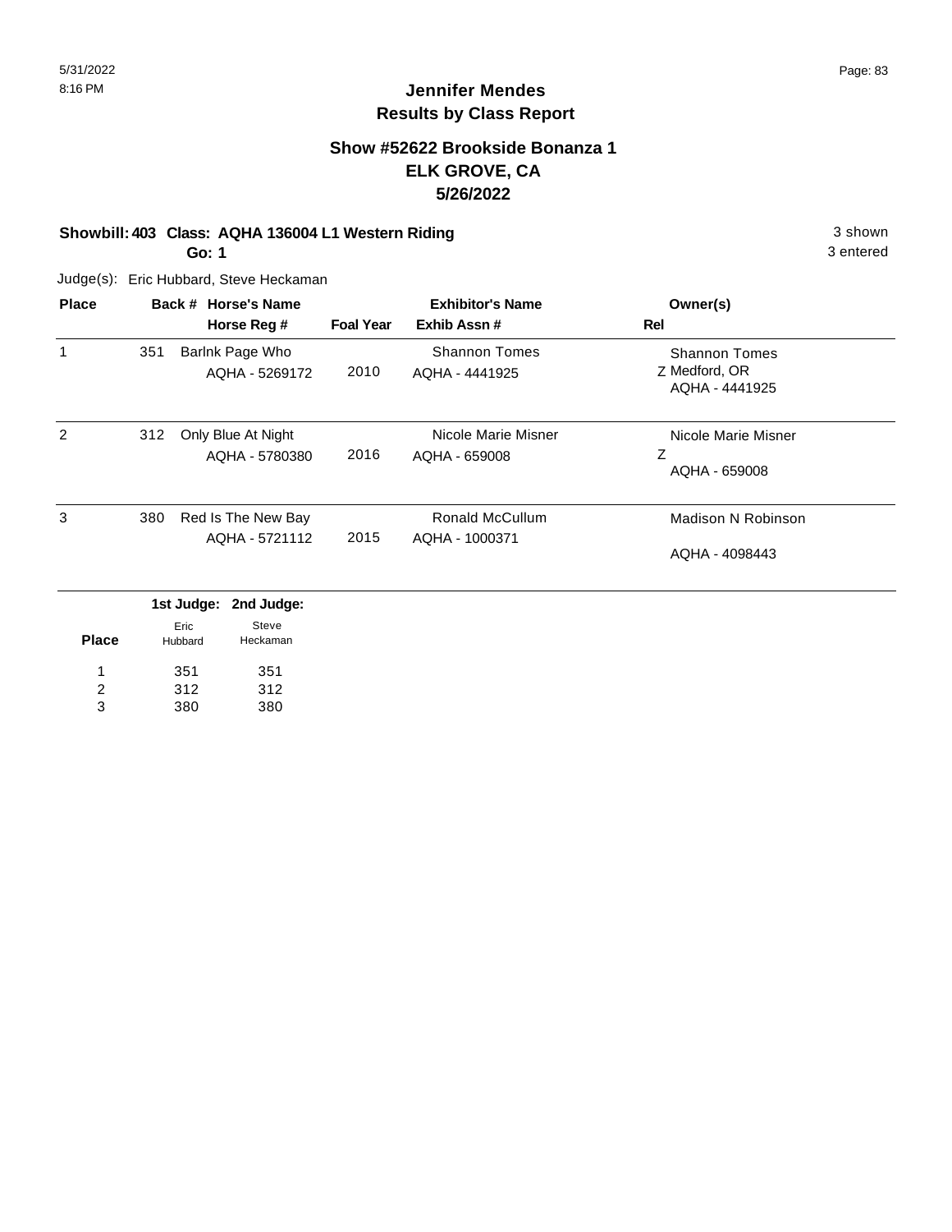# Jennifer Mendes
## Results by Class Report

### Show #52622 Brookside Bonanza 1
### ELK GROVE, CA
### 5/26/2022

**Showbill: 403 Class: AQHA 136004 L1 Western Riding** 3 shown

**Go: 1** 3 entered

Judge(s): Eric Hubbard, Steve Heckaman

| Place | Back # | Horse's Name / Horse Reg # | Foal Year | Exhibitor's Name / Exhib Assn # | Owner(s) / Rel |
|---|---|---|---|---|---|
| 1 | 351 | Barlnk Page Who<br>AQHA - 5269172 | 2010 | Shannon Tomes<br>AQHA - 4441925 | Shannon Tomes<br>Z Medford, OR<br>AQHA - 4441925 |
| 2 | 312 | Only Blue At Night<br>AQHA - 5780380 | 2016 | Nicole Marie Misner<br>AQHA - 659008 | Nicole Marie Misner<br>Z<br>AQHA - 659008 |
| 3 | 380 | Red Is The New Bay<br>AQHA - 5721112 | 2015 | Ronald McCullum<br>AQHA - 1000371 | Madison N Robinson<br>AQHA - 4098443 |

| Place | 1st Judge: Eric Hubbard | 2nd Judge: Steve Heckaman |
|---|---|---|
| 1 | 351 | 351 |
| 2 | 312 | 312 |
| 3 | 380 | 380 |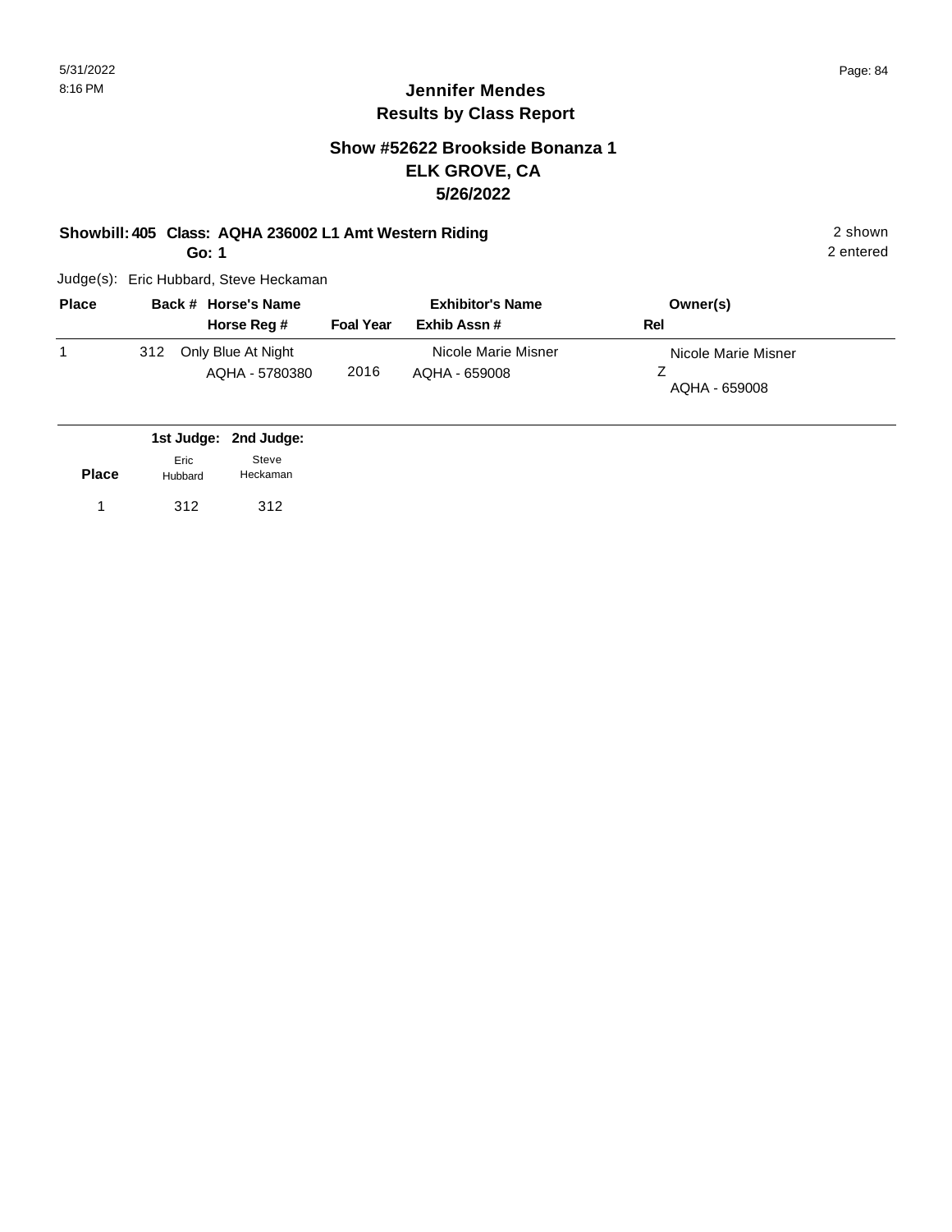# Jennifer Mendes
## Results by Class Report

### Show #52622 Brookside Bonanza 1
### ELK GROVE, CA
### 5/26/2022

**Showbill: 405 Class: AQHA 236002 L1 Amt Western Riding** 2 shown
**Go: 1** 2 entered

Judge(s): Eric Hubbard, Steve Heckaman

| Place | Back # | Horse's Name / Horse Reg # | Foal Year | Exhibitor's Name / Exhib Assn # | Owner(s) / Rel |
|---|---|---|---|---|---|
| 1 | 312 | Only Blue At Night<br>AQHA - 5780380 | 2016 | Nicole Marie Misner<br>AQHA - 659008 | Nicole Marie Misner<br>Z<br>AQHA - 659008 |

| Place | 1st Judge: Eric Hubbard | 2nd Judge: Steve Heckaman |
|---|---|---|
| 1 | 312 | 312 |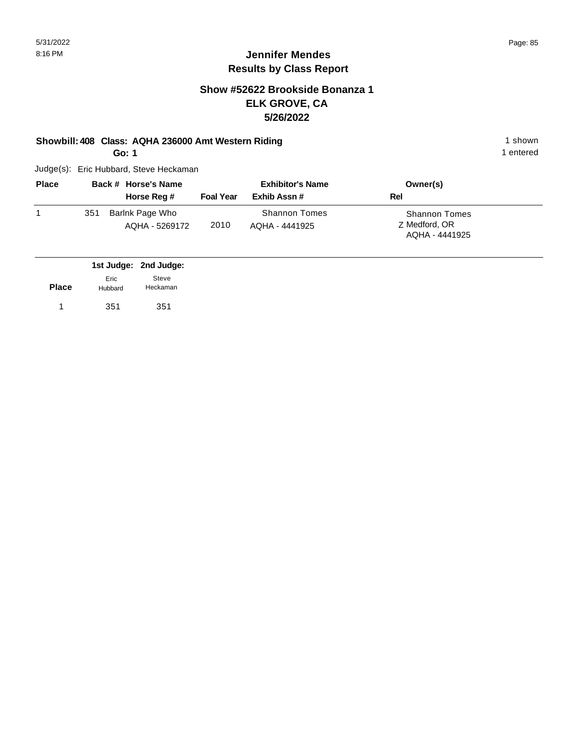# Jennifer Mendes
## Results by Class Report

### Show #52622 Brookside Bonanza 1
### ELK GROVE, CA
### 5/26/2022

**Showbill: 408 Class: AQHA 236000 Amt Western Riding** — 1 shown

**Go: 1** — 1 entered

Judge(s): Eric Hubbard, Steve Heckaman

| Place | Back # | Horse's Name / Horse Reg # | Foal Year | Exhibitor's Name / Exhib Assn # | Owner(s) / Rel |
|---|---|---|---|---|---|
| 1 | 351 | Barlnk Page Who<br>AQHA - 5269172 | 2010 | Shannon Tomes<br>AQHA - 4441925 | Shannon Tomes<br>Z Medford, OR<br>AQHA - 4441925 |

| Place | 1st Judge: Eric Hubbard | 2nd Judge: Steve Heckaman |
|---|---|---|
| 1 | 351 | 351 |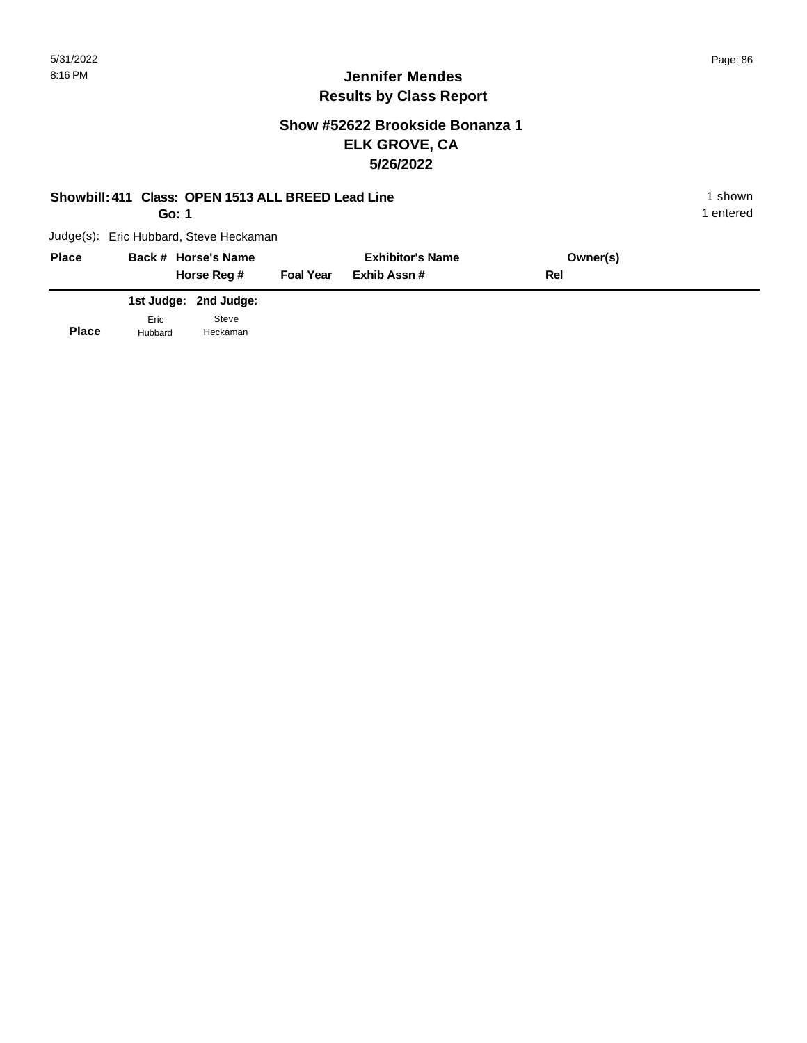5/31/2022
8:16 PM

# Jennifer Mendes
## Results by Class Report

### Show #52622 Brookside Bonanza 1
### ELK GROVE, CA
### 5/26/2022

**Showbill: 411 Class: OPEN 1513 ALL BREED Lead Line** 1 shown
**Go: 1** 1 entered

Judge(s): Eric Hubbard, Steve Heckaman

| Place | Back # | Horse's Name<br>Horse Reg # | Foal Year | Exhibitor's Name<br>Exhib Assn # | Owner(s)<br>Rel |
|---|---|---|---|---|---|

| Place | 1st Judge:<br>Eric Hubbard | 2nd Judge:<br>Steve Heckaman |
|---|---|---|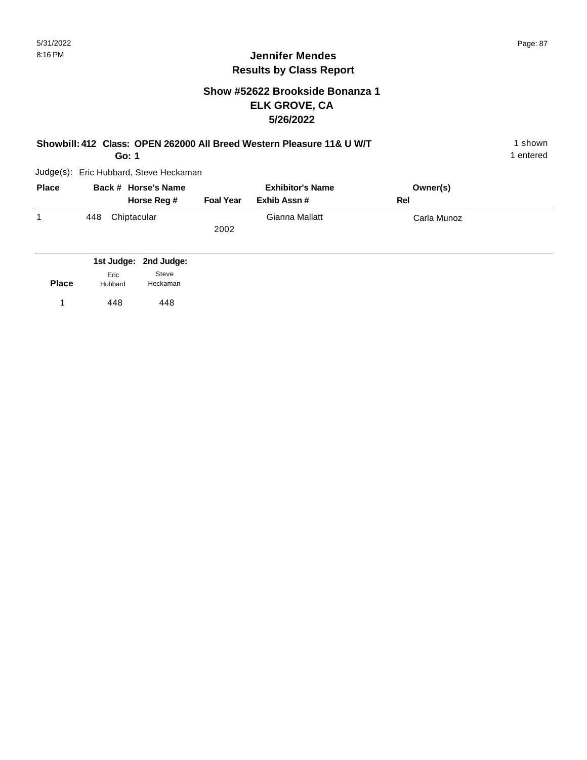# Jennifer Mendes
## Results by Class Report

### Show #52622 Brookside Bonanza 1
### ELK GROVE, CA
### 5/26/2022

**Showbill: 412 Class: OPEN 262000 All Breed Western Pleasure 11& U W/T** 1 shown
**Go: 1** 1 entered

Judge(s): Eric Hubbard, Steve Heckaman

| Place | Back # | Horse's Name / Horse Reg # | Foal Year | Exhibitor's Name / Exhib Assn # | Owner(s) / Rel |
|---|---|---|---|---|---|
| 1 | 448 | Chiptacular | 2002 | Gianna Mallatt | Carla Munoz |

| Place | 1st Judge: Eric Hubbard | 2nd Judge: Steve Heckaman |
|---|---|---|
| 1 | 448 | 448 |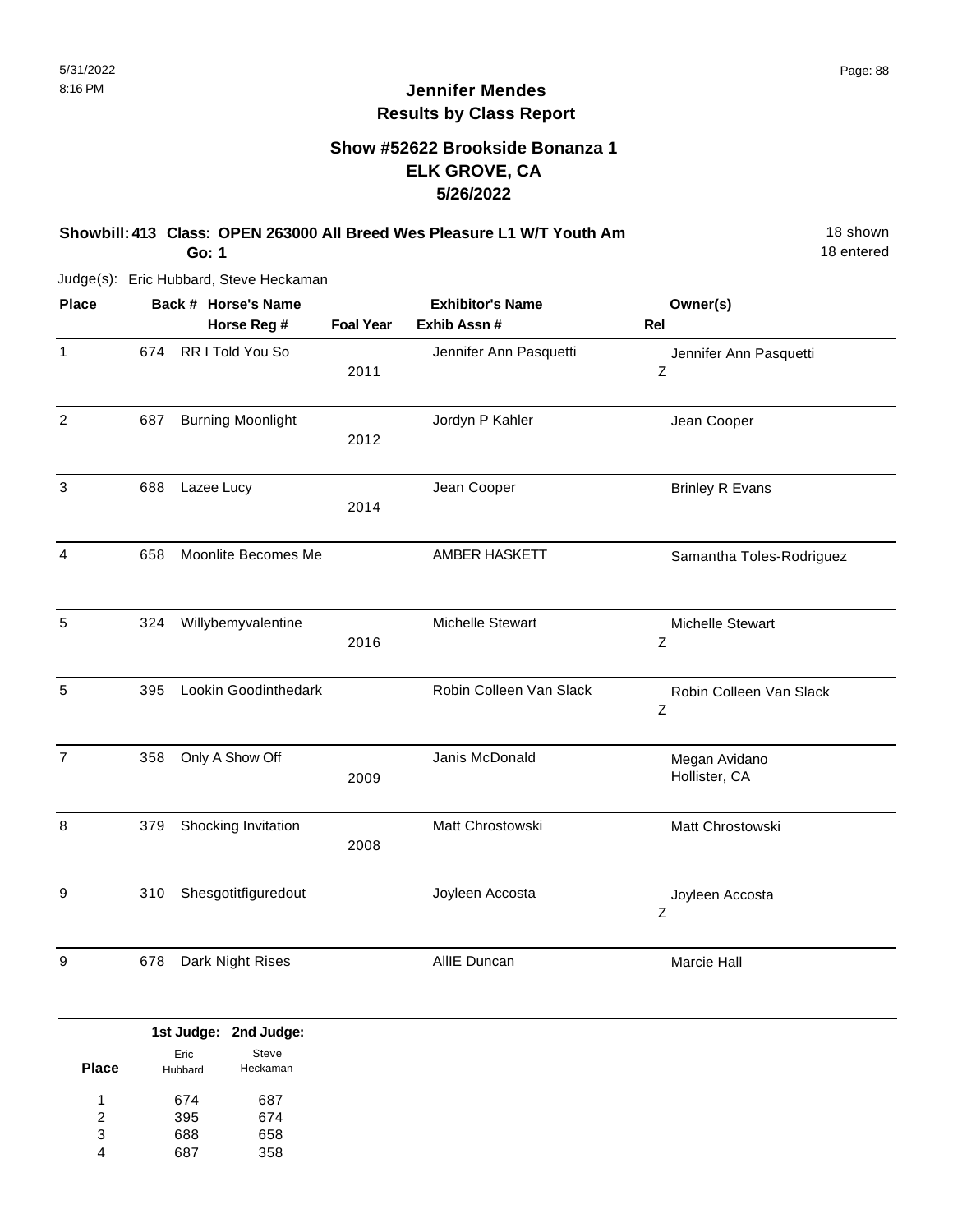# Jennifer Mendes
## Results by Class Report

### Show #52622 Brookside Bonanza 1
### ELK GROVE, CA
### 5/26/2022

**Showbill: 413 Class: OPEN 263000 All Breed Wes Pleasure L1 W/T Youth Am** — 18 shown, 18 entered

**Go: 1**

Judge(s): Eric Hubbard, Steve Heckaman

| Place | Back # | Horse's Name / Horse Reg # | Foal Year | Exhibitor's Name / Exhib Assn # | Owner(s) | Rel |
|---|---|---|---|---|---|---|
| 1 | 674 | RR I Told You So | 2011 | Jennifer Ann Pasquetti | Jennifer Ann Pasquetti | Z |
| 2 | 687 | Burning Moonlight | 2012 | Jordyn P Kahler | Jean Cooper | |
| 3 | 688 | Lazee Lucy | 2014 | Jean Cooper | Brinley R Evans | |
| 4 | 658 | Moonlite Becomes Me | | AMBER HASKETT | Samantha Toles-Rodriguez | |
| 5 | 324 | Willybemyvalentine | 2016 | Michelle Stewart | Michelle Stewart | Z |
| 5 | 395 | Lookin Goodinthedark | | Robin Colleen Van Slack | Robin Colleen Van Slack | Z |
| 7 | 358 | Only A Show Off | 2009 | Janis McDonald | Megan Avidano, Hollister, CA | |
| 8 | 379 | Shocking Invitation | 2008 | Matt Chrostowski | Matt Chrostowski | |
| 9 | 310 | Shesgotitfiguredout | | Joyleen Accosta | Joyleen Accosta | Z |
| 9 | 678 | Dark Night Rises | | AllIE Duncan | Marcie Hall | |

| Place | 1st Judge: Eric Hubbard | 2nd Judge: Steve Heckaman |
|---|---|---|
| 1 | 674 | 687 |
| 2 | 395 | 674 |
| 3 | 688 | 658 |
| 4 | 687 | 358 |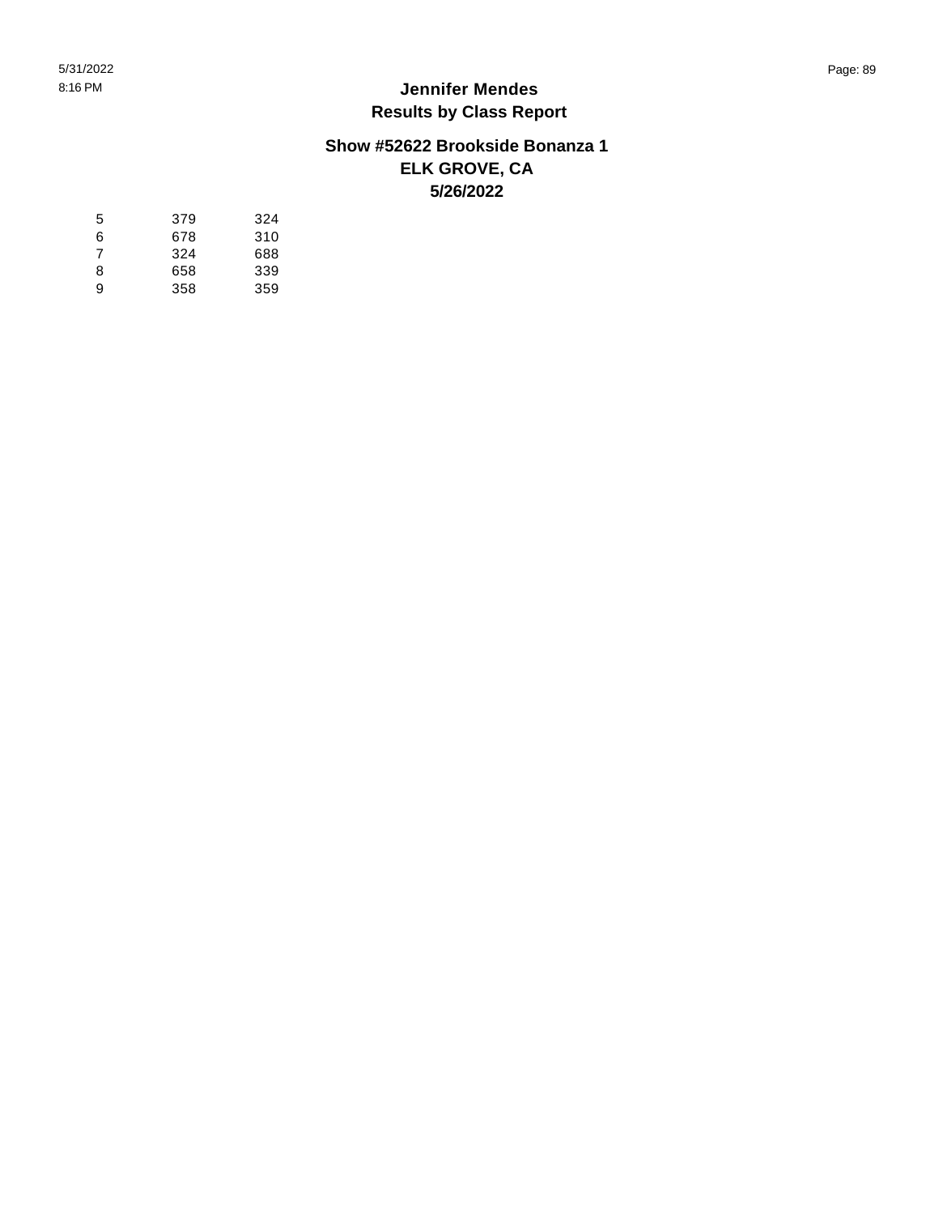**Jennifer Mendes**
**Results by Class Report**

**Show #52622 Brookside Bonanza 1**
**ELK GROVE, CA**
**5/26/2022**

| | | |
|---|---|---|
| 5 | 379 | 324 |
| 6 | 678 | 310 |
| 7 | 324 | 688 |
| 8 | 658 | 339 |
| 9 | 358 | 359 |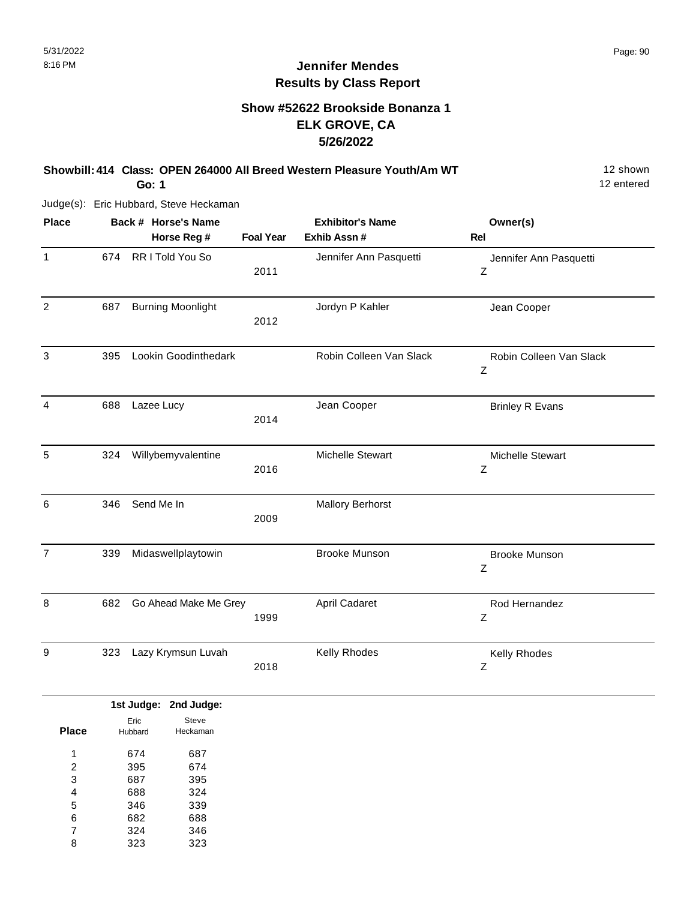# Jennifer Mendes
## Results by Class Report

### Show #52622 Brookside Bonanza 1
### ELK GROVE, CA
### 5/26/2022

**Showbill: 414 Class: OPEN 264000 All Breed Western Pleasure Youth/Am WT** 12 shown
**Go: 1** 12 entered

Judge(s): Eric Hubbard, Steve Heckaman

| Place | Back # | Horse's Name / Horse Reg # | Foal Year | Exhibitor's Name / Exhib Assn # | Owner(s) / Rel |
|---|---|---|---|---|---|
| 1 | 674 | RR I Told You So | 2011 | Jennifer Ann Pasquetti | Jennifer Ann Pasquetti Z |
| 2 | 687 | Burning Moonlight | 2012 | Jordyn P Kahler | Jean Cooper |
| 3 | 395 | Lookin Goodinthedark | | Robin Colleen Van Slack | Robin Colleen Van Slack Z |
| 4 | 688 | Lazee Lucy | 2014 | Jean Cooper | Brinley R Evans |
| 5 | 324 | Willybemyvalentine | 2016 | Michelle Stewart | Michelle Stewart Z |
| 6 | 346 | Send Me In | 2009 | Mallory Berhorst | |
| 7 | 339 | Midaswellplaytowin | | Brooke Munson | Brooke Munson Z |
| 8 | 682 | Go Ahead Make Me Grey | 1999 | April Cadaret | Rod Hernandez Z |
| 9 | 323 | Lazy Krymsun Luvah | 2018 | Kelly Rhodes | Kelly Rhodes Z |

| Place | 1st Judge: Eric Hubbard | 2nd Judge: Steve Heckaman |
|---|---|---|
| 1 | 674 | 687 |
| 2 | 395 | 674 |
| 3 | 687 | 395 |
| 4 | 688 | 324 |
| 5 | 346 | 339 |
| 6 | 682 | 688 |
| 7 | 324 | 346 |
| 8 | 323 | 323 |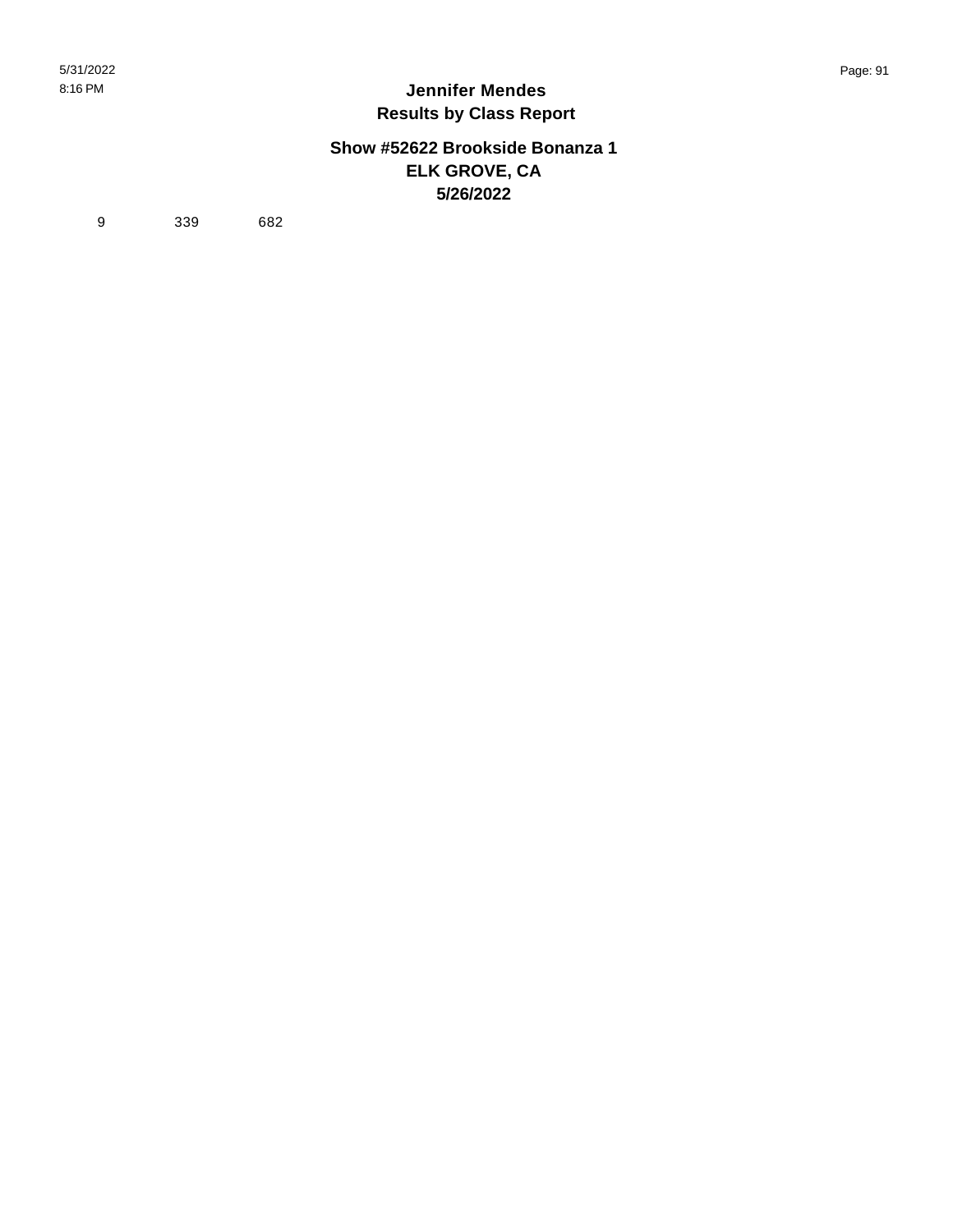# Jennifer Mendes

## Results by Class Report

### Show #52622 Brookside Bonanza 1

### ELK GROVE, CA

### 5/26/2022

| | | |
|---|---|---|
| 9 | 339 | 682 |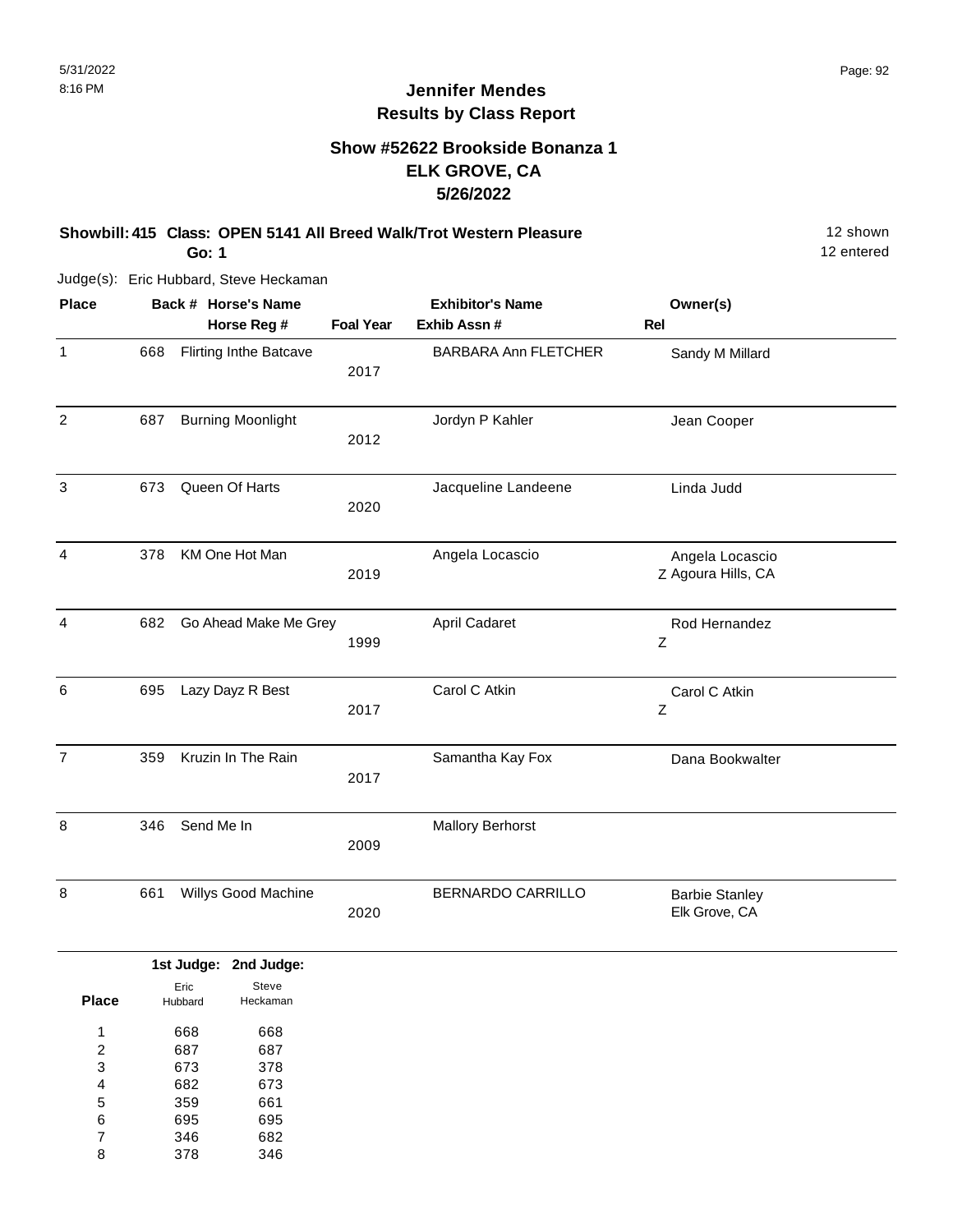# Jennifer Mendes
## Results by Class Report

### Show #52622 Brookside Bonanza 1
### ELK GROVE, CA
### 5/26/2022

**Showbill: 415 Class: OPEN 5141 All Breed Walk/Trot Western Pleasure** 12 shown
**Go: 1** 12 entered

Judge(s): Eric Hubbard, Steve Heckaman

| Place | Back # | Horse's Name / Horse Reg # | Foal Year | Exhibitor's Name / Exhib Assn # | Rel | Owner(s) |
|---|---|---|---|---|---|---|
| 1 | 668 | Flirting Inthe Batcave | 2017 | BARBARA Ann FLETCHER | | Sandy M Millard |
| 2 | 687 | Burning Moonlight | 2012 | Jordyn P Kahler | | Jean Cooper |
| 3 | 673 | Queen Of Harts | 2020 | Jacqueline Landeene | | Linda Judd |
| 4 | 378 | KM One Hot Man | 2019 | Angela Locascio | Z | Angela Locascio Agoura Hills, CA |
| 4 | 682 | Go Ahead Make Me Grey | 1999 | April Cadaret | Z | Rod Hernandez |
| 6 | 695 | Lazy Dayz R Best | 2017 | Carol C Atkin | Z | Carol C Atkin |
| 7 | 359 | Kruzin In The Rain | 2017 | Samantha Kay Fox | | Dana Bookwalter |
| 8 | 346 | Send Me In | 2009 | Mallory Berhorst | | |
| 8 | 661 | Willys Good Machine | 2020 | BERNARDO CARRILLO | | Barbie Stanley Elk Grove, CA |

| Place | 1st Judge: Eric Hubbard | 2nd Judge: Steve Heckaman |
|---|---|---|
| 1 | 668 | 668 |
| 2 | 687 | 687 |
| 3 | 673 | 378 |
| 4 | 682 | 673 |
| 5 | 359 | 661 |
| 6 | 695 | 695 |
| 7 | 346 | 682 |
| 8 | 378 | 346 |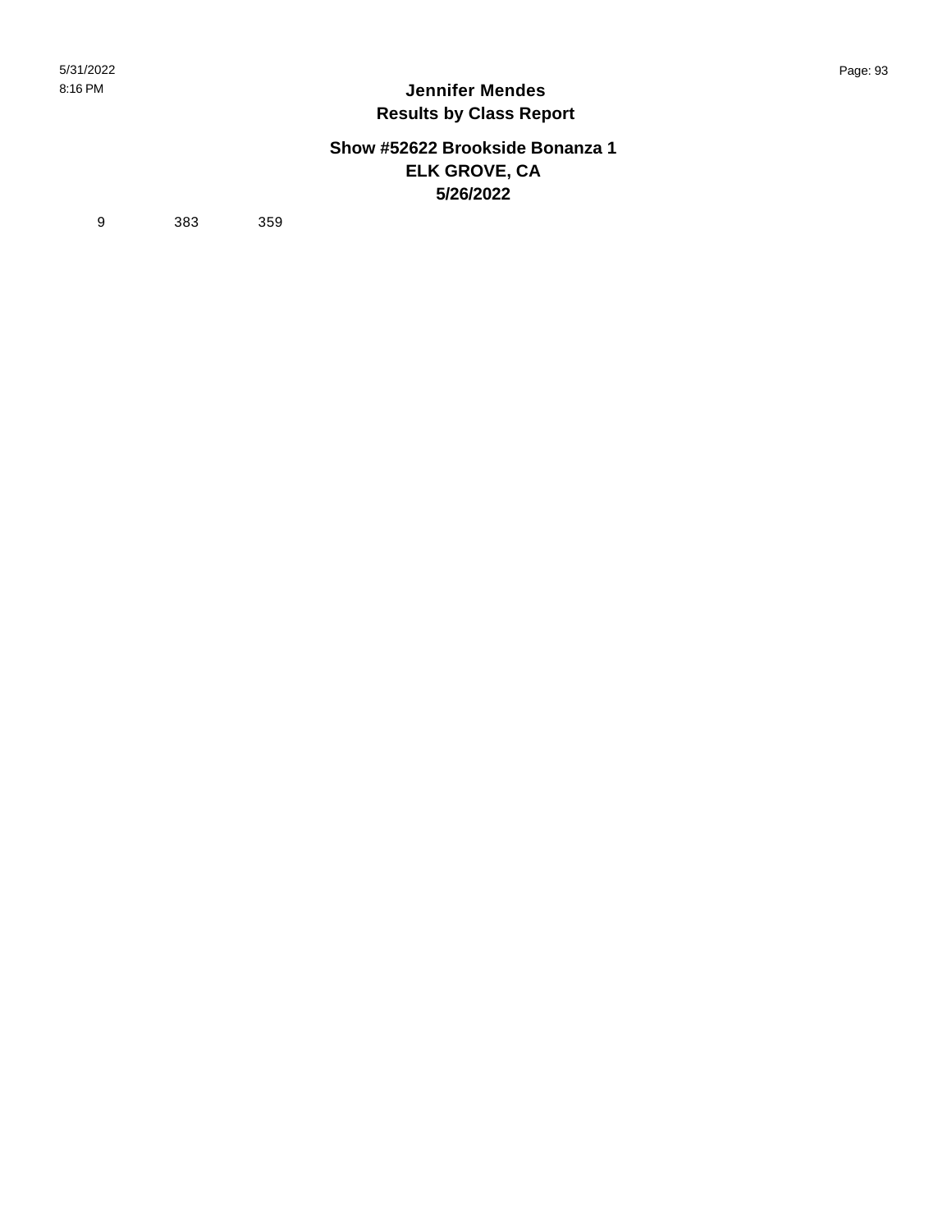# Jennifer Mendes
## Results by Class Report

### Show #52622 Brookside Bonanza 1
### ELK GROVE, CA
### 5/26/2022

| | | |
|---|---|---|
| 9 | 383 | 359 |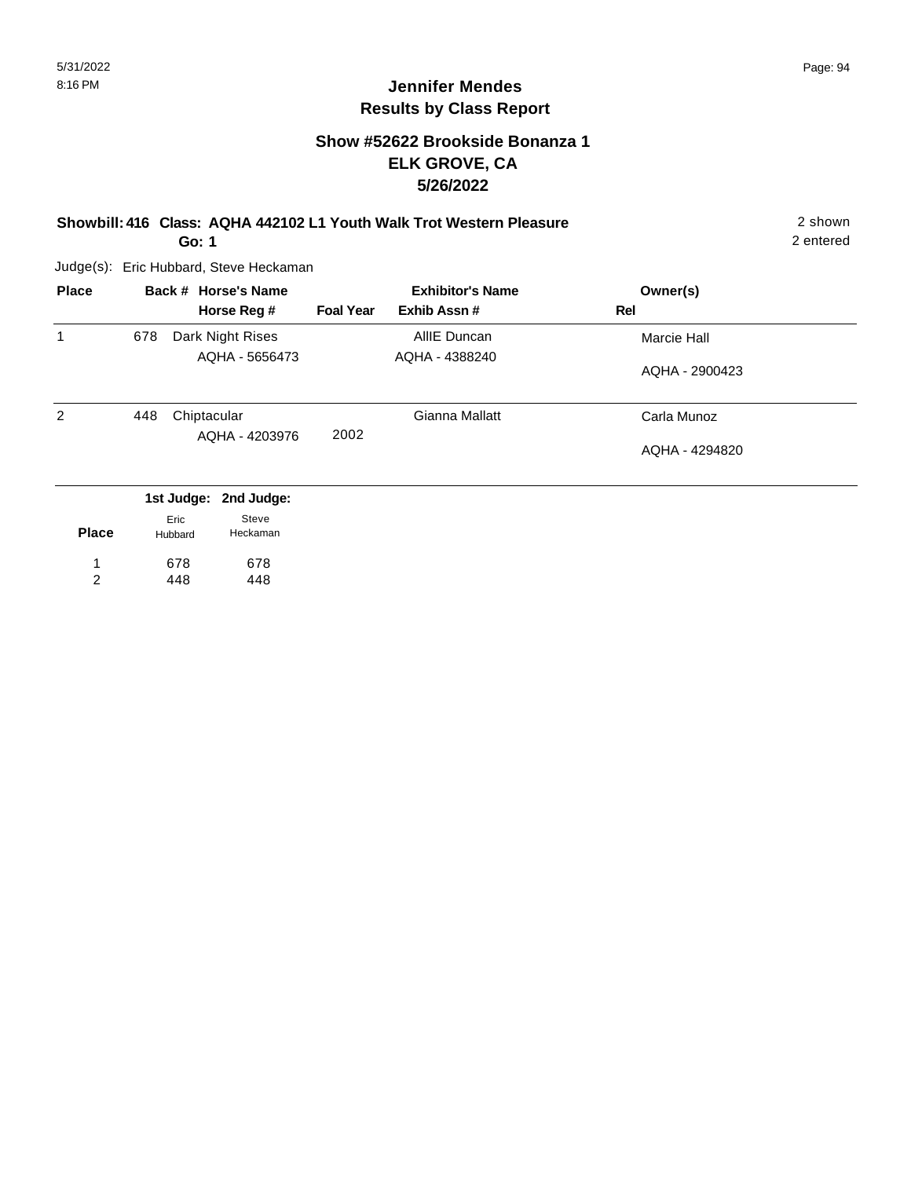# Jennifer Mendes
## Results by Class Report

### Show #52622 Brookside Bonanza 1
### ELK GROVE, CA
### 5/26/2022

**Showbill: 416 Class: AQHA 442102 L1 Youth Walk Trot Western Pleasure** 2 shown

**Go: 1** 2 entered

Judge(s): Eric Hubbard, Steve Heckaman

| Place | Back # | Horse's Name / Horse Reg # | Foal Year | Exhibitor's Name / Exhib Assn # | Owner(s) / Rel |
|---|---|---|---|---|---|
| 1 | 678 | Dark Night Rises<br>AQHA - 5656473 | | AllIE Duncan<br>AQHA - 4388240 | Marcie Hall<br>AQHA - 2900423 |
| 2 | 448 | Chiptacular<br>AQHA - 4203976 | 2002 | Gianna Mallatt | Carla Munoz<br>AQHA - 4294820 |

| Place | 1st Judge: Eric Hubbard | 2nd Judge: Steve Heckaman |
|---|---|---|
| 1 | 678 | 678 |
| 2 | 448 | 448 |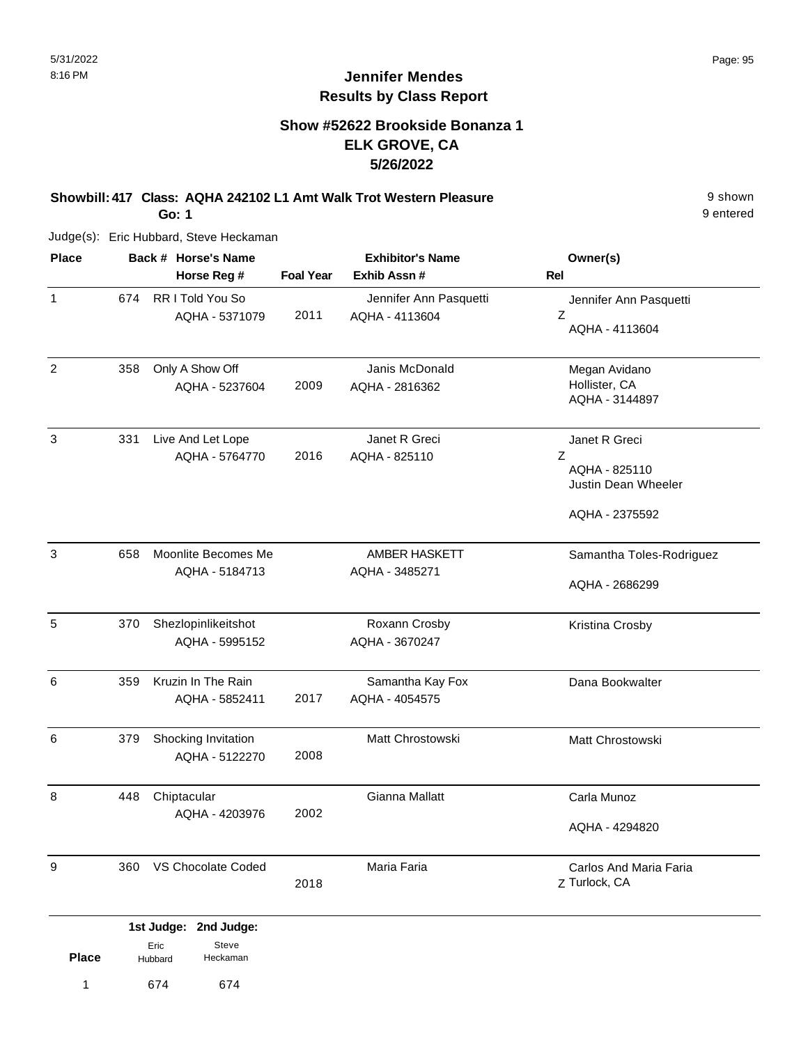# Jennifer Mendes
## Results by Class Report

### Show #52622 Brookside Bonanza 1
### ELK GROVE, CA
### 5/26/2022

**Showbill: 417 Class: AQHA 242102 L1 Amt Walk Trot Western Pleasure** 9 shown
**Go: 1** 9 entered

Judge(s): Eric Hubbard, Steve Heckaman

| Place | Back # | Horse's Name / Horse Reg # | Foal Year | Exhibitor's Name / Exhib Assn # | Rel | Owner(s) |
|---|---|---|---|---|---|---|
| 1 | 674 | RR I Told You So<br>AQHA - 5371079 | 2011 | Jennifer Ann Pasquetti<br>AQHA - 4113604 | Z | Jennifer Ann Pasquetti<br>AQHA - 4113604 |
| 2 | 358 | Only A Show Off<br>AQHA - 5237604 | 2009 | Janis McDonald<br>AQHA - 2816362 | | Megan Avidano<br>Hollister, CA<br>AQHA - 3144897 |
| 3 | 331 | Live And Let Lope<br>AQHA - 5764770 | 2016 | Janet R Greci<br>AQHA - 825110 | Z | Janet R Greci<br>AQHA - 825110<br>Justin Dean Wheeler<br>AQHA - 2375592 |
| 3 | 658 | Moonlite Becomes Me<br>AQHA - 5184713 | | AMBER HASKETT<br>AQHA - 3485271 | | Samantha Toles-Rodriguez<br>AQHA - 2686299 |
| 5 | 370 | Shezlopinlikeitshot<br>AQHA - 5995152 | | Roxann Crosby<br>AQHA - 3670247 | | Kristina Crosby |
| 6 | 359 | Kruzin In The Rain<br>AQHA - 5852411 | 2017 | Samantha Kay Fox<br>AQHA - 4054575 | | Dana Bookwalter |
| 6 | 379 | Shocking Invitation<br>AQHA - 5122270 | 2008 | Matt Chrostowski | | Matt Chrostowski |
| 8 | 448 | Chiptacular<br>AQHA - 4203976 | 2002 | Gianna Mallatt | | Carla Munoz<br>AQHA - 4294820 |
| 9 | 360 | VS Chocolate Coded | 2018 | Maria Faria | Z | Carlos And Maria Faria<br>Turlock, CA |

| Place | 1st Judge: Eric Hubbard | 2nd Judge: Steve Heckaman |
|---|---|---|
| 1 | 674 | 674 |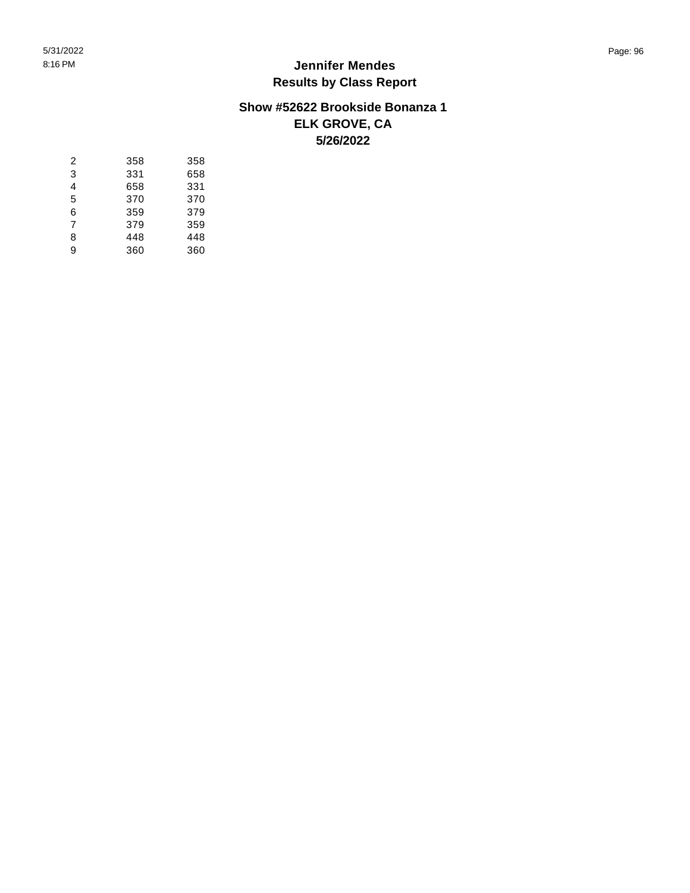# Jennifer Mendes
## Results by Class Report

### Show #52622 Brookside Bonanza 1
### ELK GROVE, CA
### 5/26/2022

| | | |
|---|---|---|
| 2 | 358 | 358 |
| 3 | 331 | 658 |
| 4 | 658 | 331 |
| 5 | 370 | 370 |
| 6 | 359 | 379 |
| 7 | 379 | 359 |
| 8 | 448 | 448 |
| 9 | 360 | 360 |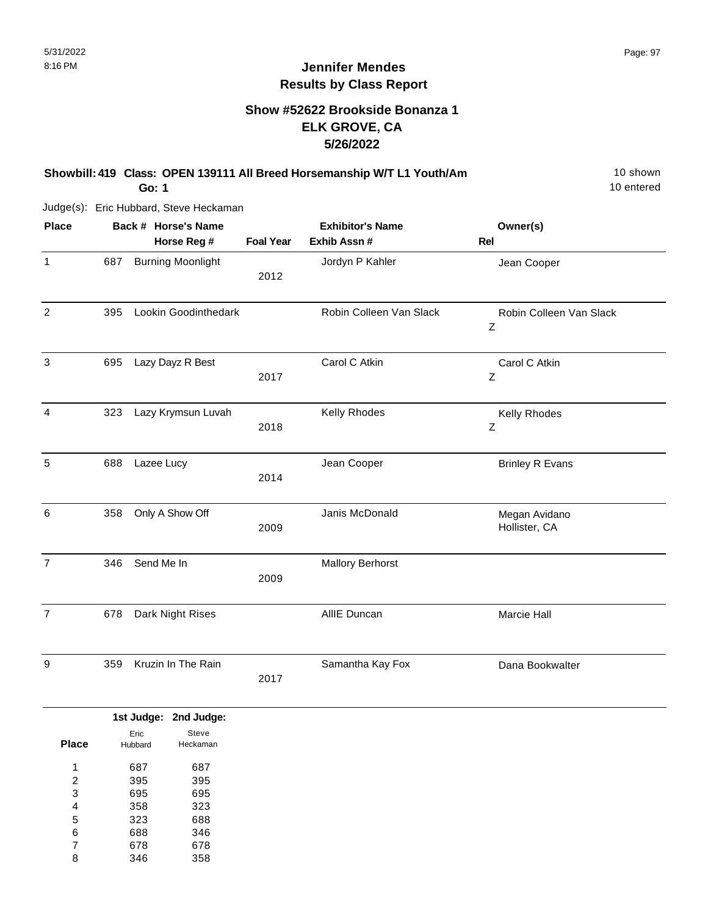# Jennifer Mendes
## Results by Class Report

### Show #52622 Brookside Bonanza 1
### ELK GROVE, CA
### 5/26/2022

**Showbill: 419 Class: OPEN 139111 All Breed Horsemanship W/T L1 Youth/Am** — 10 shown, 10 entered

**Go: 1**

Judge(s): Eric Hubbard, Steve Heckaman

| Place | Back # | Horse's Name / Horse Reg # | Foal Year | Exhibitor's Name / Exhib Assn # | Owner(s) | Rel |
|---|---|---|---|---|---|---|
| 1 | 687 | Burning Moonlight | 2012 | Jordyn P Kahler | Jean Cooper | |
| 2 | 395 | Lookin Goodinthedark | | Robin Colleen Van Slack | Robin Colleen Van Slack | Z |
| 3 | 695 | Lazy Dayz R Best | 2017 | Carol C Atkin | Carol C Atkin | Z |
| 4 | 323 | Lazy Krymsun Luvah | 2018 | Kelly Rhodes | Kelly Rhodes | Z |
| 5 | 688 | Lazee Lucy | 2014 | Jean Cooper | Brinley R Evans | |
| 6 | 358 | Only A Show Off | 2009 | Janis McDonald | Megan Avidano, Hollister, CA | |
| 7 | 346 | Send Me In | 2009 | Mallory Berhorst | | |
| 7 | 678 | Dark Night Rises | | AllIE Duncan | Marcie Hall | |
| 9 | 359 | Kruzin In The Rain | 2017 | Samantha Kay Fox | Dana Bookwalter | |

| Place | 1st Judge: Eric Hubbard | 2nd Judge: Steve Heckaman |
|---|---|---|
| 1 | 687 | 687 |
| 2 | 395 | 395 |
| 3 | 695 | 695 |
| 4 | 358 | 323 |
| 5 | 323 | 688 |
| 6 | 688 | 346 |
| 7 | 678 | 678 |
| 8 | 346 | 358 |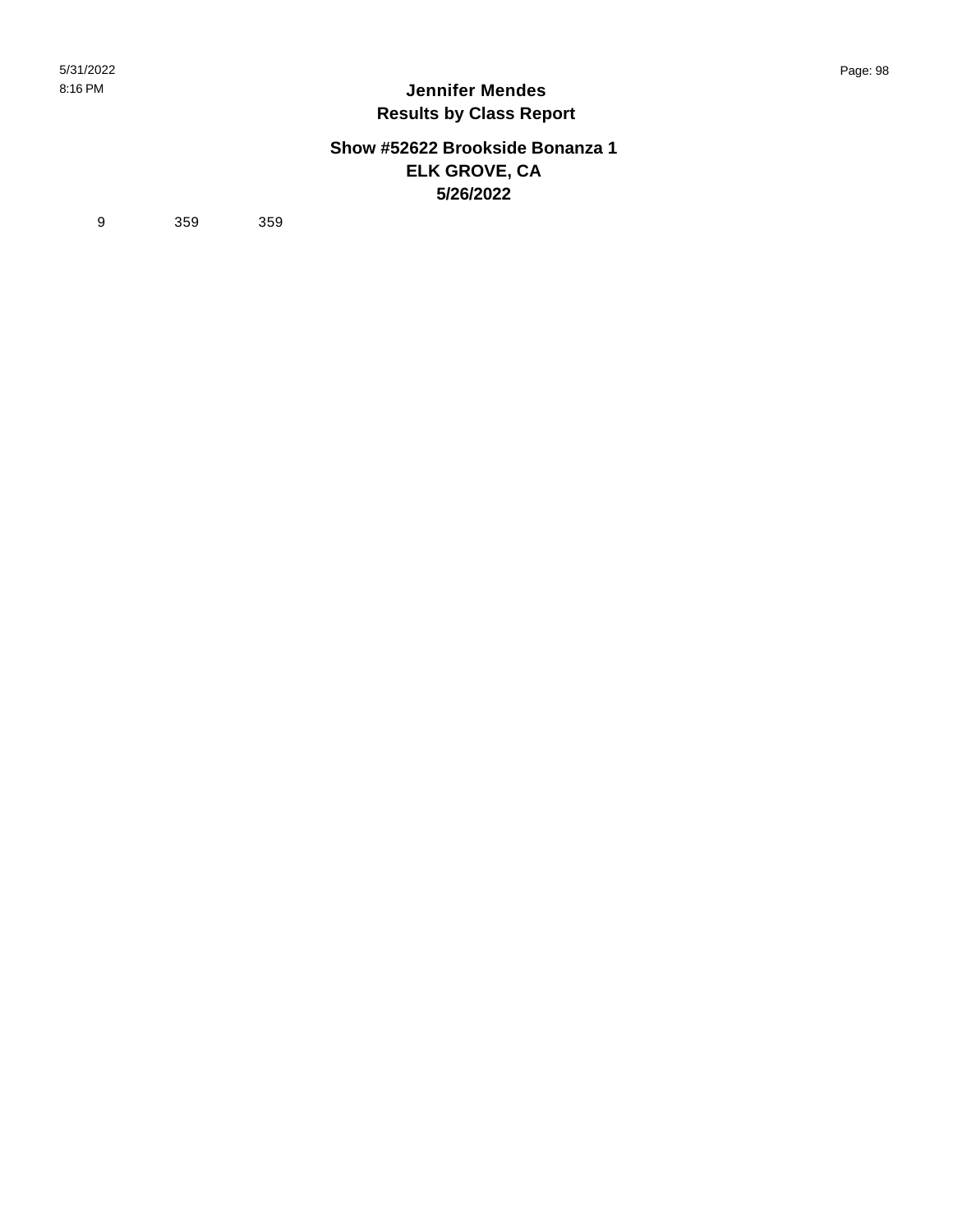# Jennifer Mendes
## Results by Class Report

### Show #52622 Brookside Bonanza 1
### ELK GROVE, CA
### 5/26/2022

| 9 | 359 | 359 |
|---|---|---|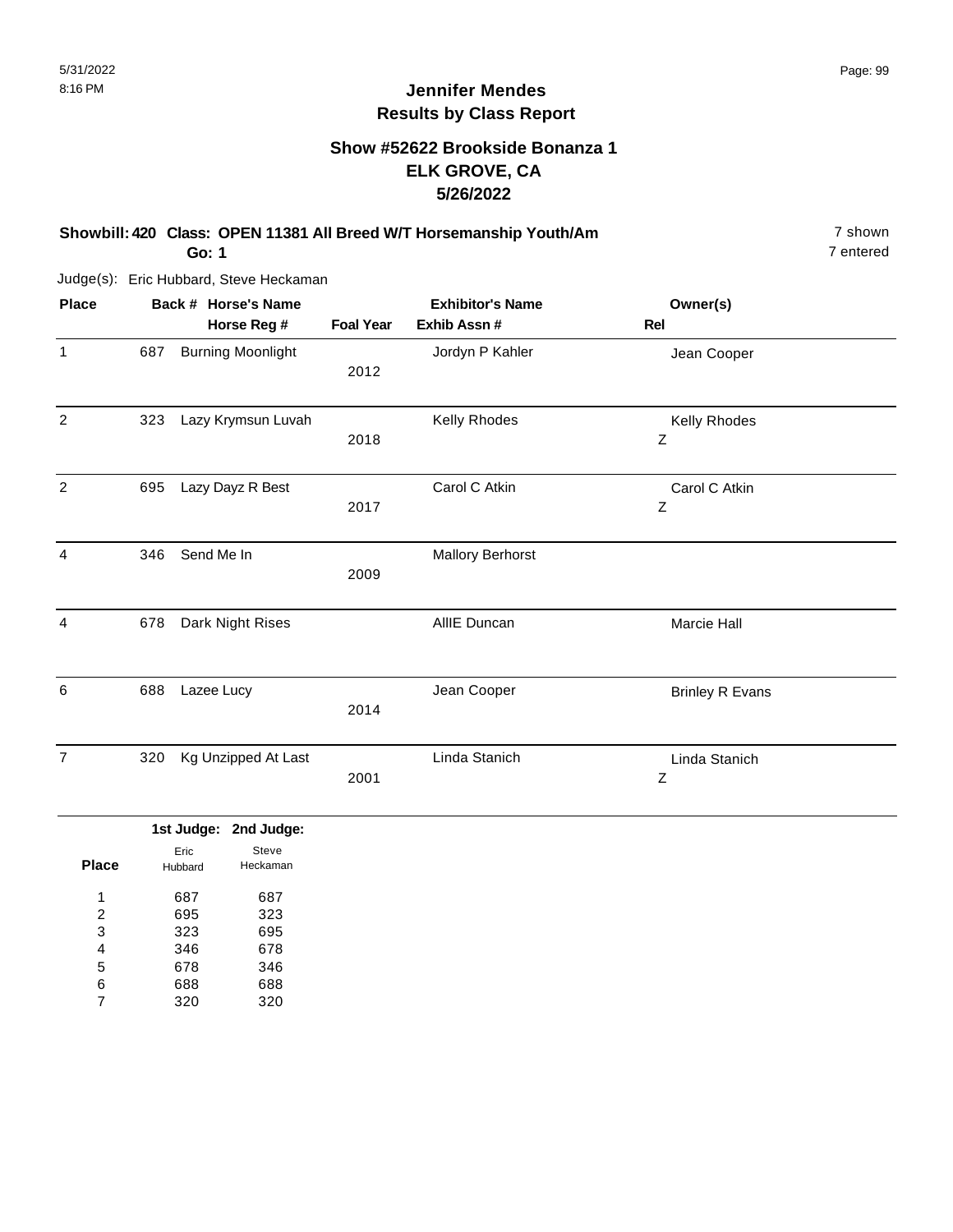# Jennifer Mendes
## Results by Class Report

### Show #52622 Brookside Bonanza 1
### ELK GROVE, CA
### 5/26/2022

**Showbill: 420 Class: OPEN 11381 All Breed W/T Horsemanship Youth/Am** — 7 shown

**Go: 1** — 7 entered

Judge(s): Eric Hubbard, Steve Heckaman

| Place | Back # | Horse's Name / Horse Reg # | Foal Year | Exhibitor's Name / Exhib Assn # | Owner(s) / Rel |
|---|---|---|---|---|---|
| 1 | 687 | Burning Moonlight | 2012 | Jordyn P Kahler | Jean Cooper |
| 2 | 323 | Lazy Krymsun Luvah | 2018 | Kelly Rhodes | Kelly Rhodes<br>Z |
| 2 | 695 | Lazy Dayz R Best | 2017 | Carol C Atkin | Carol C Atkin<br>Z |
| 4 | 346 | Send Me In | 2009 | Mallory Berhorst | |
| 4 | 678 | Dark Night Rises | | AllIE Duncan | Marcie Hall |
| 6 | 688 | Lazee Lucy | 2014 | Jean Cooper | Brinley R Evans |
| 7 | 320 | Kg Unzipped At Last | 2001 | Linda Stanich | Linda Stanich<br>Z |

| Place | 1st Judge: Eric Hubbard | 2nd Judge: Steve Heckaman |
|---|---|---|
| 1 | 687 | 687 |
| 2 | 695 | 323 |
| 3 | 323 | 695 |
| 4 | 346 | 678 |
| 5 | 678 | 346 |
| 6 | 688 | 688 |
| 7 | 320 | 320 |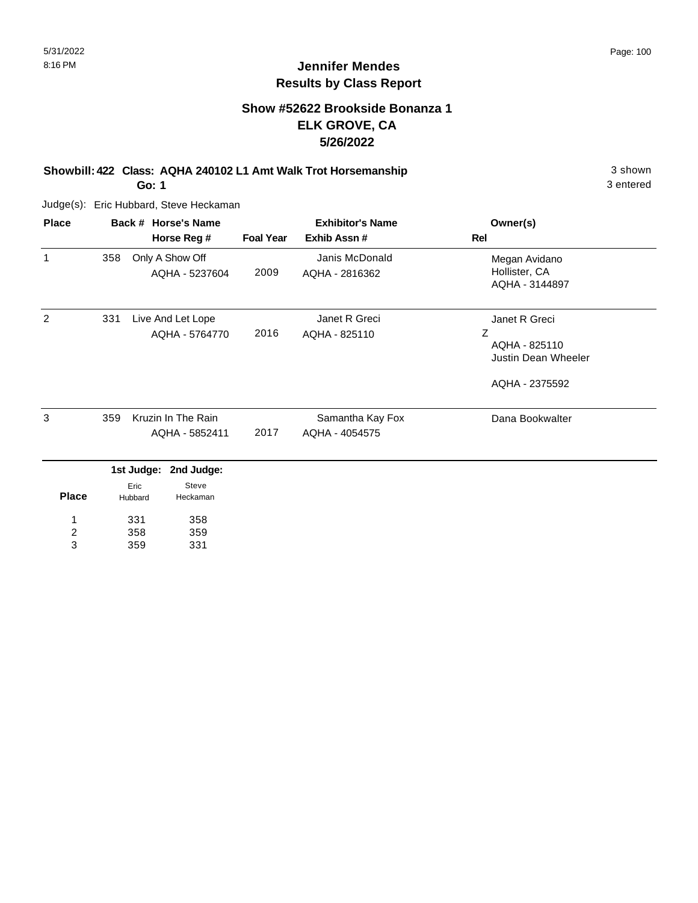# Jennifer Mendes
## Results by Class Report

### Show #52622 Brookside Bonanza 1
### ELK GROVE, CA
### 5/26/2022

**Showbill: 422 Class: AQHA 240102 L1 Amt Walk Trot Horsemanship** 3 shown

**Go: 1** 3 entered

Judge(s): Eric Hubbard, Steve Heckaman

| Place | Back # | Horse's Name / Horse Reg # | Foal Year | Exhibitor's Name / Exhib Assn # | Rel | Owner(s) |
|---|---|---|---|---|---|---|
| 1 | 358 | Only A Show Off<br>AQHA - 5237604 | 2009 | Janis McDonald<br>AQHA - 2816362 | | Megan Avidano<br>Hollister, CA<br>AQHA - 3144897 |
| 2 | 331 | Live And Let Lope<br>AQHA - 5764770 | 2016 | Janet R Greci<br>AQHA - 825110 | Z | Janet R Greci<br>AQHA - 825110<br>Justin Dean Wheeler<br>AQHA - 2375592 |
| 3 | 359 | Kruzin In The Rain<br>AQHA - 5852411 | 2017 | Samantha Kay Fox<br>AQHA - 4054575 | | Dana Bookwalter |

| Place | 1st Judge: Eric Hubbard | 2nd Judge: Steve Heckaman |
|---|---|---|
| 1 | 331 | 358 |
| 2 | 358 | 359 |
| 3 | 359 | 331 |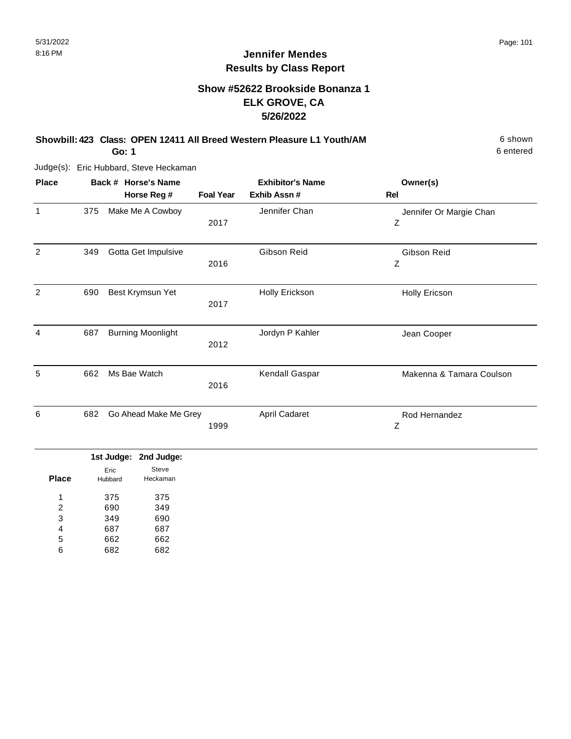# Jennifer Mendes
## Results by Class Report

### Show #52622 Brookside Bonanza 1
### ELK GROVE, CA
### 5/26/2022

**Showbill: 423 Class: OPEN 12411 All Breed Western Pleasure L1 Youth/AM** 6 shown
**Go: 1** 6 entered

Judge(s): Eric Hubbard, Steve Heckaman

| Place | Back # | Horse's Name / Horse Reg # | Foal Year | Exhibitor's Name / Exhib Assn # | Owner(s) / Rel |
|---|---|---|---|---|---|
| 1 | 375 | Make Me A Cowboy | 2017 | Jennifer Chan | Jennifer Or Margie Chan<br>Z |
| 2 | 349 | Gotta Get Impulsive | 2016 | Gibson Reid | Gibson Reid<br>Z |
| 2 | 690 | Best Krymsun Yet | 2017 | Holly Erickson | Holly Ericson |
| 4 | 687 | Burning Moonlight | 2012 | Jordyn P Kahler | Jean Cooper |
| 5 | 662 | Ms Bae Watch | 2016 | Kendall Gaspar | Makenna & Tamara Coulson |
| 6 | 682 | Go Ahead Make Me Grey | 1999 | April Cadaret | Rod Hernandez<br>Z |

| Place | 1st Judge: Eric Hubbard | 2nd Judge: Steve Heckaman |
|---|---|---|
| 1 | 375 | 375 |
| 2 | 690 | 349 |
| 3 | 349 | 690 |
| 4 | 687 | 687 |
| 5 | 662 | 662 |
| 6 | 682 | 682 |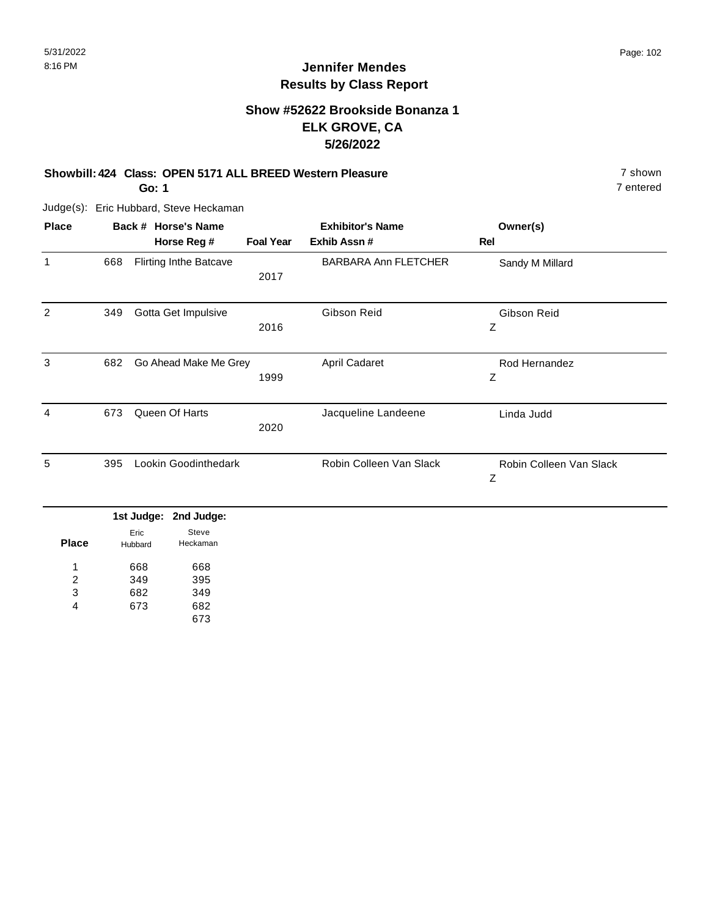# Jennifer Mendes
## Results by Class Report

### Show #52622 Brookside Bonanza 1
### ELK GROVE, CA
### 5/26/2022

**Showbill: 424 Class: OPEN 5171 ALL BREED Western Pleasure** — 7 shown, 7 entered

**Go: 1**

Judge(s): Eric Hubbard, Steve Heckaman

| Place | Back # | Horse's Name / Horse Reg # | Foal Year | Exhibitor's Name / Exhib Assn # | Owner(s) / Rel |
|---|---|---|---|---|---|
| 1 | 668 | Flirting Inthe Batcave | 2017 | BARBARA Ann FLETCHER | Sandy M Millard |
| 2 | 349 | Gotta Get Impulsive | 2016 | Gibson Reid | Gibson Reid Z |
| 3 | 682 | Go Ahead Make Me Grey | 1999 | April Cadaret | Rod Hernandez Z |
| 4 | 673 | Queen Of Harts | 2020 | Jacqueline Landeene | Linda Judd |
| 5 | 395 | Lookin Goodinthedark | | Robin Colleen Van Slack | Robin Colleen Van Slack Z |

| Place | 1st Judge: Eric Hubbard | 2nd Judge: Steve Heckaman |
|---|---|---|
| 1 | 668 | 668 |
| 2 | 349 | 395 |
| 3 | 682 | 349 |
| 4 | 673 | 682 |
| | | 673 |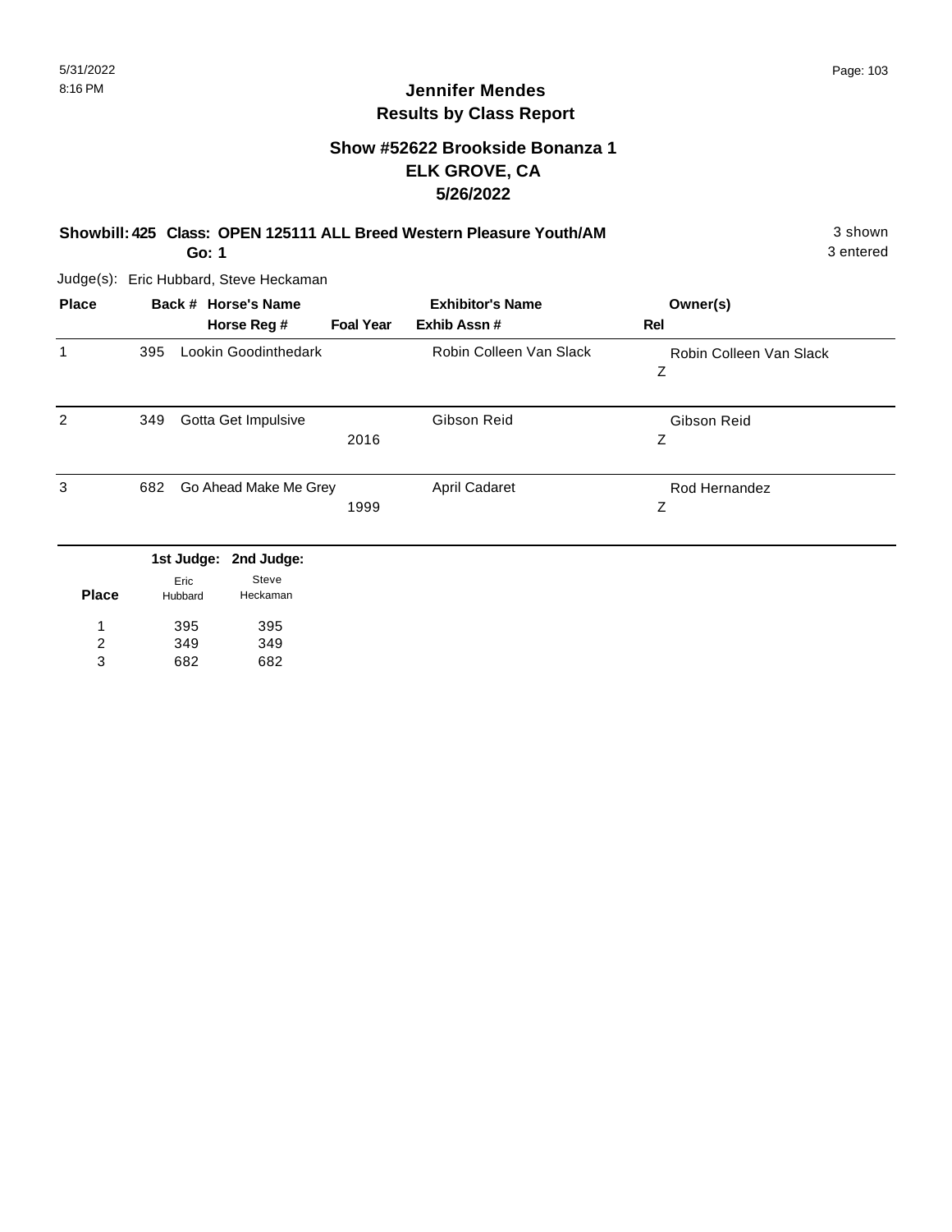## Jennifer Mendes
## Results by Class Report

### Show #52622 Brookside Bonanza 1
### ELK GROVE, CA
### 5/26/2022

**Showbill: 425 Class: OPEN 125111 ALL Breed Western Pleasure Youth/AM** — 3 shown

**Go: 1** — 3 entered

Judge(s): Eric Hubbard, Steve Heckaman

| Place | Back # | Horse's Name / Horse Reg # | Foal Year | Exhibitor's Name / Exhib Assn # | Owner(s) / Rel |
|---|---|---|---|---|---|
| 1 | 395 | Lookin Goodinthedark | | Robin Colleen Van Slack | Robin Colleen Van Slack Z |
| 2 | 349 | Gotta Get Impulsive | 2016 | Gibson Reid | Gibson Reid Z |
| 3 | 682 | Go Ahead Make Me Grey | 1999 | April Cadaret | Rod Hernandez Z |

| Place | 1st Judge: Eric Hubbard | 2nd Judge: Steve Heckaman |
|---|---|---|
| 1 | 395 | 395 |
| 2 | 349 | 349 |
| 3 | 682 | 682 |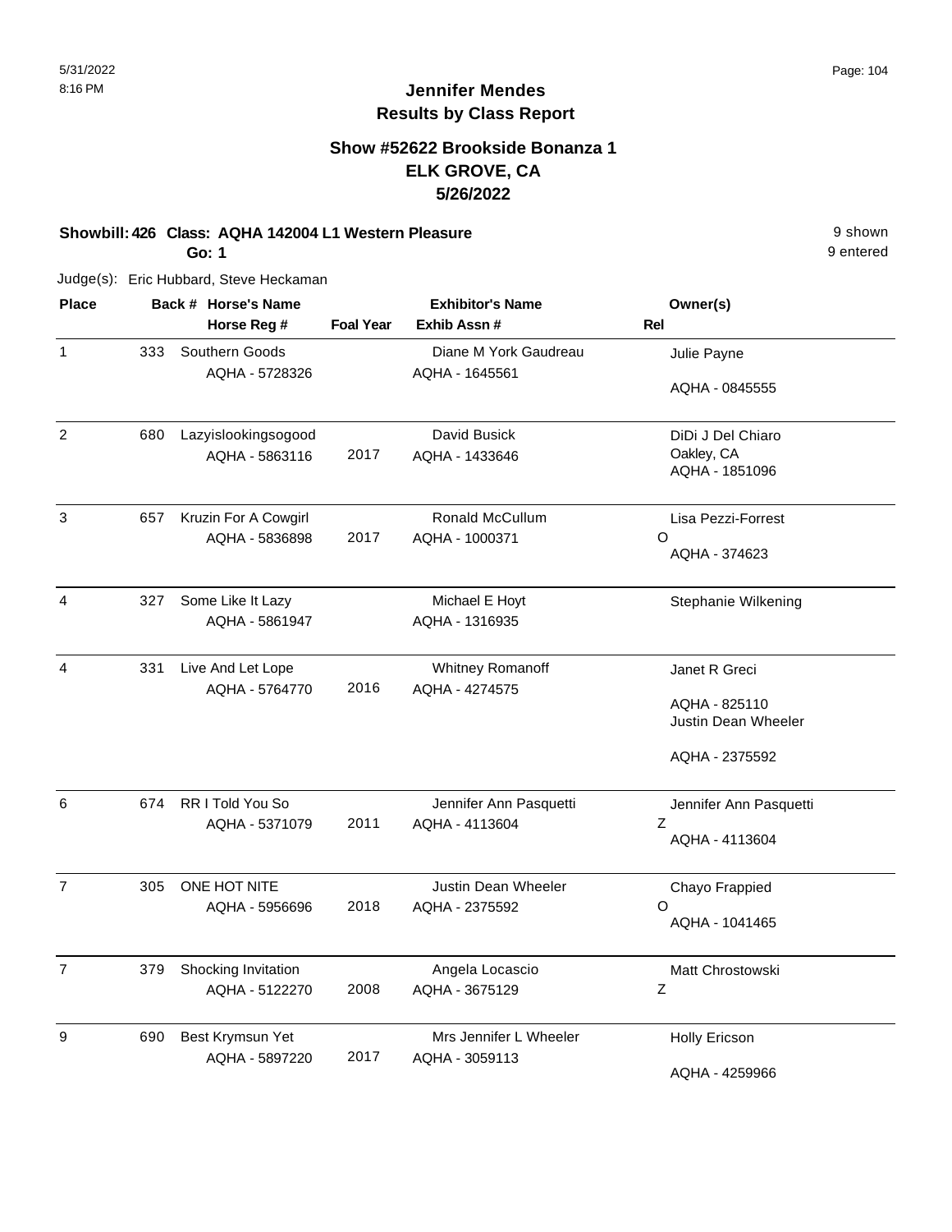# Jennifer Mendes
## Results by Class Report

### Show #52622 Brookside Bonanza 1
### ELK GROVE, CA
### 5/26/2022

**Showbill: 426 Class: AQHA 142004 L1 Western Pleasure** — 9 shown

**Go: 1** — 9 entered

Judge(s): Eric Hubbard, Steve Heckaman

| Place | Back # | Horse's Name / Horse Reg # | Foal Year | Exhibitor's Name / Exhib Assn # | Rel | Owner(s) |
|---|---|---|---|---|---|---|
| 1 | 333 | Southern Goods<br>AQHA - 5728326 | | Diane M York Gaudreau<br>AQHA - 1645561 | | Julie Payne<br>AQHA - 0845555 |
| 2 | 680 | Lazyislookingsogood<br>AQHA - 5863116 | 2017 | David Busick<br>AQHA - 1433646 | | DiDi J Del Chiaro<br>Oakley, CA<br>AQHA - 1851096 |
| 3 | 657 | Kruzin For A Cowgirl<br>AQHA - 5836898 | 2017 | Ronald McCullum<br>AQHA - 1000371 | O | Lisa Pezzi-Forrest<br>AQHA - 374623 |
| 4 | 327 | Some Like It Lazy<br>AQHA - 5861947 | | Michael E Hoyt<br>AQHA - 1316935 | | Stephanie Wilkening |
| 4 | 331 | Live And Let Lope<br>AQHA - 5764770 | 2016 | Whitney Romanoff<br>AQHA - 4274575 | | Janet R Greci<br>AQHA - 825110<br>Justin Dean Wheeler<br>AQHA - 2375592 |
| 6 | 674 | RR I Told You So<br>AQHA - 5371079 | 2011 | Jennifer Ann Pasquetti<br>AQHA - 4113604 | Z | Jennifer Ann Pasquetti<br>AQHA - 4113604 |
| 7 | 305 | ONE HOT NITE<br>AQHA - 5956696 | 2018 | Justin Dean Wheeler<br>AQHA - 2375592 | O | Chayo Frappied<br>AQHA - 1041465 |
| 7 | 379 | Shocking Invitation<br>AQHA - 5122270 | 2008 | Angela Locascio<br>AQHA - 3675129 | Z | Matt Chrostowski |
| 9 | 690 | Best Krymsun Yet<br>AQHA - 5897220 | 2017 | Mrs Jennifer L Wheeler<br>AQHA - 3059113 | | Holly Ericson<br>AQHA - 4259966 |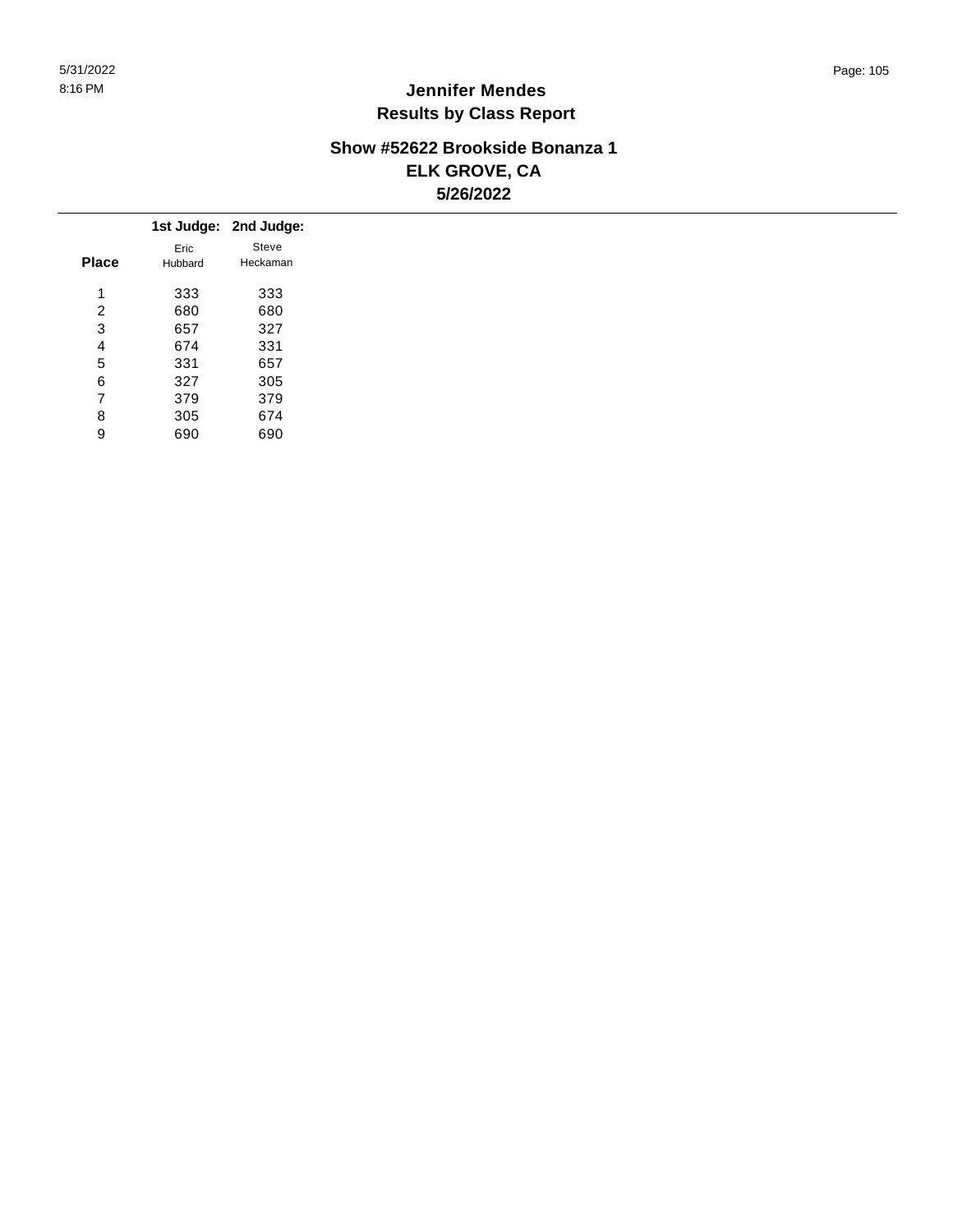# Jennifer Mendes
## Results by Class Report

### Show #52622 Brookside Bonanza 1
### ELK GROVE, CA
### 5/26/2022

| Place | 1st Judge: Eric Hubbard | 2nd Judge: Steve Heckaman |
|---|---|---|
| 1 | 333 | 333 |
| 2 | 680 | 680 |
| 3 | 657 | 327 |
| 4 | 674 | 331 |
| 5 | 331 | 657 |
| 6 | 327 | 305 |
| 7 | 379 | 379 |
| 8 | 305 | 674 |
| 9 | 690 | 690 |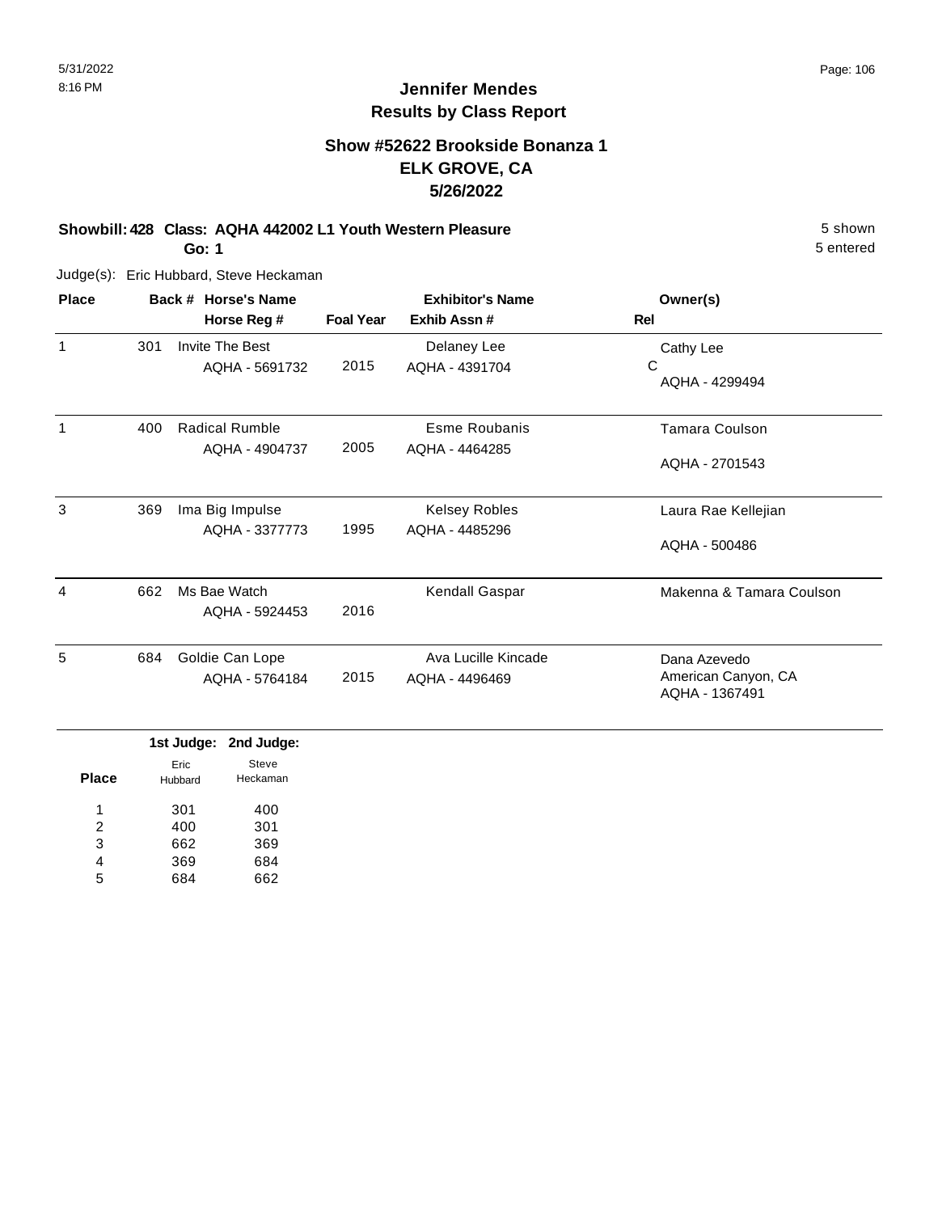# Jennifer Mendes
## Results by Class Report

### Show #52622 Brookside Bonanza 1
### ELK GROVE, CA
### 5/26/2022

**Showbill: 428 Class: AQHA 442002 L1 Youth Western Pleasure** 5 shown
**Go: 1** 5 entered

Judge(s): Eric Hubbard, Steve Heckaman

| Place | Back # | Horse's Name / Horse Reg # | Foal Year | Exhibitor's Name / Exhib Assn # | Rel | Owner(s) |
|---|---|---|---|---|---|---|
| 1 | 301 | Invite The Best<br>AQHA - 5691732 | 2015 | Delaney Lee<br>AQHA - 4391704 | C | Cathy Lee<br>AQHA - 4299494 |
| 1 | 400 | Radical Rumble<br>AQHA - 4904737 | 2005 | Esme Roubanis<br>AQHA - 4464285 | | Tamara Coulson<br>AQHA - 2701543 |
| 3 | 369 | Ima Big Impulse<br>AQHA - 3377773 | 1995 | Kelsey Robles<br>AQHA - 4485296 | | Laura Rae Kellejian<br>AQHA - 500486 |
| 4 | 662 | Ms Bae Watch<br>AQHA - 5924453 | 2016 | Kendall Gaspar | | Makenna & Tamara Coulson |
| 5 | 684 | Goldie Can Lope<br>AQHA - 5764184 | 2015 | Ava Lucille Kincade<br>AQHA - 4496469 | | Dana Azevedo<br>American Canyon, CA<br>AQHA - 1367491 |

| Place | 1st Judge: Eric Hubbard | 2nd Judge: Steve Heckaman |
|---|---|---|
| 1 | 301 | 400 |
| 2 | 400 | 301 |
| 3 | 662 | 369 |
| 4 | 369 | 684 |
| 5 | 684 | 662 |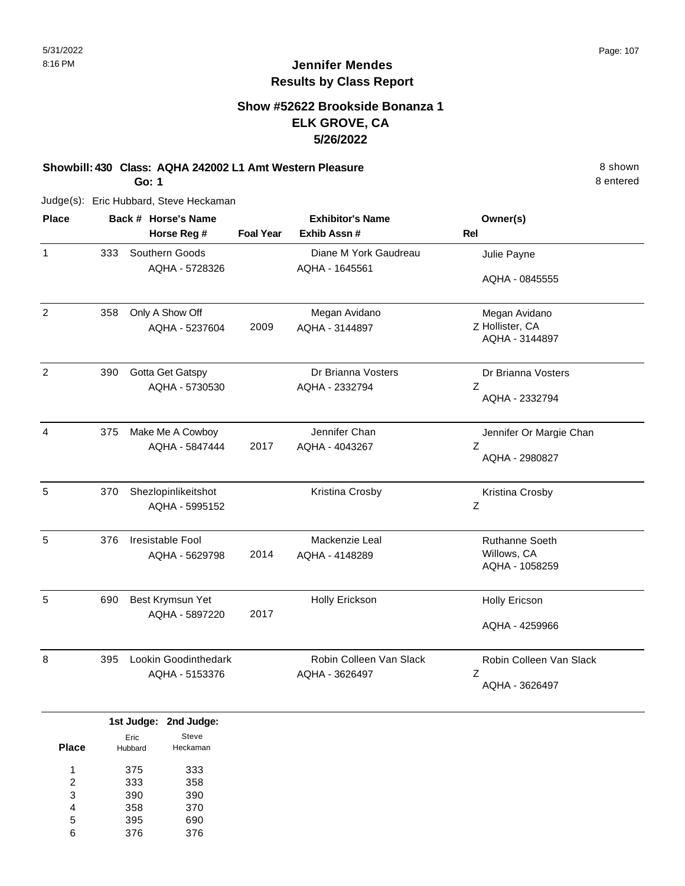# Jennifer Mendes
## Results by Class Report

### Show #52622 Brookside Bonanza 1
### ELK GROVE, CA
### 5/26/2022

**Showbill: 430 Class: AQHA 242002 L1 Amt Western Pleasure** 8 shown
**Go: 1** 8 entered

Judge(s): Eric Hubbard, Steve Heckaman

| Place | Back # | Horse's Name / Horse Reg # | Foal Year | Exhibitor's Name / Exhib Assn # | Rel | Owner(s) |
|---|---|---|---|---|---|---|
| 1 | 333 | Southern Goods<br>AQHA - 5728326 | | Diane M York Gaudreau<br>AQHA - 1645561 | | Julie Payne<br>AQHA - 0845555 |
| 2 | 358 | Only A Show Off<br>AQHA - 5237604 | 2009 | Megan Avidano<br>AQHA - 3144897 | Z | Megan Avidano<br>Hollister, CA<br>AQHA - 3144897 |
| 2 | 390 | Gotta Get Gatspy<br>AQHA - 5730530 | | Dr Brianna Vosters<br>AQHA - 2332794 | Z | Dr Brianna Vosters<br>AQHA - 2332794 |
| 4 | 375 | Make Me A Cowboy<br>AQHA - 5847444 | 2017 | Jennifer Chan<br>AQHA - 4043267 | Z | Jennifer Or Margie Chan<br>AQHA - 2980827 |
| 5 | 370 | Shezlopinlikeitshot<br>AQHA - 5995152 | | Kristina Crosby | Z | Kristina Crosby |
| 5 | 376 | Iresistable Fool<br>AQHA - 5629798 | 2014 | Mackenzie Leal<br>AQHA - 4148289 | | Ruthanne Soeth<br>Willows, CA<br>AQHA - 1058259 |
| 5 | 690 | Best Krymsun Yet<br>AQHA - 5897220 | 2017 | Holly Erickson | | Holly Ericson<br>AQHA - 4259966 |
| 8 | 395 | Lookin Goodinthedark<br>AQHA - 5153376 | | Robin Colleen Van Slack<br>AQHA - 3626497 | Z | Robin Colleen Van Slack<br>AQHA - 3626497 |

| Place | 1st Judge: Eric Hubbard | 2nd Judge: Steve Heckaman |
|---|---|---|
| 1 | 375 | 333 |
| 2 | 333 | 358 |
| 3 | 390 | 390 |
| 4 | 358 | 370 |
| 5 | 395 | 690 |
| 6 | 376 | 376 |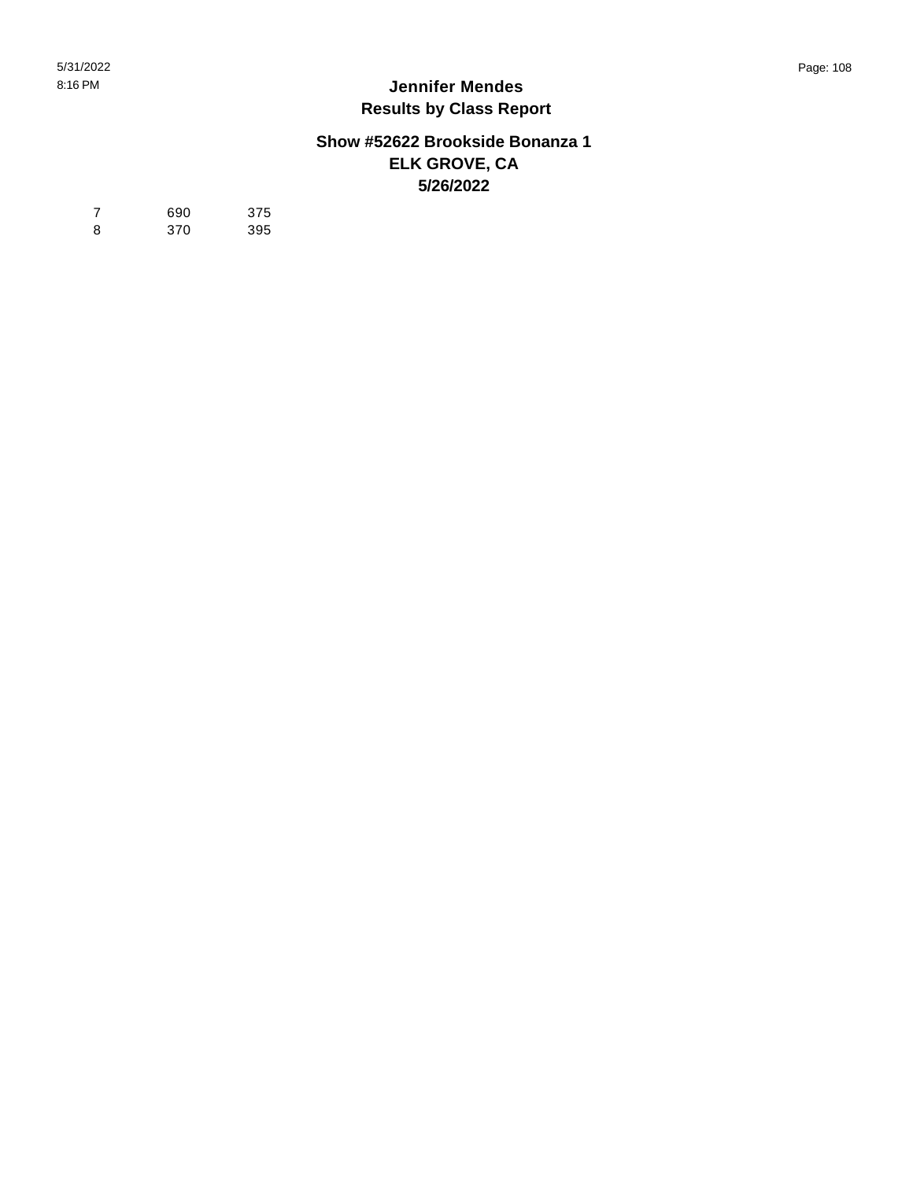# Jennifer Mendes

## Results by Class Report

### Show #52622 Brookside Bonanza 1

### ELK GROVE, CA

### 5/26/2022

| | | |
|---|---|---|
| 7 | 690 | 375 |
| 8 | 370 | 395 |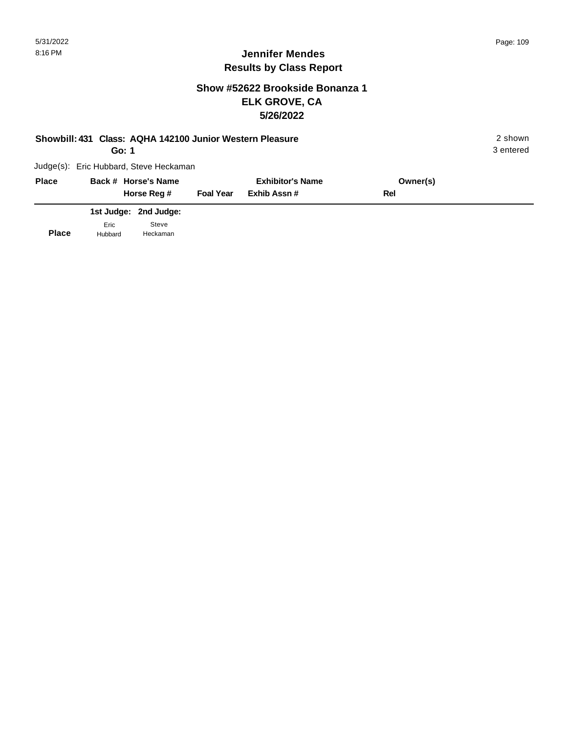# Jennifer Mendes
## Results by Class Report

### Show #52622 Brookside Bonanza 1
### ELK GROVE, CA
### 5/26/2022

**Showbill: 431 Class: AQHA 142100 Junior Western Pleasure** 2 shown
**Go: 1** 3 entered

Judge(s): Eric Hubbard, Steve Heckaman

| Place | Back # | Horse's Name / Horse Reg # | Foal Year | Exhibitor's Name / Exhib Assn # | Owner(s) / Rel |
|---|---|---|---|---|---|

| Place | 1st Judge: Eric Hubbard | 2nd Judge: Steve Heckaman |
|---|---|---|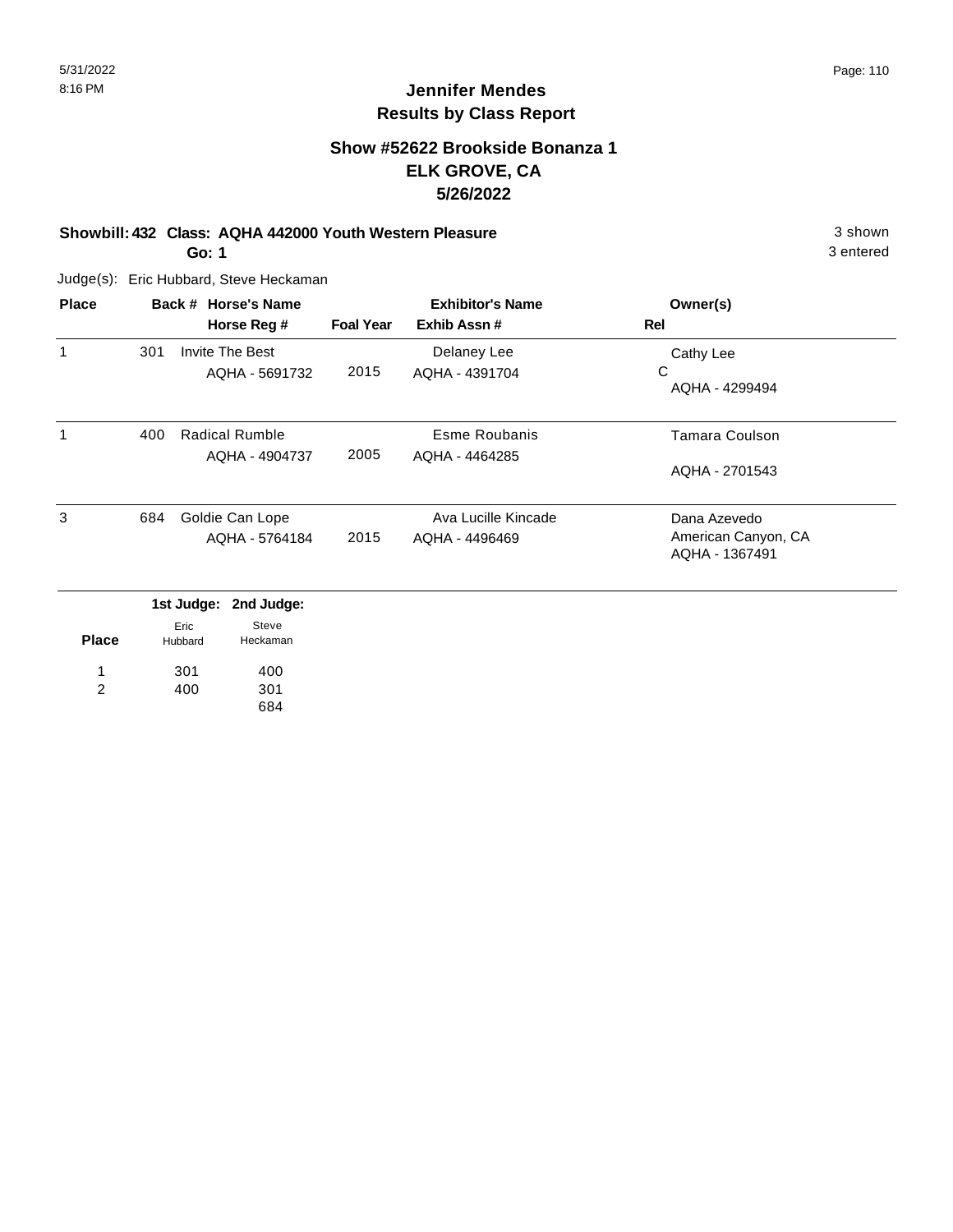# Jennifer Mendes
## Results by Class Report

### Show #52622 Brookside Bonanza 1
### ELK GROVE, CA
### 5/26/2022

**Showbill: 432 Class: AQHA 442000 Youth Western Pleasure** — 3 shown

**Go: 1** — 3 entered

Judge(s): Eric Hubbard, Steve Heckaman

| Place | Back # | Horse's Name / Horse Reg # | Foal Year | Exhibitor's Name / Exhib Assn # | Owner(s) / Rel |
|---|---|---|---|---|---|
| 1 | 301 | Invite The Best<br>AQHA - 5691732 | 2015 | Delaney Lee<br>AQHA - 4391704 | Cathy Lee<br>C<br>AQHA - 4299494 |
| 1 | 400 | Radical Rumble<br>AQHA - 4904737 | 2005 | Esme Roubanis<br>AQHA - 4464285 | Tamara Coulson<br>AQHA - 2701543 |
| 3 | 684 | Goldie Can Lope<br>AQHA - 5764184 | 2015 | Ava Lucille Kincade<br>AQHA - 4496469 | Dana Azevedo<br>American Canyon, CA<br>AQHA - 1367491 |

| Place | 1st Judge: Eric Hubbard | 2nd Judge: Steve Heckaman |
|---|---|---|
| 1 | 301 | 400 |
| 2 | 400 | 301 |
| | | 684 |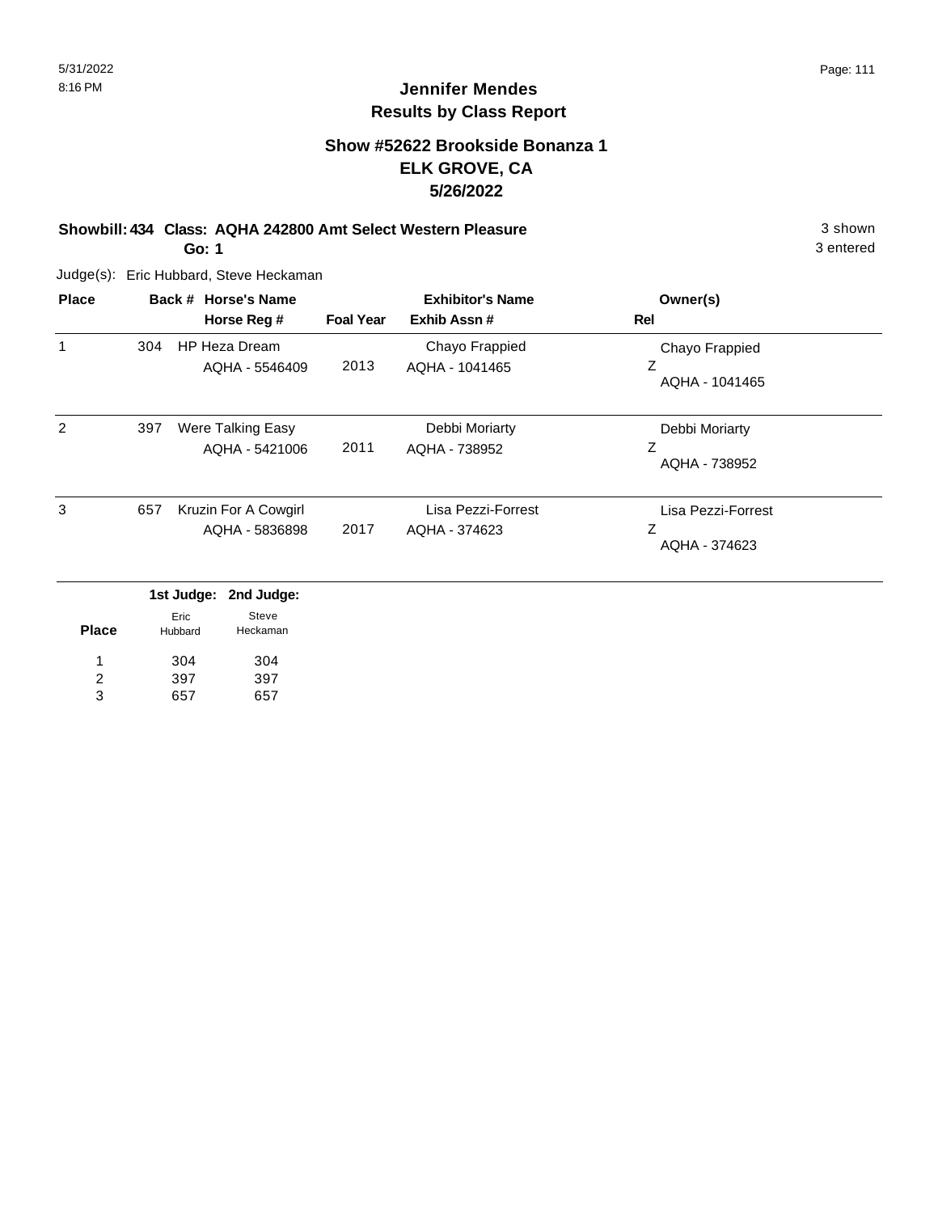## Jennifer Mendes
## Results by Class Report

### Show #52622 Brookside Bonanza 1
### ELK GROVE, CA
### 5/26/2022

**Showbill: 434 Class: AQHA 242800 Amt Select Western Pleasure** 3 shown
**Go: 1** 3 entered

Judge(s): Eric Hubbard, Steve Heckaman

| Place | Back # | Horse's Name / Horse Reg # | Foal Year | Exhibitor's Name / Exhib Assn # | Owner(s) / Rel |
|---|---|---|---|---|---|
| 1 | 304 | HP Heza Dream<br>AQHA - 5546409 | 2013 | Chayo Frappied<br>AQHA - 1041465 | Chayo Frappied<br>Z<br>AQHA - 1041465 |
| 2 | 397 | Were Talking Easy<br>AQHA - 5421006 | 2011 | Debbi Moriarty<br>AQHA - 738952 | Debbi Moriarty<br>Z<br>AQHA - 738952 |
| 3 | 657 | Kruzin For A Cowgirl<br>AQHA - 5836898 | 2017 | Lisa Pezzi-Forrest<br>AQHA - 374623 | Lisa Pezzi-Forrest<br>Z<br>AQHA - 374623 |

| Place | 1st Judge: Eric Hubbard | 2nd Judge: Steve Heckaman |
|---|---|---|
| 1 | 304 | 304 |
| 2 | 397 | 397 |
| 3 | 657 | 657 |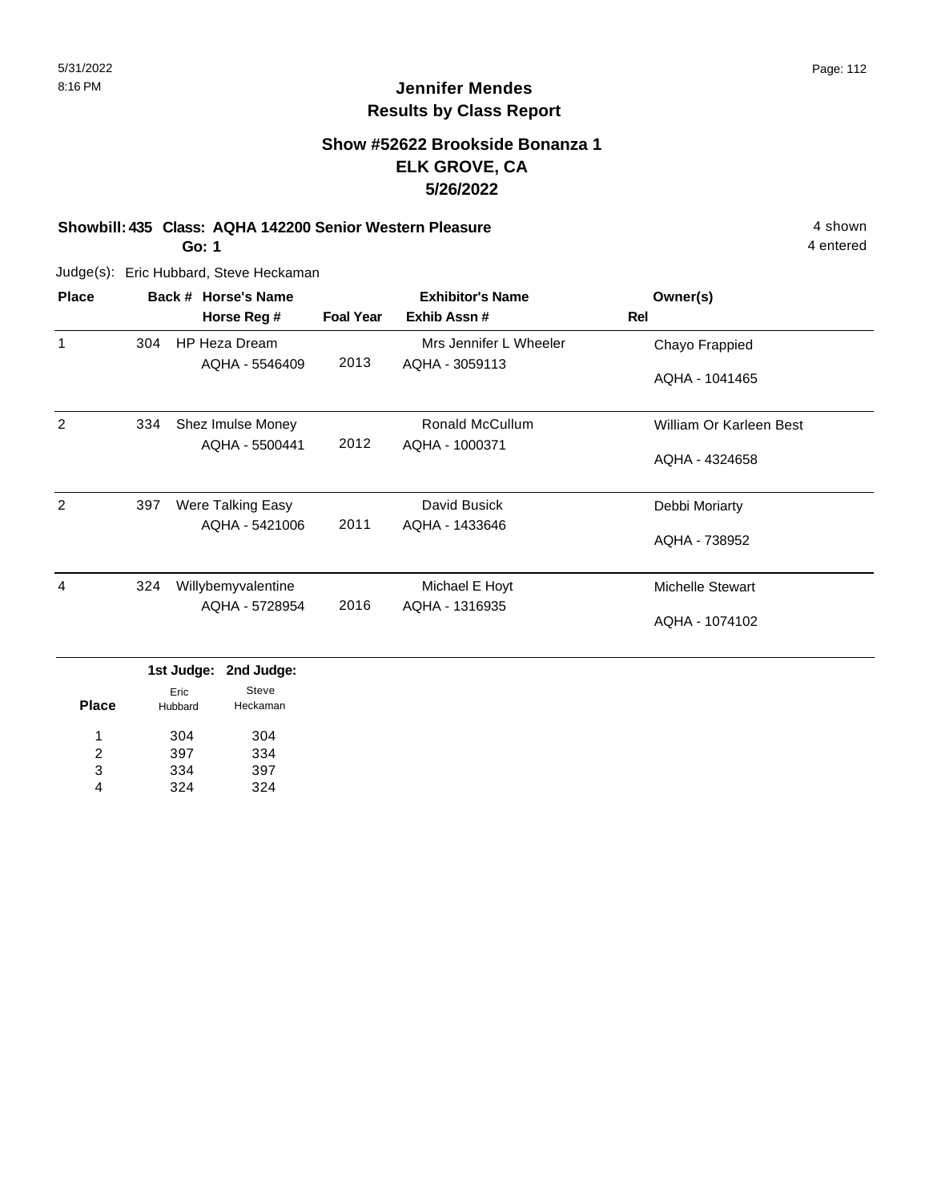# Jennifer Mendes
## Results by Class Report

### Show #52622 Brookside Bonanza 1
### ELK GROVE, CA
### 5/26/2022

**Showbill: 435 Class: AQHA 142200 Senior Western Pleasure** 4 shown
**Go: 1** 4 entered

Judge(s): Eric Hubbard, Steve Heckaman

| Place | Back # | Horse's Name / Horse Reg # | Foal Year | Exhibitor's Name / Exhib Assn # | Owner(s) / Rel |
|---|---|---|---|---|---|
| 1 | 304 | HP Heza Dream<br>AQHA - 5546409 | 2013 | Mrs Jennifer L Wheeler<br>AQHA - 3059113 | Chayo Frappied<br>AQHA - 1041465 |
| 2 | 334 | Shez Imulse Money<br>AQHA - 5500441 | 2012 | Ronald McCullum<br>AQHA - 1000371 | William Or Karleen Best<br>AQHA - 4324658 |
| 2 | 397 | Were Talking Easy<br>AQHA - 5421006 | 2011 | David Busick<br>AQHA - 1433646 | Debbi Moriarty<br>AQHA - 738952 |
| 4 | 324 | Willybemyvalentine<br>AQHA - 5728954 | 2016 | Michael E Hoyt<br>AQHA - 1316935 | Michelle Stewart<br>AQHA - 1074102 |

| Place | 1st Judge: Eric Hubbard | 2nd Judge: Steve Heckaman |
|---|---|---|
| 1 | 304 | 304 |
| 2 | 397 | 334 |
| 3 | 334 | 397 |
| 4 | 324 | 324 |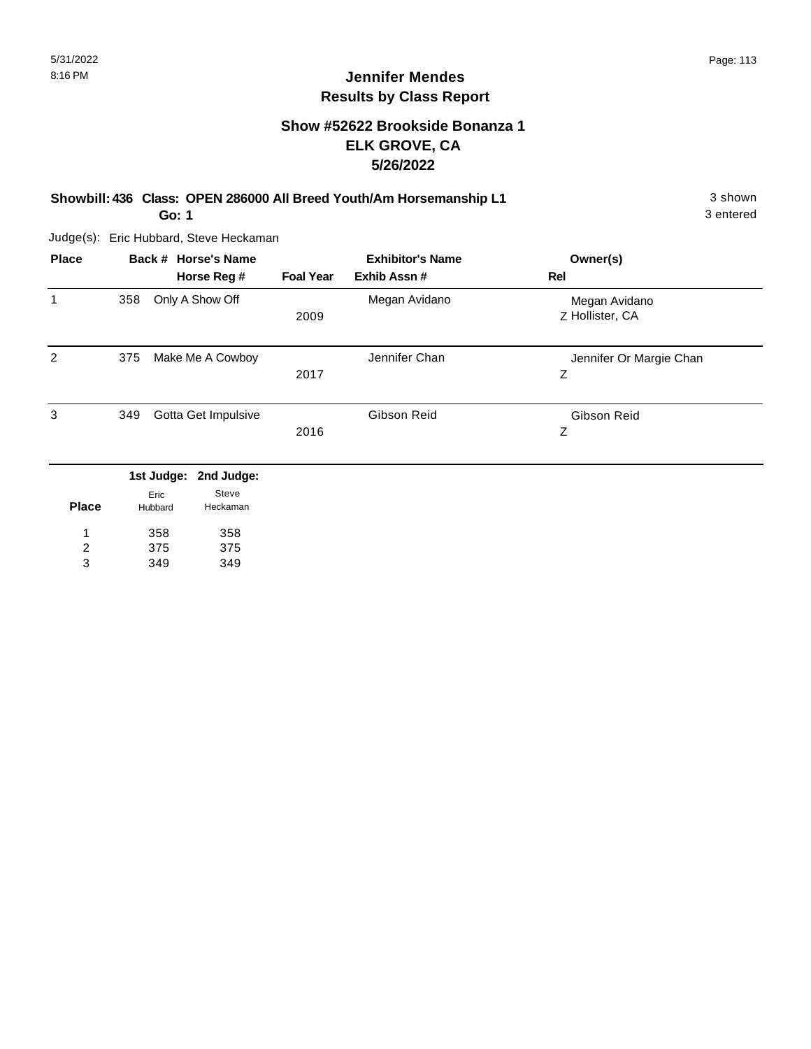# Jennifer Mendes
## Results by Class Report

### Show #52622 Brookside Bonanza 1
### ELK GROVE, CA
### 5/26/2022

**Showbill: 436 Class: OPEN 286000 All Breed Youth/Am Horsemanship L1** — 3 shown, 3 entered

**Go: 1**

Judge(s): Eric Hubbard, Steve Heckaman

| Place | Back # | Horse's Name / Horse Reg # | Foal Year | Exhibitor's Name / Exhib Assn # | Owner(s) / Rel |
|---|---|---|---|---|---|
| 1 | 358 | Only A Show Off | 2009 | Megan Avidano | Megan Avidano<br>Z Hollister, CA |
| 2 | 375 | Make Me A Cowboy | 2017 | Jennifer Chan | Jennifer Or Margie Chan<br>Z |
| 3 | 349 | Gotta Get Impulsive | 2016 | Gibson Reid | Gibson Reid<br>Z |

| Place | 1st Judge: Eric Hubbard | 2nd Judge: Steve Heckaman |
|---|---|---|
| 1 | 358 | 358 |
| 2 | 375 | 375 |
| 3 | 349 | 349 |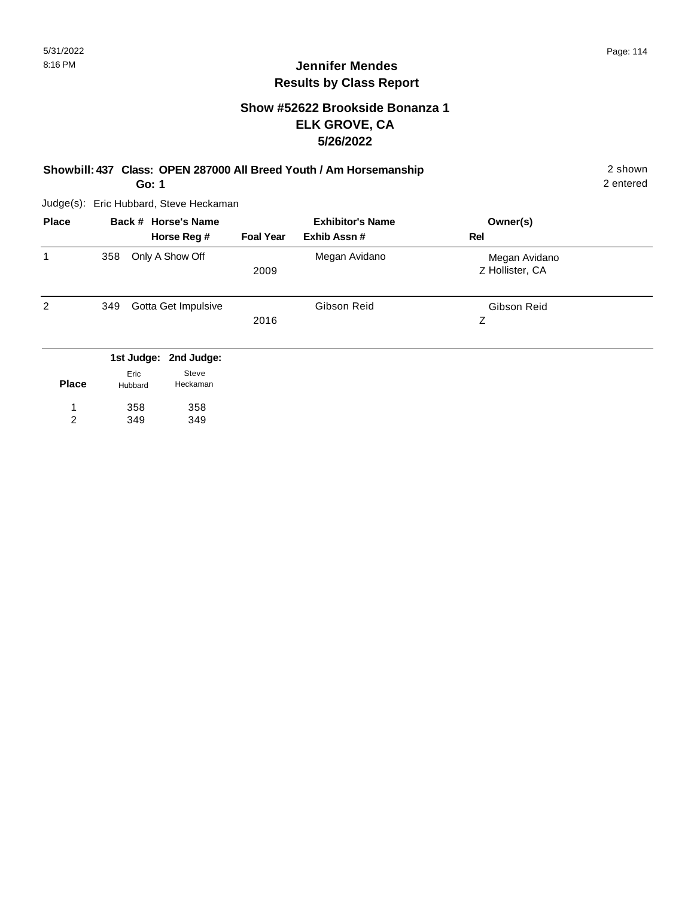# Jennifer Mendes
## Results by Class Report

### Show #52622 Brookside Bonanza 1
### ELK GROVE, CA
### 5/26/2022

**Showbill: 437 Class: OPEN 287000 All Breed Youth / Am Horsemanship** 2 shown
**Go: 1** 2 entered

Judge(s): Eric Hubbard, Steve Heckaman

| Place | Back # | Horse's Name / Horse Reg # | Foal Year | Exhibitor's Name / Exhib Assn # | Owner(s) / Rel |
|---|---|---|---|---|---|
| 1 | 358 | Only A Show Off | 2009 | Megan Avidano | Megan Avidano<br>Z Hollister, CA |
| 2 | 349 | Gotta Get Impulsive | 2016 | Gibson Reid | Gibson Reid<br>Z |

| Place | 1st Judge: Eric Hubbard | 2nd Judge: Steve Heckaman |
|---|---|---|
| 1 | 358 | 358 |
| 2 | 349 | 349 |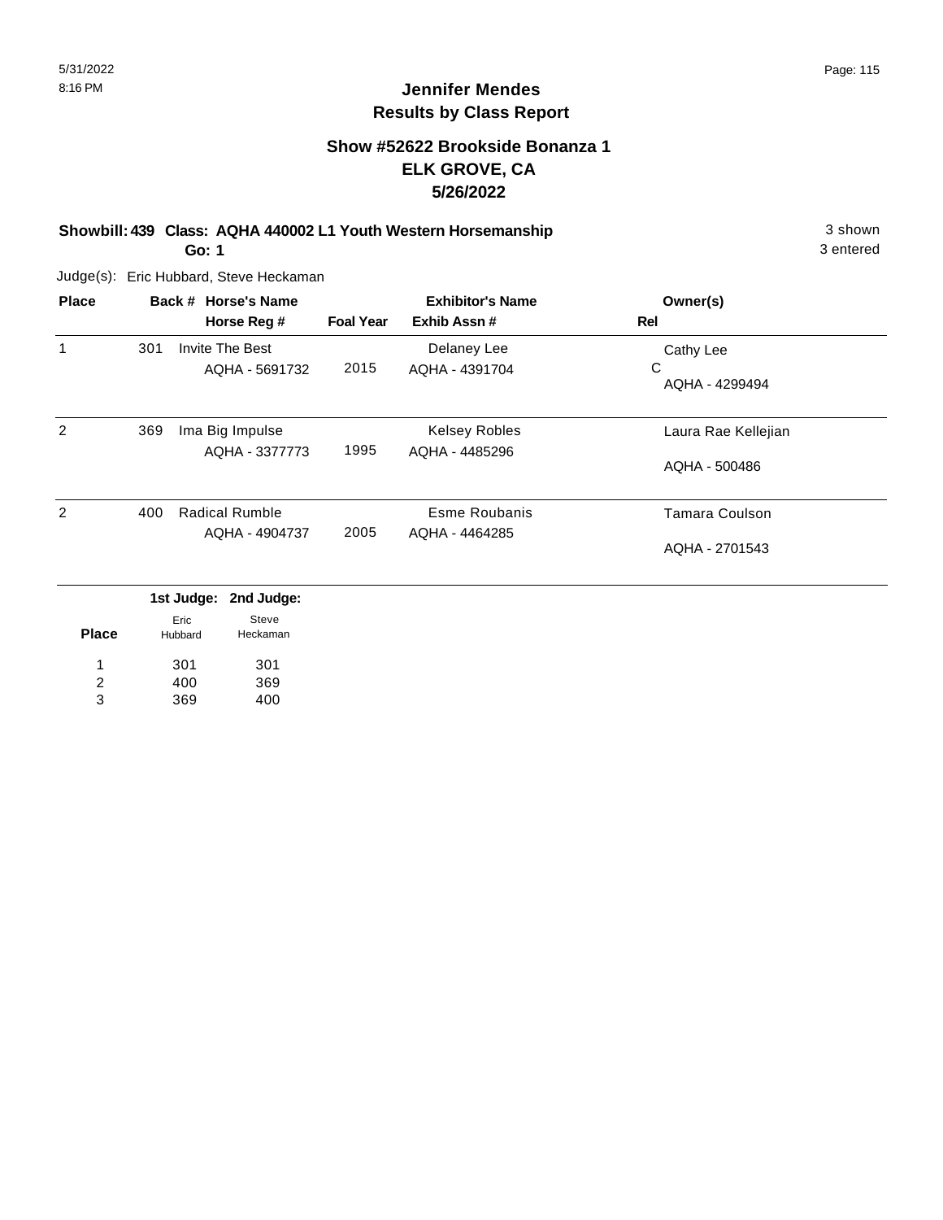## Jennifer Mendes
## Results by Class Report

### Show #52622 Brookside Bonanza 1
### ELK GROVE, CA
### 5/26/2022

**Showbill: 439 Class: AQHA 440002 L1 Youth Western Horsemanship** — 3 shown, 3 entered

**Go: 1**

Judge(s): Eric Hubbard, Steve Heckaman

| Place | Back # | Horse's Name / Horse Reg # | Foal Year | Exhibitor's Name / Exhib Assn # | Owner(s) / Rel |
|---|---|---|---|---|---|
| 1 | 301 | Invite The Best<br>AQHA - 5691732 | 2015 | Delaney Lee<br>AQHA - 4391704 | Cathy Lee<br>C<br>AQHA - 4299494 |
| 2 | 369 | Ima Big Impulse<br>AQHA - 3377773 | 1995 | Kelsey Robles<br>AQHA - 4485296 | Laura Rae Kellejian<br>AQHA - 500486 |
| 2 | 400 | Radical Rumble<br>AQHA - 4904737 | 2005 | Esme Roubanis<br>AQHA - 4464285 | Tamara Coulson<br>AQHA - 2701543 |

| Place | 1st Judge: Eric Hubbard | 2nd Judge: Steve Heckaman |
|---|---|---|
| 1 | 301 | 301 |
| 2 | 400 | 369 |
| 3 | 369 | 400 |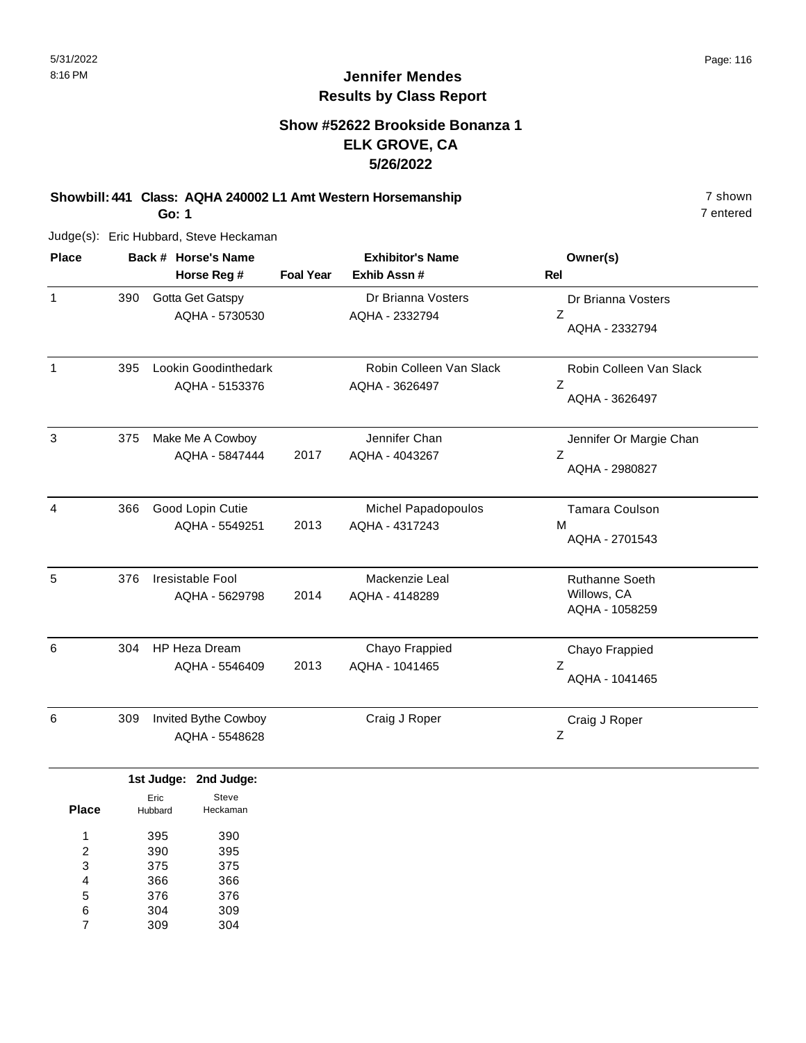# Jennifer Mendes
## Results by Class Report

### Show #52622 Brookside Bonanza 1
### ELK GROVE, CA
### 5/26/2022

**Showbill: 441 Class: AQHA 240002 L1 Amt Western Horsemanship** — 7 shown

**Go: 1** — 7 entered

Judge(s): Eric Hubbard, Steve Heckaman

| Place | Back # | Horse's Name / Horse Reg # | Foal Year | Exhibitor's Name / Exhib Assn # | Owner(s) / Rel |
|---|---|---|---|---|---|
| 1 | 390 | Gotta Get Gatspy<br>AQHA - 5730530 | | Dr Brianna Vosters<br>AQHA - 2332794 | Dr Brianna Vosters<br>Z<br>AQHA - 2332794 |
| 1 | 395 | Lookin Goodinthedark<br>AQHA - 5153376 | | Robin Colleen Van Slack<br>AQHA - 3626497 | Robin Colleen Van Slack<br>Z<br>AQHA - 3626497 |
| 3 | 375 | Make Me A Cowboy<br>AQHA - 5847444 | 2017 | Jennifer Chan<br>AQHA - 4043267 | Jennifer Or Margie Chan<br>Z<br>AQHA - 2980827 |
| 4 | 366 | Good Lopin Cutie<br>AQHA - 5549251 | 2013 | Michel Papadopoulos<br>AQHA - 4317243 | Tamara Coulson<br>M<br>AQHA - 2701543 |
| 5 | 376 | Iresistable Fool<br>AQHA - 5629798 | 2014 | Mackenzie Leal<br>AQHA - 4148289 | Ruthanne Soeth<br>Willows, CA<br>AQHA - 1058259 |
| 6 | 304 | HP Heza Dream<br>AQHA - 5546409 | 2013 | Chayo Frappied<br>AQHA - 1041465 | Chayo Frappied<br>Z<br>AQHA - 1041465 |
| 6 | 309 | Invited Bythe Cowboy<br>AQHA - 5548628 | | Craig J Roper | Craig J Roper<br>Z |

| Place | 1st Judge: Eric Hubbard | 2nd Judge: Steve Heckaman |
|---|---|---|
| 1 | 395 | 390 |
| 2 | 390 | 395 |
| 3 | 375 | 375 |
| 4 | 366 | 366 |
| 5 | 376 | 376 |
| 6 | 304 | 309 |
| 7 | 309 | 304 |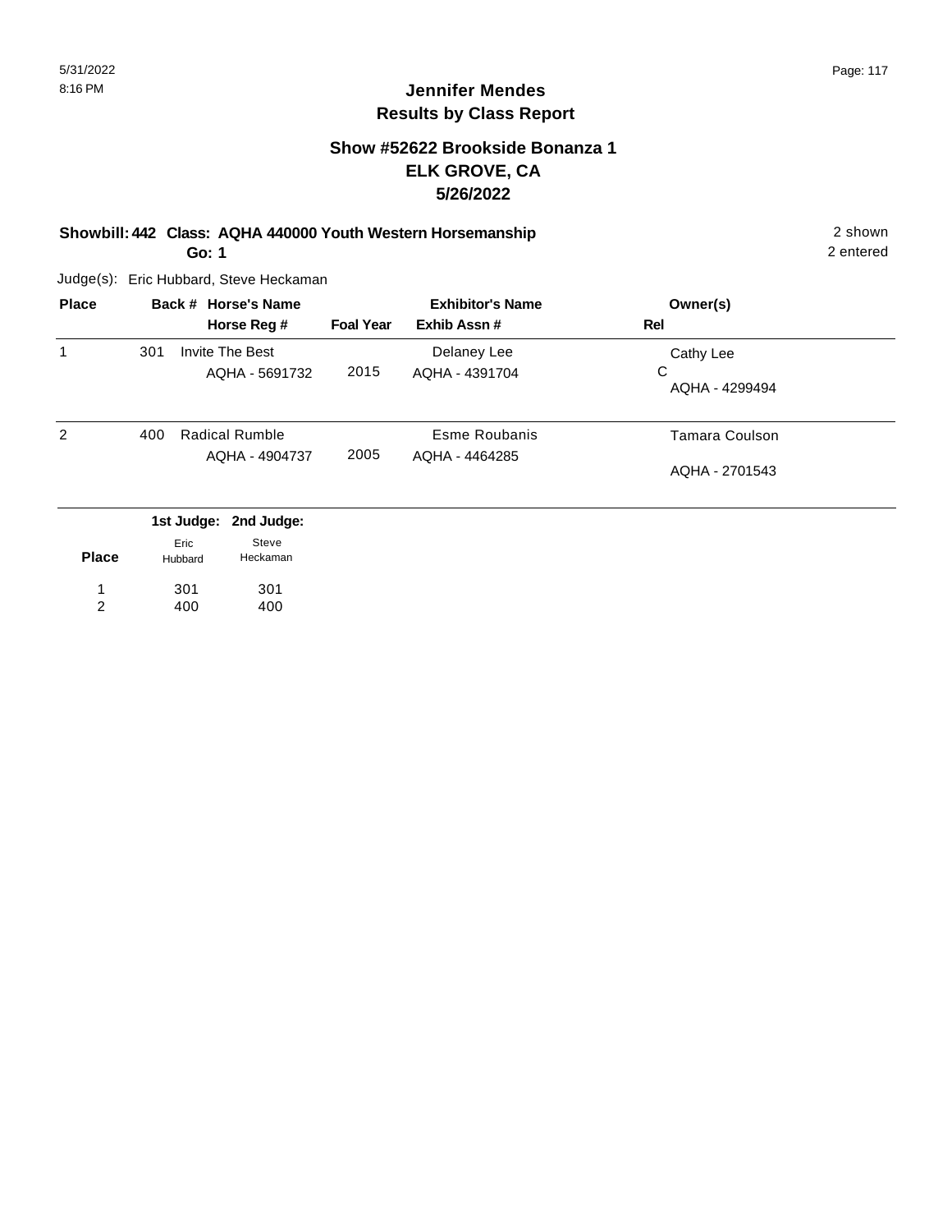# Jennifer Mendes
## Results by Class Report

### Show #52622 Brookside Bonanza 1
### ELK GROVE, CA
### 5/26/2022

**Showbill: 442 Class: AQHA 440000 Youth Western Horsemanship** — 2 shown, 2 entered

**Go: 1**

Judge(s): Eric Hubbard, Steve Heckaman

| Place | Back # | Horse's Name / Horse Reg # | Foal Year | Exhibitor's Name / Exhib Assn # | Owner(s) / Rel |
|---|---|---|---|---|---|
| 1 | 301 | Invite The Best<br>AQHA - 5691732 | 2015 | Delaney Lee<br>AQHA - 4391704 | Cathy Lee<br>C<br>AQHA - 4299494 |
| 2 | 400 | Radical Rumble<br>AQHA - 4904737 | 2005 | Esme Roubanis<br>AQHA - 4464285 | Tamara Coulson<br>AQHA - 2701543 |

| Place | 1st Judge: Eric Hubbard | 2nd Judge: Steve Heckaman |
|---|---|---|
| 1 | 301 | 301 |
| 2 | 400 | 400 |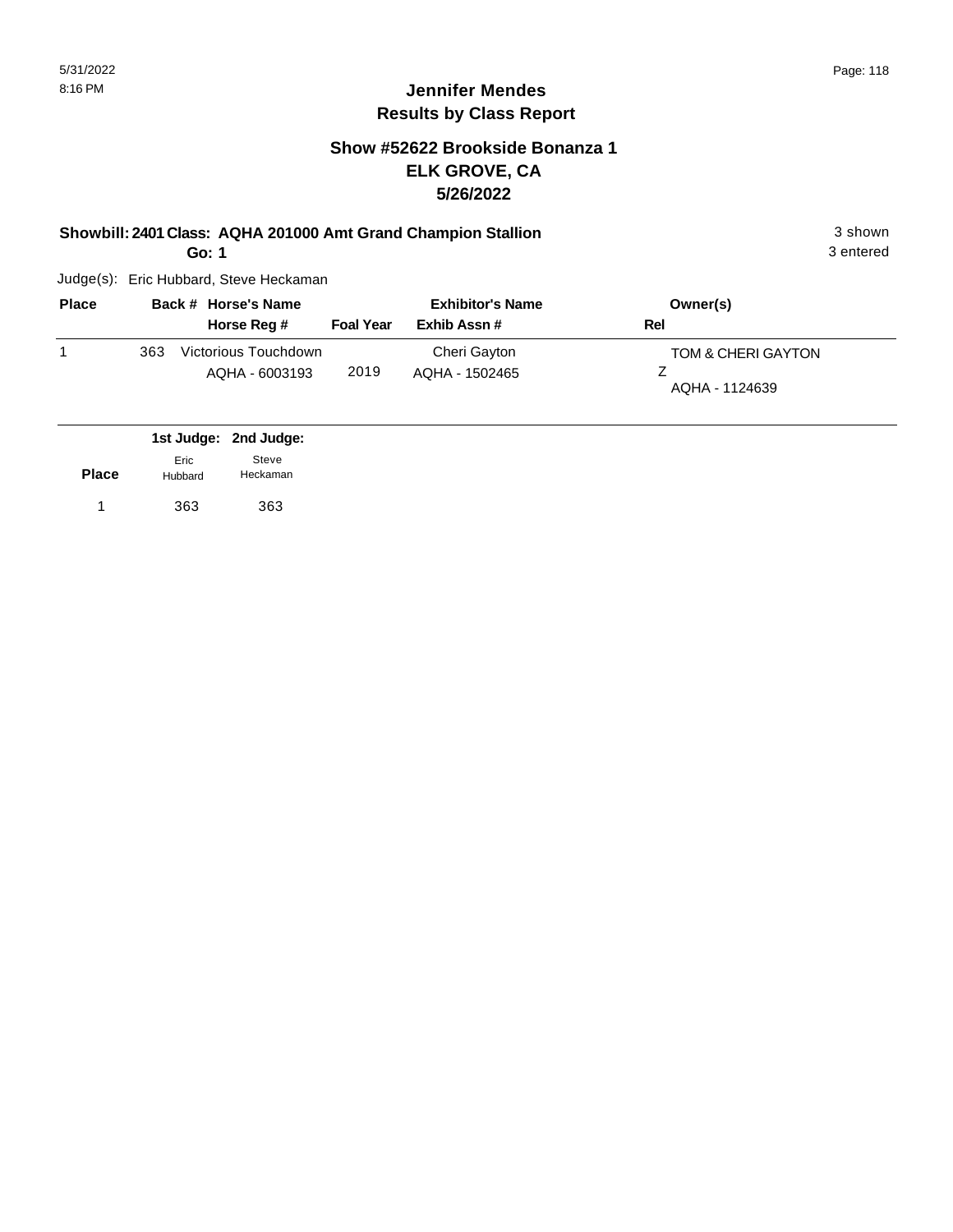## Jennifer Mendes
## Results by Class Report

### Show #52622 Brookside Bonanza 1
### ELK GROVE, CA
### 5/26/2022

**Showbill: 2401 Class: AQHA 201000 Amt Grand Champion Stallion** 3 shown

**Go: 1** 3 entered

Judge(s): Eric Hubbard, Steve Heckaman

| Place | Back # | Horse's Name / Horse Reg # | Foal Year | Exhibitor's Name / Exhib Assn # | Owner(s) / Rel |
|---|---|---|---|---|---|
| 1 | 363 | Victorious Touchdown<br>AQHA - 6003193 | 2019 | Cheri Gayton<br>AQHA - 1502465 | TOM & CHERI GAYTON<br>Z<br>AQHA - 1124639 |

| Place | 1st Judge: Eric Hubbard | 2nd Judge: Steve Heckaman |
|---|---|---|
| 1 | 363 | 363 |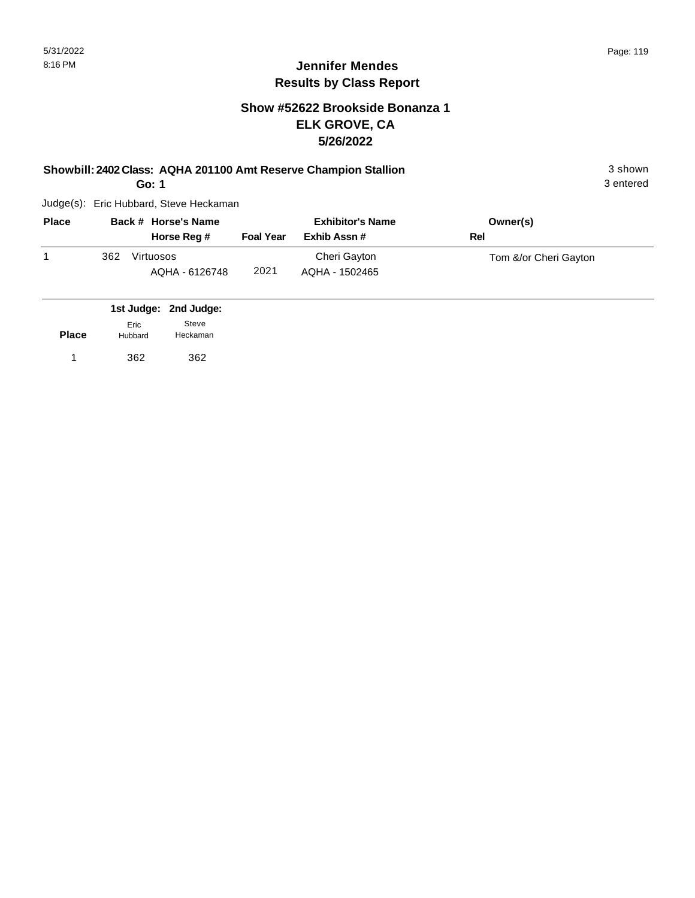## Jennifer Mendes
## Results by Class Report

### Show #52622 Brookside Bonanza 1
### ELK GROVE, CA
### 5/26/2022

**Showbill: 2402 Class: AQHA 201100 Amt Reserve Champion Stallion** — 3 shown

**Go: 1** — 3 entered

Judge(s): Eric Hubbard, Steve Heckaman

| Place | Back # | Horse's Name / Horse Reg # | Foal Year | Exhibitor's Name / Exhib Assn # | Owner(s) / Rel |
|---|---|---|---|---|---|
| 1 | 362 | Virtuosos<br>AQHA - 6126748 | 2021 | Cheri Gayton<br>AQHA - 1502465 | Tom &/or Cheri Gayton |

| Place | 1st Judge: Eric Hubbard | 2nd Judge: Steve Heckaman |
|---|---|---|
| 1 | 362 | 362 |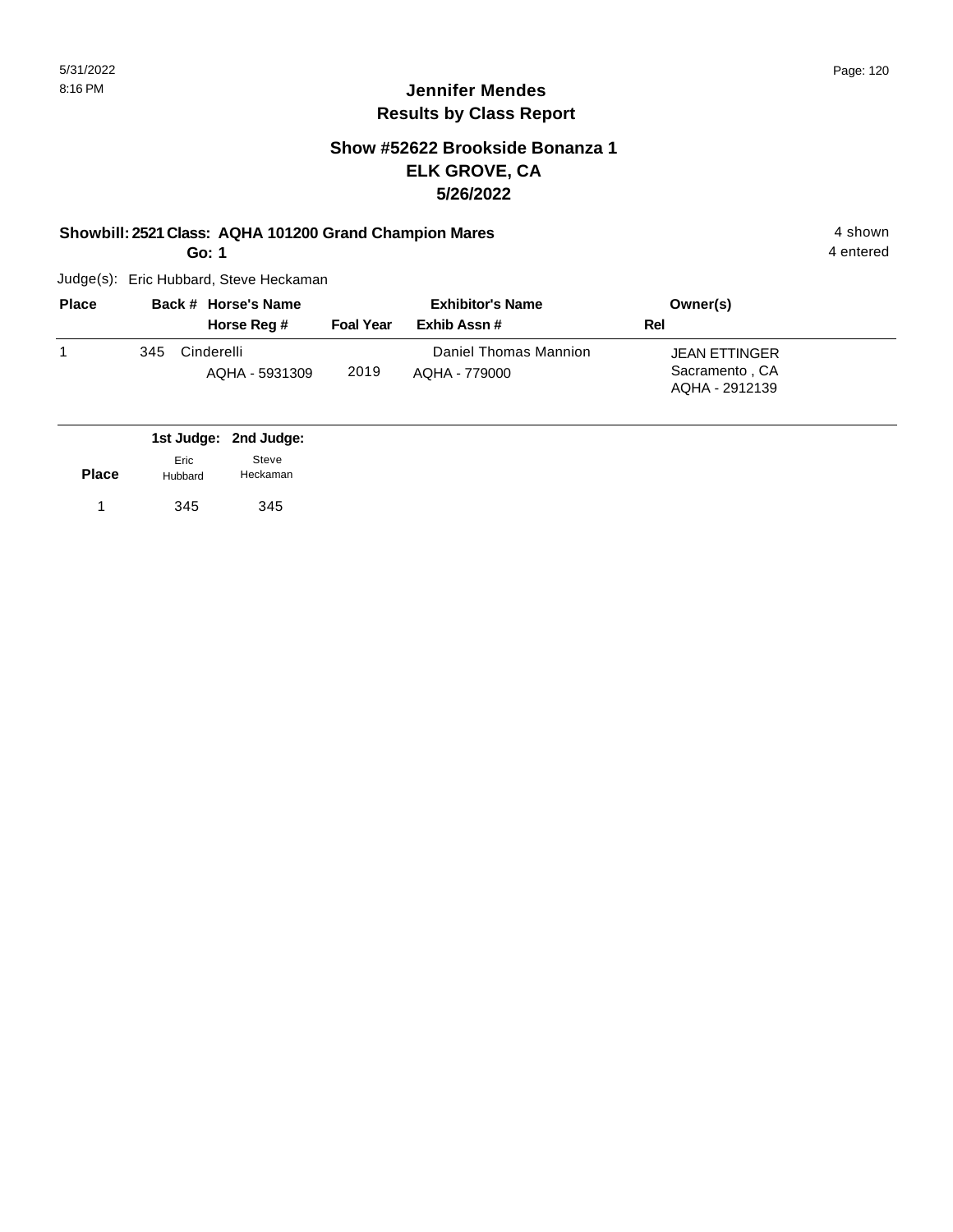# Jennifer Mendes
## Results by Class Report

### Show #52622 Brookside Bonanza 1
### ELK GROVE, CA
### 5/26/2022

**Showbill: 2521 Class: AQHA 101200 Grand Champion Mares** — 4 shown

**Go: 1** — 4 entered

Judge(s): Eric Hubbard, Steve Heckaman

| Place | Back # | Horse's Name / Horse Reg # | Foal Year | Exhibitor's Name / Exhib Assn # | Owner(s) / Rel |
|---|---|---|---|---|---|
| 1 | 345 | Cinderelli<br>AQHA - 5931309 | 2019 | Daniel Thomas Mannion<br>AQHA - 779000 | JEAN ETTINGER<br>Sacramento , CA<br>AQHA - 2912139 |

| Place | 1st Judge: Eric Hubbard | 2nd Judge: Steve Heckaman |
|---|---|---|
| 1 | 345 | 345 |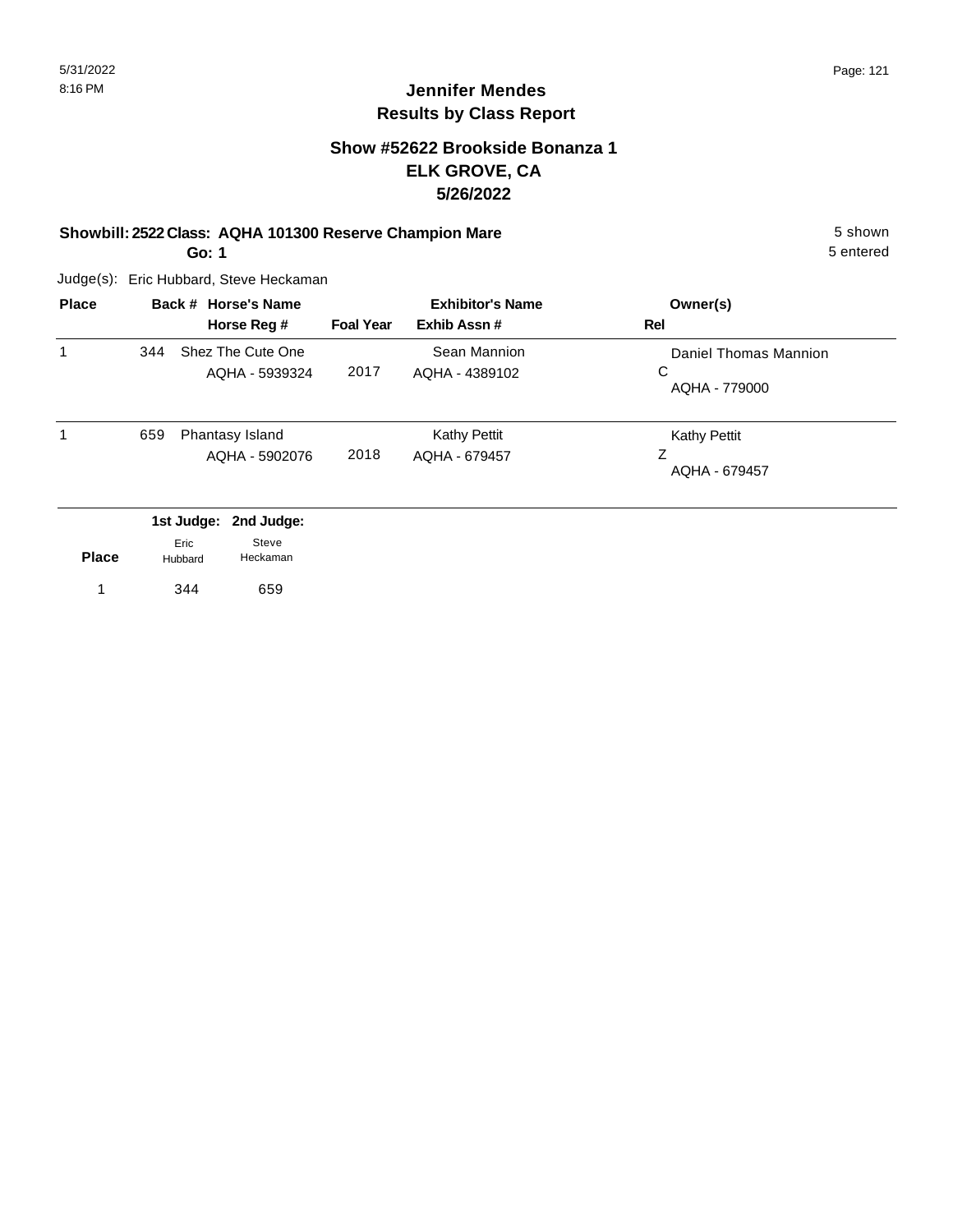# Jennifer Mendes
## Results by Class Report

### Show #52622 Brookside Bonanza 1
### ELK GROVE, CA
### 5/26/2022

**Showbill: 2522 Class: AQHA 101300 Reserve Champion Mare** — 5 shown

**Go: 1** — 5 entered

Judge(s): Eric Hubbard, Steve Heckaman

| Place | Back # | Horse's Name / Horse Reg # | Foal Year | Exhibitor's Name / Exhib Assn # | Owner(s) / Rel |
|---|---|---|---|---|---|
| 1 | 344 | Shez The Cute One<br>AQHA - 5939324 | 2017 | Sean Mannion<br>AQHA - 4389102 | Daniel Thomas Mannion<br>C<br>AQHA - 779000 |
| 1 | 659 | Phantasy Island<br>AQHA - 5902076 | 2018 | Kathy Pettit<br>AQHA - 679457 | Kathy Pettit<br>Z<br>AQHA - 679457 |

| Place | 1st Judge: Eric Hubbard | 2nd Judge: Steve Heckaman |
|---|---|---|
| 1 | 344 | 659 |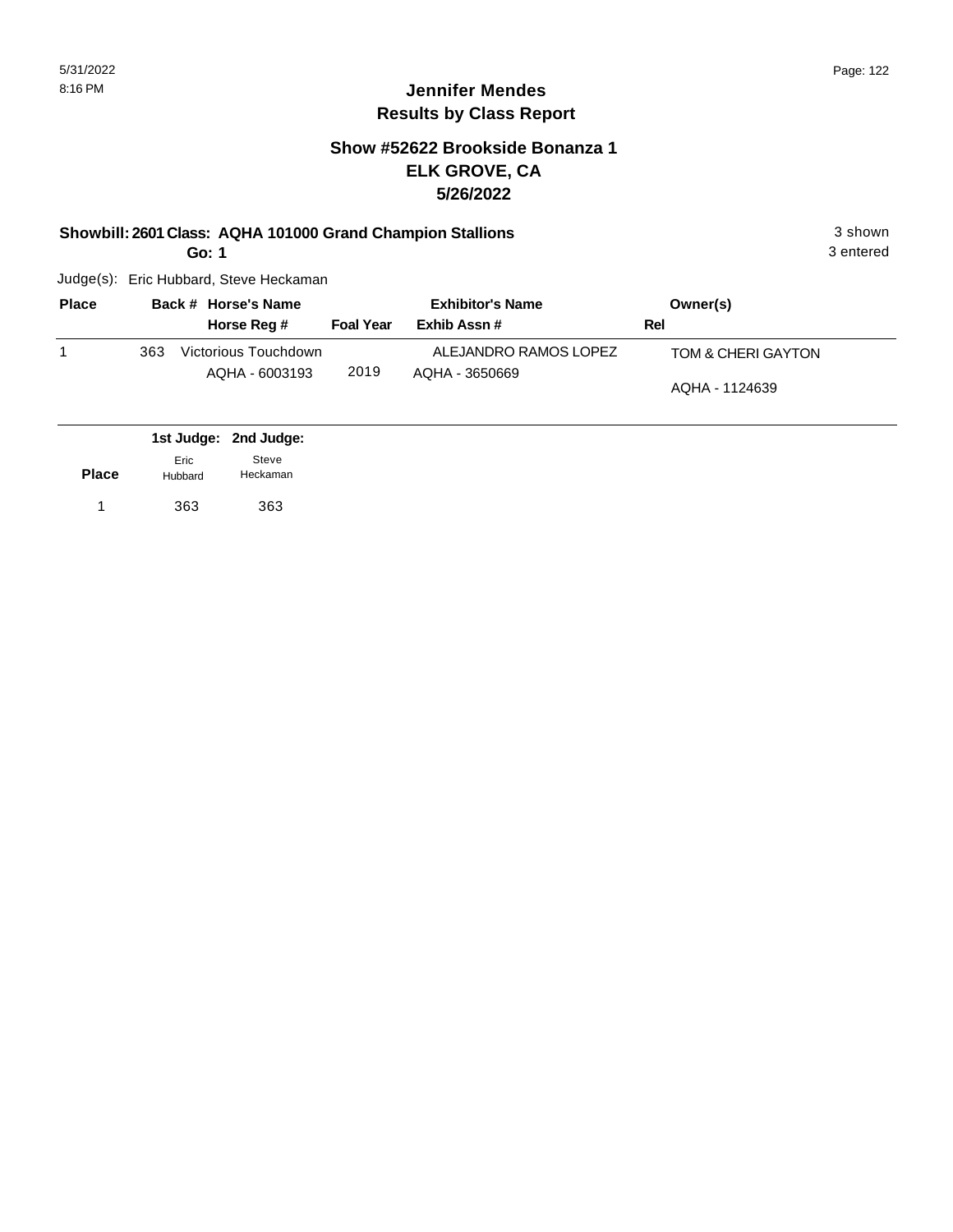# Jennifer Mendes
## Results by Class Report

### Show #52622 Brookside Bonanza 1
### ELK GROVE, CA
### 5/26/2022

**Showbill: 2601 Class: AQHA 101000 Grand Champion Stallions** — 3 shown

**Go: 1** — 3 entered

Judge(s): Eric Hubbard, Steve Heckaman

| Place | Back # | Horse's Name / Horse Reg # | Foal Year | Exhibitor's Name / Exhib Assn # | Owner(s) / Rel |
|---|---|---|---|---|---|
| 1 | 363 | Victorious Touchdown<br>AQHA - 6003193 | 2019 | ALEJANDRO RAMOS LOPEZ<br>AQHA - 3650669 | TOM & CHERI GAYTON<br>AQHA - 1124639 |

| Place | 1st Judge: Eric Hubbard | 2nd Judge: Steve Heckaman |
|---|---|---|
| 1 | 363 | 363 |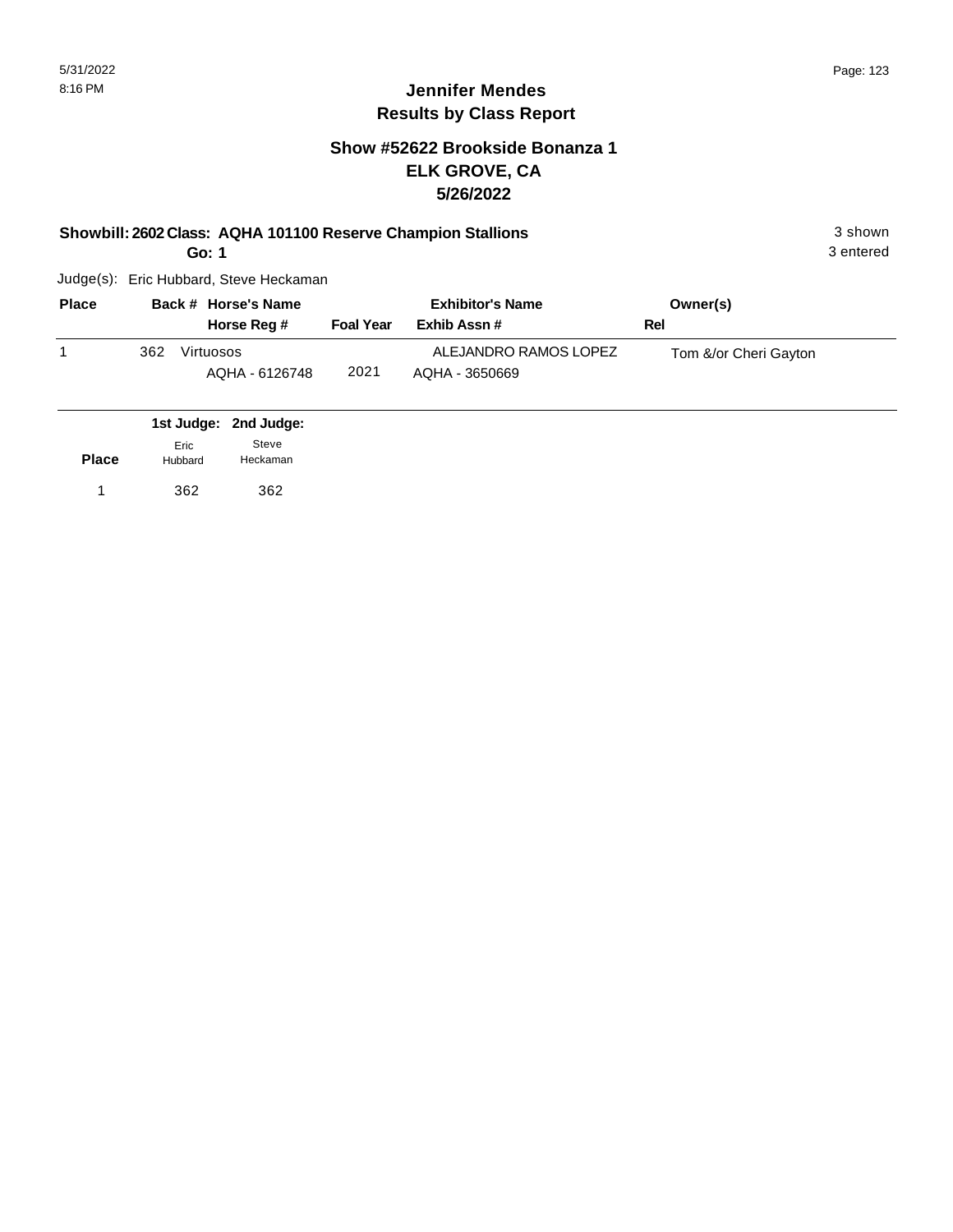# Jennifer Mendes
## Results by Class Report

### Show #52622 Brookside Bonanza 1
### ELK GROVE, CA
### 5/26/2022

**Showbill: 2602 Class: AQHA 101100 Reserve Champion Stallions** 3 shown

**Go: 1** 3 entered

Judge(s): Eric Hubbard, Steve Heckaman

| Place | Back # | Horse's Name / Horse Reg # | Foal Year | Exhibitor's Name / Exhib Assn # | Owner(s) / Rel |
|---|---|---|---|---|---|
| 1 | 362 | Virtuosos<br>AQHA - 6126748 | 2021 | ALEJANDRO RAMOS LOPEZ<br>AQHA - 3650669 | Tom &/or Cheri Gayton |

| Place | 1st Judge: Eric Hubbard | 2nd Judge: Steve Heckaman |
|---|---|---|
| 1 | 362 | 362 |